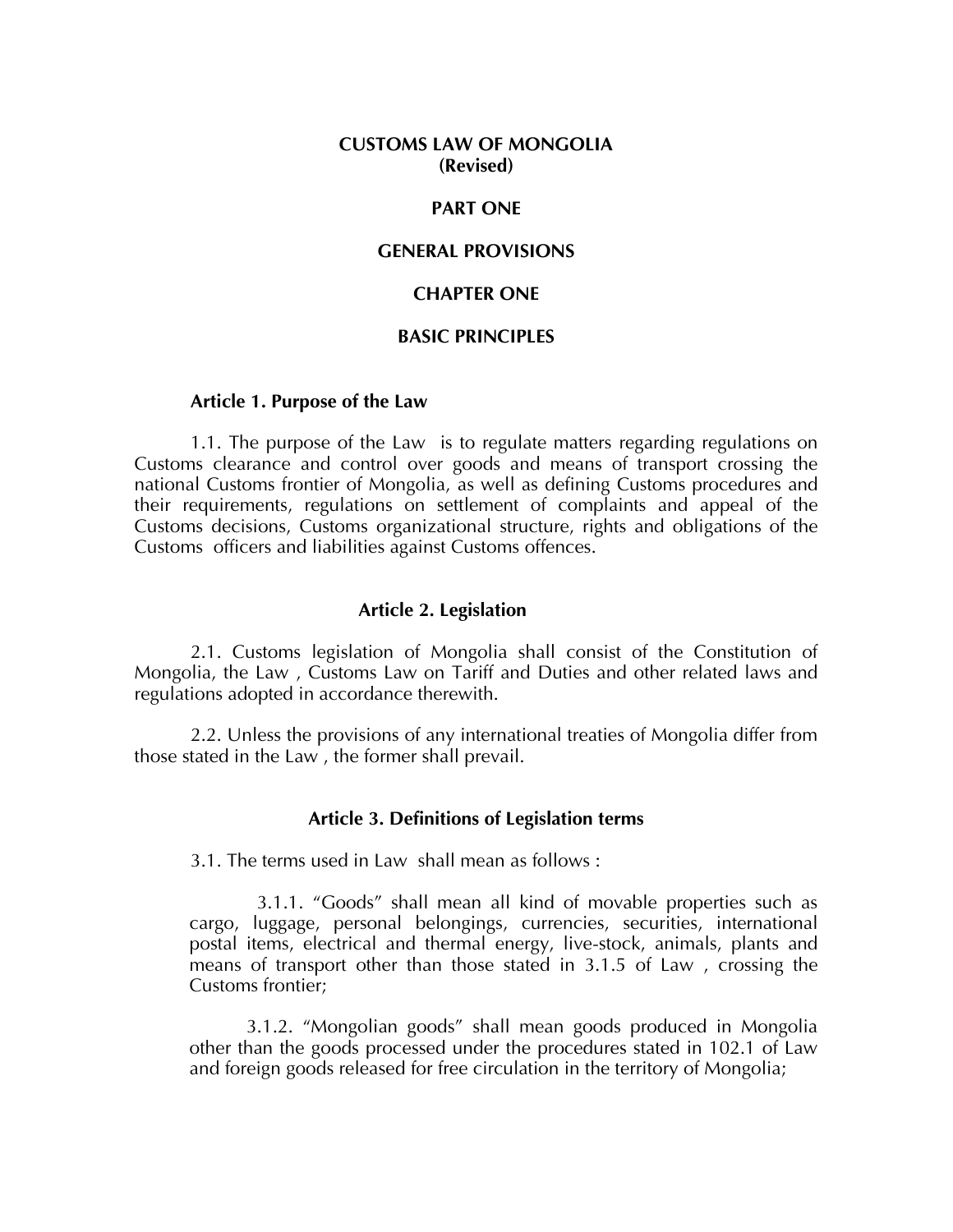# CUSTOMS LAW OF MONGOLIA
## (Revised)

## PART ONE

## GENERAL PROVISIONS

## CHAPTER ONE

## BASIC PRINCIPLES

### Article 1. Purpose of the Law

1.1. The purpose of the Law is to regulate matters regarding regulations on Customs clearance and control over goods and means of transport crossing the national Customs frontier of Mongolia, as well as defining Customs procedures and their requirements, regulations on settlement of complaints and appeal of the Customs decisions, Customs organizational structure, rights and obligations of the Customs officers and liabilities against Customs offences.

### Article 2. Legislation

2.1. Customs legislation of Mongolia shall consist of the Constitution of Mongolia, the Law , Customs Law on Tariff and Duties and other related laws and regulations adopted in accordance therewith.

2.2. Unless the provisions of any international treaties of Mongolia differ from those stated in the Law , the former shall prevail.

### Article 3. Definitions of Legislation terms

3.1. The terms used in Law shall mean as follows :

3.1.1. "Goods" shall mean all kind of movable properties such as cargo, luggage, personal belongings, currencies, securities, international postal items, electrical and thermal energy, live-stock, animals, plants and means of transport other than those stated in 3.1.5 of Law , crossing the Customs frontier;

3.1.2. "Mongolian goods" shall mean goods produced in Mongolia other than the goods processed under the procedures stated in 102.1 of Law and foreign goods released for free circulation in the territory of Mongolia;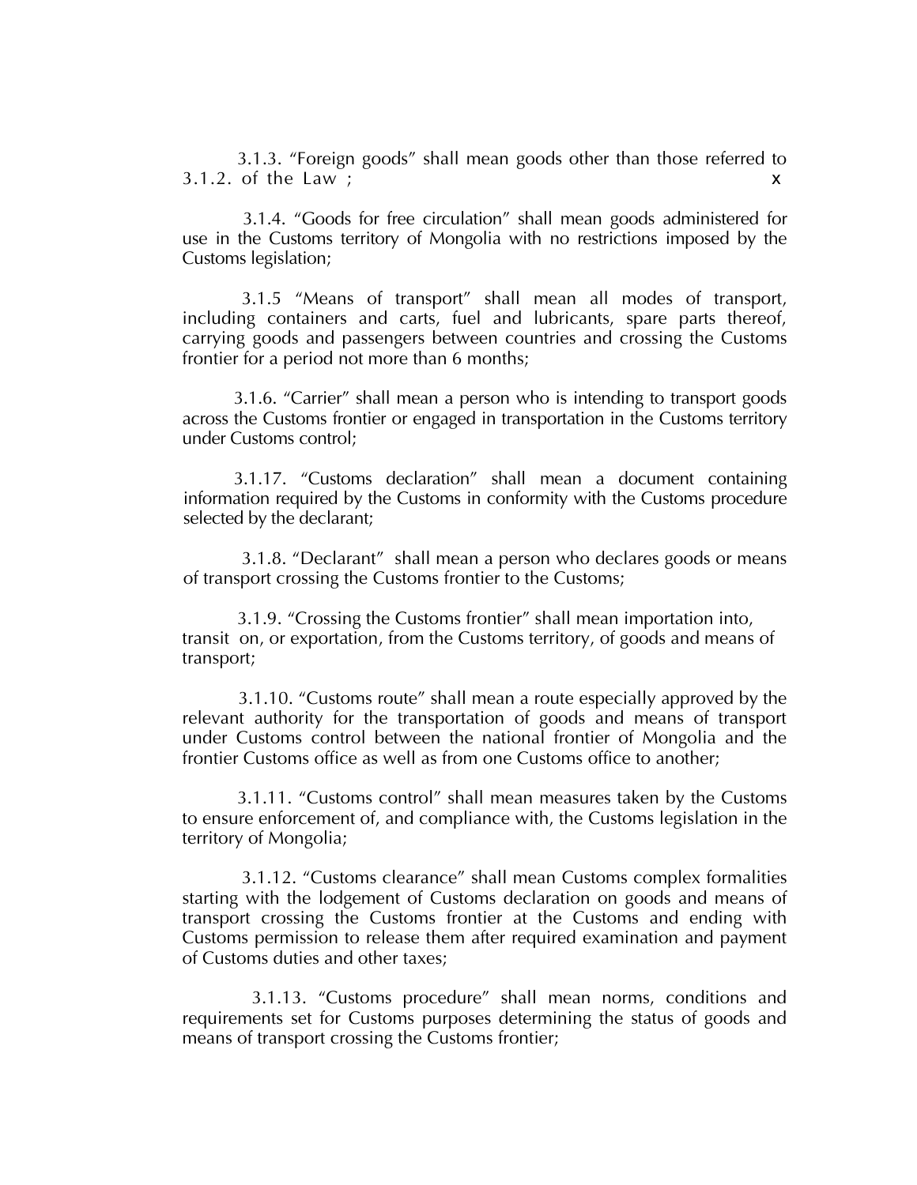3.1.3. “Foreign goods” shall mean goods other than those referred to 3.1.2. of the Law ; x

3.1.4. “Goods for free circulation” shall mean goods administered for use in the Customs territory of Mongolia with no restrictions imposed by the Customs legislation;

3.1.5 “Means of transport” shall mean all modes of transport, including containers and carts, fuel and lubricants, spare parts thereof, carrying goods and passengers between countries and crossing the Customs frontier for a period not more than 6 months;

3.1.6. “Carrier” shall mean a person who is intending to transport goods across the Customs frontier or engaged in transportation in the Customs territory under Customs control;

3.1.17. “Customs declaration” shall mean a document containing information required by the Customs in conformity with the Customs procedure selected by the declarant;

3.1.8. “Declarant” shall mean a person who declares goods or means of transport crossing the Customs frontier to the Customs;

3.1.9. “Crossing the Customs frontier” shall mean importation into, transit on, or exportation, from the Customs territory, of goods and means of transport;

3.1.10. “Customs route” shall mean a route especially approved by the relevant authority for the transportation of goods and means of transport under Customs control between the national frontier of Mongolia and the frontier Customs office as well as from one Customs office to another;

3.1.11. “Customs control” shall mean measures taken by the Customs to ensure enforcement of, and compliance with, the Customs legislation in the territory of Mongolia;

3.1.12. “Customs clearance” shall mean Customs complex formalities starting with the lodgement of Customs declaration on goods and means of transport crossing the Customs frontier at the Customs and ending with Customs permission to release them after required examination and payment of Customs duties and other taxes;

3.1.13. “Customs procedure” shall mean norms, conditions and requirements set for Customs purposes determining the status of goods and means of transport crossing the Customs frontier;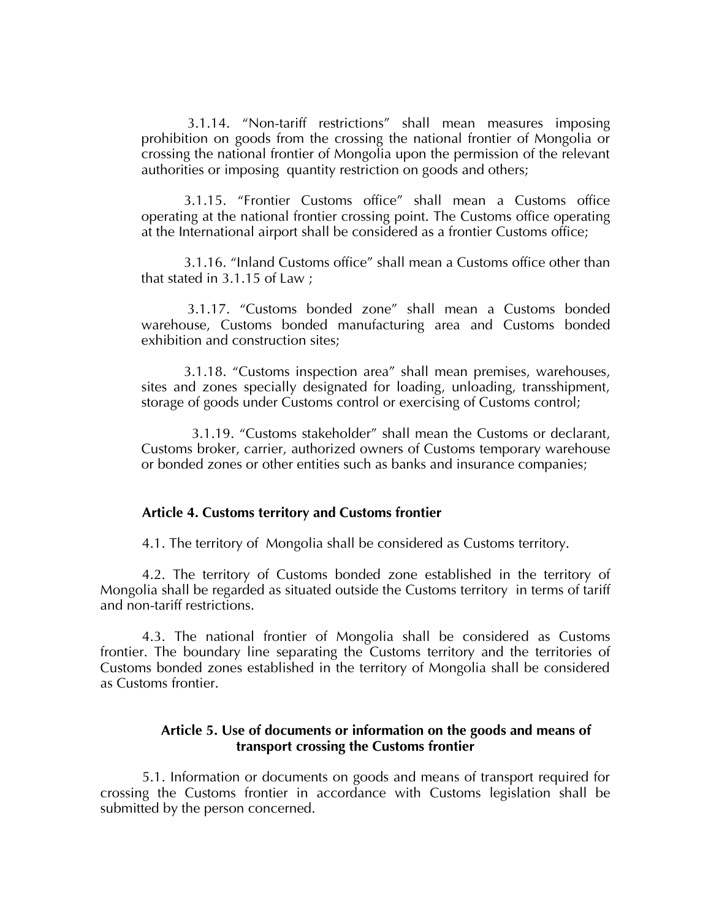3.1.14. "Non-tariff restrictions" shall mean measures imposing prohibition on goods from the crossing the national frontier of Mongolia or crossing the national frontier of Mongolia upon the permission of the relevant authorities or imposing quantity restriction on goods and others;

3.1.15. "Frontier Customs office" shall mean a Customs office operating at the national frontier crossing point. The Customs office operating at the International airport shall be considered as a frontier Customs office;

3.1.16. "Inland Customs office" shall mean a Customs office other than that stated in 3.1.15 of Law ;

3.1.17. "Customs bonded zone" shall mean a Customs bonded warehouse, Customs bonded manufacturing area and Customs bonded exhibition and construction sites;

3.1.18. "Customs inspection area" shall mean premises, warehouses, sites and zones specially designated for loading, unloading, transshipment, storage of goods under Customs control or exercising of Customs control;

3.1.19. "Customs stakeholder" shall mean the Customs or declarant, Customs broker, carrier, authorized owners of Customs temporary warehouse or bonded zones or other entities such as banks and insurance companies;

### Article 4. Customs territory and Customs frontier

4.1. The territory of Mongolia shall be considered as Customs territory.

4.2. The territory of Customs bonded zone established in the territory of Mongolia shall be regarded as situated outside the Customs territory in terms of tariff and non-tariff restrictions.

4.3. The national frontier of Mongolia shall be considered as Customs frontier. The boundary line separating the Customs territory and the territories of Customs bonded zones established in the territory of Mongolia shall be considered as Customs frontier.

### Article 5. Use of documents or information on the goods and means of transport crossing the Customs frontier

5.1. Information or documents on goods and means of transport required for crossing the Customs frontier in accordance with Customs legislation shall be submitted by the person concerned.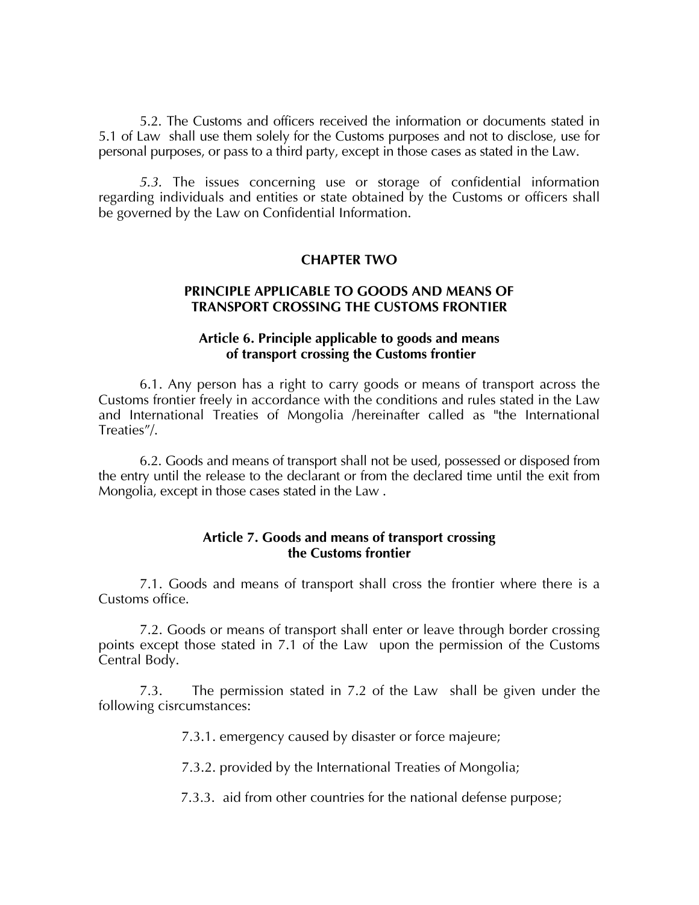5.2. The Customs and officers received the information or documents stated in 5.1 of Law shall use them solely for the Customs purposes and not to disclose, use for personal purposes, or pass to a third party, except in those cases as stated in the Law.

*5.3.* The issues concerning use or storage of confidential information regarding individuals and entities or state obtained by the Customs or officers shall be governed by the Law on Confidential Information.

## CHAPTER TWO

## PRINCIPLE APPLICABLE TO GOODS AND MEANS OF TRANSPORT CROSSING THE CUSTOMS FRONTIER

### Article 6. Principle applicable to goods and means of transport crossing the Customs frontier

6.1. Any person has a right to carry goods or means of transport across the Customs frontier freely in accordance with the conditions and rules stated in the Law and International Treaties of Mongolia /hereinafter called as "the International Treaties"/.

6.2. Goods and means of transport shall not be used, possessed or disposed from the entry until the release to the declarant or from the declared time until the exit from Mongolia, except in those cases stated in the Law .

### Article 7. Goods and means of transport crossing the Customs frontier

7.1. Goods and means of transport shall cross the frontier where there is a Customs office.

7.2. Goods or means of transport shall enter or leave through border crossing points except those stated in 7.1 of the Law upon the permission of the Customs Central Body.

7.3. The permission stated in 7.2 of the Law shall be given under the following cisrcumstances:

7.3.1. emergency caused by disaster or force majeure;

7.3.2. provided by the International Treaties of Mongolia;

7.3.3. aid from other countries for the national defense purpose;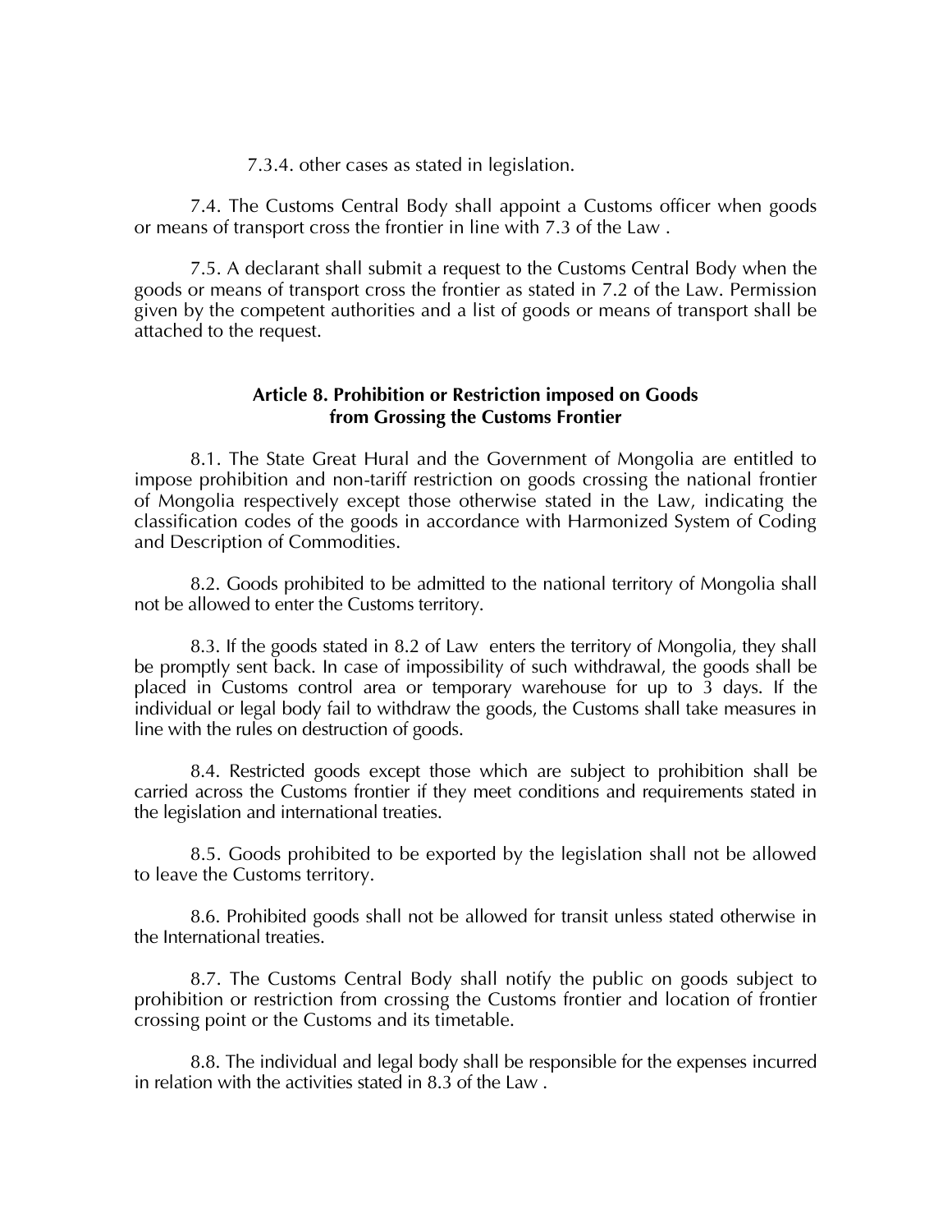7.3.4. other cases as stated in legislation.

7.4. The Customs Central Body shall appoint a Customs officer when goods or means of transport cross the frontier in line with 7.3 of the Law .

7.5. A declarant shall submit a request to the Customs Central Body when the goods or means of transport cross the frontier as stated in 7.2 of the Law. Permission given by the competent authorities and a list of goods or means of transport shall be attached to the request.

### Article 8. Prohibition or Restriction imposed on Goods from Grossing the Customs Frontier

8.1. The State Great Hural and the Government of Mongolia are entitled to impose prohibition and non-tariff restriction on goods crossing the national frontier of Mongolia respectively except those otherwise stated in the Law, indicating the classification codes of the goods in accordance with Harmonized System of Coding and Description of Commodities.

8.2. Goods prohibited to be admitted to the national territory of Mongolia shall not be allowed to enter the Customs territory.

8.3. If the goods stated in 8.2 of Law enters the territory of Mongolia, they shall be promptly sent back. In case of impossibility of such withdrawal, the goods shall be placed in Customs control area or temporary warehouse for up to 3 days. If the individual or legal body fail to withdraw the goods, the Customs shall take measures in line with the rules on destruction of goods.

8.4. Restricted goods except those which are subject to prohibition shall be carried across the Customs frontier if they meet conditions and requirements stated in the legislation and international treaties.

8.5. Goods prohibited to be exported by the legislation shall not be allowed to leave the Customs territory.

8.6. Prohibited goods shall not be allowed for transit unless stated otherwise in the International treaties.

8.7. The Customs Central Body shall notify the public on goods subject to prohibition or restriction from crossing the Customs frontier and location of frontier crossing point or the Customs and its timetable.

8.8. The individual and legal body shall be responsible for the expenses incurred in relation with the activities stated in 8.3 of the Law .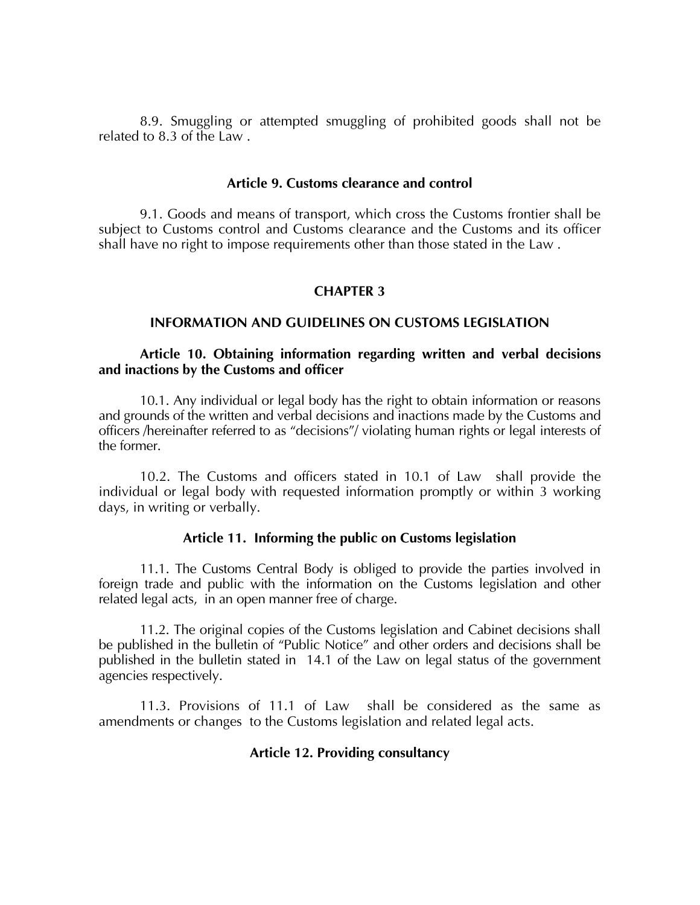8.9. Smuggling or attempted smuggling of prohibited goods shall not be related to 8.3 of the Law .

**Article 9. Customs clearance and control**

9.1. Goods and means of transport, which cross the Customs frontier shall be subject to Customs control and Customs clearance and the Customs and its officer shall have no right to impose requirements other than those stated in the Law .

## CHAPTER 3

## INFORMATION AND GUIDELINES ON CUSTOMS LEGISLATION

**Article 10. Obtaining information regarding written and verbal decisions and inactions by the Customs and officer**

10.1. Any individual or legal body has the right to obtain information or reasons and grounds of the written and verbal decisions and inactions made by the Customs and officers /hereinafter referred to as "decisions"/ violating human rights or legal interests of the former.

10.2. The Customs and officers stated in 10.1 of Law shall provide the individual or legal body with requested information promptly or within 3 working days, in writing or verbally.

**Article 11. Informing the public on Customs legislation**

11.1. The Customs Central Body is obliged to provide the parties involved in foreign trade and public with the information on the Customs legislation and other related legal acts, in an open manner free of charge.

11.2. The original copies of the Customs legislation and Cabinet decisions shall be published in the bulletin of "Public Notice" and other orders and decisions shall be published in the bulletin stated in 14.1 of the Law on legal status of the government agencies respectively.

11.3. Provisions of 11.1 of Law shall be considered as the same as amendments or changes to the Customs legislation and related legal acts.

**Article 12. Providing consultancy**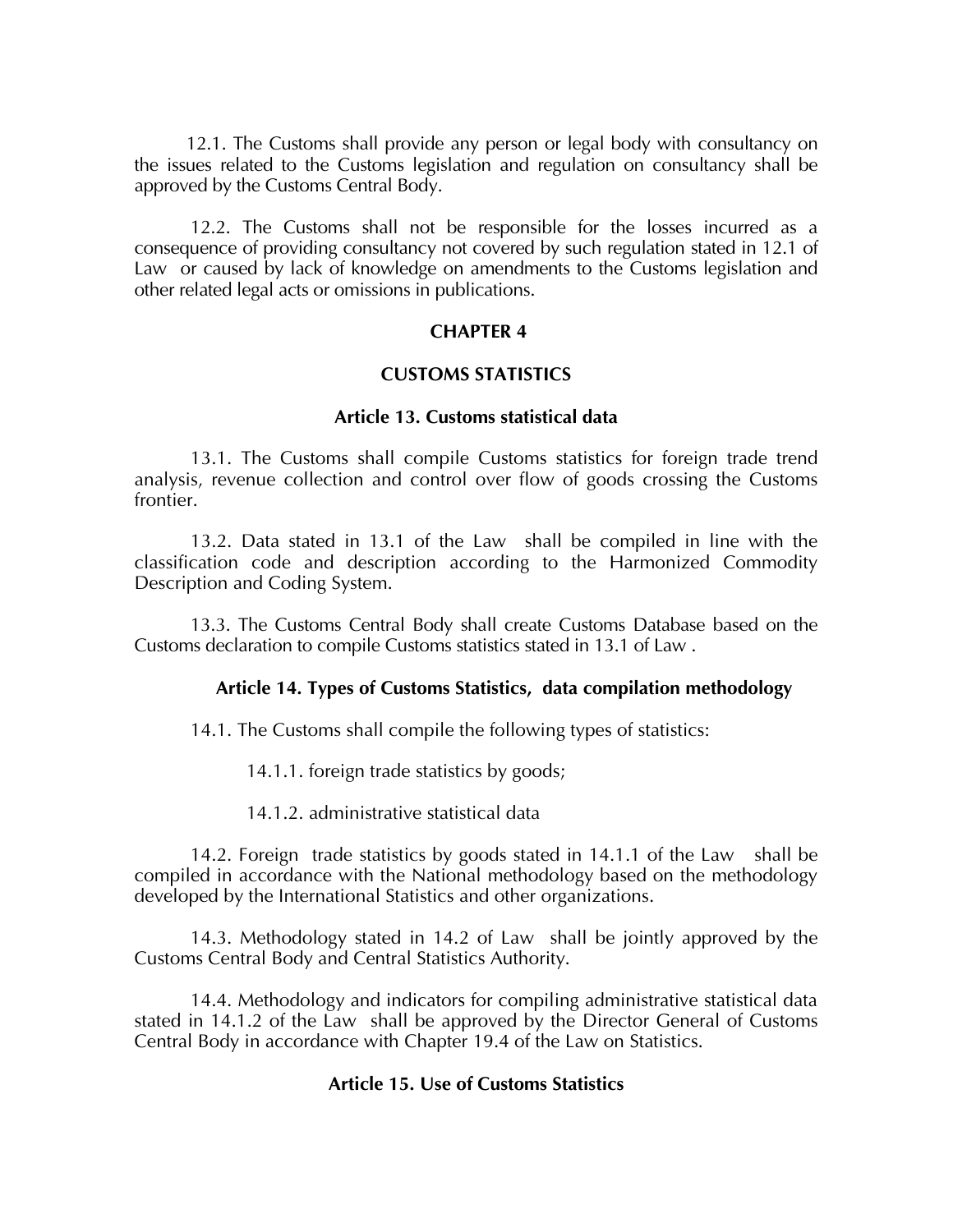12.1. The Customs shall provide any person or legal body with consultancy on the issues related to the Customs legislation and regulation on consultancy shall be approved by the Customs Central Body.

12.2. The Customs shall not be responsible for the losses incurred as a consequence of providing consultancy not covered by such regulation stated in 12.1 of Law or caused by lack of knowledge on amendments to the Customs legislation and other related legal acts or omissions in publications.

## CHAPTER 4

## CUSTOMS STATISTICS

### Article 13. Customs statistical data

13.1. The Customs shall compile Customs statistics for foreign trade trend analysis, revenue collection and control over flow of goods crossing the Customs frontier.

13.2. Data stated in 13.1 of the Law shall be compiled in line with the classification code and description according to the Harmonized Commodity Description and Coding System.

13.3. The Customs Central Body shall create Customs Database based on the Customs declaration to compile Customs statistics stated in 13.1 of Law .

### Article 14. Types of Customs Statistics, data compilation methodology

14.1. The Customs shall compile the following types of statistics:

14.1.1. foreign trade statistics by goods;

14.1.2. administrative statistical data

14.2. Foreign trade statistics by goods stated in 14.1.1 of the Law shall be compiled in accordance with the National methodology based on the methodology developed by the International Statistics and other organizations.

14.3. Methodology stated in 14.2 of Law shall be jointly approved by the Customs Central Body and Central Statistics Authority.

14.4. Methodology and indicators for compiling administrative statistical data stated in 14.1.2 of the Law shall be approved by the Director General of Customs Central Body in accordance with Chapter 19.4 of the Law on Statistics.

### Article 15. Use of Customs Statistics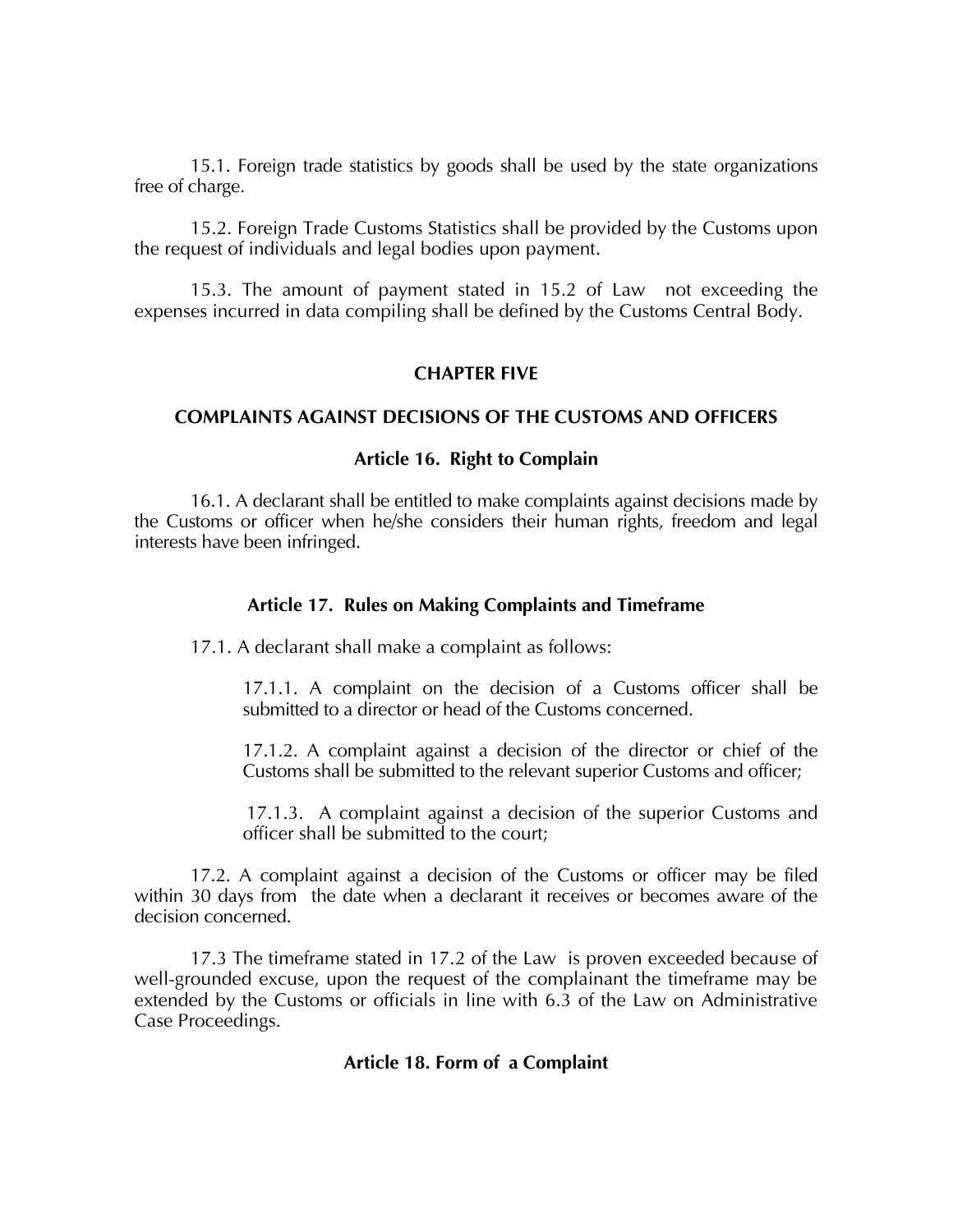15.1. Foreign trade statistics by goods shall be used by the state organizations free of charge.

15.2. Foreign Trade Customs Statistics shall be provided by the Customs upon the request of individuals and legal bodies upon payment.

15.3. The amount of payment stated in 15.2 of Law not exceeding the expenses incurred in data compiling shall be defined by the Customs Central Body.

## CHAPTER FIVE

## COMPLAINTS AGAINST DECISIONS OF THE CUSTOMS AND OFFICERS

### Article 16. Right to Complain

16.1. A declarant shall be entitled to make complaints against decisions made by the Customs or officer when he/she considers their human rights, freedom and legal interests have been infringed.

### Article 17. Rules on Making Complaints and Timeframe

17.1. A declarant shall make a complaint as follows:

> 17.1.1. A complaint on the decision of a Customs officer shall be submitted to a director or head of the Customs concerned.
>
> 17.1.2. A complaint against a decision of the director or chief of the Customs shall be submitted to the relevant superior Customs and officer;
>
> 17.1.3. A complaint against a decision of the superior Customs and officer shall be submitted to the court;

17.2. A complaint against a decision of the Customs or officer may be filed within 30 days from the date when a declarant it receives or becomes aware of the decision concerned.

17.3 The timeframe stated in 17.2 of the Law is proven exceeded because of well-grounded excuse, upon the request of the complainant the timeframe may be extended by the Customs or officials in line with 6.3 of the Law on Administrative Case Proceedings.

### Article 18. Form of a Complaint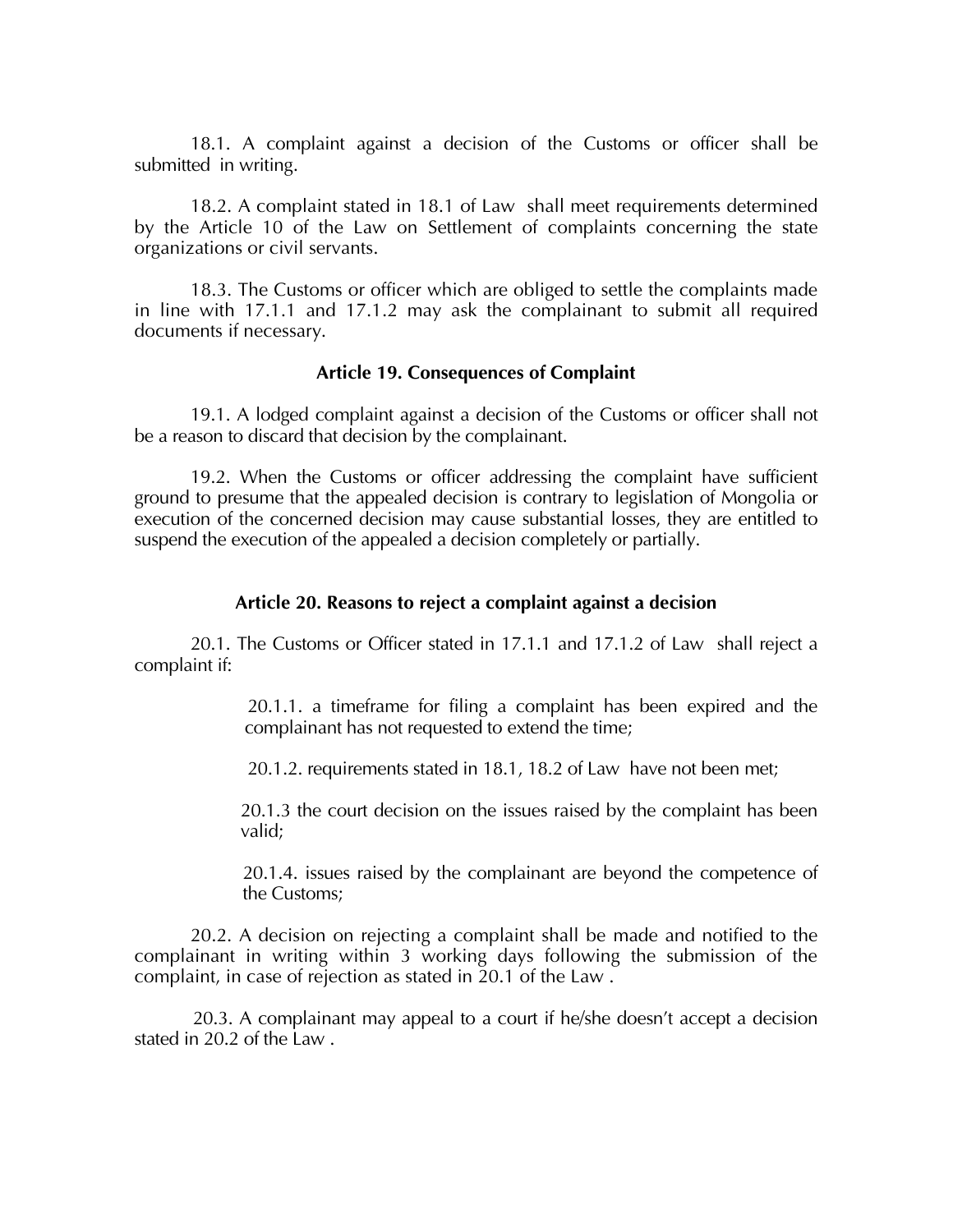18.1. A complaint against a decision of the Customs or officer shall be submitted in writing.

18.2. A complaint stated in 18.1 of Law shall meet requirements determined by the Article 10 of the Law on Settlement of complaints concerning the state organizations or civil servants.

18.3. The Customs or officer which are obliged to settle the complaints made in line with 17.1.1 and 17.1.2 may ask the complainant to submit all required documents if necessary.

### Article 19. Consequences of Complaint

19.1. A lodged complaint against a decision of the Customs or officer shall not be a reason to discard that decision by the complainant.

19.2. When the Customs or officer addressing the complaint have sufficient ground to presume that the appealed decision is contrary to legislation of Mongolia or execution of the concerned decision may cause substantial losses, they are entitled to suspend the execution of the appealed a decision completely or partially.

### Article 20. Reasons to reject a complaint against a decision

20.1. The Customs or Officer stated in 17.1.1 and 17.1.2 of Law shall reject a complaint if:

20.1.1. a timeframe for filing a complaint has been expired and the complainant has not requested to extend the time;

20.1.2. requirements stated in 18.1, 18.2 of Law have not been met;

20.1.3 the court decision on the issues raised by the complaint has been valid;

20.1.4. issues raised by the complainant are beyond the competence of the Customs;

20.2. A decision on rejecting a complaint shall be made and notified to the complainant in writing within 3 working days following the submission of the complaint, in case of rejection as stated in 20.1 of the Law .

20.3. A complainant may appeal to a court if he/she doesn't accept a decision stated in 20.2 of the Law .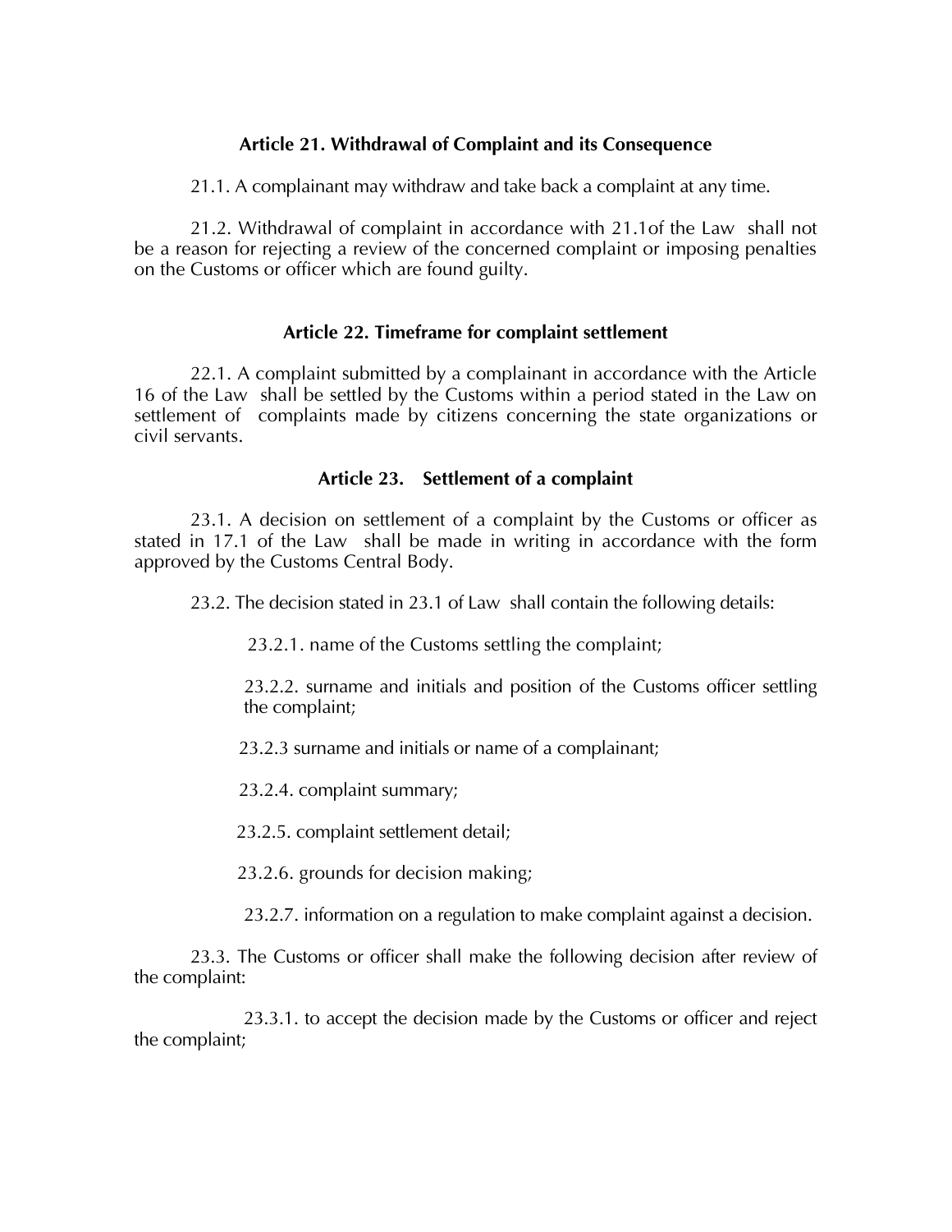### Article 21. Withdrawal of Complaint and its Consequence

21.1. A complainant may withdraw and take back a complaint at any time.

21.2. Withdrawal of complaint in accordance with 21.1of the Law shall not be a reason for rejecting a review of the concerned complaint or imposing penalties on the Customs or officer which are found guilty.

### Article 22. Timeframe for complaint settlement

22.1. A complaint submitted by a complainant in accordance with the Article 16 of the Law shall be settled by the Customs within a period stated in the Law on settlement of complaints made by citizens concerning the state organizations or civil servants.

### Article 23. Settlement of a complaint

23.1. A decision on settlement of a complaint by the Customs or officer as stated in 17.1 of the Law shall be made in writing in accordance with the form approved by the Customs Central Body.

23.2. The decision stated in 23.1 of Law shall contain the following details:

23.2.1. name of the Customs settling the complaint;

23.2.2. surname and initials and position of the Customs officer settling the complaint;

23.2.3 surname and initials or name of a complainant;

23.2.4. complaint summary;

23.2.5. complaint settlement detail;

23.2.6. grounds for decision making;

23.2.7. information on a regulation to make complaint against a decision.

23.3. The Customs or officer shall make the following decision after review of the complaint:

23.3.1. to accept the decision made by the Customs or officer and reject the complaint;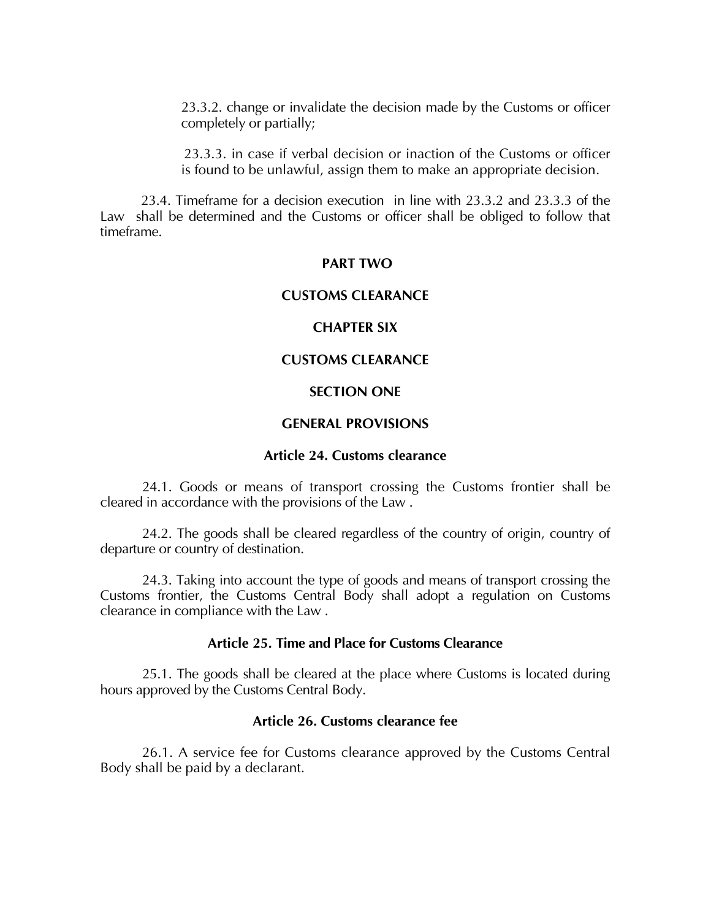23.3.2. change or invalidate the decision made by the Customs or officer completely or partially;

23.3.3. in case if verbal decision or inaction of the Customs or officer is found to be unlawful, assign them to make an appropriate decision.

23.4. Timeframe for a decision execution in line with 23.3.2 and 23.3.3 of the Law shall be determined and the Customs or officer shall be obliged to follow that timeframe.

## PART TWO

## CUSTOMS CLEARANCE

## CHAPTER SIX

## CUSTOMS CLEARANCE

### SECTION ONE

### GENERAL PROVISIONS

#### Article 24. Customs clearance

24.1. Goods or means of transport crossing the Customs frontier shall be cleared in accordance with the provisions of the Law .

24.2. The goods shall be cleared regardless of the country of origin, country of departure or country of destination.

24.3. Taking into account the type of goods and means of transport crossing the Customs frontier, the Customs Central Body shall adopt a regulation on Customs clearance in compliance with the Law .

#### Article 25. Time and Place for Customs Clearance

25.1. The goods shall be cleared at the place where Customs is located during hours approved by the Customs Central Body.

#### Article 26. Customs clearance fee

26.1. A service fee for Customs clearance approved by the Customs Central Body shall be paid by a declarant.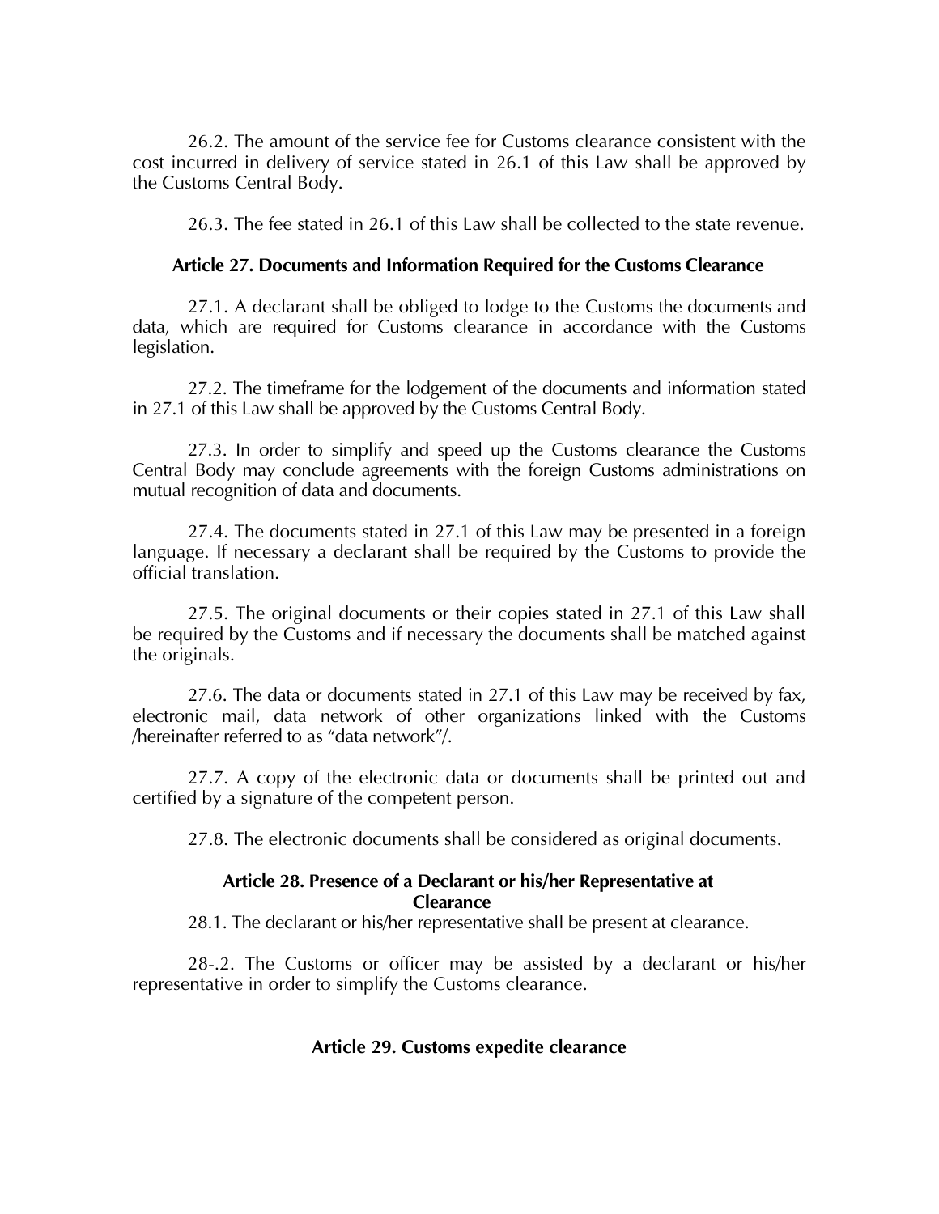26.2. The amount of the service fee for Customs clearance consistent with the cost incurred in delivery of service stated in 26.1 of this Law shall be approved by the Customs Central Body.

26.3. The fee stated in 26.1 of this Law shall be collected to the state revenue.

### Article 27. Documents and Information Required for the Customs Clearance

27.1. A declarant shall be obliged to lodge to the Customs the documents and data, which are required for Customs clearance in accordance with the Customs legislation.

27.2. The timeframe for the lodgement of the documents and information stated in 27.1 of this Law shall be approved by the Customs Central Body.

27.3. In order to simplify and speed up the Customs clearance the Customs Central Body may conclude agreements with the foreign Customs administrations on mutual recognition of data and documents.

27.4. The documents stated in 27.1 of this Law may be presented in a foreign language. If necessary a declarant shall be required by the Customs to provide the official translation.

27.5. The original documents or their copies stated in 27.1 of this Law shall be required by the Customs and if necessary the documents shall be matched against the originals.

27.6. The data or documents stated in 27.1 of this Law may be received by fax, electronic mail, data network of other organizations linked with the Customs /hereinafter referred to as "data network"/.

27.7. A copy of the electronic data or documents shall be printed out and certified by a signature of the competent person.

27.8. The electronic documents shall be considered as original documents.

### Article 28. Presence of a Declarant or his/her Representative at Clearance

28.1. The declarant or his/her representative shall be present at clearance.

28-.2. The Customs or officer may be assisted by a declarant or his/her representative in order to simplify the Customs clearance.

### Article 29. Customs expedite clearance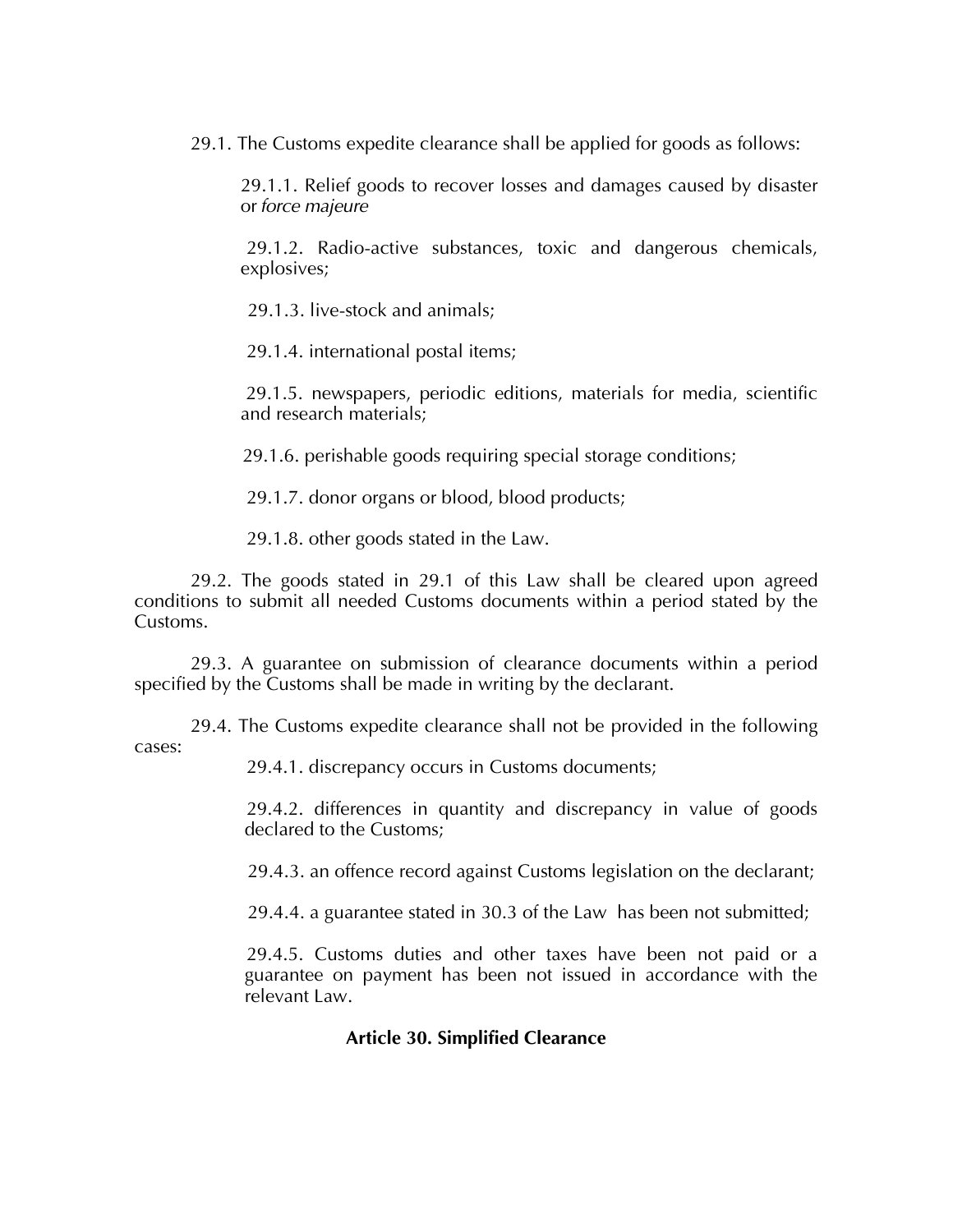29.1. The Customs expedite clearance shall be applied for goods as follows:

29.1.1. Relief goods to recover losses and damages caused by disaster or *force majeure*

29.1.2. Radio-active substances, toxic and dangerous chemicals, explosives;

29.1.3. live-stock and animals;

29.1.4. international postal items;

29.1.5. newspapers, periodic editions, materials for media, scientific and research materials;

29.1.6. perishable goods requiring special storage conditions;

29.1.7. donor organs or blood, blood products;

29.1.8. other goods stated in the Law.

29.2. The goods stated in 29.1 of this Law shall be cleared upon agreed conditions to submit all needed Customs documents within a period stated by the Customs.

29.3. A guarantee on submission of clearance documents within a period specified by the Customs shall be made in writing by the declarant.

29.4. The Customs expedite clearance shall not be provided in the following cases:

29.4.1. discrepancy occurs in Customs documents;

29.4.2. differences in quantity and discrepancy in value of goods declared to the Customs;

29.4.3. an offence record against Customs legislation on the declarant;

29.4.4. a guarantee stated in 30.3 of the Law has been not submitted;

29.4.5. Customs duties and other taxes have been not paid or a guarantee on payment has been not issued in accordance with the relevant Law.

### Article 30. Simplified Clearance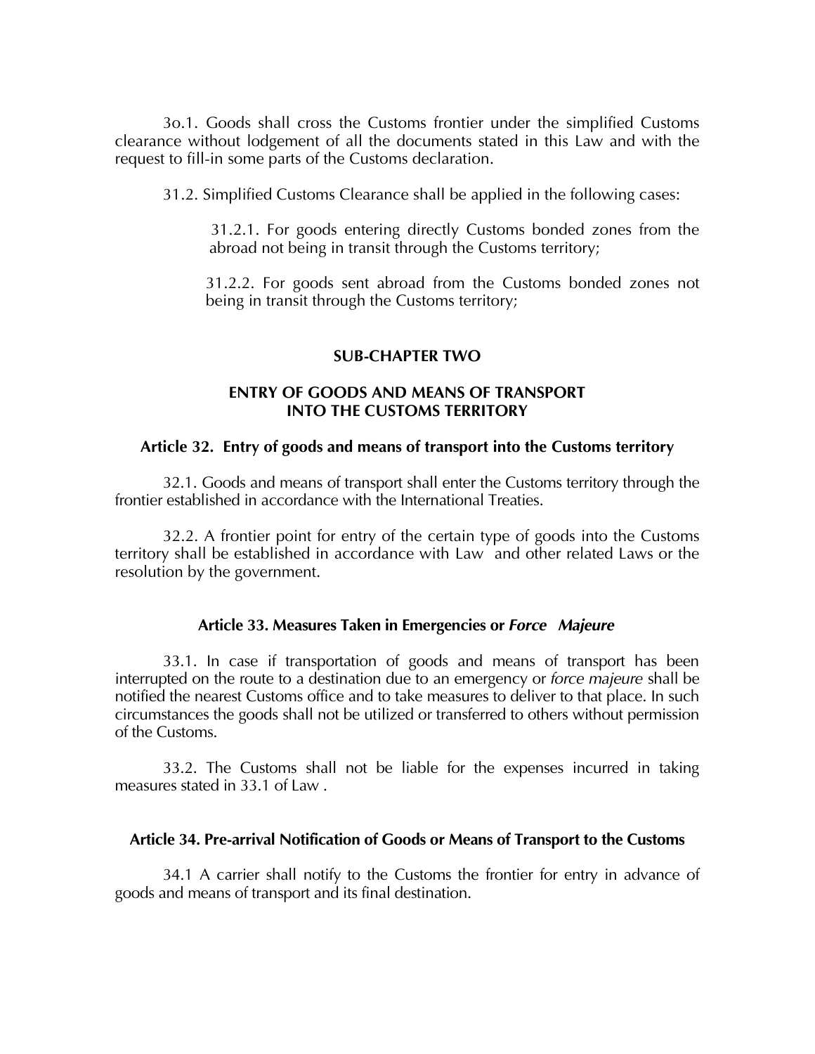3o.1. Goods shall cross the Customs frontier under the simplified Customs clearance without lodgement of all the documents stated in this Law and with the request to fill-in some parts of the Customs declaration.

31.2. Simplified Customs Clearance shall be applied in the following cases:

> 31.2.1. For goods entering directly Customs bonded zones from the abroad not being in transit through the Customs territory;
>
> 31.2.2. For goods sent abroad from the Customs bonded zones not being in transit through the Customs territory;

## SUB-CHAPTER TWO

## ENTRY OF GOODS AND MEANS OF TRANSPORT INTO THE CUSTOMS TERRITORY

### Article 32. Entry of goods and means of transport into the Customs territory

32.1. Goods and means of transport shall enter the Customs territory through the frontier established in accordance with the International Treaties.

32.2. A frontier point for entry of the certain type of goods into the Customs territory shall be established in accordance with Law and other related Laws or the resolution by the government.

### Article 33. Measures Taken in Emergencies or *Force Majeure*

33.1. In case if transportation of goods and means of transport has been interrupted on the route to a destination due to an emergency or *force majeure* shall be notified the nearest Customs office and to take measures to deliver to that place. In such circumstances the goods shall not be utilized or transferred to others without permission of the Customs.

33.2. The Customs shall not be liable for the expenses incurred in taking measures stated in 33.1 of Law .

### Article 34. Pre-arrival Notification of Goods or Means of Transport to the Customs

34.1 A carrier shall notify to the Customs the frontier for entry in advance of goods and means of transport and its final destination.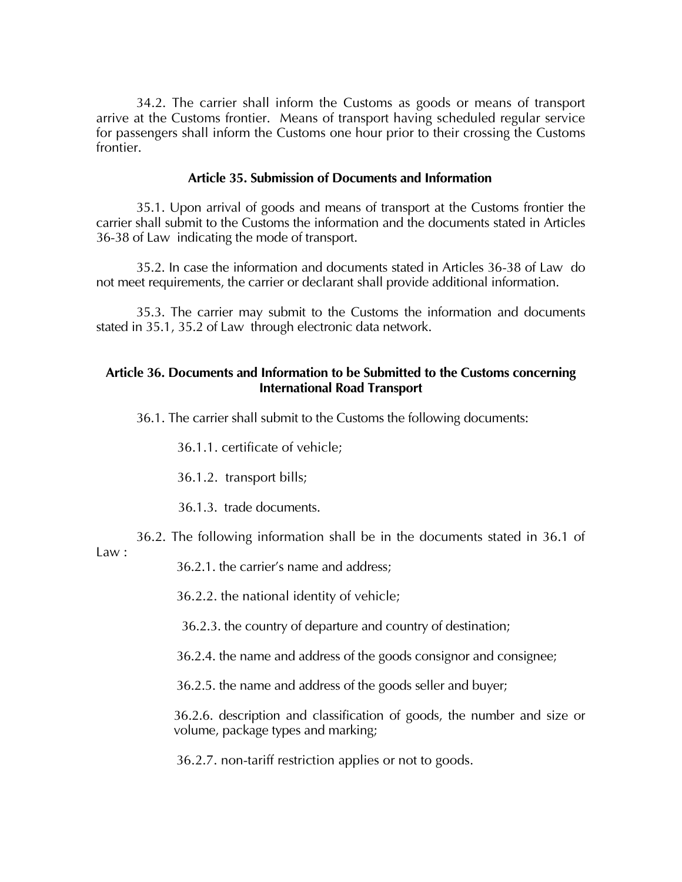34.2. The carrier shall inform the Customs as goods or means of transport arrive at the Customs frontier. Means of transport having scheduled regular service for passengers shall inform the Customs one hour prior to their crossing the Customs frontier.

### Article 35. Submission of Documents and Information

35.1. Upon arrival of goods and means of transport at the Customs frontier the carrier shall submit to the Customs the information and the documents stated in Articles 36-38 of Law indicating the mode of transport.

35.2. In case the information and documents stated in Articles 36-38 of Law do not meet requirements, the carrier or declarant shall provide additional information.

35.3. The carrier may submit to the Customs the information and documents stated in 35.1, 35.2 of Law through electronic data network.

### Article 36. Documents and Information to be Submitted to the Customs concerning International Road Transport

36.1. The carrier shall submit to the Customs the following documents:

36.1.1. certificate of vehicle;

36.1.2. transport bills;

36.1.3. trade documents.

36.2. The following information shall be in the documents stated in 36.1 of Law :

36.2.1. the carrier's name and address;

36.2.2. the national identity of vehicle;

36.2.3. the country of departure and country of destination;

36.2.4. the name and address of the goods consignor and consignee;

36.2.5. the name and address of the goods seller and buyer;

36.2.6. description and classification of goods, the number and size or volume, package types and marking;

36.2.7. non-tariff restriction applies or not to goods.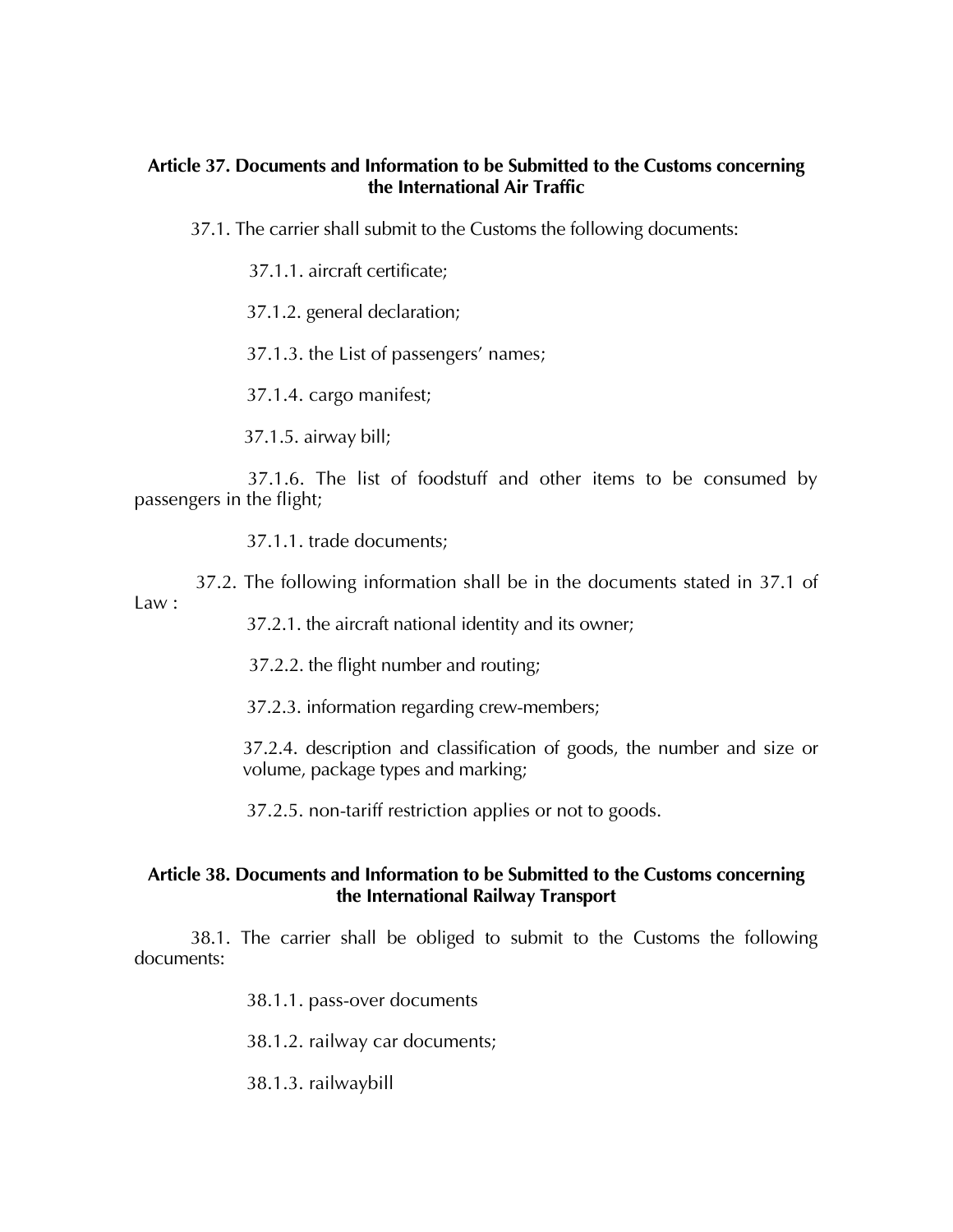### Article 37. Documents and Information to be Submitted to the Customs concerning the International Air Traffic

37.1. The carrier shall submit to the Customs the following documents:

37.1.1. aircraft certificate;

37.1.2. general declaration;

37.1.3. the List of passengers' names;

37.1.4. cargo manifest;

37.1.5. airway bill;

37.1.6. The list of foodstuff and other items to be consumed by passengers in the flight;

37.1.1. trade documents;

37.2. The following information shall be in the documents stated in 37.1 of Law :

37.2.1. the aircraft national identity and its owner;

37.2.2. the flight number and routing;

37.2.3. information regarding crew-members;

37.2.4. description and classification of goods, the number and size or volume, package types and marking;

37.2.5. non-tariff restriction applies or not to goods.

### Article 38. Documents and Information to be Submitted to the Customs concerning the International Railway Transport

38.1. The carrier shall be obliged to submit to the Customs the following documents:

38.1.1. pass-over documents

38.1.2. railway car documents;

38.1.3. railwaybill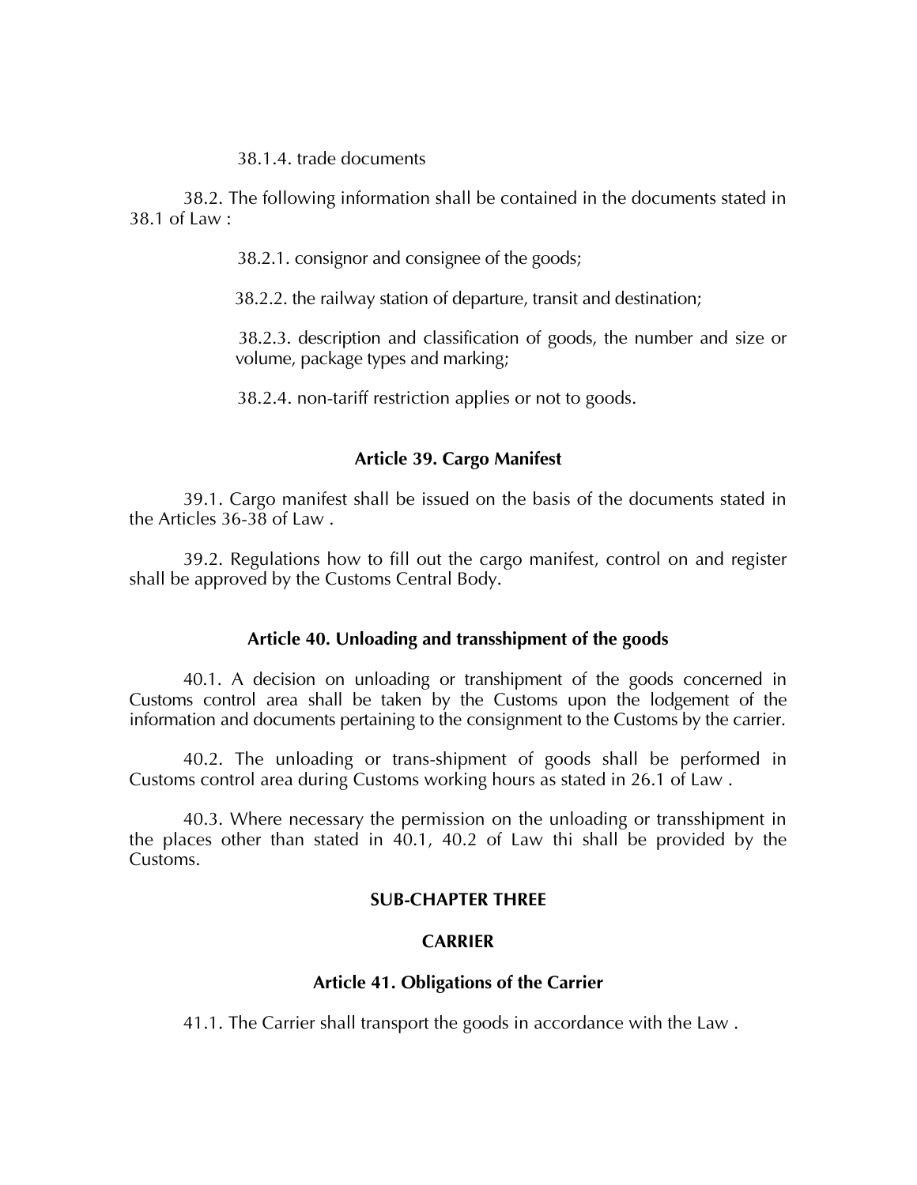38.1.4. trade documents

38.2. The following information shall be contained in the documents stated in 38.1 of Law :

38.2.1. consignor and consignee of the goods;

38.2.2. the railway station of departure, transit and destination;

38.2.3. description and classification of goods, the number and size or volume, package types and marking;

38.2.4. non-tariff restriction applies or not to goods.

### Article 39. Cargo Manifest

39.1. Cargo manifest shall be issued on the basis of the documents stated in the Articles 36-38 of Law .

39.2. Regulations how to fill out the cargo manifest, control on and register shall be approved by the Customs Central Body.

### Article 40. Unloading and transshipment of the goods

40.1. A decision on unloading or transhipment of the goods concerned in Customs control area shall be taken by the Customs upon the lodgement of the information and documents pertaining to the consignment to the Customs by the carrier.

40.2. The unloading or trans-shipment of goods shall be performed in Customs control area during Customs working hours as stated in 26.1 of Law .

40.3. Where necessary the permission on the unloading or transshipment in the places other than stated in 40.1, 40.2 of Law thi shall be provided by the Customs.

## SUB-CHAPTER THREE

## CARRIER

### Article 41. Obligations of the Carrier

41.1. The Carrier shall transport the goods in accordance with the Law .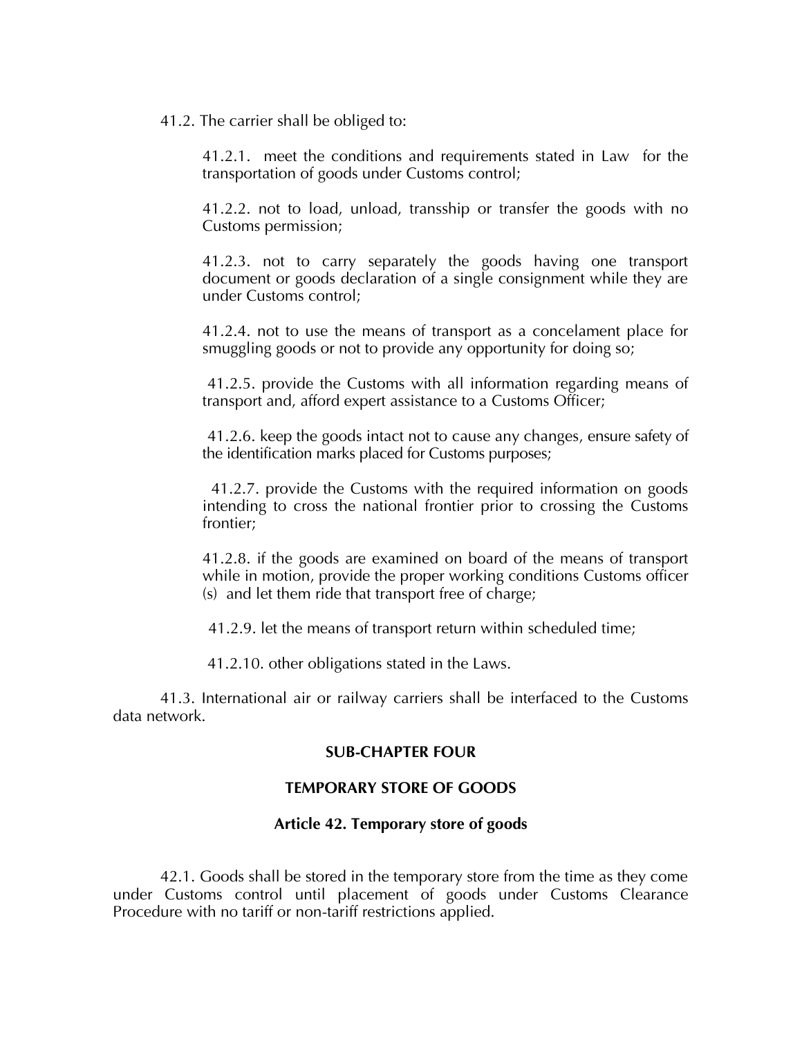41.2. The carrier shall be obliged to:

41.2.1. meet the conditions and requirements stated in Law for the transportation of goods under Customs control;

41.2.2. not to load, unload, transship or transfer the goods with no Customs permission;

41.2.3. not to carry separately the goods having one transport document or goods declaration of a single consignment while they are under Customs control;

41.2.4. not to use the means of transport as a concelament place for smuggling goods or not to provide any opportunity for doing so;

41.2.5. provide the Customs with all information regarding means of transport and, afford expert assistance to a Customs Officer;

41.2.6. keep the goods intact not to cause any changes, ensure safety of the identification marks placed for Customs purposes;

41.2.7. provide the Customs with the required information on goods intending to cross the national frontier prior to crossing the Customs frontier;

41.2.8. if the goods are examined on board of the means of transport while in motion, provide the proper working conditions Customs officer (s) and let them ride that transport free of charge;

41.2.9. let the means of transport return within scheduled time;

41.2.10. other obligations stated in the Laws.

41.3. International air or railway carriers shall be interfaced to the Customs data network.

## SUB-CHAPTER FOUR

## TEMPORARY STORE OF GOODS

### Article 42. Temporary store of goods

42.1. Goods shall be stored in the temporary store from the time as they come under Customs control until placement of goods under Customs Clearance Procedure with no tariff or non-tariff restrictions applied.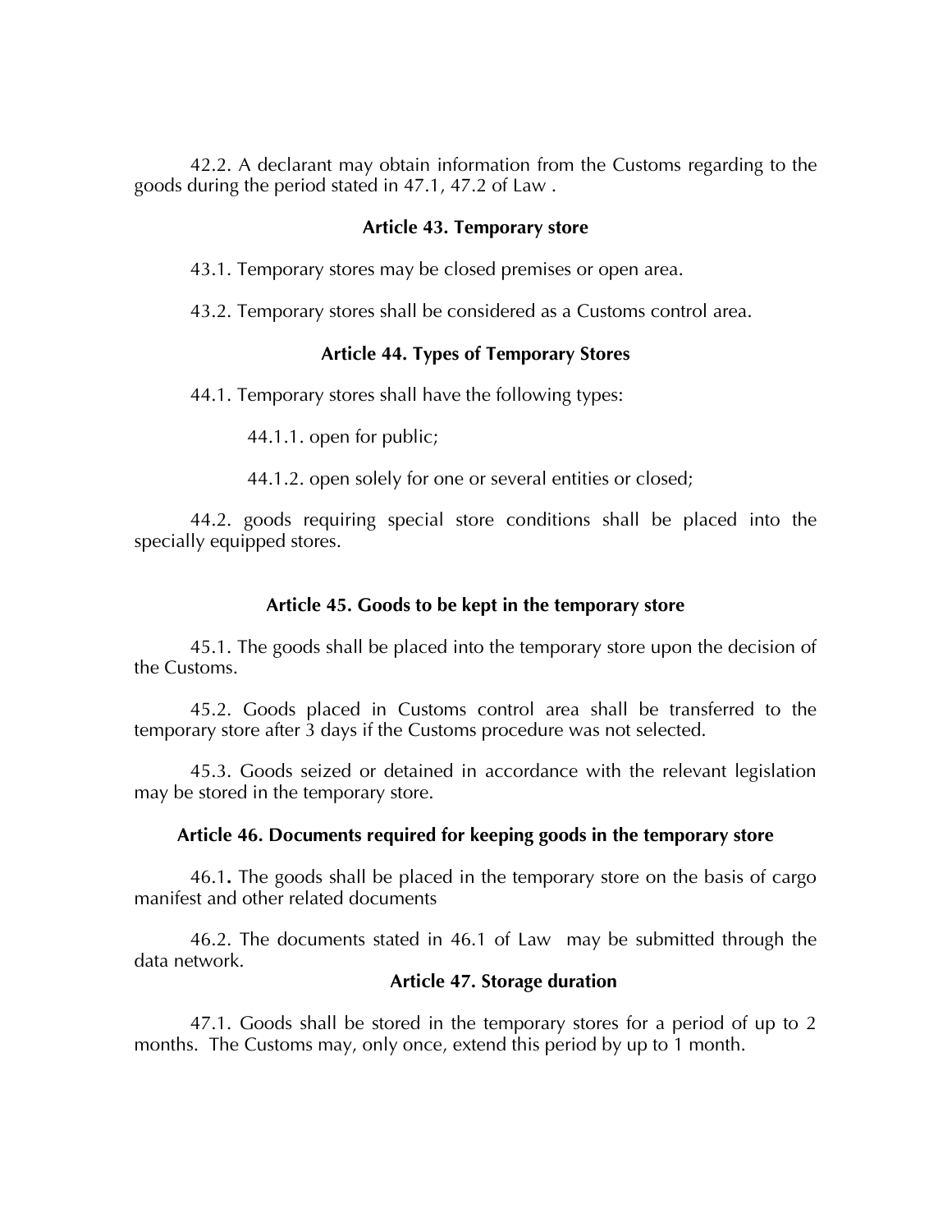42.2. A declarant may obtain information from the Customs regarding to the goods during the period stated in 47.1, 47.2 of Law .

### Article 43. Temporary store

43.1. Temporary stores may be closed premises or open area.

43.2. Temporary stores shall be considered as a Customs control area.

### Article 44. Types of Temporary Stores

44.1. Temporary stores shall have the following types:

44.1.1. open for public;

44.1.2. open solely for one or several entities or closed;

44.2. goods requiring special store conditions shall be placed into the specially equipped stores.

### Article 45. Goods to be kept in the temporary store

45.1. The goods shall be placed into the temporary store upon the decision of the Customs.

45.2. Goods placed in Customs control area shall be transferred to the temporary store after 3 days if the Customs procedure was not selected.

45.3. Goods seized or detained in accordance with the relevant legislation may be stored in the temporary store.

### Article 46. Documents required for keeping goods in the temporary store

46.1**.** The goods shall be placed in the temporary store on the basis of cargo manifest and other related documents

46.2. The documents stated in 46.1 of Law  may be submitted through the data network.

### Article 47. Storage duration

47.1. Goods shall be stored in the temporary stores for a period of up to 2 months.  The Customs may, only once, extend this period by up to 1 month.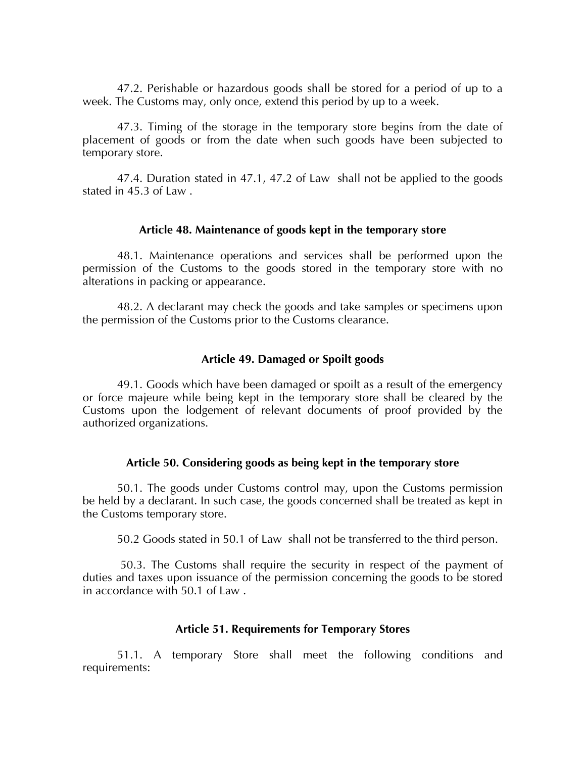47.2. Perishable or hazardous goods shall be stored for a period of up to a week. The Customs may, only once, extend this period by up to a week.

47.3. Timing of the storage in the temporary store begins from the date of placement of goods or from the date when such goods have been subjected to temporary store.

47.4. Duration stated in 47.1, 47.2 of Law shall not be applied to the goods stated in 45.3 of Law .

### Article 48. Maintenance of goods kept in the temporary store

48.1. Maintenance operations and services shall be performed upon the permission of the Customs to the goods stored in the temporary store with no alterations in packing or appearance.

48.2. A declarant may check the goods and take samples or specimens upon the permission of the Customs prior to the Customs clearance.

### Article 49. Damaged or Spoilt goods

49.1. Goods which have been damaged or spoilt as a result of the emergency or force majeure while being kept in the temporary store shall be cleared by the Customs upon the lodgement of relevant documents of proof provided by the authorized organizations.

### Article 50. Considering goods as being kept in the temporary store

50.1. The goods under Customs control may, upon the Customs permission be held by a declarant. In such case, the goods concerned shall be treated as kept in the Customs temporary store.

50.2 Goods stated in 50.1 of Law shall not be transferred to the third person.

50.3. The Customs shall require the security in respect of the payment of duties and taxes upon issuance of the permission concerning the goods to be stored in accordance with 50.1 of Law .

### Article 51. Requirements for Temporary Stores

51.1. A temporary Store shall meet the following conditions and requirements: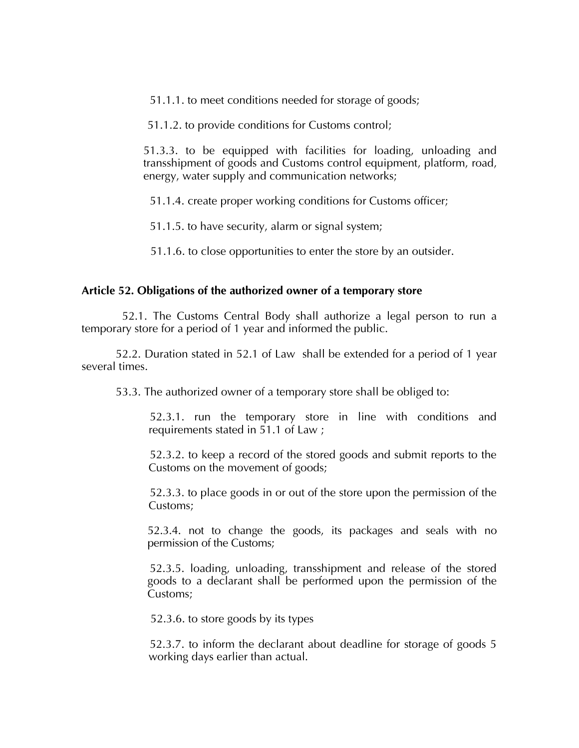51.1.1. to meet conditions needed for storage of goods;

51.1.2. to provide conditions for Customs control;

51.3.3. to be equipped with facilities for loading, unloading and transshipment of goods and Customs control equipment, platform, road, energy, water supply and communication networks;

51.1.4. create proper working conditions for Customs officer;

51.1.5. to have security, alarm or signal system;

51.1.6. to close opportunities to enter the store by an outsider.

**Article 52. Obligations of the authorized owner of a temporary store**

52.1. The Customs Central Body shall authorize a legal person to run a temporary store for a period of 1 year and informed the public.

52.2. Duration stated in 52.1 of Law shall be extended for a period of 1 year several times.

53.3. The authorized owner of a temporary store shall be obliged to:

52.3.1. run the temporary store in line with conditions and requirements stated in 51.1 of Law ;

52.3.2. to keep a record of the stored goods and submit reports to the Customs on the movement of goods;

52.3.3. to place goods in or out of the store upon the permission of the Customs;

52.3.4. not to change the goods, its packages and seals with no permission of the Customs;

52.3.5. loading, unloading, transshipment and release of the stored goods to a declarant shall be performed upon the permission of the Customs;

52.3.6. to store goods by its types

52.3.7. to inform the declarant about deadline for storage of goods 5 working days earlier than actual.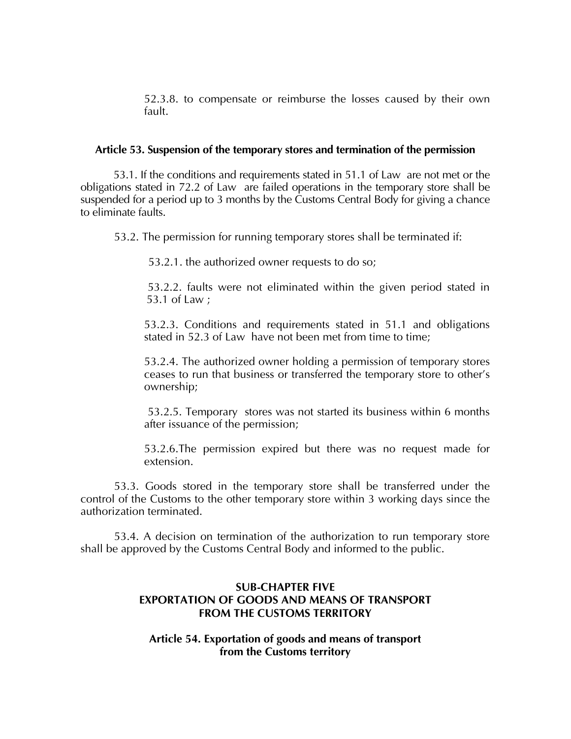52.3.8. to compensate or reimburse the losses caused by their own fault.

**Article 53. Suspension of the temporary stores and termination of the permission**

53.1. If the conditions and requirements stated in 51.1 of Law are not met or the obligations stated in 72.2 of Law are failed operations in the temporary store shall be suspended for a period up to 3 months by the Customs Central Body for giving a chance to eliminate faults.

53.2. The permission for running temporary stores shall be terminated if:

53.2.1. the authorized owner requests to do so;

53.2.2. faults were not eliminated within the given period stated in 53.1 of Law ;

53.2.3. Conditions and requirements stated in 51.1 and obligations stated in 52.3 of Law have not been met from time to time;

53.2.4. The authorized owner holding a permission of temporary stores ceases to run that business or transferred the temporary store to other's ownership;

53.2.5. Temporary stores was not started its business within 6 months after issuance of the permission;

53.2.6.The permission expired but there was no request made for extension.

53.3. Goods stored in the temporary store shall be transferred under the control of the Customs to the other temporary store within 3 working days since the authorization terminated.

53.4. A decision on termination of the authorization to run temporary store shall be approved by the Customs Central Body and informed to the public.

## SUB-CHAPTER FIVE
## EXPORTATION OF GOODS AND MEANS OF TRANSPORT FROM THE CUSTOMS TERRITORY

### Article 54. Exportation of goods and means of transport from the Customs territory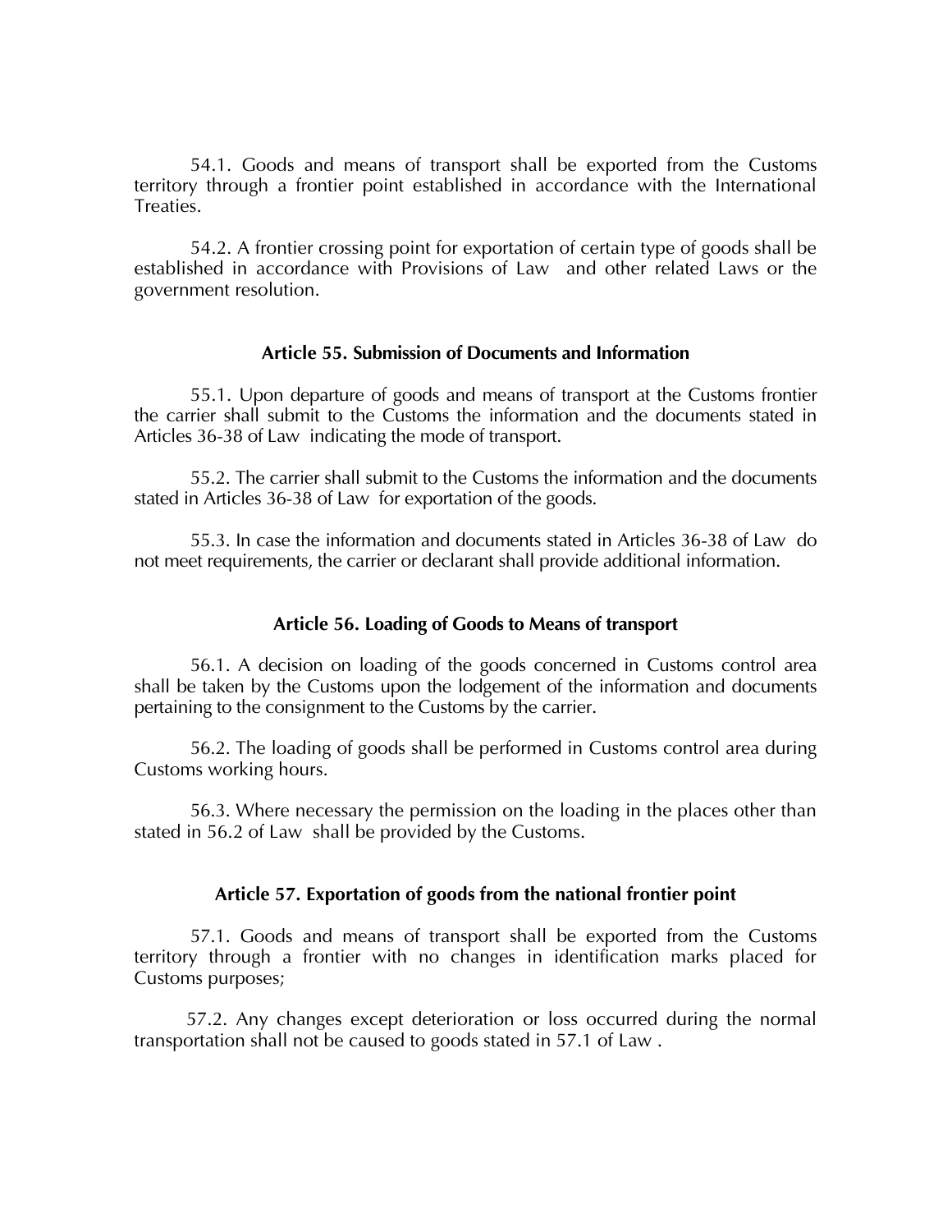54.1. Goods and means of transport shall be exported from the Customs territory through a frontier point established in accordance with the International Treaties.

54.2. A frontier crossing point for exportation of certain type of goods shall be established in accordance with Provisions of Law and other related Laws or the government resolution.

#### Article 55. Submission of Documents and Information

55.1. Upon departure of goods and means of transport at the Customs frontier the carrier shall submit to the Customs the information and the documents stated in Articles 36-38 of Law indicating the mode of transport.

55.2. The carrier shall submit to the Customs the information and the documents stated in Articles 36-38 of Law for exportation of the goods.

55.3. In case the information and documents stated in Articles 36-38 of Law do not meet requirements, the carrier or declarant shall provide additional information.

#### Article 56. Loading of Goods to Means of transport

56.1. A decision on loading of the goods concerned in Customs control area shall be taken by the Customs upon the lodgement of the information and documents pertaining to the consignment to the Customs by the carrier.

56.2. The loading of goods shall be performed in Customs control area during Customs working hours.

56.3. Where necessary the permission on the loading in the places other than stated in 56.2 of Law shall be provided by the Customs.

#### Article 57. Exportation of goods from the national frontier point

57.1. Goods and means of transport shall be exported from the Customs territory through a frontier with no changes in identification marks placed for Customs purposes;

57.2. Any changes except deterioration or loss occurred during the normal transportation shall not be caused to goods stated in 57.1 of Law .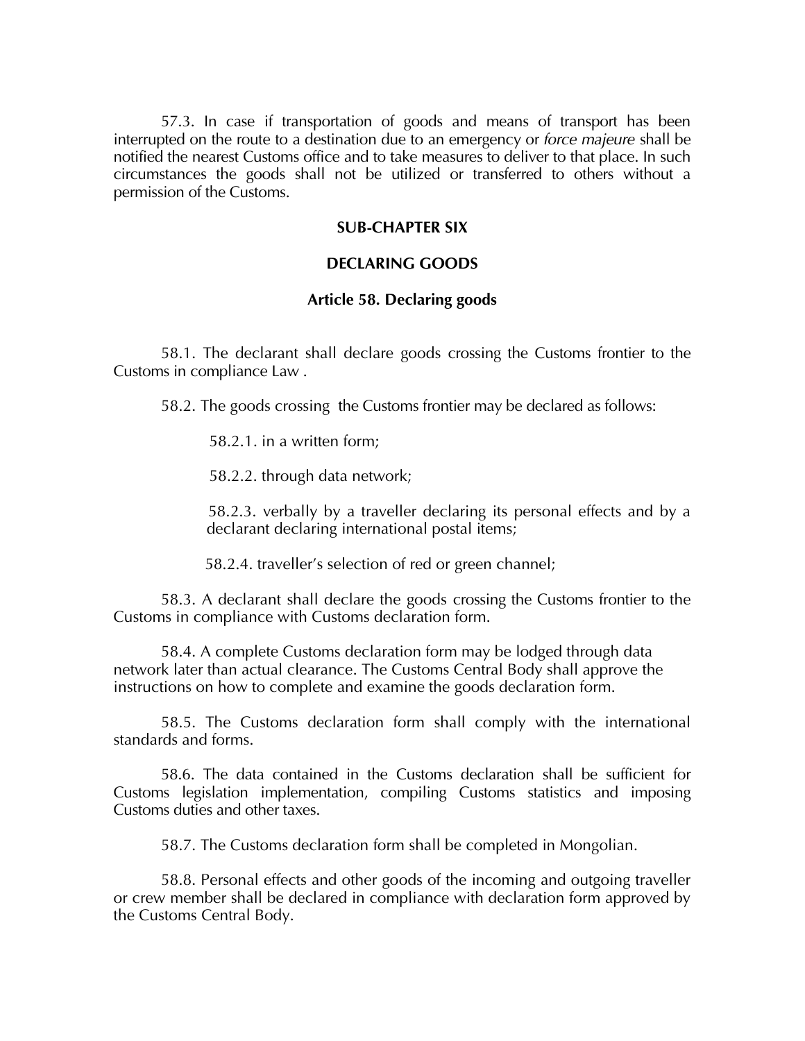57.3. In case if transportation of goods and means of transport has been interrupted on the route to a destination due to an emergency or *force majeure* shall be notified the nearest Customs office and to take measures to deliver to that place. In such circumstances the goods shall not be utilized or transferred to others without a permission of the Customs.

## SUB-CHAPTER SIX

## DECLARING GOODS

### Article 58. Declaring goods

58.1. The declarant shall declare goods crossing the Customs frontier to the Customs in compliance Law .

58.2. The goods crossing the Customs frontier may be declared as follows:

58.2.1. in a written form;

58.2.2. through data network;

58.2.3. verbally by a traveller declaring its personal effects and by a declarant declaring international postal items;

58.2.4. traveller's selection of red or green channel;

58.3. A declarant shall declare the goods crossing the Customs frontier to the Customs in compliance with Customs declaration form.

58.4. A complete Customs declaration form may be lodged through data network later than actual clearance. The Customs Central Body shall approve the instructions on how to complete and examine the goods declaration form.

58.5. The Customs declaration form shall comply with the international standards and forms.

58.6. The data contained in the Customs declaration shall be sufficient for Customs legislation implementation, compiling Customs statistics and imposing Customs duties and other taxes.

58.7. The Customs declaration form shall be completed in Mongolian.

58.8. Personal effects and other goods of the incoming and outgoing traveller or crew member shall be declared in compliance with declaration form approved by the Customs Central Body.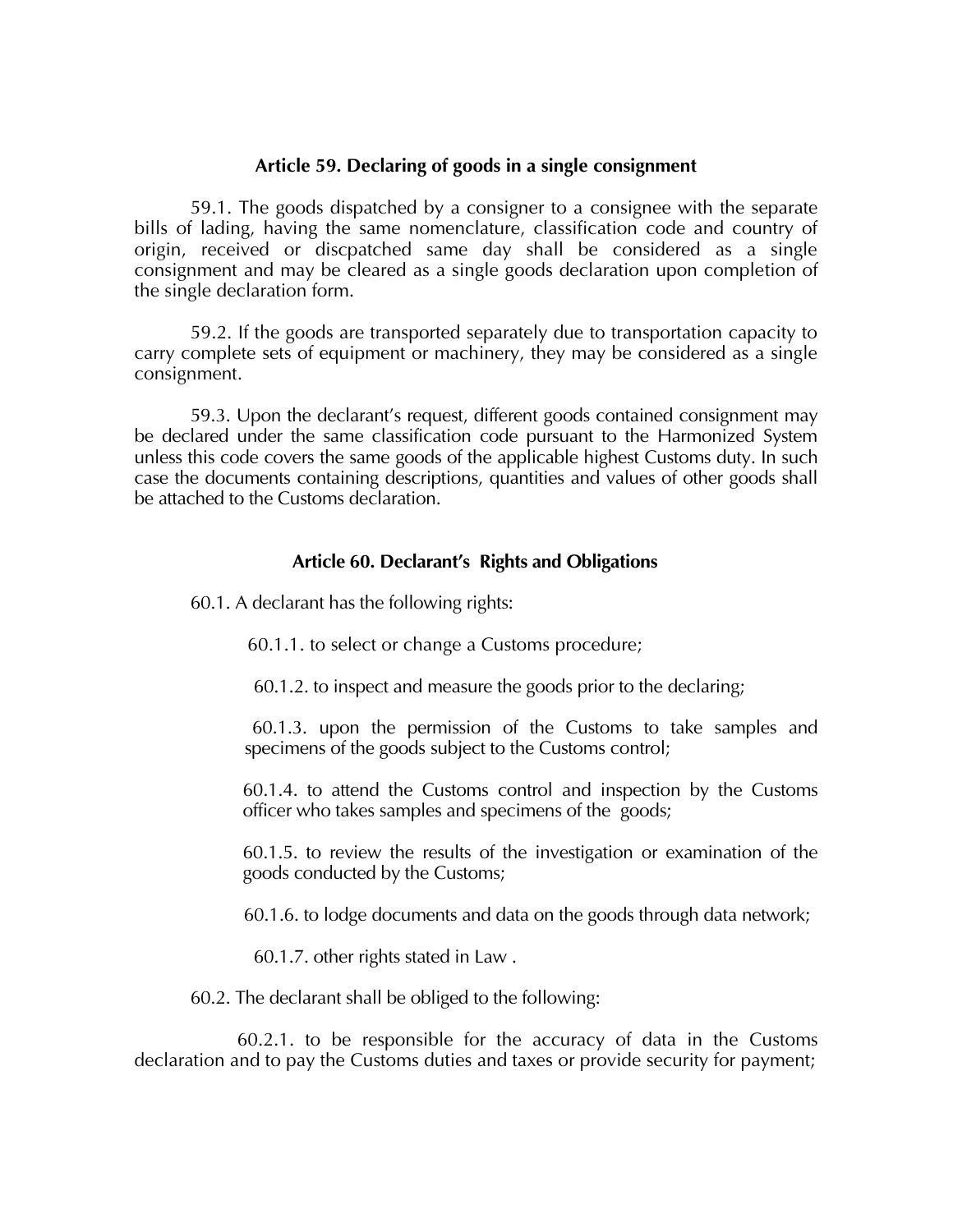### Article 59. Declaring of goods in a single consignment

59.1. The goods dispatched by a consigner to a consignee with the separate bills of lading, having the same nomenclature, classification code and country of origin, received or discpatched same day shall be considered as a single consignment and may be cleared as a single goods declaration upon completion of the single declaration form.

59.2. If the goods are transported separately due to transportation capacity to carry complete sets of equipment or machinery, they may be considered as a single consignment.

59.3. Upon the declarant's request, different goods contained consignment may be declared under the same classification code pursuant to the Harmonized System unless this code covers the same goods of the applicable highest Customs duty. In such case the documents containing descriptions, quantities and values of other goods shall be attached to the Customs declaration.

### Article 60. Declarant's Rights and Obligations

60.1. A declarant has the following rights:

60.1.1. to select or change a Customs procedure;

60.1.2. to inspect and measure the goods prior to the declaring;

60.1.3. upon the permission of the Customs to take samples and specimens of the goods subject to the Customs control;

60.1.4. to attend the Customs control and inspection by the Customs officer who takes samples and specimens of the goods;

60.1.5. to review the results of the investigation or examination of the goods conducted by the Customs;

60.1.6. to lodge documents and data on the goods through data network;

60.1.7. other rights stated in Law .

60.2. The declarant shall be obliged to the following:

60.2.1. to be responsible for the accuracy of data in the Customs declaration and to pay the Customs duties and taxes or provide security for payment;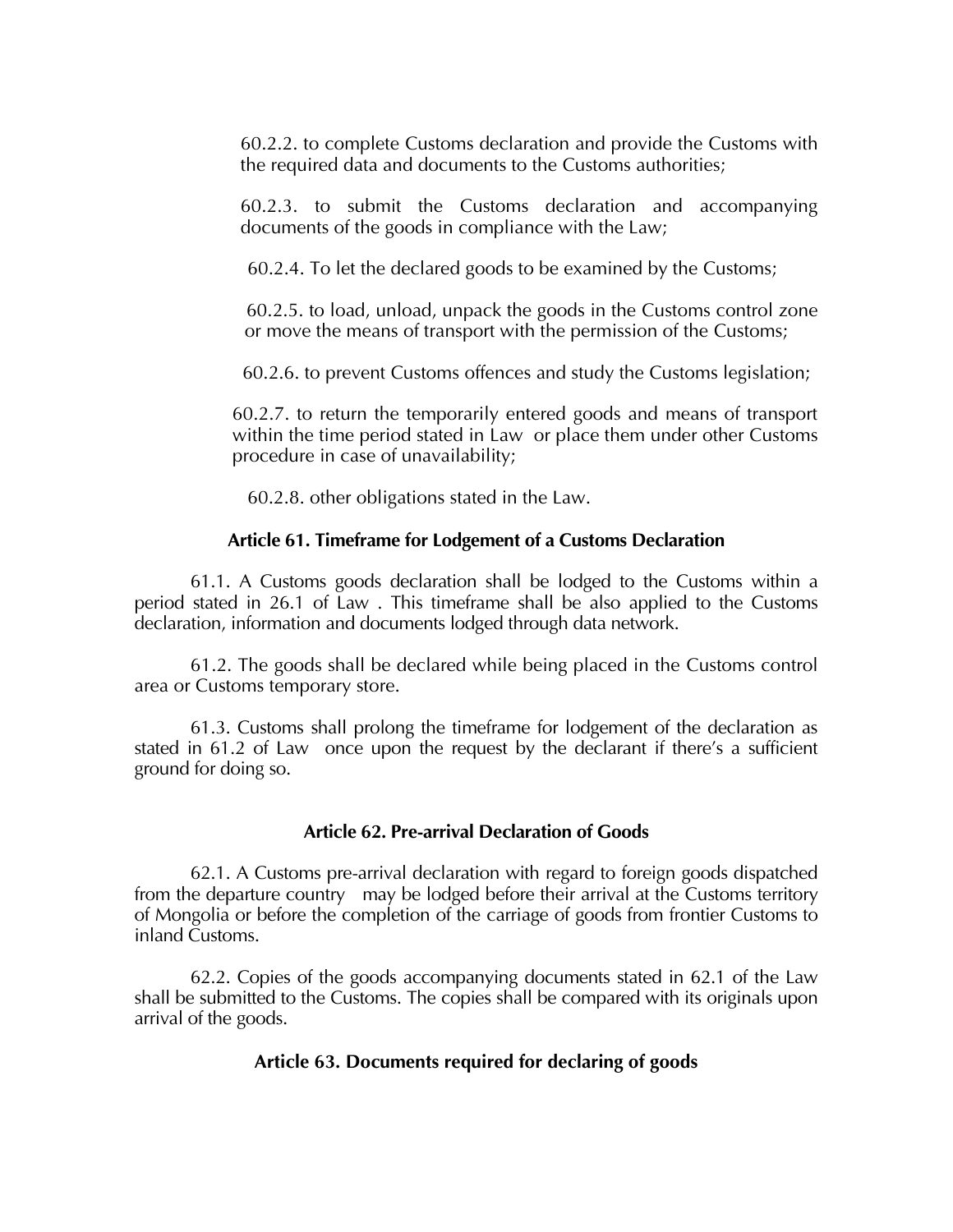60.2.2. to complete Customs declaration and provide the Customs with the required data and documents to the Customs authorities;

60.2.3. to submit the Customs declaration and accompanying documents of the goods in compliance with the Law;

60.2.4. To let the declared goods to be examined by the Customs;

60.2.5. to load, unload, unpack the goods in the Customs control zone or move the means of transport with the permission of the Customs;

60.2.6. to prevent Customs offences and study the Customs legislation;

60.2.7. to return the temporarily entered goods and means of transport within the time period stated in Law or place them under other Customs procedure in case of unavailability;

60.2.8. other obligations stated in the Law.

### Article 61. Timeframe for Lodgement of a Customs Declaration

61.1. A Customs goods declaration shall be lodged to the Customs within a period stated in 26.1 of Law . This timeframe shall be also applied to the Customs declaration, information and documents lodged through data network.

61.2. The goods shall be declared while being placed in the Customs control area or Customs temporary store.

61.3. Customs shall prolong the timeframe for lodgement of the declaration as stated in 61.2 of Law once upon the request by the declarant if there's a sufficient ground for doing so.

### Article 62. Pre-arrival Declaration of Goods

62.1. A Customs pre-arrival declaration with regard to foreign goods dispatched from the departure country may be lodged before their arrival at the Customs territory of Mongolia or before the completion of the carriage of goods from frontier Customs to inland Customs.

62.2. Copies of the goods accompanying documents stated in 62.1 of the Law shall be submitted to the Customs. The copies shall be compared with its originals upon arrival of the goods.

### Article 63. Documents required for declaring of goods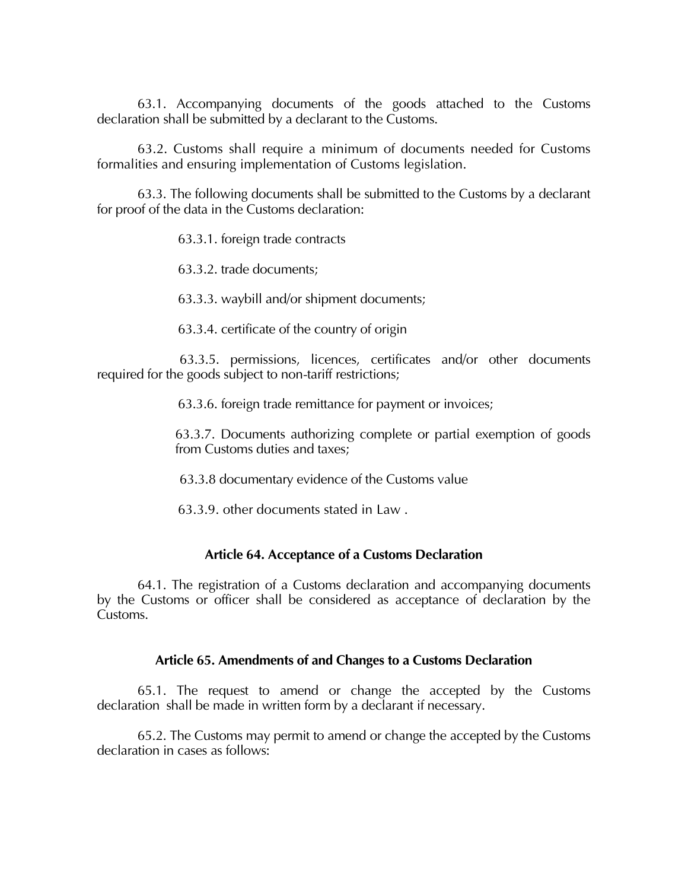63.1. Accompanying documents of the goods attached to the Customs declaration shall be submitted by a declarant to the Customs.

63.2. Customs shall require a minimum of documents needed for Customs formalities and ensuring implementation of Customs legislation.

63.3. The following documents shall be submitted to the Customs by a declarant for proof of the data in the Customs declaration:

63.3.1. foreign trade contracts

63.3.2. trade documents;

63.3.3. waybill and/or shipment documents;

63.3.4. certificate of the country of origin

63.3.5. permissions, licences, certificates and/or other documents required for the goods subject to non-tariff restrictions;

63.3.6. foreign trade remittance for payment or invoices;

63.3.7. Documents authorizing complete or partial exemption of goods from Customs duties and taxes;

63.3.8 documentary evidence of the Customs value

63.3.9. other documents stated in Law .

**Article 64. Acceptance of a Customs Declaration**

64.1. The registration of a Customs declaration and accompanying documents by the Customs or officer shall be considered as acceptance of declaration by the Customs.

**Article 65. Amendments of and Changes to a Customs Declaration**

65.1. The request to amend or change the accepted by the Customs declaration shall be made in written form by a declarant if necessary.

65.2. The Customs may permit to amend or change the accepted by the Customs declaration in cases as follows: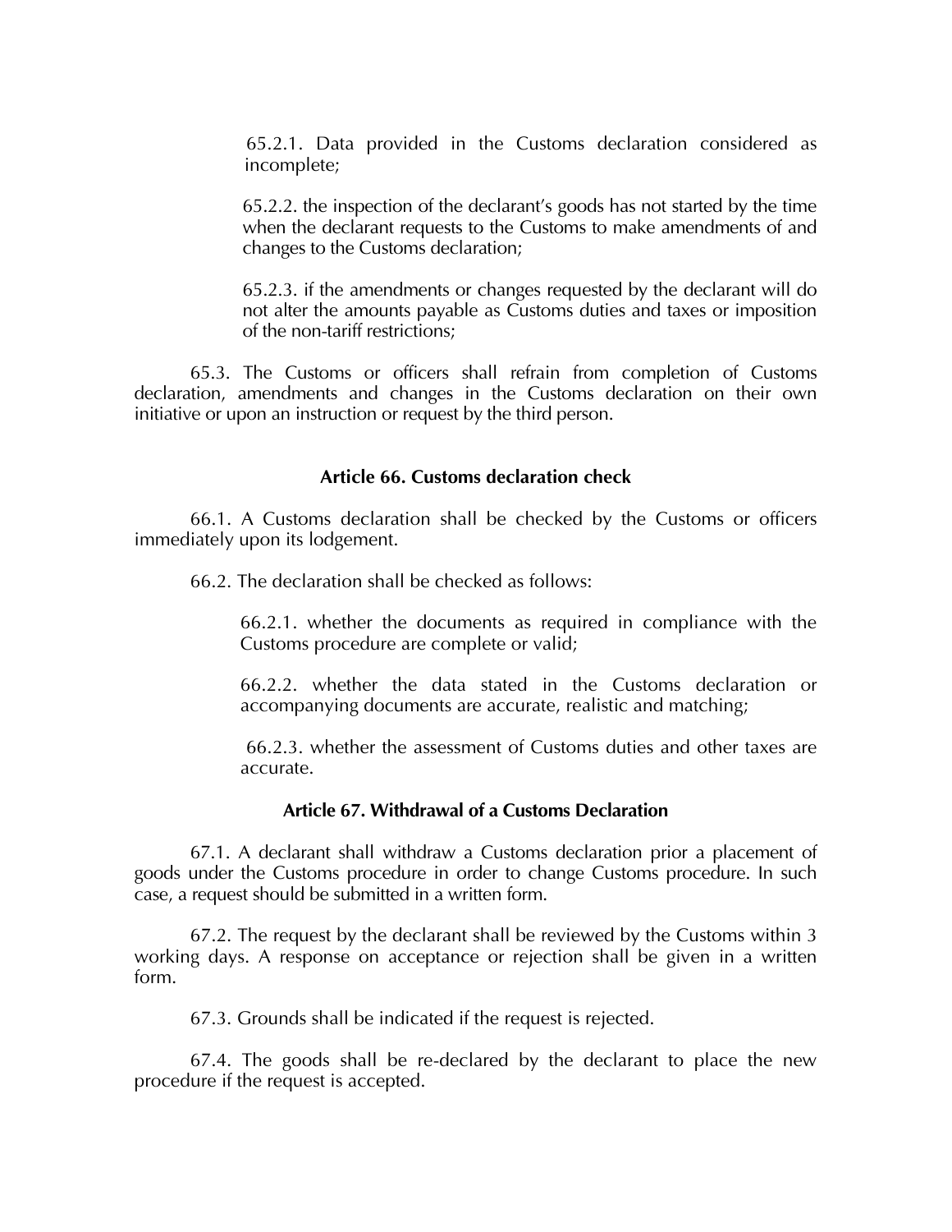65.2.1. Data provided in the Customs declaration considered as incomplete;

65.2.2. the inspection of the declarant's goods has not started by the time when the declarant requests to the Customs to make amendments of and changes to the Customs declaration;

65.2.3. if the amendments or changes requested by the declarant will do not alter the amounts payable as Customs duties and taxes or imposition of the non-tariff restrictions;

65.3. The Customs or officers shall refrain from completion of Customs declaration, amendments and changes in the Customs declaration on their own initiative or upon an instruction or request by the third person.

### Article 66. Customs declaration check

66.1. A Customs declaration shall be checked by the Customs or officers immediately upon its lodgement.

66.2. The declaration shall be checked as follows:

66.2.1. whether the documents as required in compliance with the Customs procedure are complete or valid;

66.2.2. whether the data stated in the Customs declaration or accompanying documents are accurate, realistic and matching;

66.2.3. whether the assessment of Customs duties and other taxes are accurate.

### Article 67. Withdrawal of a Customs Declaration

67.1. A declarant shall withdraw a Customs declaration prior a placement of goods under the Customs procedure in order to change Customs procedure. In such case, a request should be submitted in a written form.

67.2. The request by the declarant shall be reviewed by the Customs within 3 working days. A response on acceptance or rejection shall be given in a written form.

67.3. Grounds shall be indicated if the request is rejected.

67.4. The goods shall be re-declared by the declarant to place the new procedure if the request is accepted.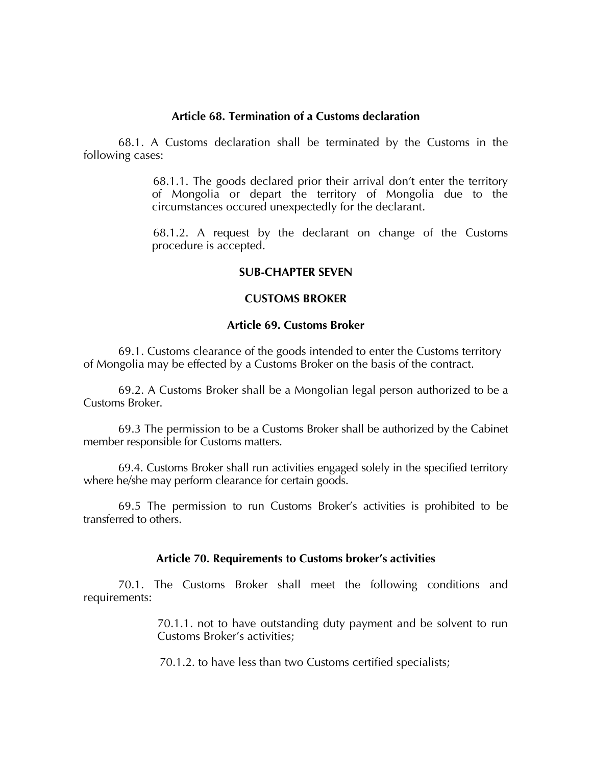### Article 68. Termination of a Customs declaration

68.1. A Customs declaration shall be terminated by the Customs in the following cases:

> 68.1.1. The goods declared prior their arrival don't enter the territory of Mongolia or depart the territory of Mongolia due to the circumstances occured unexpectedly for the declarant.
>
> 68.1.2. A request by the declarant on change of the Customs procedure is accepted.

## SUB-CHAPTER SEVEN

## CUSTOMS BROKER

### Article 69. Customs Broker

69.1. Customs clearance of the goods intended to enter the Customs territory of Mongolia may be effected by a Customs Broker on the basis of the contract.

69.2. A Customs Broker shall be a Mongolian legal person authorized to be a Customs Broker.

69.3 The permission to be a Customs Broker shall be authorized by the Cabinet member responsible for Customs matters.

69.4. Customs Broker shall run activities engaged solely in the specified territory where he/she may perform clearance for certain goods.

69.5 The permission to run Customs Broker's activities is prohibited to be transferred to others.

### Article 70. Requirements to Customs broker's activities

70.1. The Customs Broker shall meet the following conditions and requirements:

> 70.1.1. not to have outstanding duty payment and be solvent to run Customs Broker's activities;
>
> 70.1.2. to have less than two Customs certified specialists;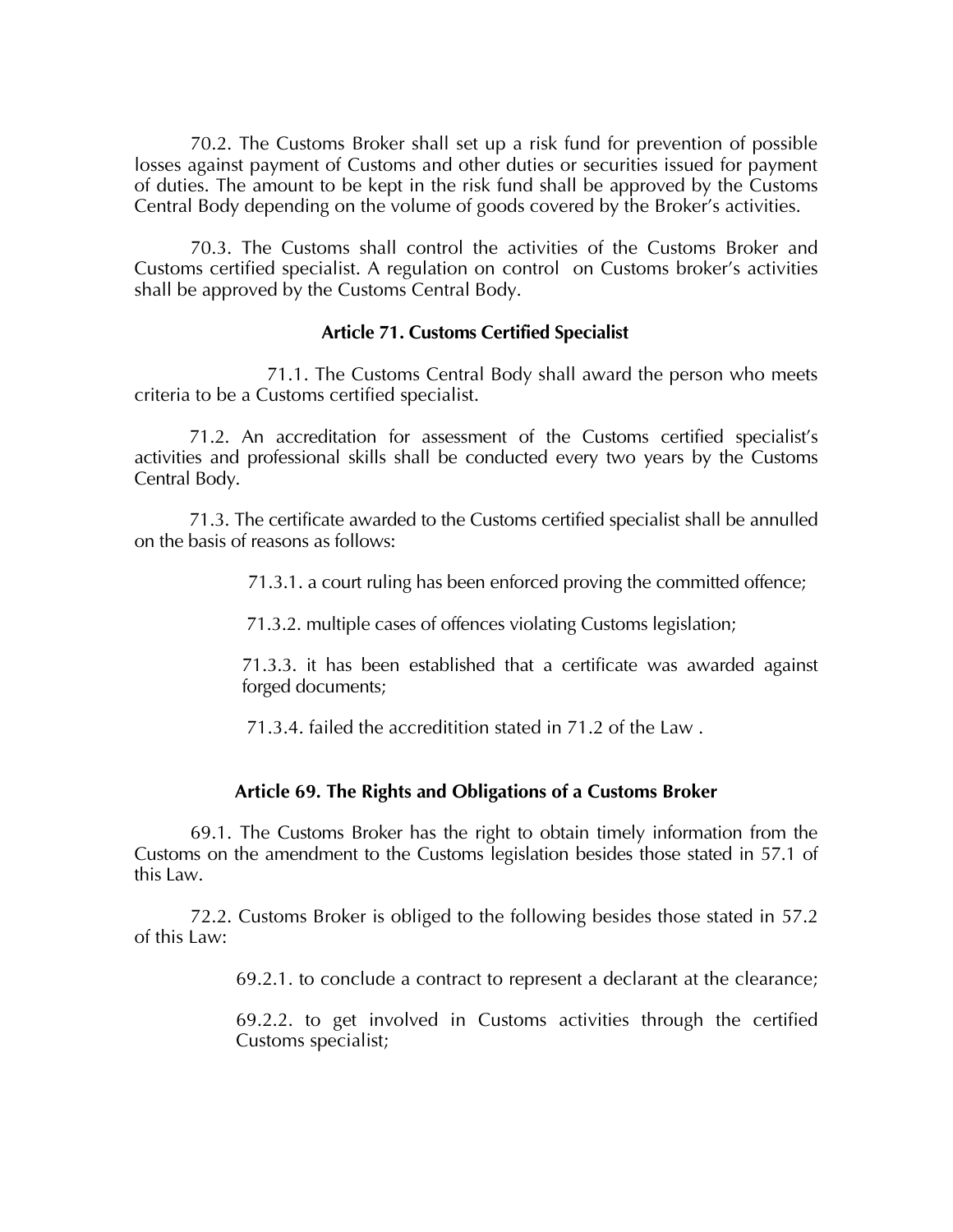70.2. The Customs Broker shall set up a risk fund for prevention of possible losses against payment of Customs and other duties or securities issued for payment of duties. The amount to be kept in the risk fund shall be approved by the Customs Central Body depending on the volume of goods covered by the Broker's activities.

70.3. The Customs shall control the activities of the Customs Broker and Customs certified specialist. A regulation on control on Customs broker's activities shall be approved by the Customs Central Body.

### Article 71. Customs Certified Specialist

71.1. The Customs Central Body shall award the person who meets criteria to be a Customs certified specialist.

71.2. An accreditation for assessment of the Customs certified specialist's activities and professional skills shall be conducted every two years by the Customs Central Body.

71.3. The certificate awarded to the Customs certified specialist shall be annulled on the basis of reasons as follows:

71.3.1. a court ruling has been enforced proving the committed offence;

71.3.2. multiple cases of offences violating Customs legislation;

71.3.3. it has been established that a certificate was awarded against forged documents;

71.3.4. failed the accredititition stated in 71.2 of the Law .

### Article 69. The Rights and Obligations of a Customs Broker

69.1. The Customs Broker has the right to obtain timely information from the Customs on the amendment to the Customs legislation besides those stated in 57.1 of this Law.

72.2. Customs Broker is obliged to the following besides those stated in 57.2 of this Law:

69.2.1. to conclude a contract to represent a declarant at the clearance;

69.2.2. to get involved in Customs activities through the certified Customs specialist;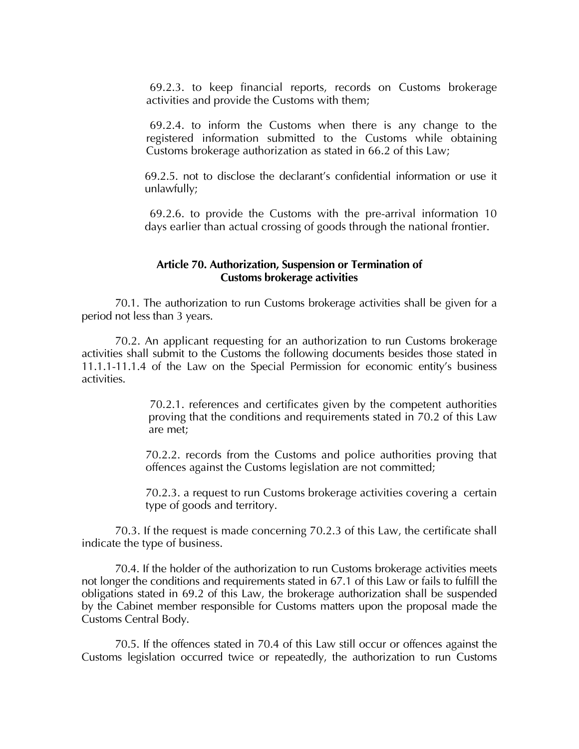69.2.3. to keep financial reports, records on Customs brokerage activities and provide the Customs with them;

69.2.4. to inform the Customs when there is any change to the registered information submitted to the Customs while obtaining Customs brokerage authorization as stated in 66.2 of this Law;

69.2.5. not to disclose the declarant's confidential information or use it unlawfully;

69.2.6. to provide the Customs with the pre-arrival information 10 days earlier than actual crossing of goods through the national frontier.

### Article 70. Authorization, Suspension or Termination of Customs brokerage activities

70.1. The authorization to run Customs brokerage activities shall be given for a period not less than 3 years.

70.2. An applicant requesting for an authorization to run Customs brokerage activities shall submit to the Customs the following documents besides those stated in 11.1.1-11.1.4 of the Law on the Special Permission for economic entity's business activities.

70.2.1. references and certificates given by the competent authorities proving that the conditions and requirements stated in 70.2 of this Law are met;

70.2.2. records from the Customs and police authorities proving that offences against the Customs legislation are not committed;

70.2.3. a request to run Customs brokerage activities covering a certain type of goods and territory.

70.3. If the request is made concerning 70.2.3 of this Law, the certificate shall indicate the type of business.

70.4. If the holder of the authorization to run Customs brokerage activities meets not longer the conditions and requirements stated in 67.1 of this Law or fails to fulfill the obligations stated in 69.2 of this Law, the brokerage authorization shall be suspended by the Cabinet member responsible for Customs matters upon the proposal made the Customs Central Body.

70.5. If the offences stated in 70.4 of this Law still occur or offences against the Customs legislation occurred twice or repeatedly, the authorization to run Customs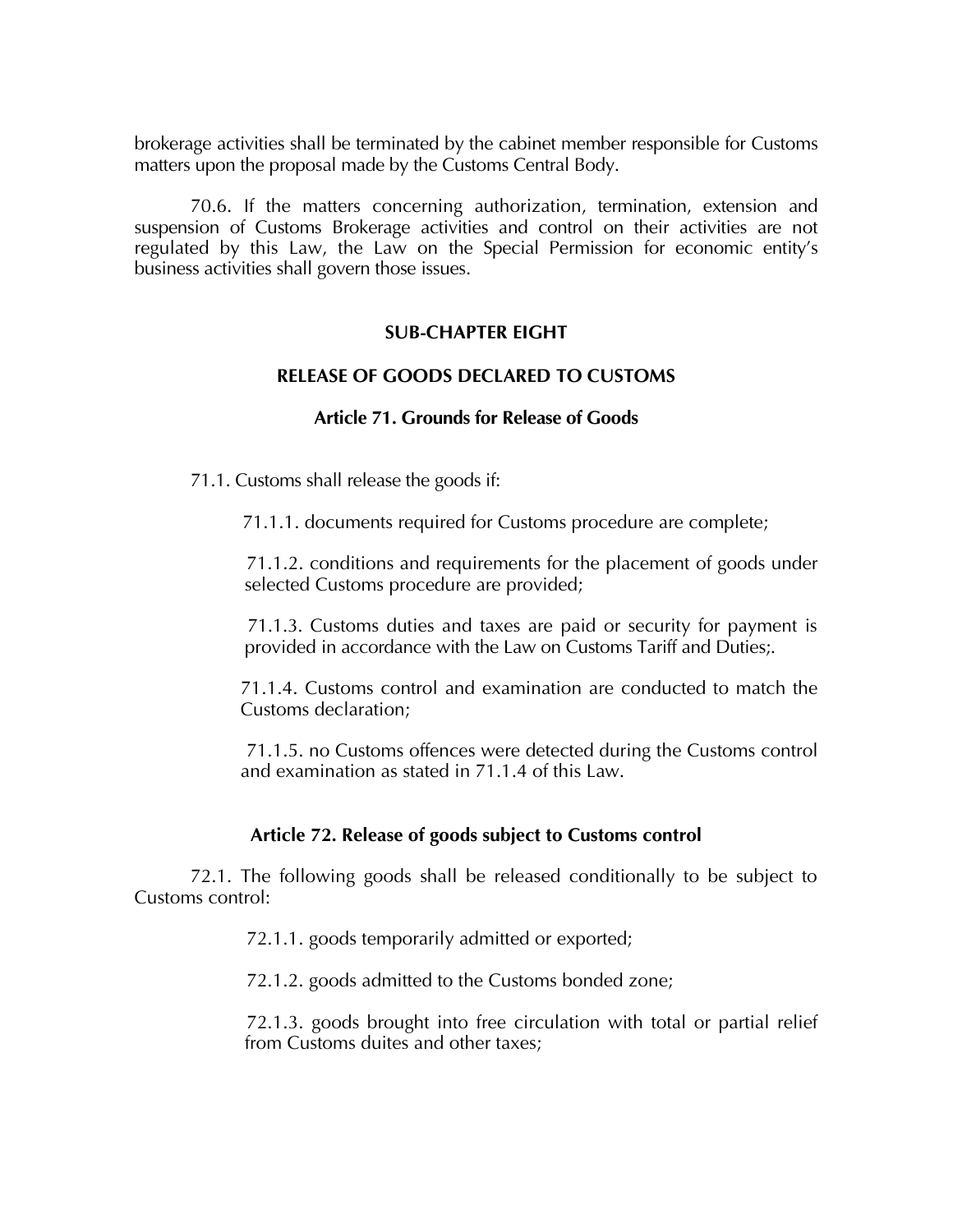brokerage activities shall be terminated by the cabinet member responsible for Customs matters upon the proposal made by the Customs Central Body.

70.6. If the matters concerning authorization, termination, extension and suspension of Customs Brokerage activities and control on their activities are not regulated by this Law, the Law on the Special Permission for economic entity's business activities shall govern those issues.

## SUB-CHAPTER EIGHT

## RELEASE OF GOODS DECLARED TO CUSTOMS

### Article 71. Grounds for Release of Goods

71.1. Customs shall release the goods if:

71.1.1. documents required for Customs procedure are complete;

71.1.2. conditions and requirements for the placement of goods under selected Customs procedure are provided;

71.1.3. Customs duties and taxes are paid or security for payment is provided in accordance with the Law on Customs Tariff and Duties;.

71.1.4. Customs control and examination are conducted to match the Customs declaration;

71.1.5. no Customs offences were detected during the Customs control and examination as stated in 71.1.4 of this Law.

### Article 72. Release of goods subject to Customs control

72.1. The following goods shall be released conditionally to be subject to Customs control:

72.1.1. goods temporarily admitted or exported;

72.1.2. goods admitted to the Customs bonded zone;

72.1.3. goods brought into free circulation with total or partial relief from Customs duites and other taxes;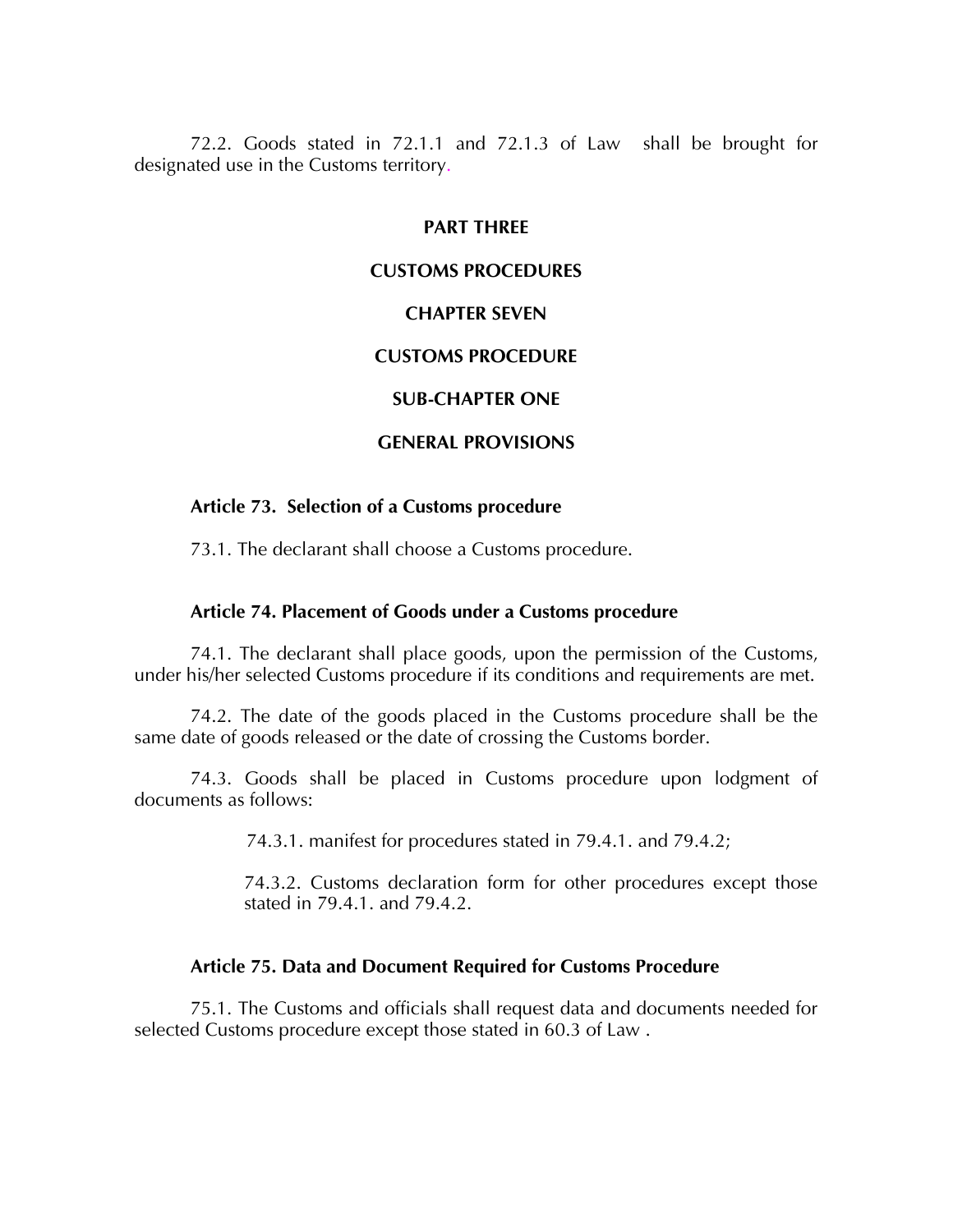72.2. Goods stated in 72.1.1 and 72.1.3 of Law shall be brought for designated use in the Customs territory.

# PART THREE

# CUSTOMS PROCEDURES

## CHAPTER SEVEN

## CUSTOMS PROCEDURE

### SUB-CHAPTER ONE

### GENERAL PROVISIONS

**Article 73. Selection of a Customs procedure**

73.1. The declarant shall choose a Customs procedure.

**Article 74. Placement of Goods under a Customs procedure**

74.1. The declarant shall place goods, upon the permission of the Customs, under his/her selected Customs procedure if its conditions and requirements are met.

74.2. The date of the goods placed in the Customs procedure shall be the same date of goods released or the date of crossing the Customs border.

74.3. Goods shall be placed in Customs procedure upon lodgment of documents as follows:

74.3.1. manifest for procedures stated in 79.4.1. and 79.4.2;

74.3.2. Customs declaration form for other procedures except those stated in 79.4.1. and 79.4.2.

**Article 75. Data and Document Required for Customs Procedure**

75.1. The Customs and officials shall request data and documents needed for selected Customs procedure except those stated in 60.3 of Law .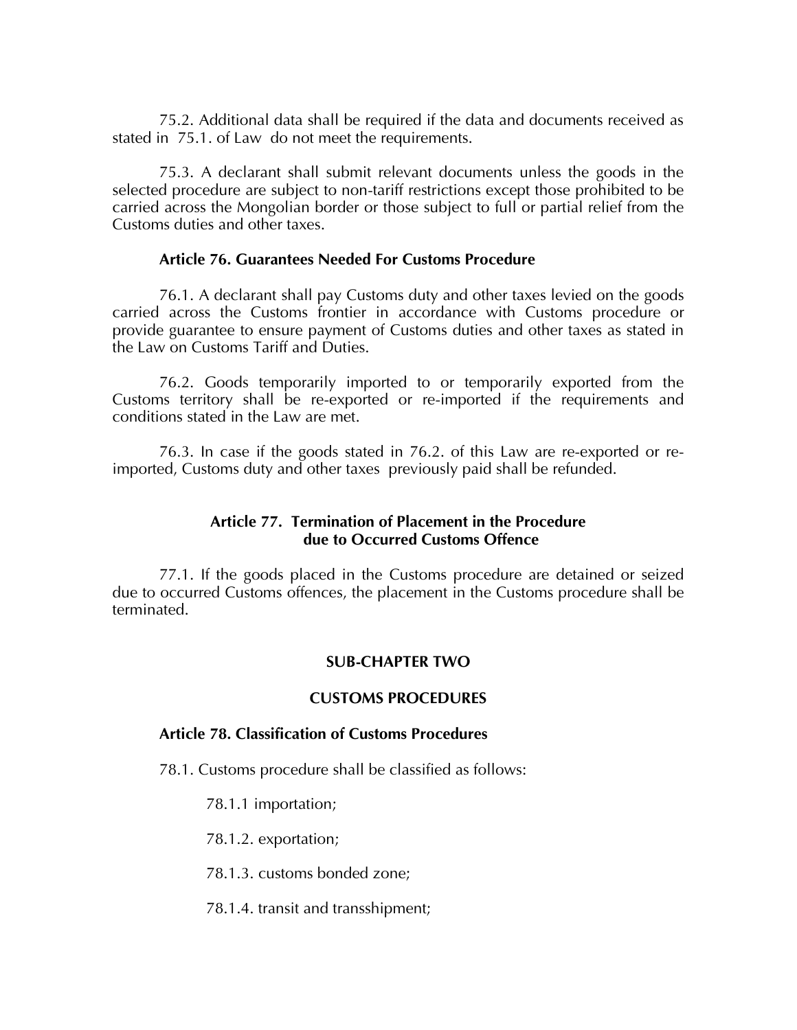75.2. Additional data shall be required if the data and documents received as stated in 75.1. of Law do not meet the requirements.

75.3. A declarant shall submit relevant documents unless the goods in the selected procedure are subject to non-tariff restrictions except those prohibited to be carried across the Mongolian border or those subject to full or partial relief from the Customs duties and other taxes.

**Article 76. Guarantees Needed For Customs Procedure**

76.1. A declarant shall pay Customs duty and other taxes levied on the goods carried across the Customs frontier in accordance with Customs procedure or provide guarantee to ensure payment of Customs duties and other taxes as stated in the Law on Customs Tariff and Duties.

76.2. Goods temporarily imported to or temporarily exported from the Customs territory shall be re-exported or re-imported if the requirements and conditions stated in the Law are met.

76.3. In case if the goods stated in 76.2. of this Law are re-exported or re-imported, Customs duty and other taxes previously paid shall be refunded.

**Article 77. Termination of Placement in the Procedure due to Occurred Customs Offence**

77.1. If the goods placed in the Customs procedure are detained or seized due to occurred Customs offences, the placement in the Customs procedure shall be terminated.

## SUB-CHAPTER TWO

## CUSTOMS PROCEDURES

**Article 78. Classification of Customs Procedures**

78.1. Customs procedure shall be classified as follows:

78.1.1 importation;

78.1.2. exportation;

78.1.3. customs bonded zone;

78.1.4. transit and transshipment;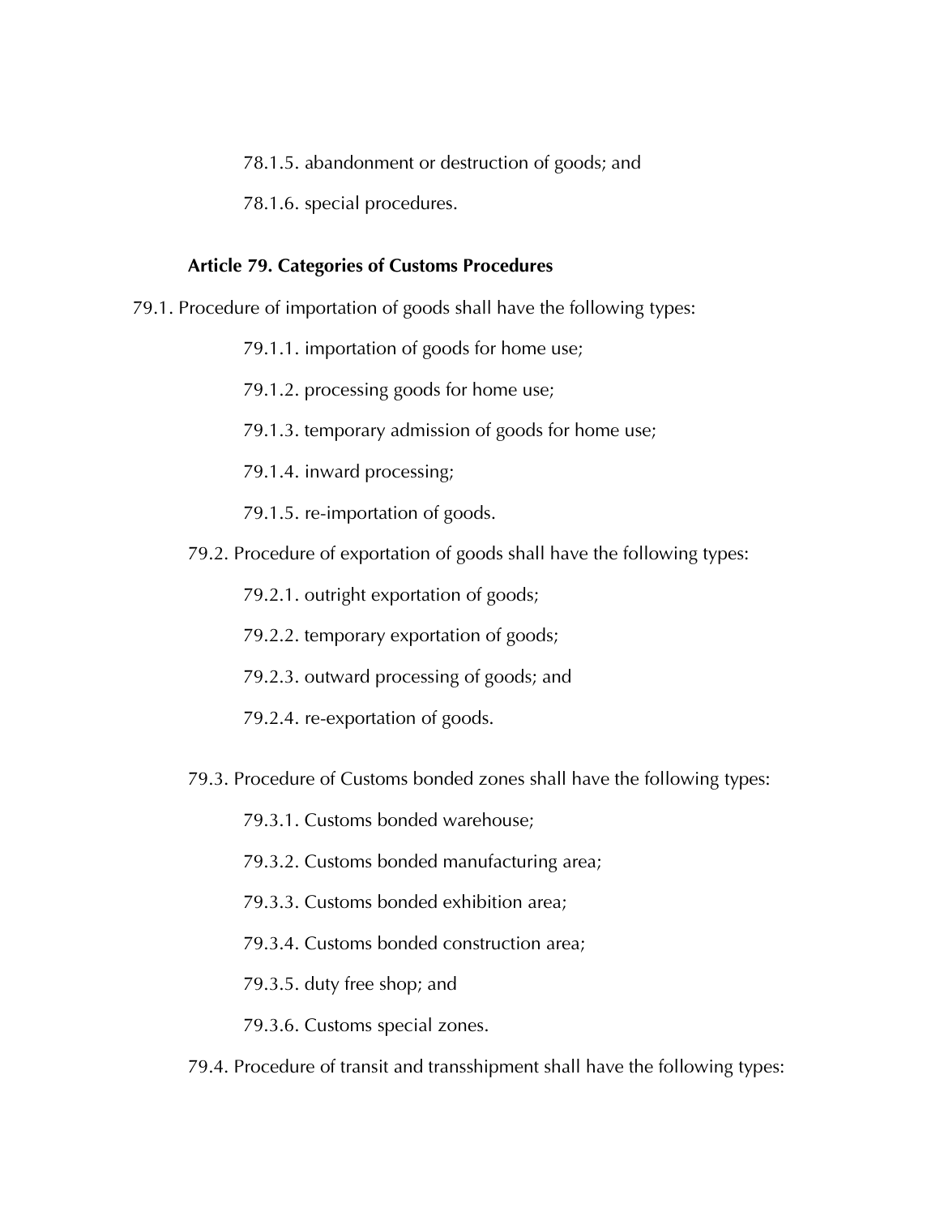78.1.5. abandonment or destruction of goods; and

78.1.6. special procedures.

**Article 79. Categories of Customs Procedures**

79.1. Procedure of importation of goods shall have the following types:

79.1.1. importation of goods for home use;

79.1.2. processing goods for home use;

79.1.3. temporary admission of goods for home use;

79.1.4. inward processing;

79.1.5. re-importation of goods.

79.2. Procedure of exportation of goods shall have the following types:

79.2.1. outright exportation of goods;

79.2.2. temporary exportation of goods;

79.2.3. outward processing of goods; and

79.2.4. re-exportation of goods.

79.3. Procedure of Customs bonded zones shall have the following types:

79.3.1. Customs bonded warehouse;

79.3.2. Customs bonded manufacturing area;

79.3.3. Customs bonded exhibition area;

79.3.4. Customs bonded construction area;

79.3.5. duty free shop; and

79.3.6. Customs special zones.

79.4. Procedure of transit and transshipment shall have the following types: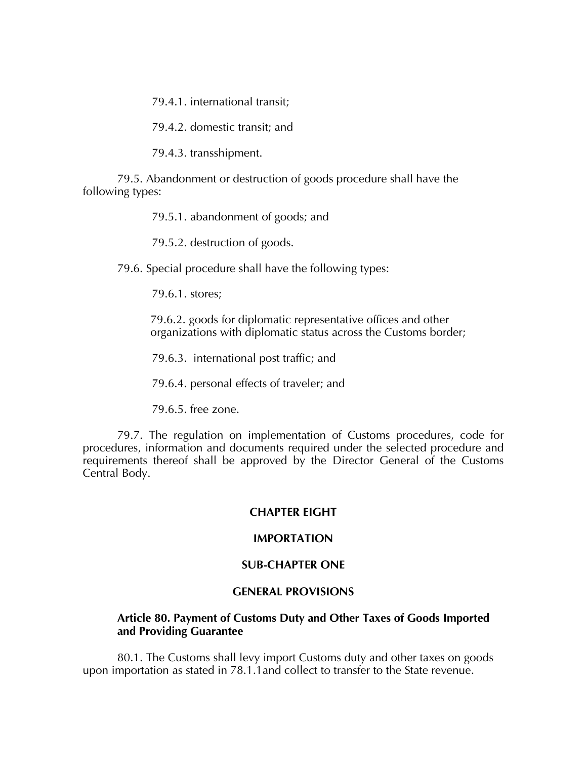79.4.1. international transit;

79.4.2. domestic transit; and

79.4.3. transshipment.

79.5. Abandonment or destruction of goods procedure shall have the following types:

79.5.1. abandonment of goods; and

79.5.2. destruction of goods.

79.6. Special procedure shall have the following types:

79.6.1. stores;

79.6.2. goods for diplomatic representative offices and other organizations with diplomatic status across the Customs border;

79.6.3. international post traffic; and

79.6.4. personal effects of traveler; and

79.6.5. free zone.

79.7. The regulation on implementation of Customs procedures, code for procedures, information and documents required under the selected procedure and requirements thereof shall be approved by the Director General of the Customs Central Body.

## CHAPTER EIGHT

## IMPORTATION

## SUB-CHAPTER ONE

## GENERAL PROVISIONS

### Article 80. Payment of Customs Duty and Other Taxes of Goods Imported and Providing Guarantee

80.1. The Customs shall levy import Customs duty and other taxes on goods upon importation as stated in 78.1.1and collect to transfer to the State revenue.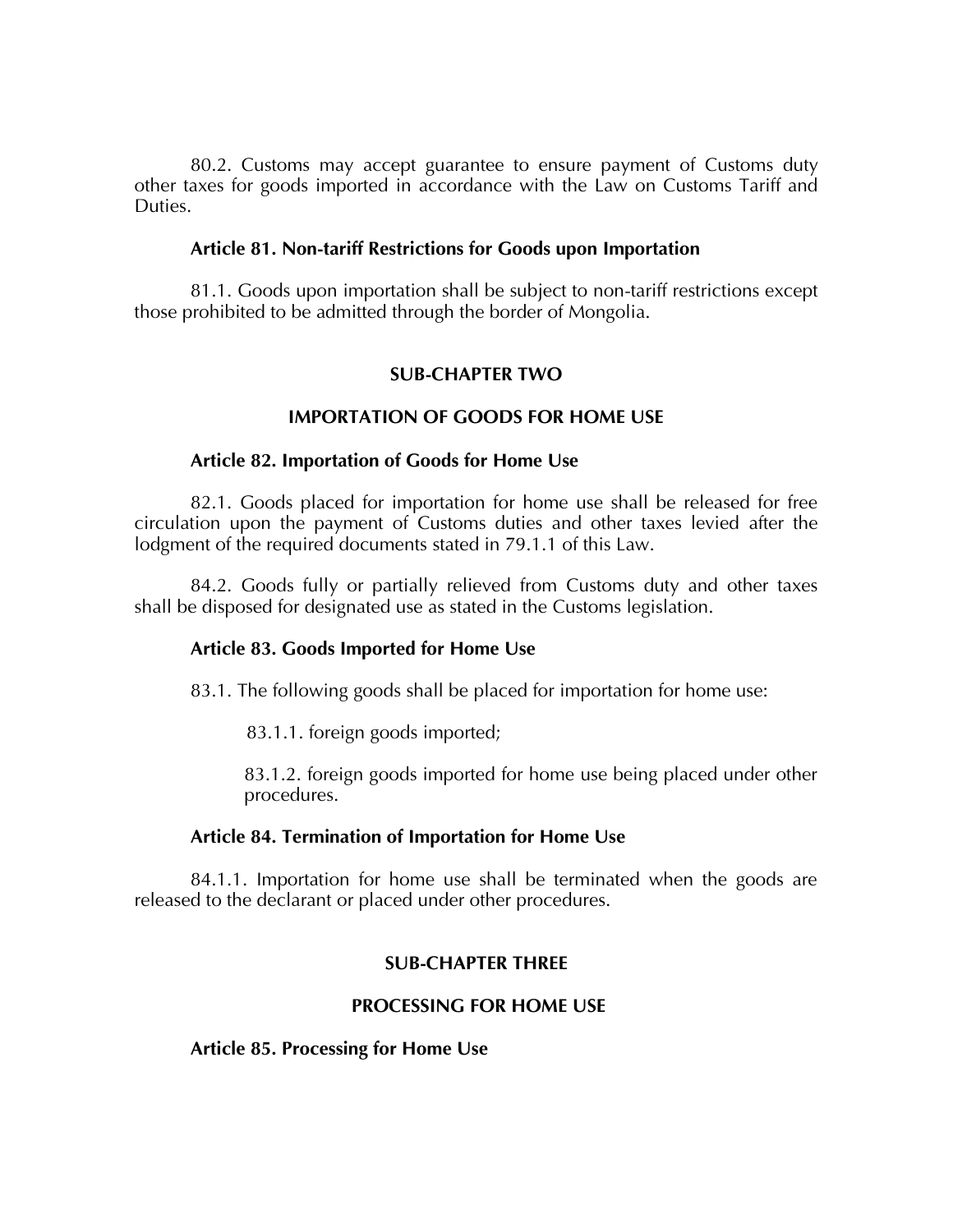80.2. Customs may accept guarantee to ensure payment of Customs duty other taxes for goods imported in accordance with the Law on Customs Tariff and Duties.

**Article 81. Non-tariff Restrictions for Goods upon Importation**

81.1. Goods upon importation shall be subject to non-tariff restrictions except those prohibited to be admitted through the border of Mongolia.

## SUB-CHAPTER TWO

## IMPORTATION OF GOODS FOR HOME USE

**Article 82. Importation of Goods for Home Use**

82.1. Goods placed for importation for home use shall be released for free circulation upon the payment of Customs duties and other taxes levied after the lodgment of the required documents stated in 79.1.1 of this Law.

84.2. Goods fully or partially relieved from Customs duty and other taxes shall be disposed for designated use as stated in the Customs legislation.

**Article 83. Goods Imported for Home Use**

83.1. The following goods shall be placed for importation for home use:

83.1.1. foreign goods imported;

83.1.2. foreign goods imported for home use being placed under other procedures.

**Article 84. Termination of Importation for Home Use**

84.1.1. Importation for home use shall be terminated when the goods are released to the declarant or placed under other procedures.

## SUB-CHAPTER THREE

## PROCESSING FOR HOME USE

**Article 85. Processing for Home Use**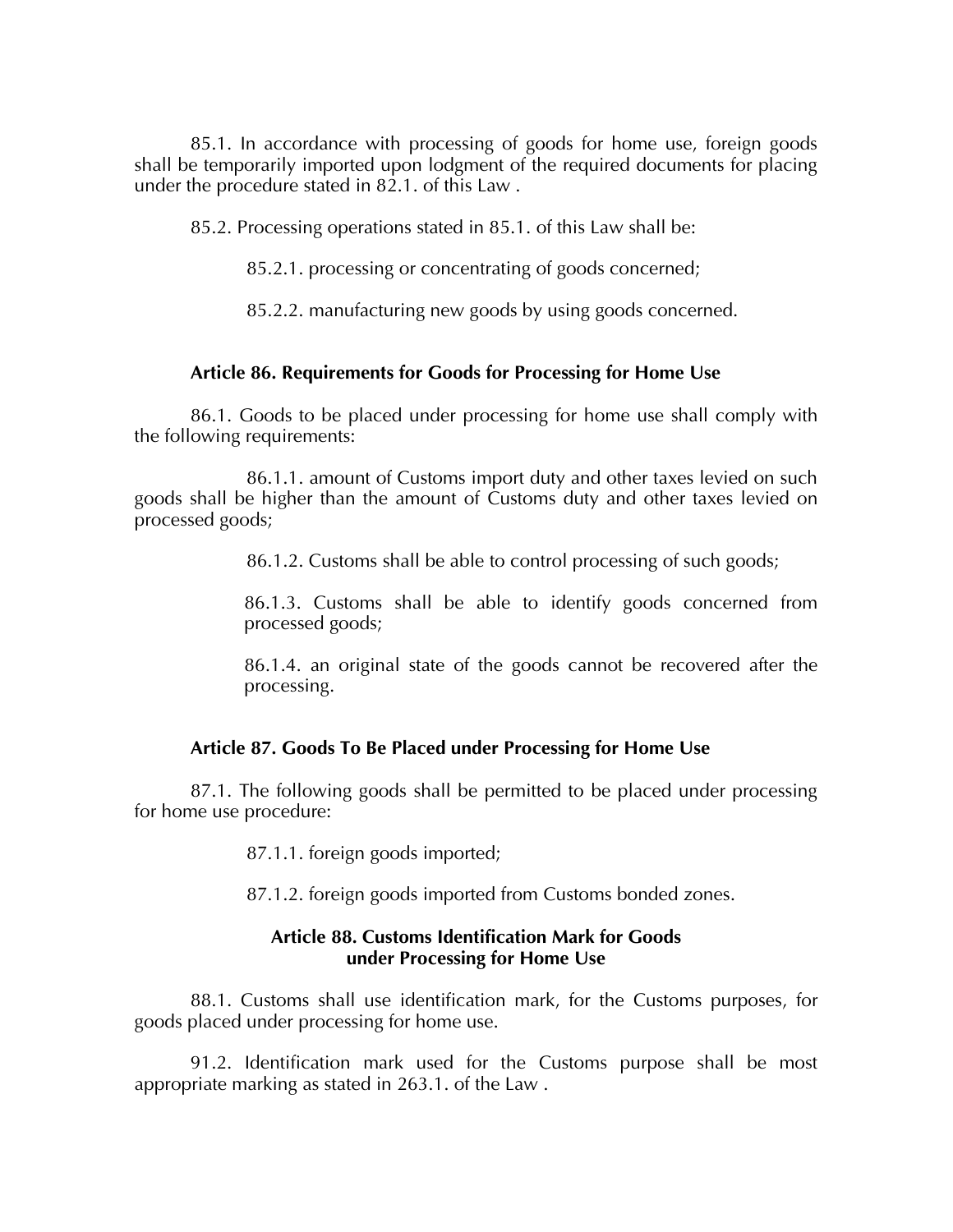85.1. In accordance with processing of goods for home use, foreign goods shall be temporarily imported upon lodgment of the required documents for placing under the procedure stated in 82.1. of this Law .

85.2. Processing operations stated in 85.1. of this Law shall be:

85.2.1. processing or concentrating of goods concerned;

85.2.2. manufacturing new goods by using goods concerned.

### Article 86. Requirements for Goods for Processing for Home Use

86.1. Goods to be placed under processing for home use shall comply with the following requirements:

86.1.1. amount of Customs import duty and other taxes levied on such goods shall be higher than the amount of Customs duty and other taxes levied on processed goods;

86.1.2. Customs shall be able to control processing of such goods;

86.1.3. Customs shall be able to identify goods concerned from processed goods;

86.1.4. an original state of the goods cannot be recovered after the processing.

### Article 87. Goods To Be Placed under Processing for Home Use

87.1. The following goods shall be permitted to be placed under processing for home use procedure:

87.1.1. foreign goods imported;

87.1.2. foreign goods imported from Customs bonded zones.

### Article 88. Customs Identification Mark for Goods under Processing for Home Use

88.1. Customs shall use identification mark, for the Customs purposes, for goods placed under processing for home use.

91.2. Identification mark used for the Customs purpose shall be most appropriate marking as stated in 263.1. of the Law .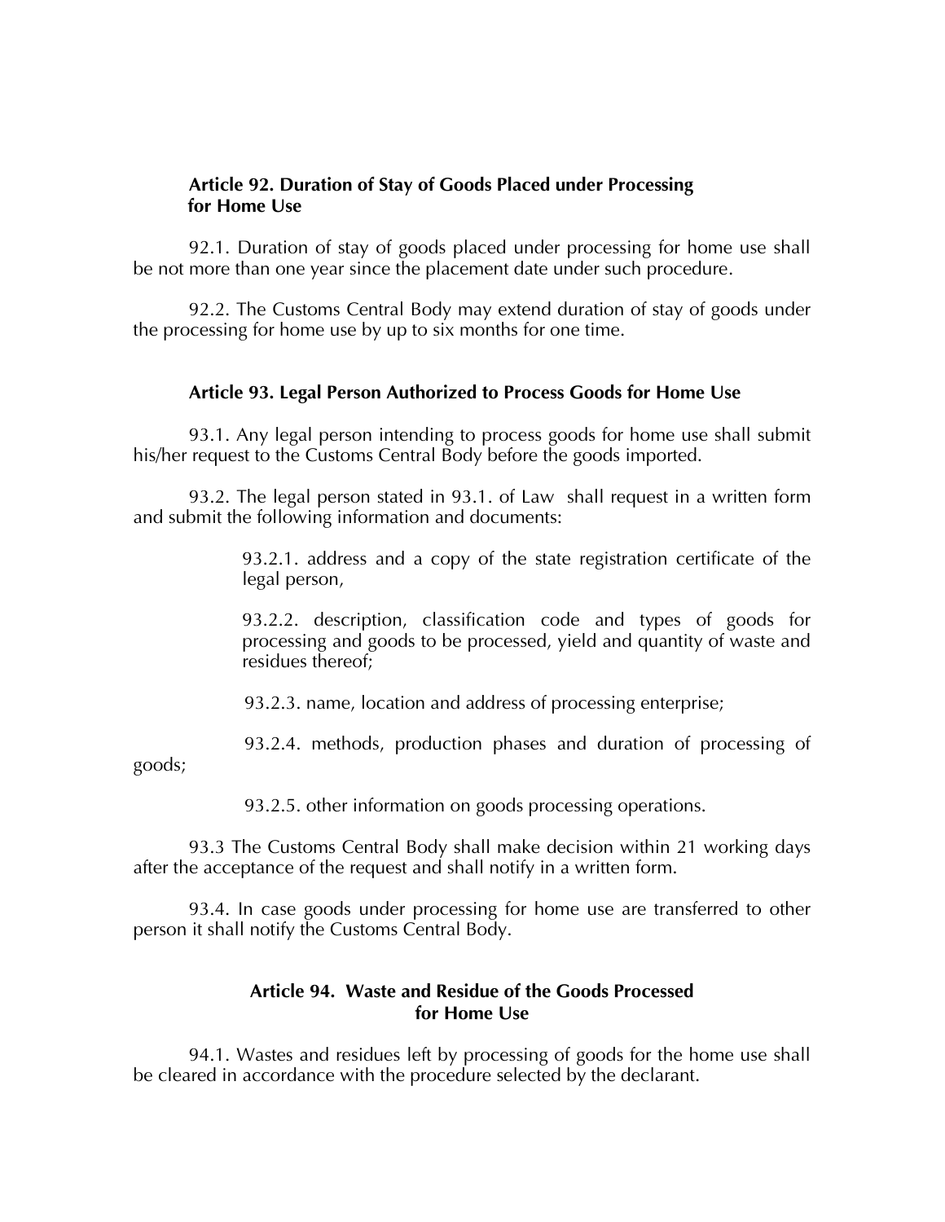### Article 92. Duration of Stay of Goods Placed under Processing for Home Use

92.1. Duration of stay of goods placed under processing for home use shall be not more than one year since the placement date under such procedure.

92.2. The Customs Central Body may extend duration of stay of goods under the processing for home use by up to six months for one time.

### Article 93. Legal Person Authorized to Process Goods for Home Use

93.1. Any legal person intending to process goods for home use shall submit his/her request to the Customs Central Body before the goods imported.

93.2. The legal person stated in 93.1. of Law shall request in a written form and submit the following information and documents:

93.2.1. address and a copy of the state registration certificate of the legal person,

93.2.2. description, classification code and types of goods for processing and goods to be processed, yield and quantity of waste and residues thereof;

93.2.3. name, location and address of processing enterprise;

93.2.4. methods, production phases and duration of processing of goods;

93.2.5. other information on goods processing operations.

93.3 The Customs Central Body shall make decision within 21 working days after the acceptance of the request and shall notify in a written form.

93.4. In case goods under processing for home use are transferred to other person it shall notify the Customs Central Body.

### Article 94. Waste and Residue of the Goods Processed for Home Use

94.1. Wastes and residues left by processing of goods for the home use shall be cleared in accordance with the procedure selected by the declarant.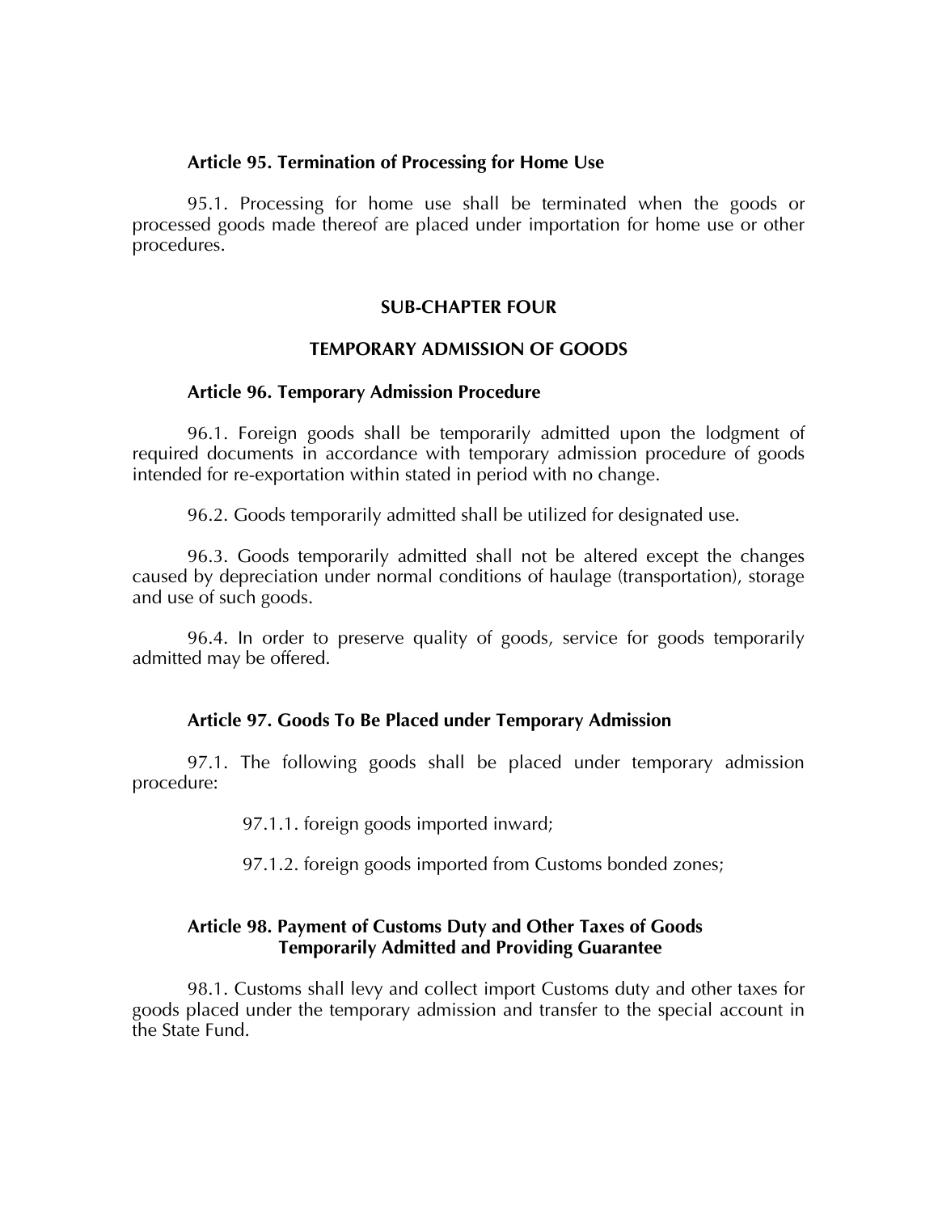### Article 95. Termination of Processing for Home Use

95.1. Processing for home use shall be terminated when the goods or processed goods made thereof are placed under importation for home use or other procedures.

## SUB-CHAPTER FOUR

## TEMPORARY ADMISSION OF GOODS

### Article 96. Temporary Admission Procedure

96.1. Foreign goods shall be temporarily admitted upon the lodgment of required documents in accordance with temporary admission procedure of goods intended for re-exportation within stated in period with no change.

96.2. Goods temporarily admitted shall be utilized for designated use.

96.3. Goods temporarily admitted shall not be altered except the changes caused by depreciation under normal conditions of haulage (transportation), storage and use of such goods.

96.4. In order to preserve quality of goods, service for goods temporarily admitted may be offered.

### Article 97. Goods To Be Placed under Temporary Admission

97.1. The following goods shall be placed under temporary admission procedure:

97.1.1. foreign goods imported inward;

97.1.2. foreign goods imported from Customs bonded zones;

### Article 98. Payment of Customs Duty and Other Taxes of Goods Temporarily Admitted and Providing Guarantee

98.1. Customs shall levy and collect import Customs duty and other taxes for goods placed under the temporary admission and transfer to the special account in the State Fund.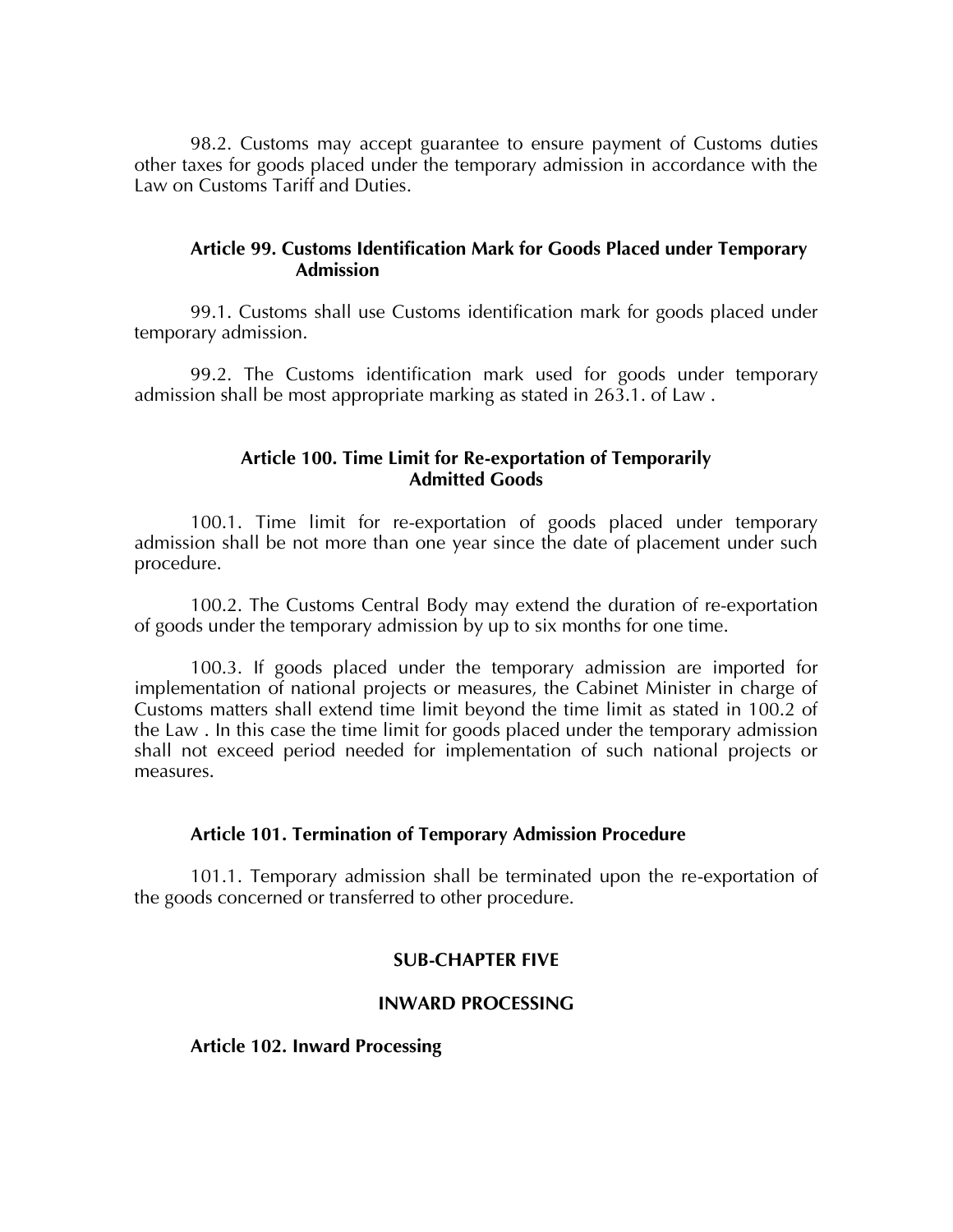98.2. Customs may accept guarantee to ensure payment of Customs duties other taxes for goods placed under the temporary admission in accordance with the Law on Customs Tariff and Duties.

### Article 99. Customs Identification Mark for Goods Placed under Temporary Admission

99.1. Customs shall use Customs identification mark for goods placed under temporary admission.

99.2. The Customs identification mark used for goods under temporary admission shall be most appropriate marking as stated in 263.1. of Law .

### Article 100. Time Limit for Re-exportation of Temporarily Admitted Goods

100.1. Time limit for re-exportation of goods placed under temporary admission shall be not more than one year since the date of placement under such procedure.

100.2. The Customs Central Body may extend the duration of re-exportation of goods under the temporary admission by up to six months for one time.

100.3. If goods placed under the temporary admission are imported for implementation of national projects or measures, the Cabinet Minister in charge of Customs matters shall extend time limit beyond the time limit as stated in 100.2 of the Law . In this case the time limit for goods placed under the temporary admission shall not exceed period needed for implementation of such national projects or measures.

### Article 101. Termination of Temporary Admission Procedure

101.1. Temporary admission shall be terminated upon the re-exportation of the goods concerned or transferred to other procedure.

## SUB-CHAPTER FIVE

## INWARD PROCESSING

### Article 102. Inward Processing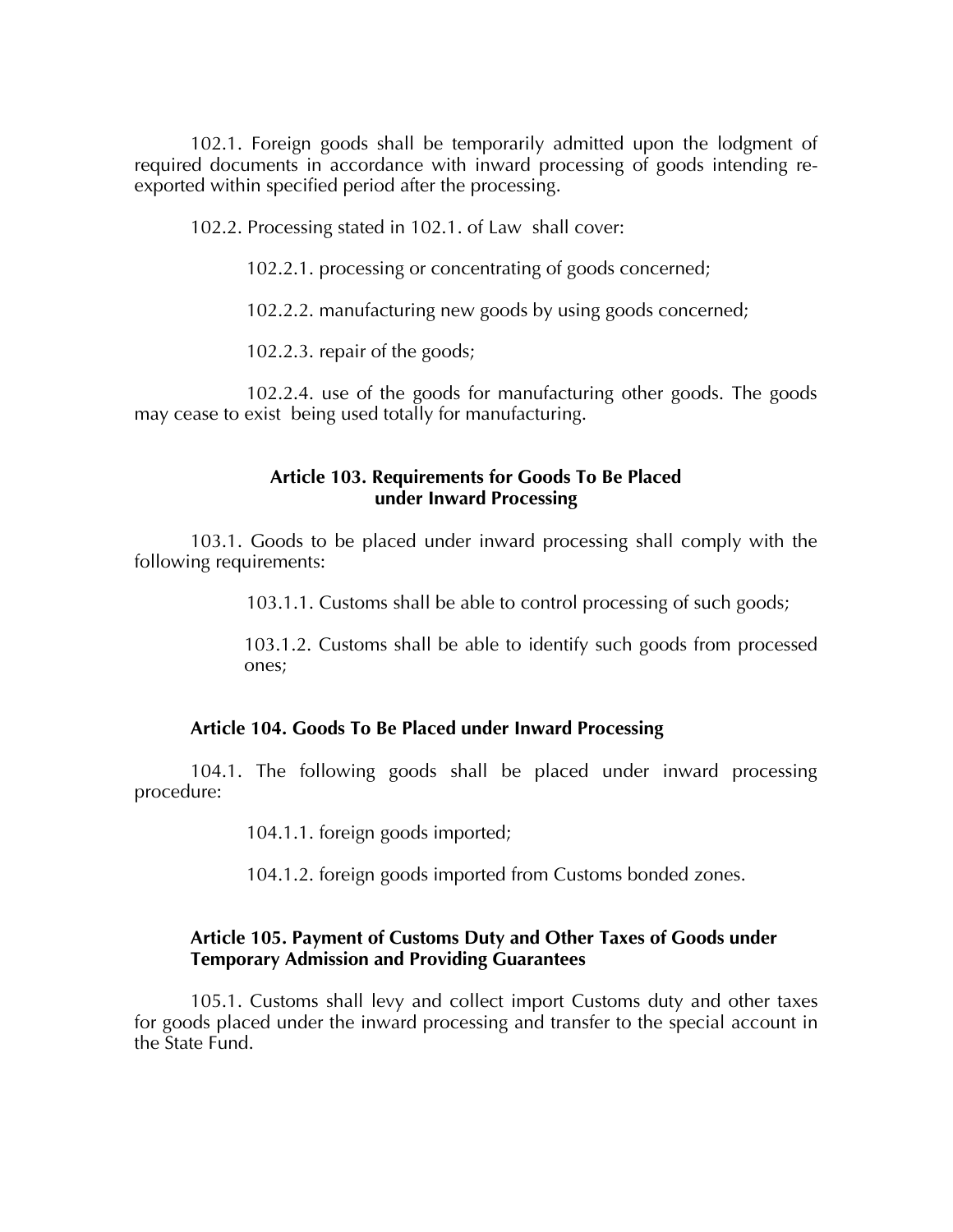102.1. Foreign goods shall be temporarily admitted upon the lodgment of required documents in accordance with inward processing of goods intending re-exported within specified period after the processing.

102.2. Processing stated in 102.1. of Law shall cover:

102.2.1. processing or concentrating of goods concerned;

102.2.2. manufacturing new goods by using goods concerned;

102.2.3. repair of the goods;

102.2.4. use of the goods for manufacturing other goods. The goods may cease to exist being used totally for manufacturing.

### Article 103. Requirements for Goods To Be Placed under Inward Processing

103.1. Goods to be placed under inward processing shall comply with the following requirements:

103.1.1. Customs shall be able to control processing of such goods;

103.1.2. Customs shall be able to identify such goods from processed ones;

### Article 104. Goods To Be Placed under Inward Processing

104.1. The following goods shall be placed under inward processing procedure:

104.1.1. foreign goods imported;

104.1.2. foreign goods imported from Customs bonded zones.

### Article 105. Payment of Customs Duty and Other Taxes of Goods under Temporary Admission and Providing Guarantees

105.1. Customs shall levy and collect import Customs duty and other taxes for goods placed under the inward processing and transfer to the special account in the State Fund.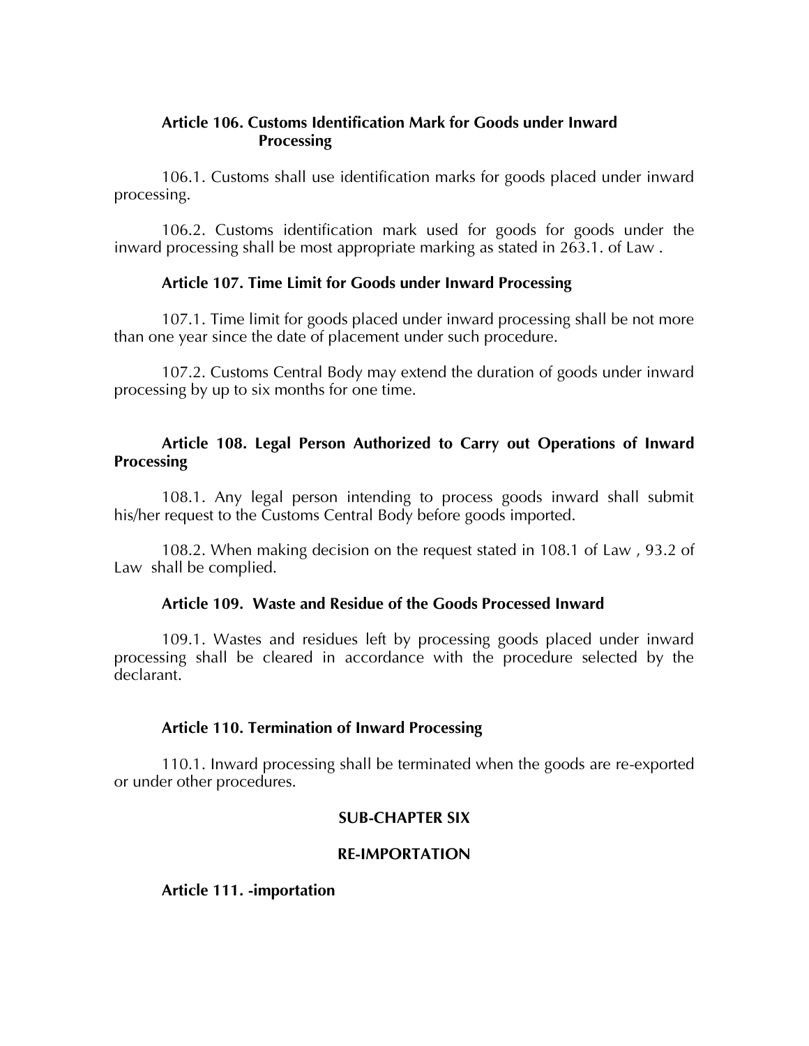### Article 106. Customs Identification Mark for Goods under Inward Processing

106.1. Customs shall use identification marks for goods placed under inward processing.

106.2. Customs identification mark used for goods for goods under the inward processing shall be most appropriate marking as stated in 263.1. of Law .

### Article 107. Time Limit for Goods under Inward Processing

107.1. Time limit for goods placed under inward processing shall be not more than one year since the date of placement under such procedure.

107.2. Customs Central Body may extend the duration of goods under inward processing by up to six months for one time.

### Article 108. Legal Person Authorized to Carry out Operations of Inward Processing

108.1. Any legal person intending to process goods inward shall submit his/her request to the Customs Central Body before goods imported.

108.2. When making decision on the request stated in 108.1 of Law , 93.2 of Law shall be complied.

### Article 109. Waste and Residue of the Goods Processed Inward

109.1. Wastes and residues left by processing goods placed under inward processing shall be cleared in accordance with the procedure selected by the declarant.

### Article 110. Termination of Inward Processing

110.1. Inward processing shall be terminated when the goods are re-exported or under other procedures.

## SUB-CHAPTER SIX

## RE-IMPORTATION

### Article 111. -importation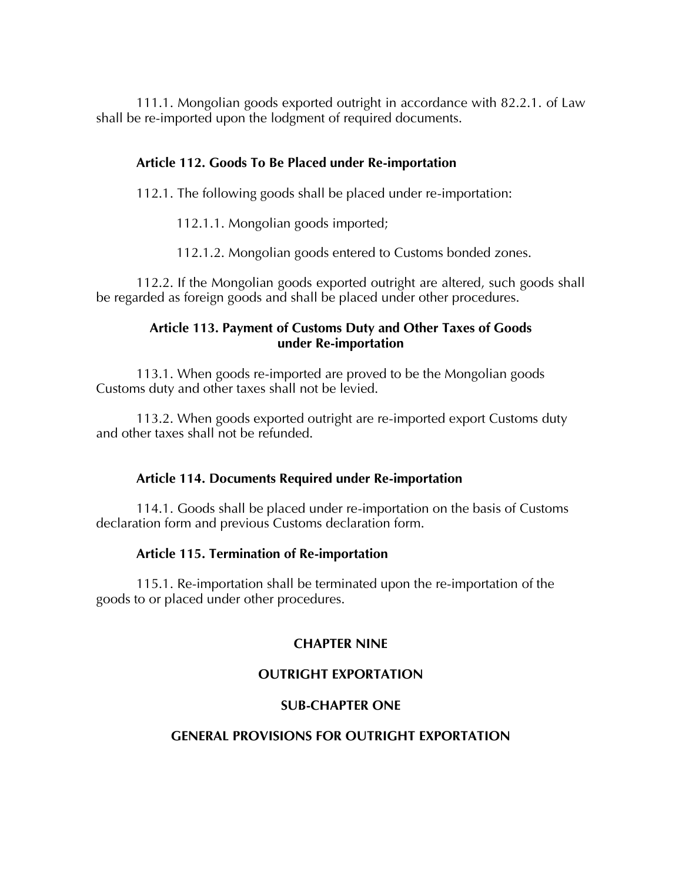111.1. Mongolian goods exported outright in accordance with 82.2.1. of Law shall be re-imported upon the lodgment of required documents.

### Article 112. Goods To Be Placed under Re-importation

112.1. The following goods shall be placed under re-importation:

112.1.1. Mongolian goods imported;

112.1.2. Mongolian goods entered to Customs bonded zones.

112.2. If the Mongolian goods exported outright are altered, such goods shall be regarded as foreign goods and shall be placed under other procedures.

### Article 113. Payment of Customs Duty and Other Taxes of Goods under Re-importation

113.1. When goods re-imported are proved to be the Mongolian goods Customs duty and other taxes shall not be levied.

113.2. When goods exported outright are re-imported export Customs duty and other taxes shall not be refunded.

### Article 114. Documents Required under Re-importation

114.1. Goods shall be placed under re-importation on the basis of Customs declaration form and previous Customs declaration form.

### Article 115. Termination of Re-importation

115.1. Re-importation shall be terminated upon the re-importation of the goods to or placed under other procedures.

## CHAPTER NINE

## OUTRIGHT EXPORTATION

## SUB-CHAPTER ONE

## GENERAL PROVISIONS FOR OUTRIGHT EXPORTATION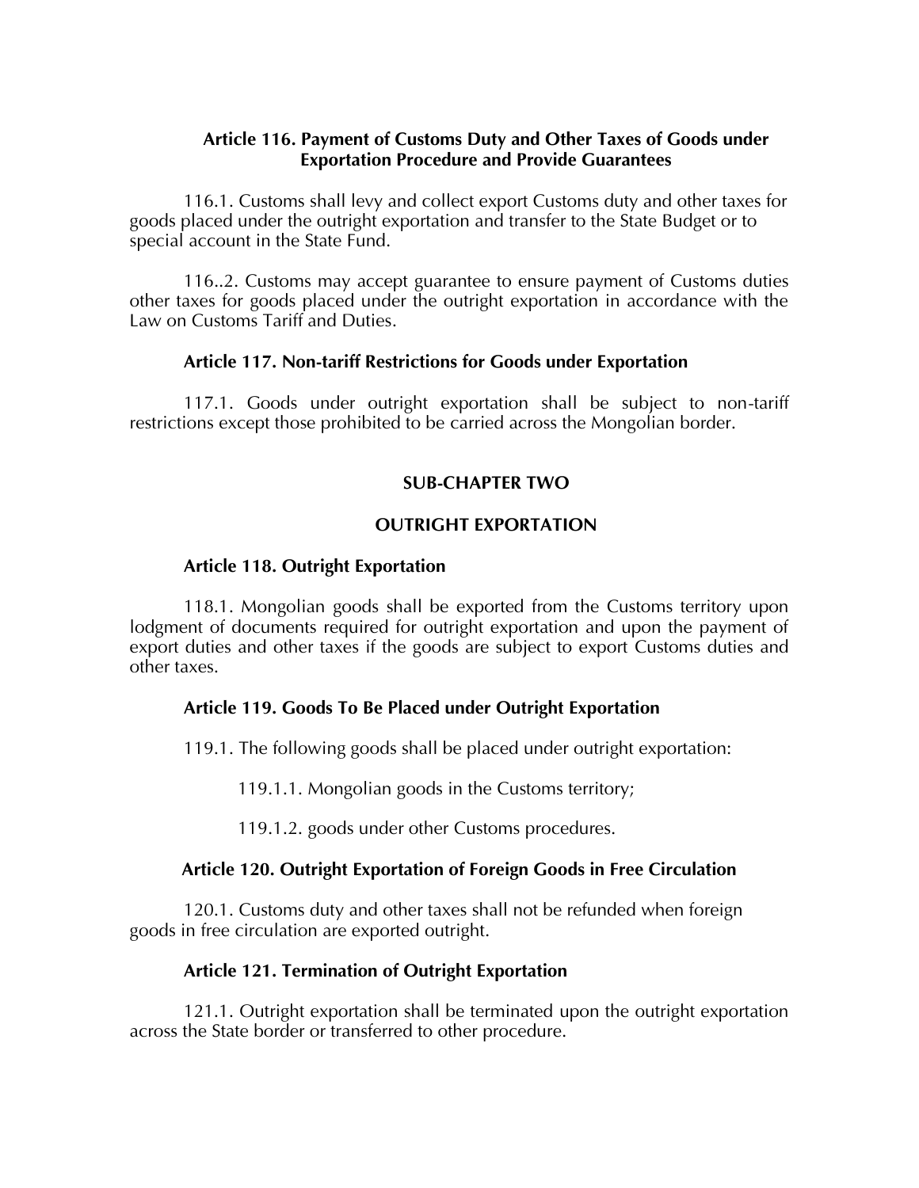### Article 116. Payment of Customs Duty and Other Taxes of Goods under Exportation Procedure and Provide Guarantees

116.1. Customs shall levy and collect export Customs duty and other taxes for goods placed under the outright exportation and transfer to the State Budget or to special account in the State Fund.

116..2. Customs may accept guarantee to ensure payment of Customs duties other taxes for goods placed under the outright exportation in accordance with the Law on Customs Tariff and Duties.

### Article 117. Non-tariff Restrictions for Goods under Exportation

117.1. Goods under outright exportation shall be subject to non-tariff restrictions except those prohibited to be carried across the Mongolian border.

## SUB-CHAPTER TWO

## OUTRIGHT EXPORTATION

### Article 118. Outright Exportation

118.1. Mongolian goods shall be exported from the Customs territory upon lodgment of documents required for outright exportation and upon the payment of export duties and other taxes if the goods are subject to export Customs duties and other taxes.

### Article 119. Goods To Be Placed under Outright Exportation

119.1. The following goods shall be placed under outright exportation:

119.1.1. Mongolian goods in the Customs territory;

119.1.2. goods under other Customs procedures.

### Article 120. Outright Exportation of Foreign Goods in Free Circulation

120.1. Customs duty and other taxes shall not be refunded when foreign goods in free circulation are exported outright.

### Article 121. Termination of Outright Exportation

121.1. Outright exportation shall be terminated upon the outright exportation across the State border or transferred to other procedure.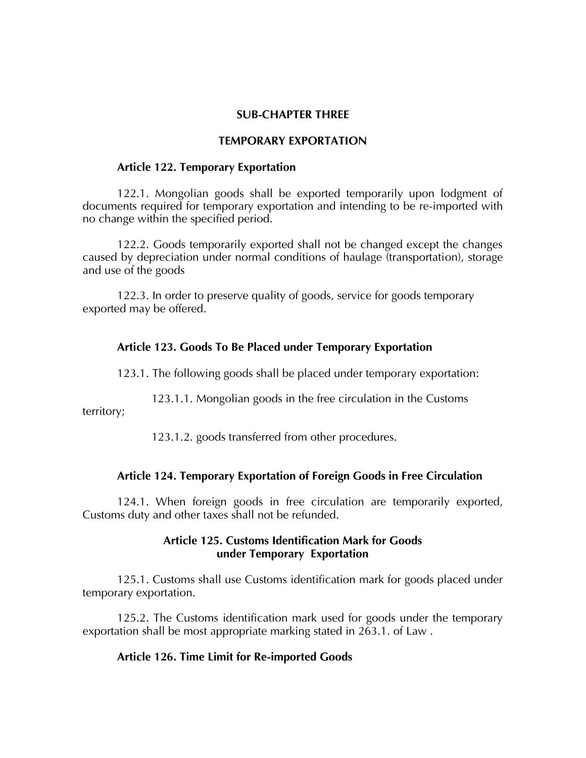## SUB-CHAPTER THREE

## TEMPORARY EXPORTATION

### Article 122. Temporary Exportation

122.1. Mongolian goods shall be exported temporarily upon lodgment of documents required for temporary exportation and intending to be re-imported with no change within the specified period.

122.2. Goods temporarily exported shall not be changed except the changes caused by depreciation under normal conditions of haulage (transportation), storage and use of the goods

122.3. In order to preserve quality of goods, service for goods temporary exported may be offered.

### Article 123. Goods To Be Placed under Temporary Exportation

123.1. The following goods shall be placed under temporary exportation:

123.1.1. Mongolian goods in the free circulation in the Customs territory;

123.1.2. goods transferred from other procedures.

### Article 124. Temporary Exportation of Foreign Goods in Free Circulation

124.1. When foreign goods in free circulation are temporarily exported, Customs duty and other taxes shall not be refunded.

### Article 125. Customs Identification Mark for Goods under Temporary Exportation

125.1. Customs shall use Customs identification mark for goods placed under temporary exportation.

125.2. The Customs identification mark used for goods under the temporary exportation shall be most appropriate marking stated in 263.1. of Law .

### Article 126. Time Limit for Re-imported Goods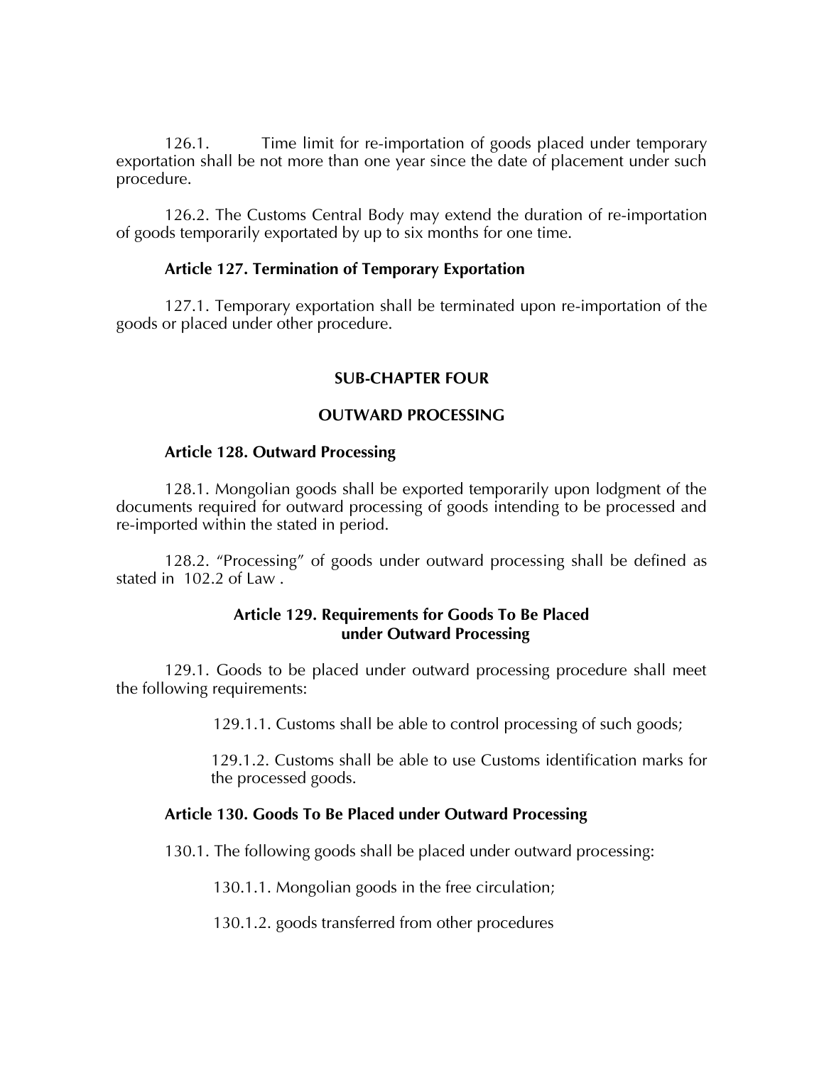126.1. Time limit for re-importation of goods placed under temporary exportation shall be not more than one year since the date of placement under such procedure.

126.2. The Customs Central Body may extend the duration of re-importation of goods temporarily exportated by up to six months for one time.

**Article 127. Termination of Temporary Exportation**

127.1. Temporary exportation shall be terminated upon re-importation of the goods or placed under other procedure.

## SUB-CHAPTER FOUR

## OUTWARD PROCESSING

**Article 128. Outward Processing**

128.1. Mongolian goods shall be exported temporarily upon lodgment of the documents required for outward processing of goods intending to be processed and re-imported within the stated in period.

128.2. "Processing" of goods under outward processing shall be defined as stated in 102.2 of Law .

**Article 129. Requirements for Goods To Be Placed under Outward Processing**

129.1. Goods to be placed under outward processing procedure shall meet the following requirements:

129.1.1. Customs shall be able to control processing of such goods;

129.1.2. Customs shall be able to use Customs identification marks for the processed goods.

**Article 130. Goods To Be Placed under Outward Processing**

130.1. The following goods shall be placed under outward processing:

130.1.1. Mongolian goods in the free circulation;

130.1.2. goods transferred from other procedures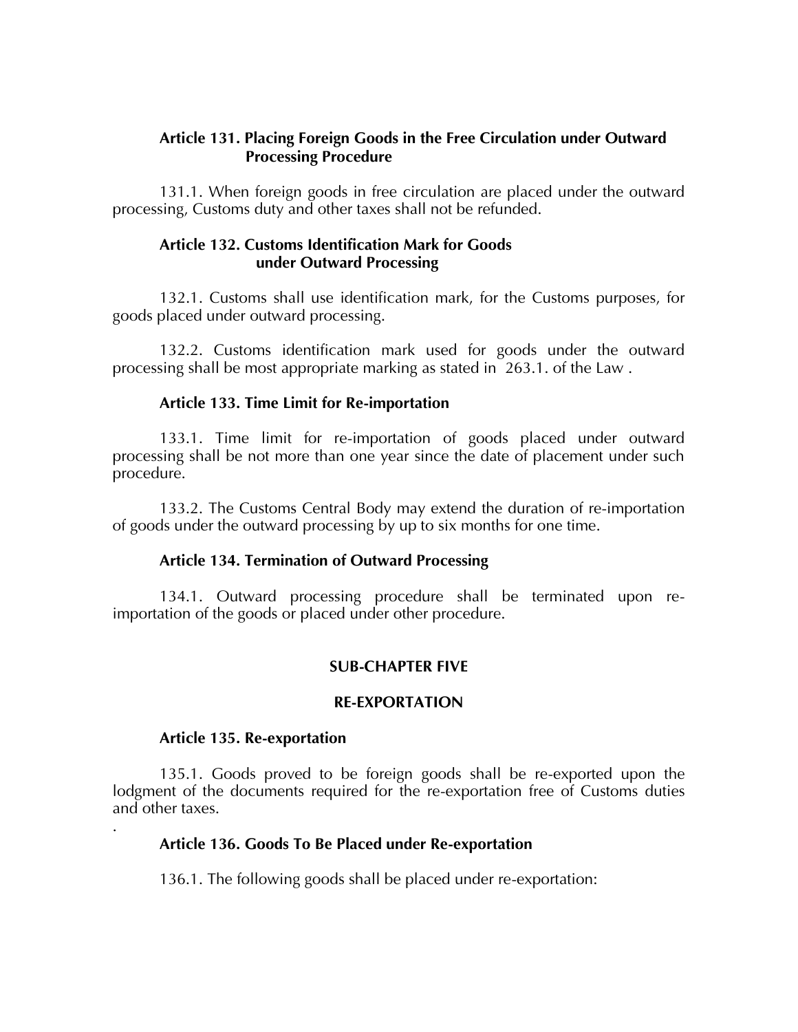### Article 131. Placing Foreign Goods in the Free Circulation under Outward Processing Procedure

131.1. When foreign goods in free circulation are placed under the outward processing, Customs duty and other taxes shall not be refunded.

### Article 132. Customs Identification Mark for Goods under Outward Processing

132.1. Customs shall use identification mark, for the Customs purposes, for goods placed under outward processing.

132.2. Customs identification mark used for goods under the outward processing shall be most appropriate marking as stated in 263.1. of the Law .

### Article 133. Time Limit for Re-importation

133.1. Time limit for re-importation of goods placed under outward processing shall be not more than one year since the date of placement under such procedure.

133.2. The Customs Central Body may extend the duration of re-importation of goods under the outward processing by up to six months for one time.

### Article 134. Termination of Outward Processing

134.1. Outward processing procedure shall be terminated upon re-importation of the goods or placed under other procedure.

## SUB-CHAPTER FIVE

## RE-EXPORTATION

### Article 135. Re-exportation

135.1. Goods proved to be foreign goods shall be re-exported upon the lodgment of the documents required for the re-exportation free of Customs duties and other taxes.

.

### Article 136. Goods To Be Placed under Re-exportation

136.1. The following goods shall be placed under re-exportation: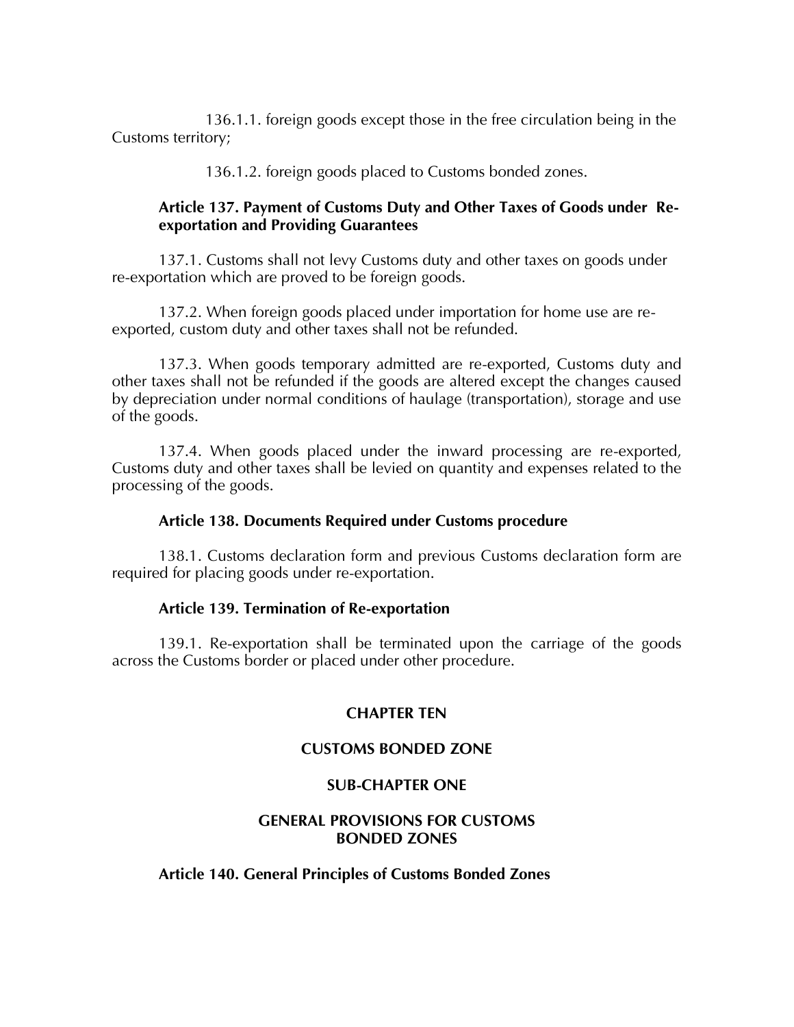136.1.1. foreign goods except those in the free circulation being in the Customs territory;

136.1.2. foreign goods placed to Customs bonded zones.

**Article 137. Payment of Customs Duty and Other Taxes of Goods under Re-exportation and Providing Guarantees**

137.1. Customs shall not levy Customs duty and other taxes on goods under re-exportation which are proved to be foreign goods.

137.2. When foreign goods placed under importation for home use are re-exported, custom duty and other taxes shall not be refunded.

137.3. When goods temporary admitted are re-exported, Customs duty and other taxes shall not be refunded if the goods are altered except the changes caused by depreciation under normal conditions of haulage (transportation), storage and use of the goods.

137.4. When goods placed under the inward processing are re-exported, Customs duty and other taxes shall be levied on quantity and expenses related to the processing of the goods.

**Article 138. Documents Required under Customs procedure**

138.1. Customs declaration form and previous Customs declaration form are required for placing goods under re-exportation.

**Article 139. Termination of Re-exportation**

139.1. Re-exportation shall be terminated upon the carriage of the goods across the Customs border or placed under other procedure.

## CHAPTER TEN

## CUSTOMS BONDED ZONE

### SUB-CHAPTER ONE

### GENERAL PROVISIONS FOR CUSTOMS BONDED ZONES

**Article 140. General Principles of Customs Bonded Zones**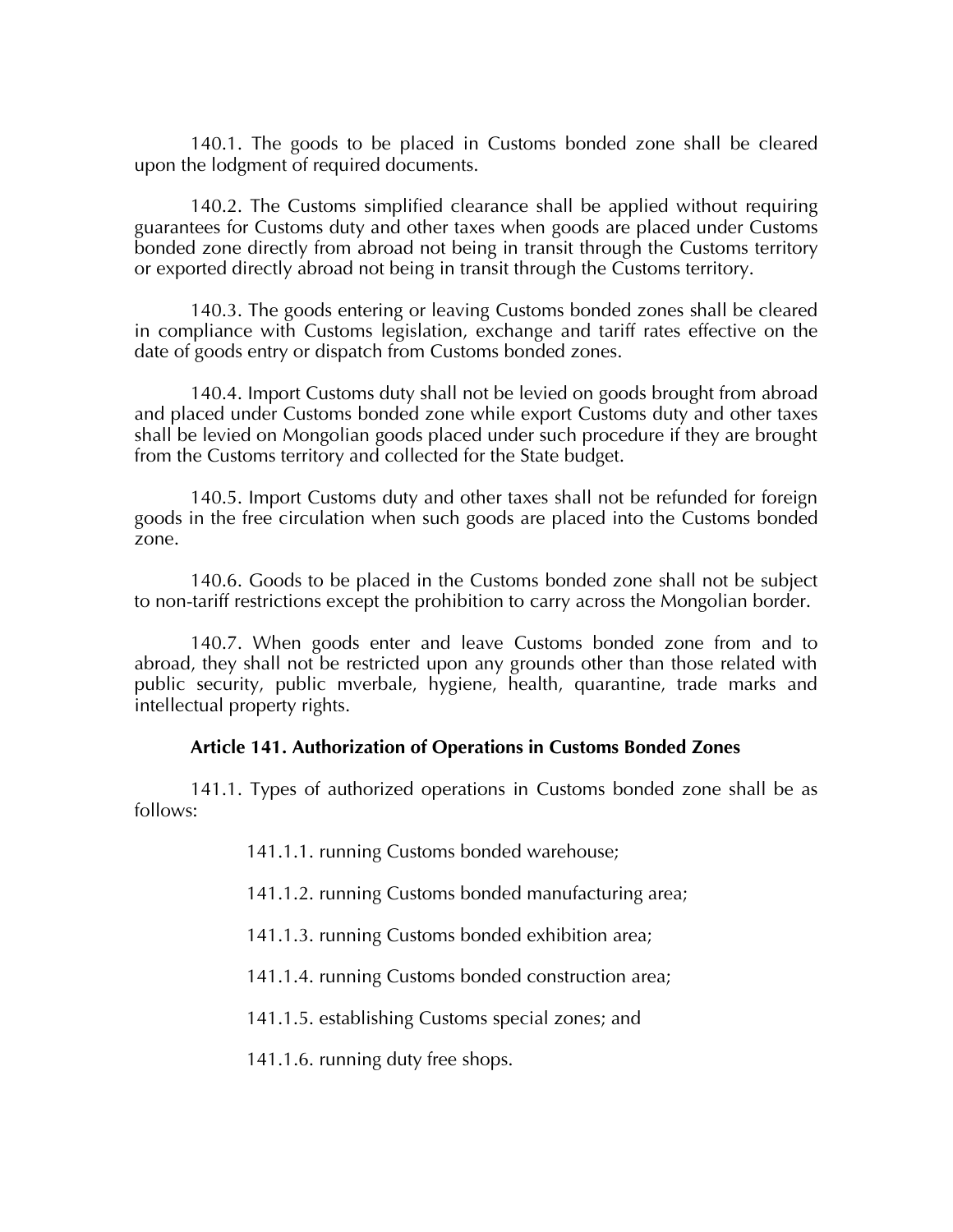140.1. The goods to be placed in Customs bonded zone shall be cleared upon the lodgment of required documents.

140.2. The Customs simplified clearance shall be applied without requiring guarantees for Customs duty and other taxes when goods are placed under Customs bonded zone directly from abroad not being in transit through the Customs territory or exported directly abroad not being in transit through the Customs territory.

140.3. The goods entering or leaving Customs bonded zones shall be cleared in compliance with Customs legislation, exchange and tariff rates effective on the date of goods entry or dispatch from Customs bonded zones.

140.4. Import Customs duty shall not be levied on goods brought from abroad and placed under Customs bonded zone while export Customs duty and other taxes shall be levied on Mongolian goods placed under such procedure if they are brought from the Customs territory and collected for the State budget.

140.5. Import Customs duty and other taxes shall not be refunded for foreign goods in the free circulation when such goods are placed into the Customs bonded zone.

140.6. Goods to be placed in the Customs bonded zone shall not be subject to non-tariff restrictions except the prohibition to carry across the Mongolian border.

140.7. When goods enter and leave Customs bonded zone from and to abroad, they shall not be restricted upon any grounds other than those related with public security, public mverbale, hygiene, health, quarantine, trade marks and intellectual property rights.

### Article 141. Authorization of Operations in Customs Bonded Zones

141.1. Types of authorized operations in Customs bonded zone shall be as follows:

141.1.1. running Customs bonded warehouse;

141.1.2. running Customs bonded manufacturing area;

141.1.3. running Customs bonded exhibition area;

141.1.4. running Customs bonded construction area;

141.1.5. establishing Customs special zones; and

141.1.6. running duty free shops.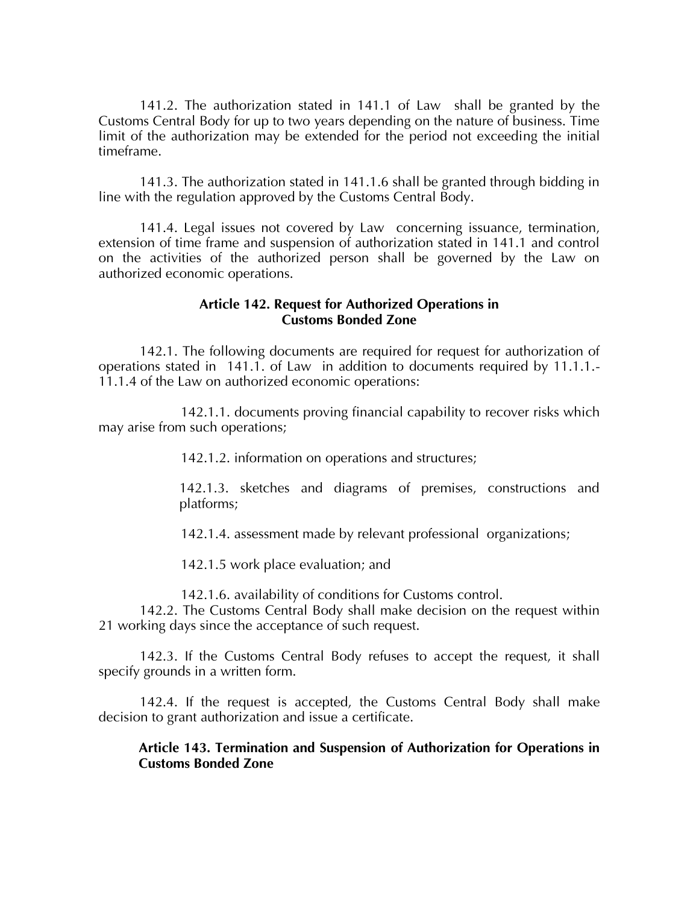141.2. The authorization stated in 141.1 of Law shall be granted by the Customs Central Body for up to two years depending on the nature of business. Time limit of the authorization may be extended for the period not exceeding the initial timeframe.

141.3. The authorization stated in 141.1.6 shall be granted through bidding in line with the regulation approved by the Customs Central Body.

141.4. Legal issues not covered by Law concerning issuance, termination, extension of time frame and suspension of authorization stated in 141.1 and control on the activities of the authorized person shall be governed by the Law on authorized economic operations.

**Article 142. Request for Authorized Operations in Customs Bonded Zone**

142.1. The following documents are required for request for authorization of operations stated in 141.1. of Law in addition to documents required by 11.1.1.-11.1.4 of the Law on authorized economic operations:

142.1.1. documents proving financial capability to recover risks which may arise from such operations;

142.1.2. information on operations and structures;

142.1.3. sketches and diagrams of premises, constructions and platforms;

142.1.4. assessment made by relevant professional organizations;

142.1.5 work place evaluation; and

142.1.6. availability of conditions for Customs control.

142.2. The Customs Central Body shall make decision on the request within 21 working days since the acceptance of such request.

142.3. If the Customs Central Body refuses to accept the request, it shall specify grounds in a written form.

142.4. If the request is accepted, the Customs Central Body shall make decision to grant authorization and issue a certificate.

**Article 143. Termination and Suspension of Authorization for Operations in Customs Bonded Zone**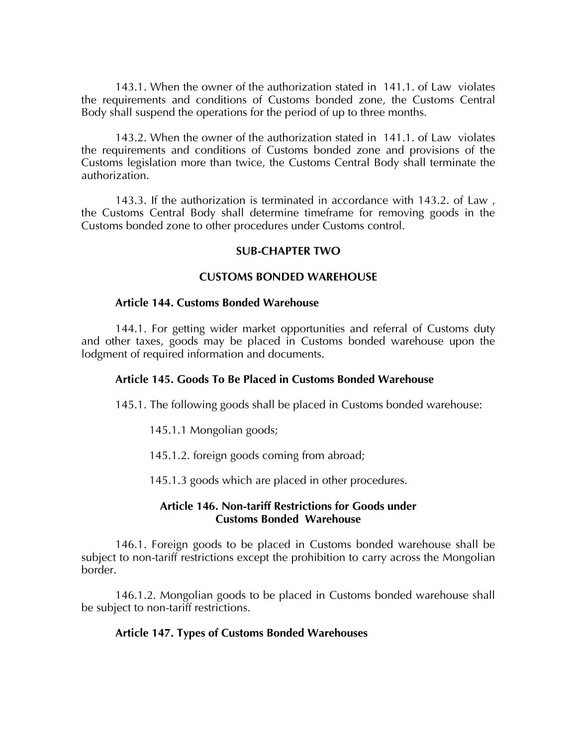143.1. When the owner of the authorization stated in 141.1. of Law violates the requirements and conditions of Customs bonded zone, the Customs Central Body shall suspend the operations for the period of up to three months.

143.2. When the owner of the authorization stated in 141.1. of Law violates the requirements and conditions of Customs bonded zone and provisions of the Customs legislation more than twice, the Customs Central Body shall terminate the authorization.

143.3. If the authorization is terminated in accordance with 143.2. of Law , the Customs Central Body shall determine timeframe for removing goods in the Customs bonded zone to other procedures under Customs control.

## SUB-CHAPTER TWO

## CUSTOMS BONDED WAREHOUSE

### Article 144. Customs Bonded Warehouse

144.1. For getting wider market opportunities and referral of Customs duty and other taxes, goods may be placed in Customs bonded warehouse upon the lodgment of required information and documents.

### Article 145. Goods To Be Placed in Customs Bonded Warehouse

145.1. The following goods shall be placed in Customs bonded warehouse:

145.1.1 Mongolian goods;

145.1.2. foreign goods coming from abroad;

145.1.3 goods which are placed in other procedures.

### Article 146. Non-tariff Restrictions for Goods under Customs Bonded Warehouse

146.1. Foreign goods to be placed in Customs bonded warehouse shall be subject to non-tariff restrictions except the prohibition to carry across the Mongolian border.

146.1.2. Mongolian goods to be placed in Customs bonded warehouse shall be subject to non-tariff restrictions.

### Article 147. Types of Customs Bonded Warehouses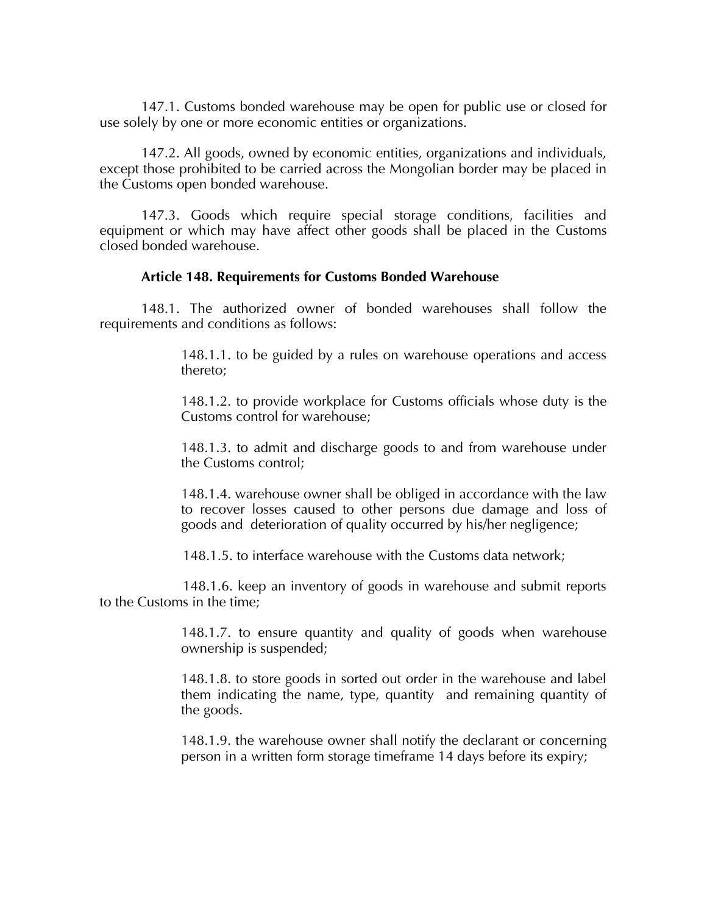147.1. Customs bonded warehouse may be open for public use or closed for use solely by one or more economic entities or organizations.

147.2. All goods, owned by economic entities, organizations and individuals, except those prohibited to be carried across the Mongolian border may be placed in the Customs open bonded warehouse.

147.3. Goods which require special storage conditions, facilities and equipment or which may have affect other goods shall be placed in the Customs closed bonded warehouse.

**Article 148. Requirements for Customs Bonded Warehouse**

148.1. The authorized owner of bonded warehouses shall follow the requirements and conditions as follows:

148.1.1. to be guided by a rules on warehouse operations and access thereto;

148.1.2. to provide workplace for Customs officials whose duty is the Customs control for warehouse;

148.1.3. to admit and discharge goods to and from warehouse under the Customs control;

148.1.4. warehouse owner shall be obliged in accordance with the law to recover losses caused to other persons due damage and loss of goods and deterioration of quality occurred by his/her negligence;

148.1.5. to interface warehouse with the Customs data network;

148.1.6. keep an inventory of goods in warehouse and submit reports to the Customs in the time;

148.1.7. to ensure quantity and quality of goods when warehouse ownership is suspended;

148.1.8. to store goods in sorted out order in the warehouse and label them indicating the name, type, quantity and remaining quantity of the goods.

148.1.9. the warehouse owner shall notify the declarant or concerning person in a written form storage timeframe 14 days before its expiry;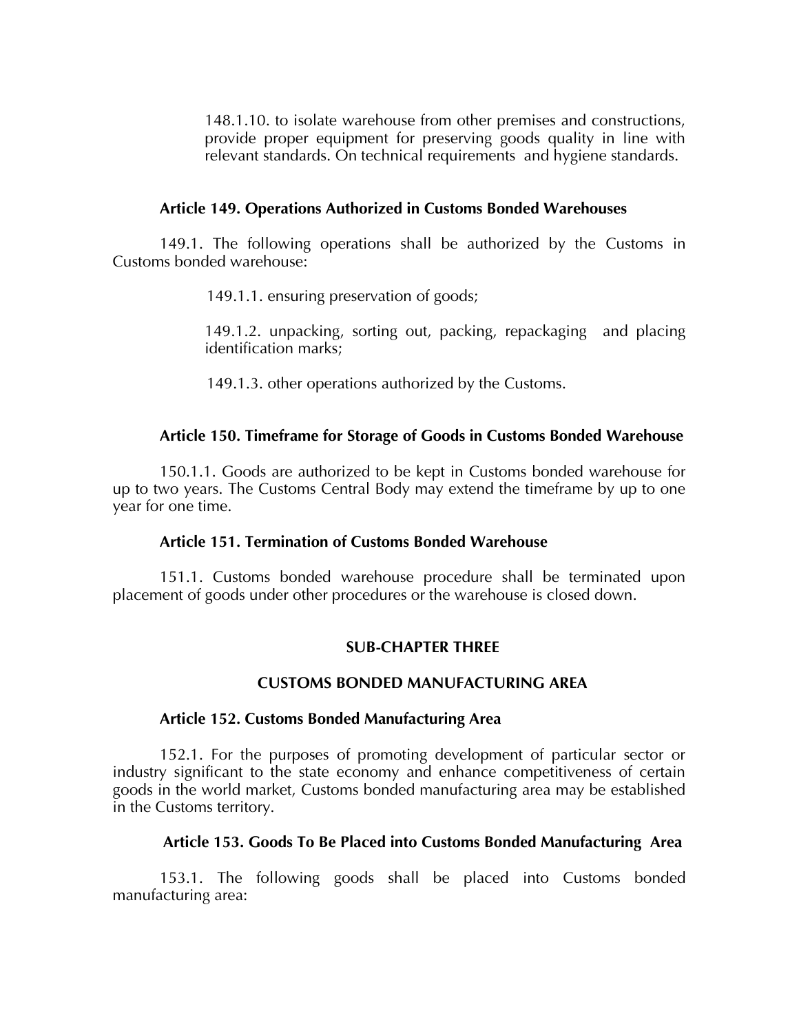148.1.10. to isolate warehouse from other premises and constructions, provide proper equipment for preserving goods quality in line with relevant standards. On technical requirements and hygiene standards.

**Article 149. Operations Authorized in Customs Bonded Warehouses**

149.1. The following operations shall be authorized by the Customs in Customs bonded warehouse:

149.1.1. ensuring preservation of goods;

149.1.2. unpacking, sorting out, packing, repackaging and placing identification marks;

149.1.3. other operations authorized by the Customs.

**Article 150. Timeframe for Storage of Goods in Customs Bonded Warehouse**

150.1.1. Goods are authorized to be kept in Customs bonded warehouse for up to two years. The Customs Central Body may extend the timeframe by up to one year for one time.

**Article 151. Termination of Customs Bonded Warehouse**

151.1. Customs bonded warehouse procedure shall be terminated upon placement of goods under other procedures or the warehouse is closed down.

## SUB-CHAPTER THREE

## CUSTOMS BONDED MANUFACTURING AREA

**Article 152. Customs Bonded Manufacturing Area**

152.1. For the purposes of promoting development of particular sector or industry significant to the state economy and enhance competitiveness of certain goods in the world market, Customs bonded manufacturing area may be established in the Customs territory.

**Article 153. Goods To Be Placed into Customs Bonded Manufacturing Area**

153.1. The following goods shall be placed into Customs bonded manufacturing area: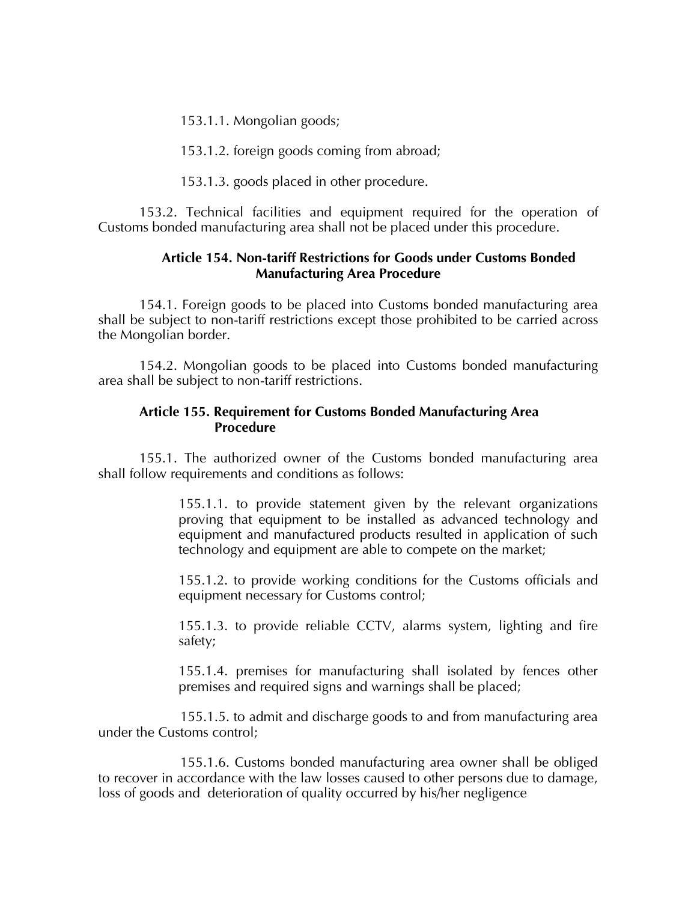153.1.1. Mongolian goods;

153.1.2. foreign goods coming from abroad;

153.1.3. goods placed in other procedure.

153.2. Technical facilities and equipment required for the operation of Customs bonded manufacturing area shall not be placed under this procedure.

### Article 154. Non-tariff Restrictions for Goods under Customs Bonded Manufacturing Area Procedure

154.1. Foreign goods to be placed into Customs bonded manufacturing area shall be subject to non-tariff restrictions except those prohibited to be carried across the Mongolian border.

154.2. Mongolian goods to be placed into Customs bonded manufacturing area shall be subject to non-tariff restrictions.

### Article 155. Requirement for Customs Bonded Manufacturing Area Procedure

155.1. The authorized owner of the Customs bonded manufacturing area shall follow requirements and conditions as follows:

155.1.1. to provide statement given by the relevant organizations proving that equipment to be installed as advanced technology and equipment and manufactured products resulted in application of such technology and equipment are able to compete on the market;

155.1.2. to provide working conditions for the Customs officials and equipment necessary for Customs control;

155.1.3. to provide reliable CCTV, alarms system, lighting and fire safety;

155.1.4. premises for manufacturing shall isolated by fences other premises and required signs and warnings shall be placed;

155.1.5. to admit and discharge goods to and from manufacturing area under the Customs control;

155.1.6. Customs bonded manufacturing area owner shall be obliged to recover in accordance with the law losses caused to other persons due to damage, loss of goods and deterioration of quality occurred by his/her negligence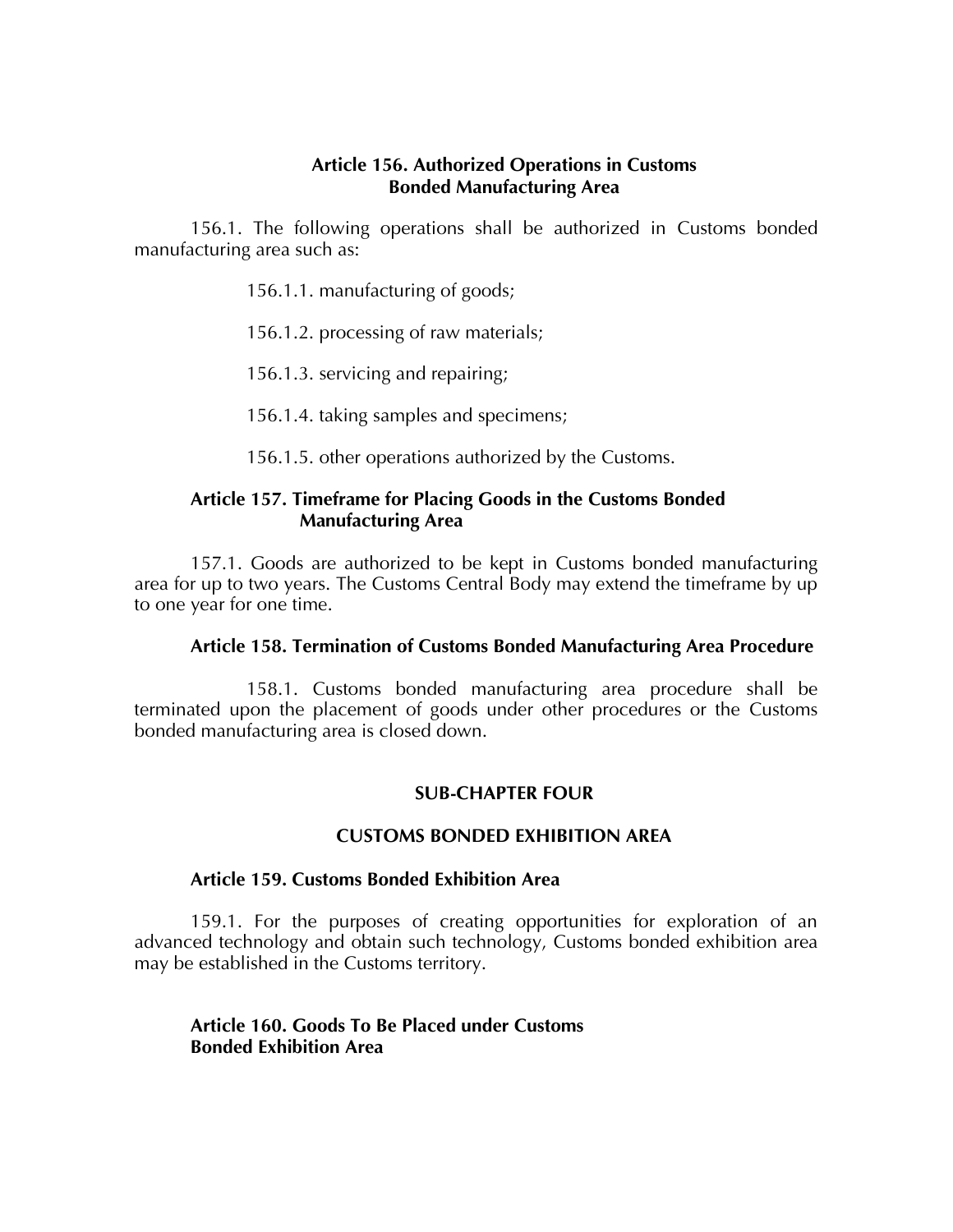### Article 156. Authorized Operations in Customs Bonded Manufacturing Area

156.1. The following operations shall be authorized in Customs bonded manufacturing area such as:

156.1.1. manufacturing of goods;

156.1.2. processing of raw materials;

156.1.3. servicing and repairing;

156.1.4. taking samples and specimens;

156.1.5. other operations authorized by the Customs.

### Article 157. Timeframe for Placing Goods in the Customs Bonded Manufacturing Area

157.1. Goods are authorized to be kept in Customs bonded manufacturing area for up to two years. The Customs Central Body may extend the timeframe by up to one year for one time.

### Article 158. Termination of Customs Bonded Manufacturing Area Procedure

158.1. Customs bonded manufacturing area procedure shall be terminated upon the placement of goods under other procedures or the Customs bonded manufacturing area is closed down.

## SUB-CHAPTER FOUR

## CUSTOMS BONDED EXHIBITION AREA

### Article 159. Customs Bonded Exhibition Area

159.1. For the purposes of creating opportunities for exploration of an advanced technology and obtain such technology, Customs bonded exhibition area may be established in the Customs territory.

### Article 160. Goods To Be Placed under Customs Bonded Exhibition Area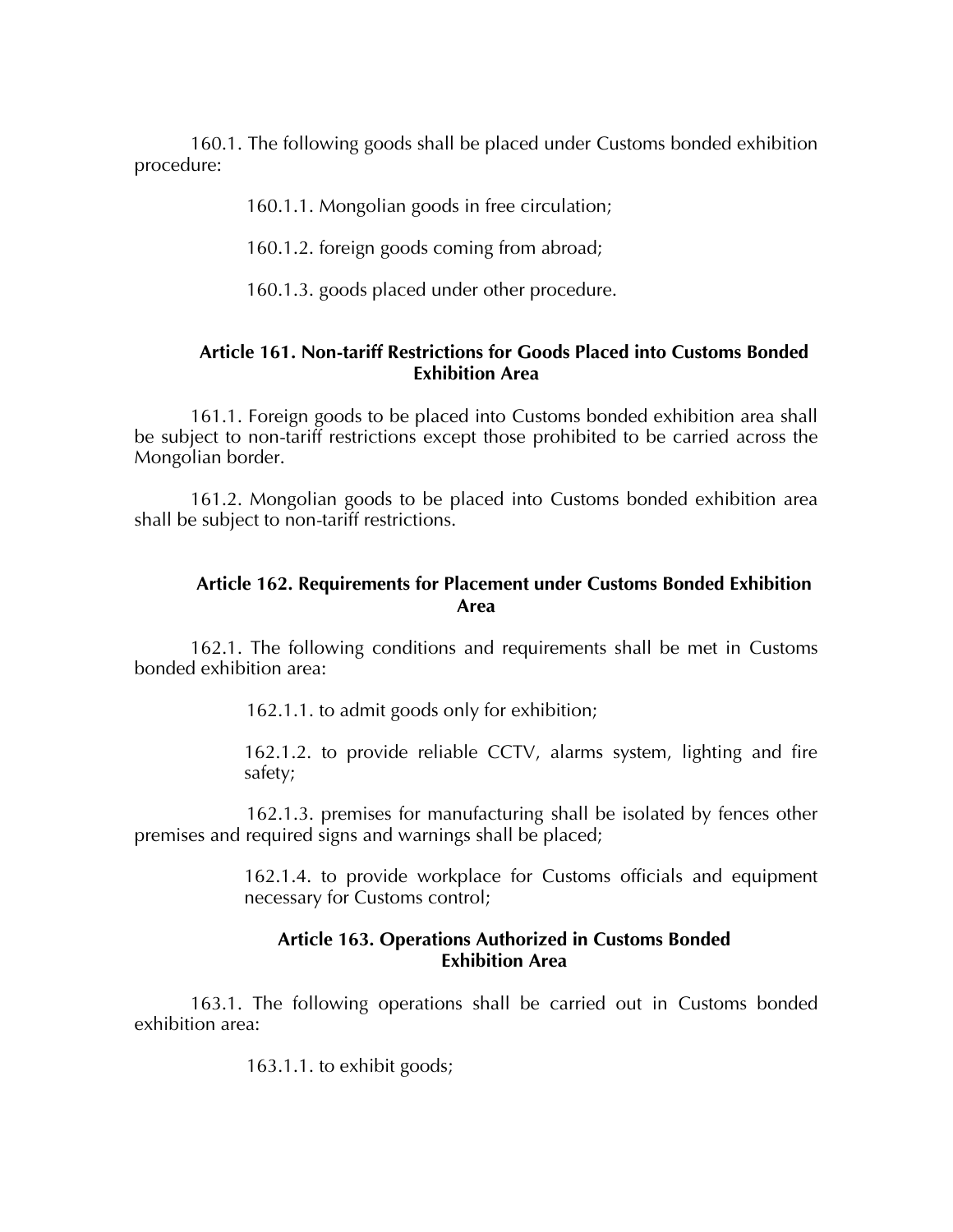160.1. The following goods shall be placed under Customs bonded exhibition procedure:

160.1.1. Mongolian goods in free circulation;

160.1.2. foreign goods coming from abroad;

160.1.3. goods placed under other procedure.

### Article 161. Non-tariff Restrictions for Goods Placed into Customs Bonded Exhibition Area

161.1. Foreign goods to be placed into Customs bonded exhibition area shall be subject to non-tariff restrictions except those prohibited to be carried across the Mongolian border.

161.2. Mongolian goods to be placed into Customs bonded exhibition area shall be subject to non-tariff restrictions.

### Article 162. Requirements for Placement under Customs Bonded Exhibition Area

162.1. The following conditions and requirements shall be met in Customs bonded exhibition area:

162.1.1. to admit goods only for exhibition;

162.1.2. to provide reliable CCTV, alarms system, lighting and fire safety;

162.1.3. premises for manufacturing shall be isolated by fences other premises and required signs and warnings shall be placed;

162.1.4. to provide workplace for Customs officials and equipment necessary for Customs control;

### Article 163. Operations Authorized in Customs Bonded Exhibition Area

163.1. The following operations shall be carried out in Customs bonded exhibition area:

163.1.1. to exhibit goods;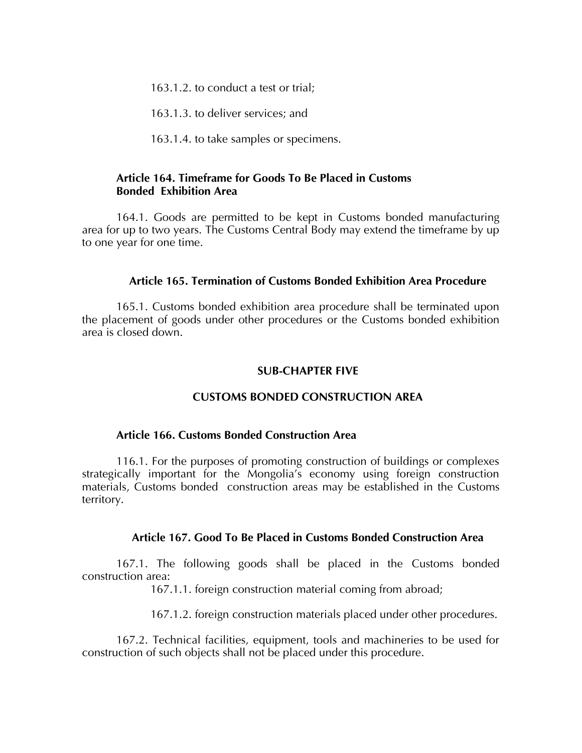163.1.2. to conduct a test or trial;

163.1.3. to deliver services; and

163.1.4. to take samples or specimens.

### Article 164. Timeframe for Goods To Be Placed in Customs Bonded Exhibition Area

164.1. Goods are permitted to be kept in Customs bonded manufacturing area for up to two years. The Customs Central Body may extend the timeframe by up to one year for one time.

### Article 165. Termination of Customs Bonded Exhibition Area Procedure

165.1. Customs bonded exhibition area procedure shall be terminated upon the placement of goods under other procedures or the Customs bonded exhibition area is closed down.

## SUB-CHAPTER FIVE

## CUSTOMS BONDED CONSTRUCTION AREA

### Article 166. Customs Bonded Construction Area

116.1. For the purposes of promoting construction of buildings or complexes strategically important for the Mongolia's economy using foreign construction materials, Customs bonded construction areas may be established in the Customs territory.

### Article 167. Good To Be Placed in Customs Bonded Construction Area

167.1. The following goods shall be placed in the Customs bonded construction area:

167.1.1. foreign construction material coming from abroad;

167.1.2. foreign construction materials placed under other procedures.

167.2. Technical facilities, equipment, tools and machineries to be used for construction of such objects shall not be placed under this procedure.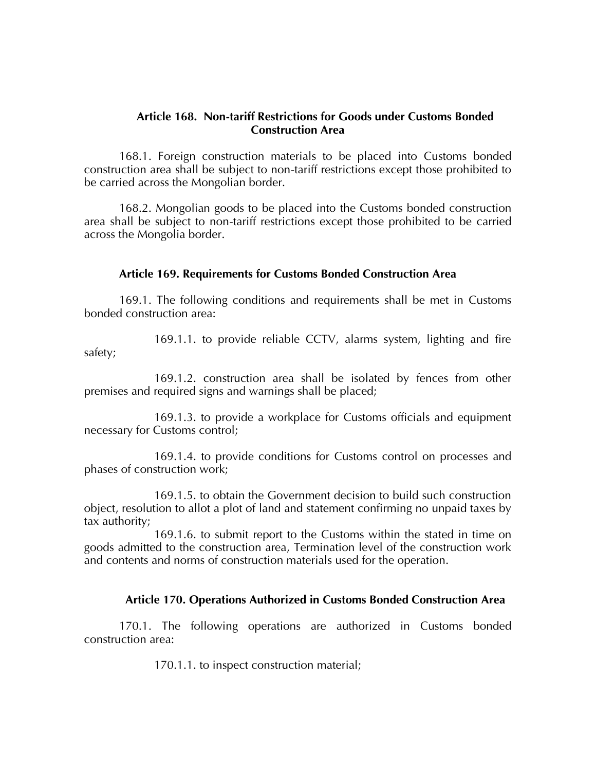### Article 168. Non-tariff Restrictions for Goods under Customs Bonded Construction Area

168.1. Foreign construction materials to be placed into Customs bonded construction area shall be subject to non-tariff restrictions except those prohibited to be carried across the Mongolian border.

168.2. Mongolian goods to be placed into the Customs bonded construction area shall be subject to non-tariff restrictions except those prohibited to be carried across the Mongolia border.

### Article 169. Requirements for Customs Bonded Construction Area

169.1. The following conditions and requirements shall be met in Customs bonded construction area:

169.1.1. to provide reliable CCTV, alarms system, lighting and fire safety;

169.1.2. construction area shall be isolated by fences from other premises and required signs and warnings shall be placed;

169.1.3. to provide a workplace for Customs officials and equipment necessary for Customs control;

169.1.4. to provide conditions for Customs control on processes and phases of construction work;

169.1.5. to obtain the Government decision to build such construction object, resolution to allot a plot of land and statement confirming no unpaid taxes by tax authority;

169.1.6. to submit report to the Customs within the stated in time on goods admitted to the construction area, Termination level of the construction work and contents and norms of construction materials used for the operation.

### Article 170. Operations Authorized in Customs Bonded Construction Area

170.1. The following operations are authorized in Customs bonded construction area:

170.1.1. to inspect construction material;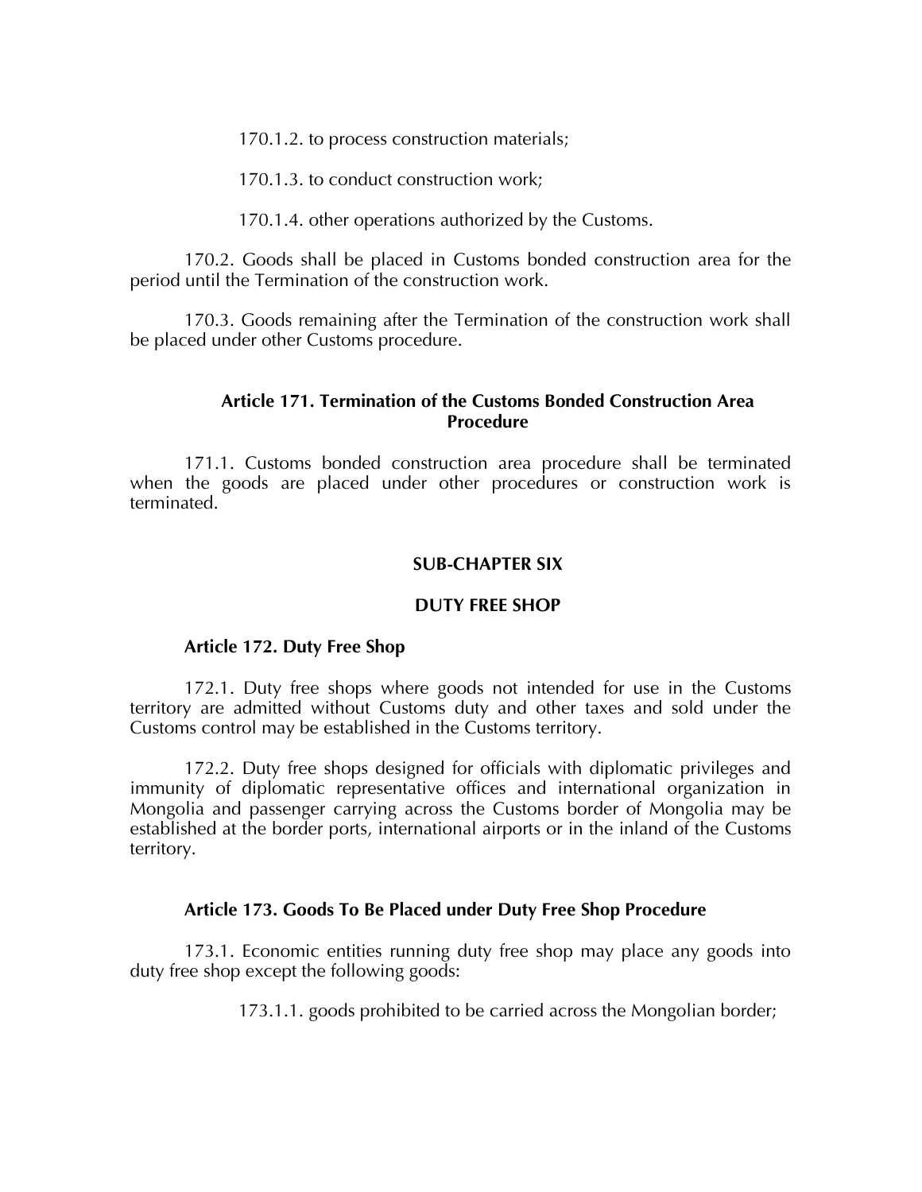170.1.2. to process construction materials;

170.1.3. to conduct construction work;

170.1.4. other operations authorized by the Customs.

170.2. Goods shall be placed in Customs bonded construction area for the period until the Termination of the construction work.

170.3. Goods remaining after the Termination of the construction work shall be placed under other Customs procedure.

### Article 171. Termination of the Customs Bonded Construction Area Procedure

171.1. Customs bonded construction area procedure shall be terminated when the goods are placed under other procedures or construction work is terminated.

## SUB-CHAPTER SIX

## DUTY FREE SHOP

### Article 172. Duty Free Shop

172.1. Duty free shops where goods not intended for use in the Customs territory are admitted without Customs duty and other taxes and sold under the Customs control may be established in the Customs territory.

172.2. Duty free shops designed for officials with diplomatic privileges and immunity of diplomatic representative offices and international organization in Mongolia and passenger carrying across the Customs border of Mongolia may be established at the border ports, international airports or in the inland of the Customs territory.

### Article 173. Goods To Be Placed under Duty Free Shop Procedure

173.1. Economic entities running duty free shop may place any goods into duty free shop except the following goods:

173.1.1. goods prohibited to be carried across the Mongolian border;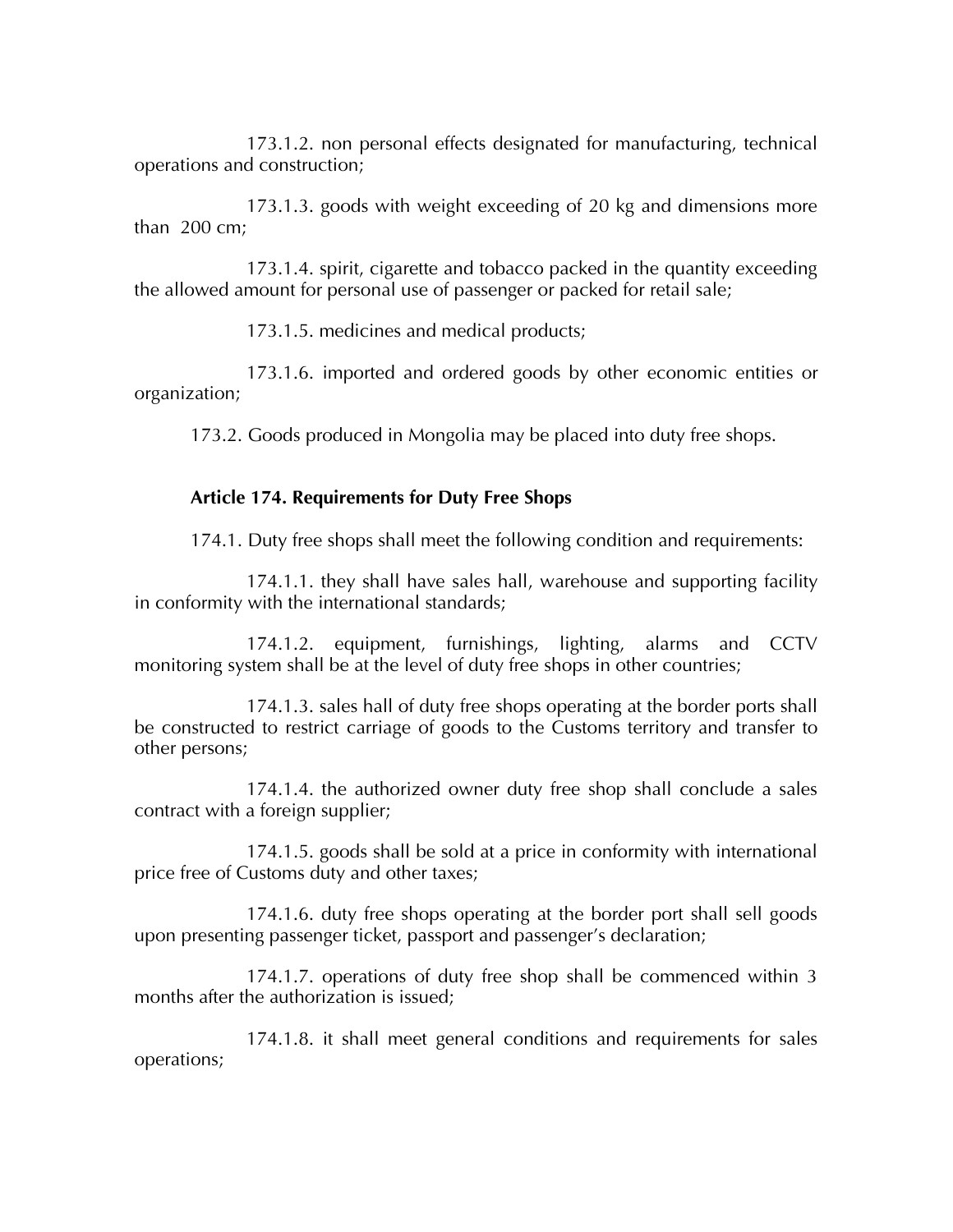173.1.2. non personal effects designated for manufacturing, technical operations and construction;

173.1.3. goods with weight exceeding of 20 kg and dimensions more than 200 cm;

173.1.4. spirit, cigarette and tobacco packed in the quantity exceeding the allowed amount for personal use of passenger or packed for retail sale;

173.1.5. medicines and medical products;

173.1.6. imported and ordered goods by other economic entities or organization;

173.2. Goods produced in Mongolia may be placed into duty free shops.

**Article 174. Requirements for Duty Free Shops**

174.1. Duty free shops shall meet the following condition and requirements:

174.1.1. they shall have sales hall, warehouse and supporting facility in conformity with the international standards;

174.1.2. equipment, furnishings, lighting, alarms and CCTV monitoring system shall be at the level of duty free shops in other countries;

174.1.3. sales hall of duty free shops operating at the border ports shall be constructed to restrict carriage of goods to the Customs territory and transfer to other persons;

174.1.4. the authorized owner duty free shop shall conclude a sales contract with a foreign supplier;

174.1.5. goods shall be sold at a price in conformity with international price free of Customs duty and other taxes;

174.1.6. duty free shops operating at the border port shall sell goods upon presenting passenger ticket, passport and passenger's declaration;

174.1.7. operations of duty free shop shall be commenced within 3 months after the authorization is issued;

174.1.8. it shall meet general conditions and requirements for sales operations;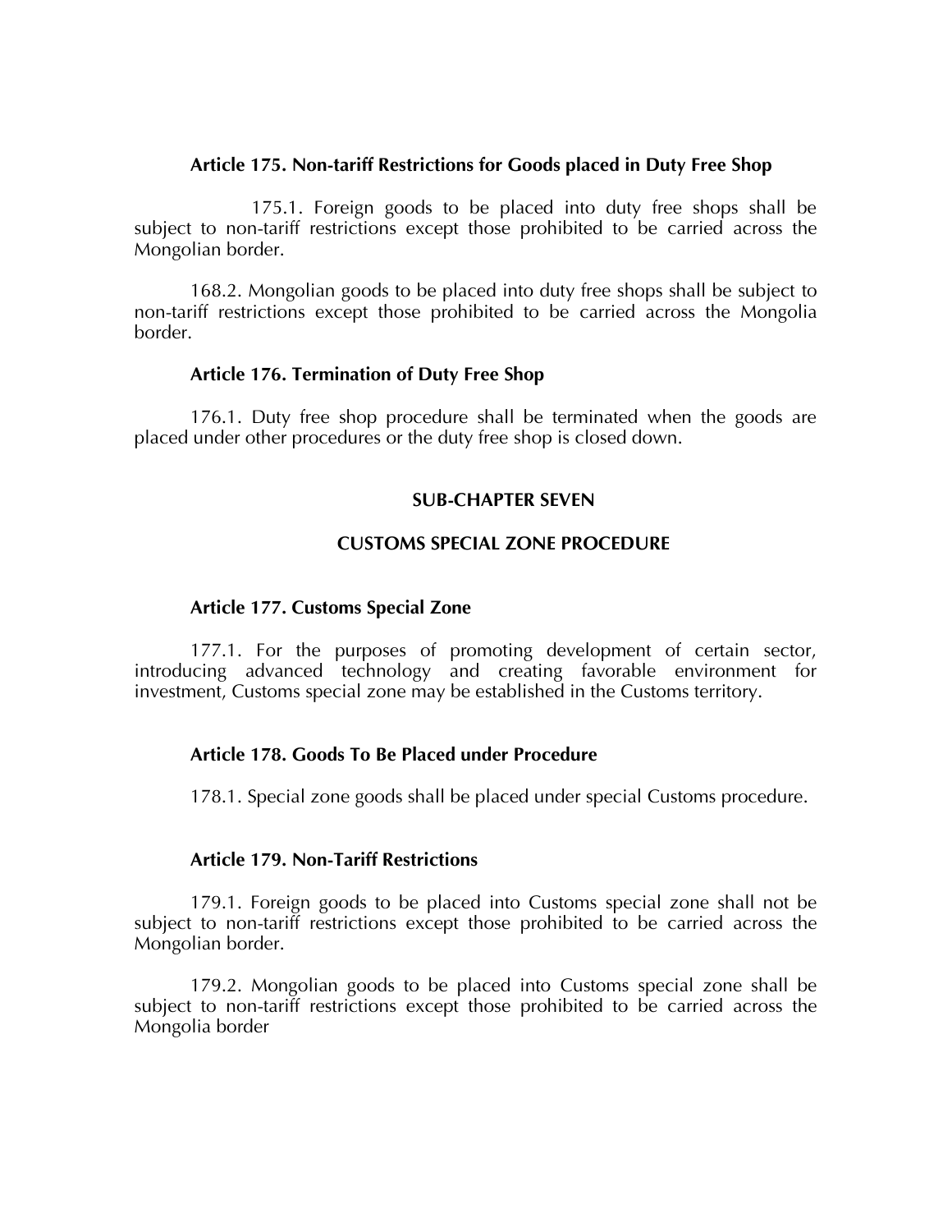**Article 175. Non-tariff Restrictions for Goods placed in Duty Free Shop**

175.1. Foreign goods to be placed into duty free shops shall be subject to non-tariff restrictions except those prohibited to be carried across the Mongolian border.

168.2. Mongolian goods to be placed into duty free shops shall be subject to non-tariff restrictions except those prohibited to be carried across the Mongolia border.

**Article 176. Termination of Duty Free Shop**

176.1. Duty free shop procedure shall be terminated when the goods are placed under other procedures or the duty free shop is closed down.

## SUB-CHAPTER SEVEN

## CUSTOMS SPECIAL ZONE PROCEDURE

**Article 177. Customs Special Zone**

177.1. For the purposes of promoting development of certain sector, introducing advanced technology and creating favorable environment for investment, Customs special zone may be established in the Customs territory.

**Article 178. Goods To Be Placed under Procedure**

178.1. Special zone goods shall be placed under special Customs procedure.

**Article 179. Non-Tariff Restrictions**

179.1. Foreign goods to be placed into Customs special zone shall not be subject to non-tariff restrictions except those prohibited to be carried across the Mongolian border.

179.2. Mongolian goods to be placed into Customs special zone shall be subject to non-tariff restrictions except those prohibited to be carried across the Mongolia border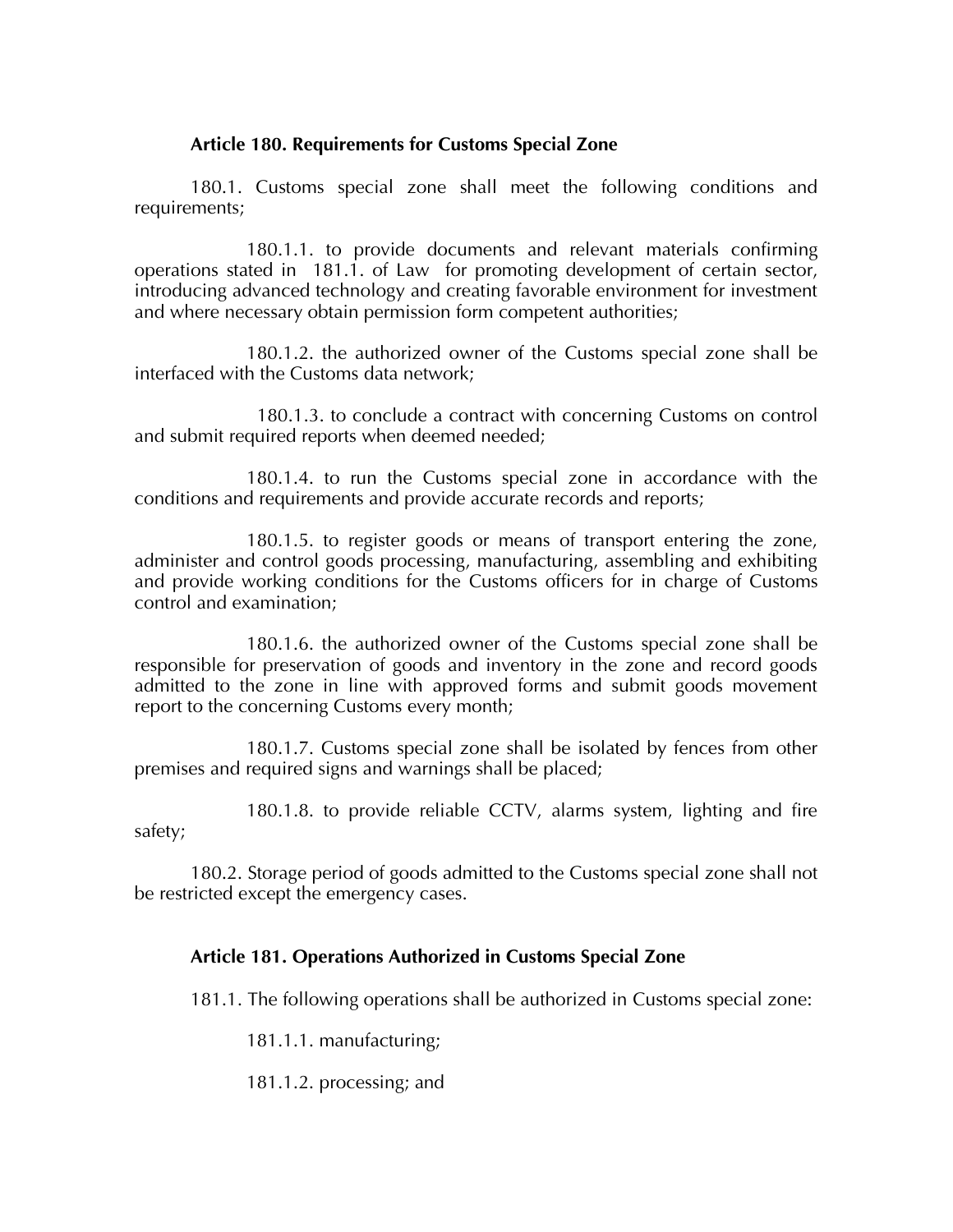**Article 180. Requirements for Customs Special Zone**

180.1. Customs special zone shall meet the following conditions and requirements;

180.1.1. to provide documents and relevant materials confirming operations stated in 181.1. of Law for promoting development of certain sector, introducing advanced technology and creating favorable environment for investment and where necessary obtain permission form competent authorities;

180.1.2. the authorized owner of the Customs special zone shall be interfaced with the Customs data network;

180.1.3. to conclude a contract with concerning Customs on control and submit required reports when deemed needed;

180.1.4. to run the Customs special zone in accordance with the conditions and requirements and provide accurate records and reports;

180.1.5. to register goods or means of transport entering the zone, administer and control goods processing, manufacturing, assembling and exhibiting and provide working conditions for the Customs officers for in charge of Customs control and examination;

180.1.6. the authorized owner of the Customs special zone shall be responsible for preservation of goods and inventory in the zone and record goods admitted to the zone in line with approved forms and submit goods movement report to the concerning Customs every month;

180.1.7. Customs special zone shall be isolated by fences from other premises and required signs and warnings shall be placed;

180.1.8. to provide reliable CCTV, alarms system, lighting and fire safety;

180.2. Storage period of goods admitted to the Customs special zone shall not be restricted except the emergency cases.

**Article 181. Operations Authorized in Customs Special Zone**

181.1. The following operations shall be authorized in Customs special zone:

181.1.1. manufacturing;

181.1.2. processing; and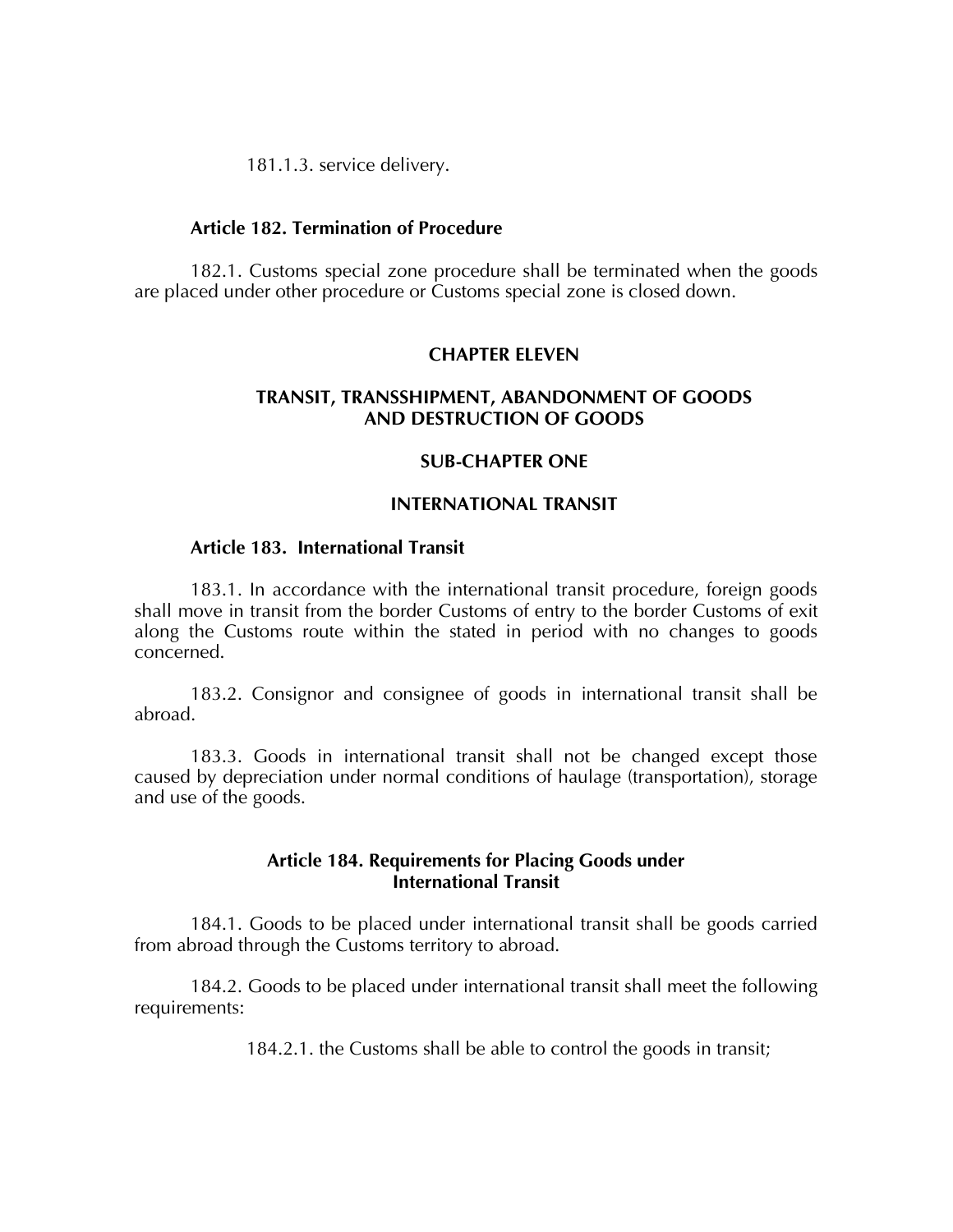181.1.3. service delivery.

### Article 182. Termination of Procedure

182.1. Customs special zone procedure shall be terminated when the goods are placed under other procedure or Customs special zone is closed down.

## CHAPTER ELEVEN

## TRANSIT, TRANSSHIPMENT, ABANDONMENT OF GOODS AND DESTRUCTION OF GOODS

## SUB-CHAPTER ONE

## INTERNATIONAL TRANSIT

### Article 183. International Transit

183.1. In accordance with the international transit procedure, foreign goods shall move in transit from the border Customs of entry to the border Customs of exit along the Customs route within the stated in period with no changes to goods concerned.

183.2. Consignor and consignee of goods in international transit shall be abroad.

183.3. Goods in international transit shall not be changed except those caused by depreciation under normal conditions of haulage (transportation), storage and use of the goods.

### Article 184. Requirements for Placing Goods under International Transit

184.1. Goods to be placed under international transit shall be goods carried from abroad through the Customs territory to abroad.

184.2. Goods to be placed under international transit shall meet the following requirements:

184.2.1. the Customs shall be able to control the goods in transit;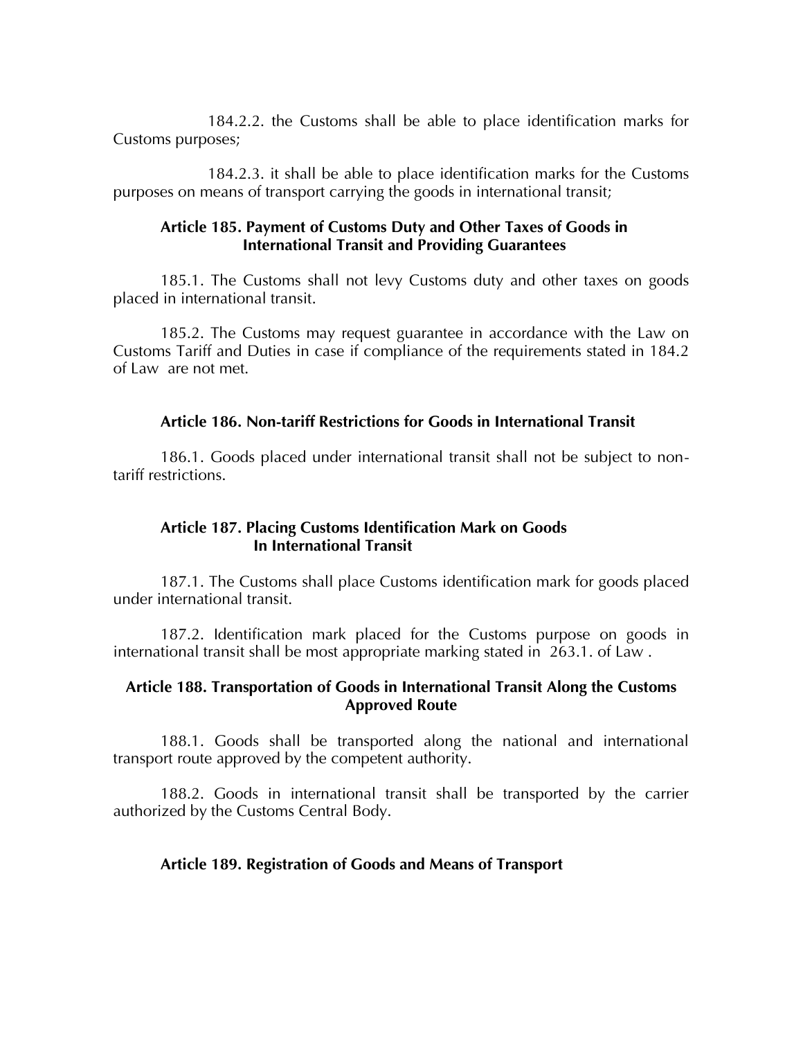184.2.2. the Customs shall be able to place identification marks for Customs purposes;

184.2.3. it shall be able to place identification marks for the Customs purposes on means of transport carrying the goods in international transit;

**Article 185. Payment of Customs Duty and Other Taxes of Goods in International Transit and Providing Guarantees**

185.1. The Customs shall not levy Customs duty and other taxes on goods placed in international transit.

185.2. The Customs may request guarantee in accordance with the Law on Customs Tariff and Duties in case if compliance of the requirements stated in 184.2 of Law are not met.

**Article 186. Non-tariff Restrictions for Goods in International Transit**

186.1. Goods placed under international transit shall not be subject to non-tariff restrictions.

**Article 187. Placing Customs Identification Mark on Goods In International Transit**

187.1. The Customs shall place Customs identification mark for goods placed under international transit.

187.2. Identification mark placed for the Customs purpose on goods in international transit shall be most appropriate marking stated in 263.1. of Law .

**Article 188. Transportation of Goods in International Transit Along the Customs Approved Route**

188.1. Goods shall be transported along the national and international transport route approved by the competent authority.

188.2. Goods in international transit shall be transported by the carrier authorized by the Customs Central Body.

**Article 189. Registration of Goods and Means of Transport**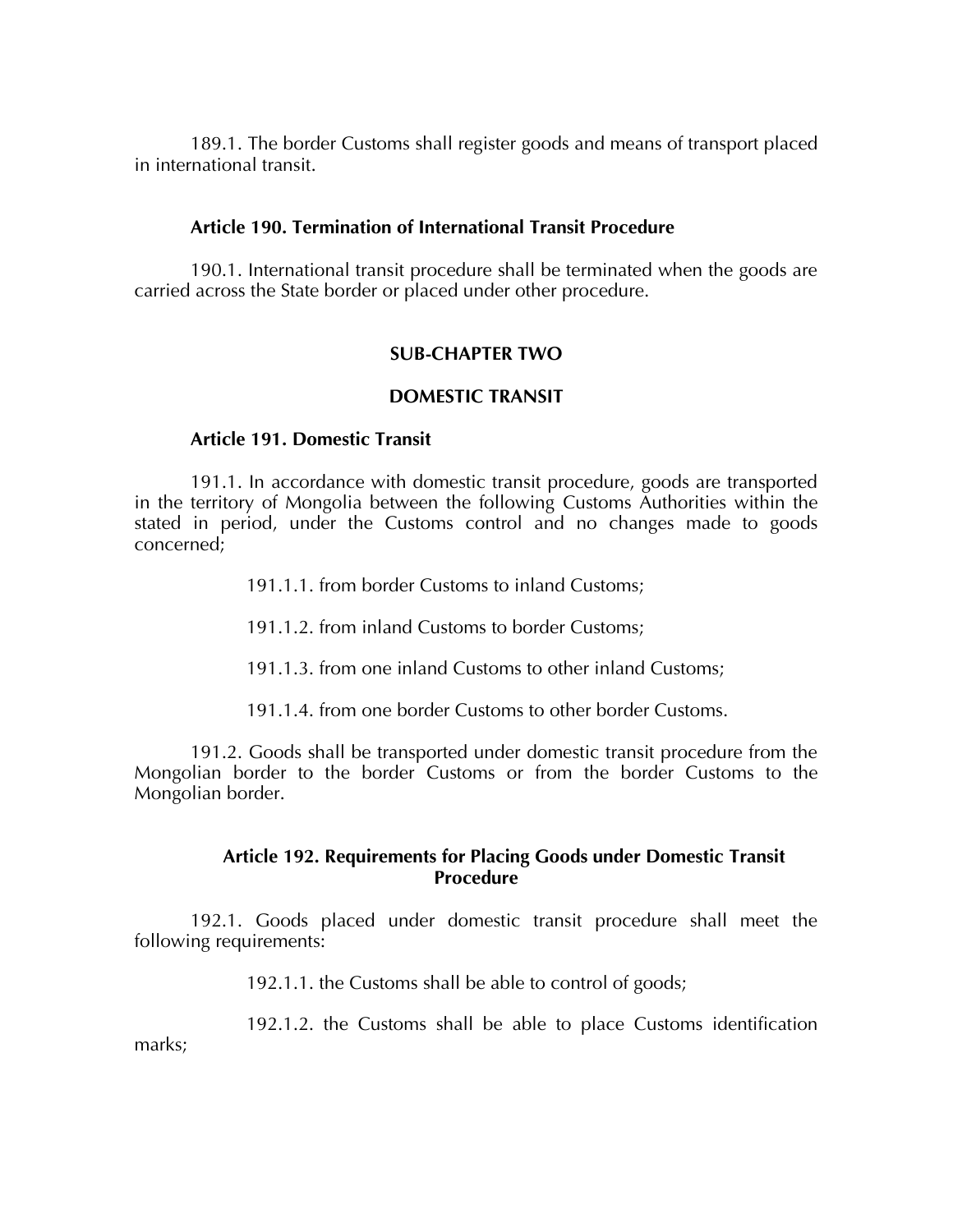189.1. The border Customs shall register goods and means of transport placed in international transit.

### Article 190. Termination of International Transit Procedure

190.1. International transit procedure shall be terminated when the goods are carried across the State border or placed under other procedure.

## SUB-CHAPTER TWO

## DOMESTIC TRANSIT

### Article 191. Domestic Transit

191.1. In accordance with domestic transit procedure, goods are transported in the territory of Mongolia between the following Customs Authorities within the stated in period, under the Customs control and no changes made to goods concerned;

191.1.1. from border Customs to inland Customs;

191.1.2. from inland Customs to border Customs;

191.1.3. from one inland Customs to other inland Customs;

191.1.4. from one border Customs to other border Customs.

191.2. Goods shall be transported under domestic transit procedure from the Mongolian border to the border Customs or from the border Customs to the Mongolian border.

### Article 192. Requirements for Placing Goods under Domestic Transit Procedure

192.1. Goods placed under domestic transit procedure shall meet the following requirements:

192.1.1. the Customs shall be able to control of goods;

192.1.2. the Customs shall be able to place Customs identification marks;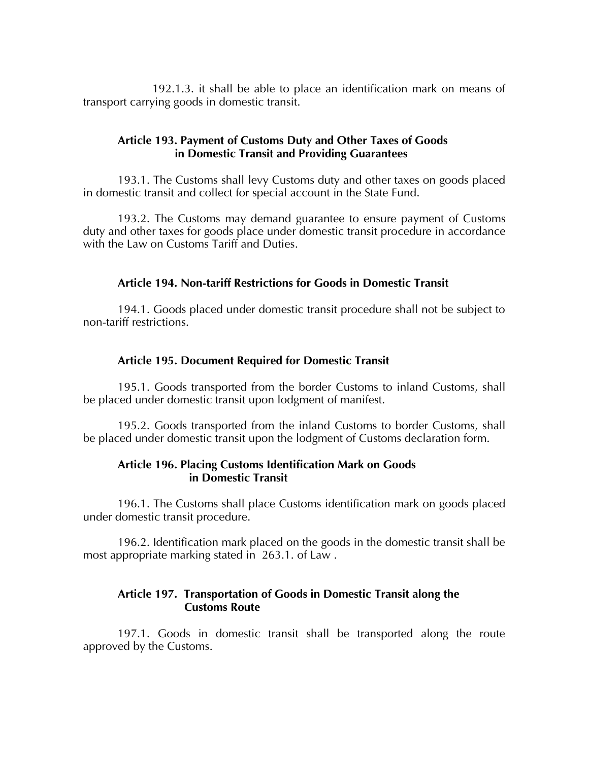192.1.3. it shall be able to place an identification mark on means of transport carrying goods in domestic transit.

### Article 193. Payment of Customs Duty and Other Taxes of Goods in Domestic Transit and Providing Guarantees

193.1. The Customs shall levy Customs duty and other taxes on goods placed in domestic transit and collect for special account in the State Fund.

193.2. The Customs may demand guarantee to ensure payment of Customs duty and other taxes for goods place under domestic transit procedure in accordance with the Law on Customs Tariff and Duties.

### Article 194. Non-tariff Restrictions for Goods in Domestic Transit

194.1. Goods placed under domestic transit procedure shall not be subject to non-tariff restrictions.

### Article 195. Document Required for Domestic Transit

195.1. Goods transported from the border Customs to inland Customs, shall be placed under domestic transit upon lodgment of manifest.

195.2. Goods transported from the inland Customs to border Customs, shall be placed under domestic transit upon the lodgment of Customs declaration form.

### Article 196. Placing Customs Identification Mark on Goods in Domestic Transit

196.1. The Customs shall place Customs identification mark on goods placed under domestic transit procedure.

196.2. Identification mark placed on the goods in the domestic transit shall be most appropriate marking stated in 263.1. of Law .

### Article 197. Transportation of Goods in Domestic Transit along the Customs Route

197.1. Goods in domestic transit shall be transported along the route approved by the Customs.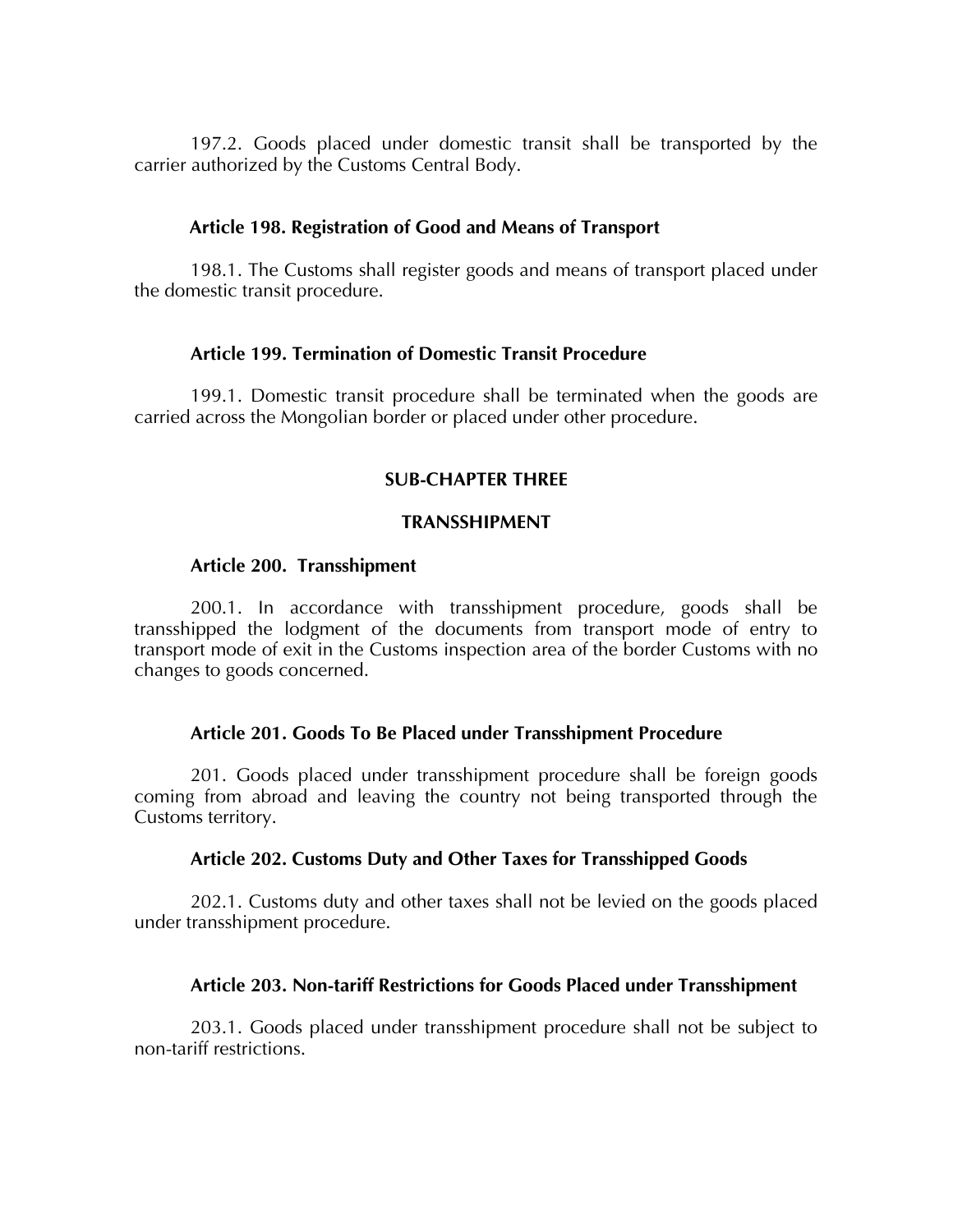197.2. Goods placed under domestic transit shall be transported by the carrier authorized by the Customs Central Body.

### Article 198. Registration of Good and Means of Transport

198.1. The Customs shall register goods and means of transport placed under the domestic transit procedure.

### Article 199. Termination of Domestic Transit Procedure

199.1. Domestic transit procedure shall be terminated when the goods are carried across the Mongolian border or placed under other procedure.

## SUB-CHAPTER THREE

## TRANSSHIPMENT

### Article 200. Transshipment

200.1. In accordance with transshipment procedure, goods shall be transshipped the lodgment of the documents from transport mode of entry to transport mode of exit in the Customs inspection area of the border Customs with no changes to goods concerned.

### Article 201. Goods To Be Placed under Transshipment Procedure

201. Goods placed under transshipment procedure shall be foreign goods coming from abroad and leaving the country not being transported through the Customs territory.

### Article 202. Customs Duty and Other Taxes for Transshipped Goods

202.1. Customs duty and other taxes shall not be levied on the goods placed under transshipment procedure.

### Article 203. Non-tariff Restrictions for Goods Placed under Transshipment

203.1. Goods placed under transshipment procedure shall not be subject to non-tariff restrictions.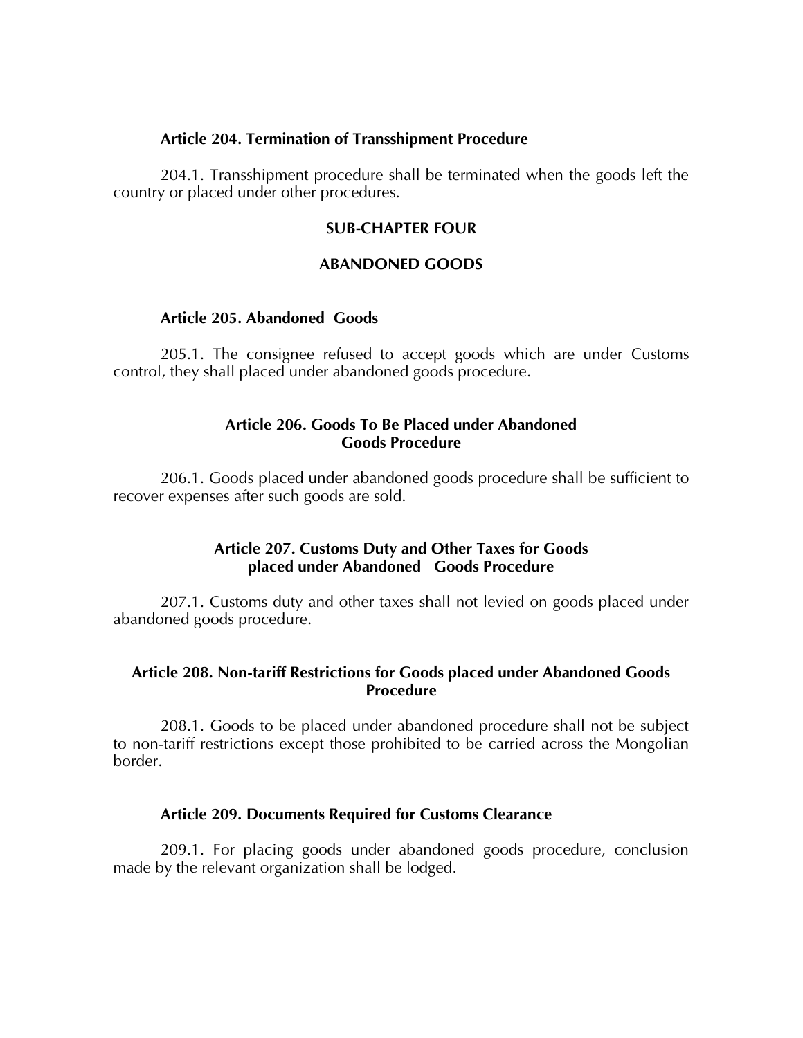### Article 204. Termination of Transshipment Procedure

204.1. Transshipment procedure shall be terminated when the goods left the country or placed under other procedures.

## SUB-CHAPTER FOUR

## ABANDONED GOODS

### Article 205. Abandoned Goods

205.1. The consignee refused to accept goods which are under Customs control, they shall placed under abandoned goods procedure.

### Article 206. Goods To Be Placed under Abandoned Goods Procedure

206.1. Goods placed under abandoned goods procedure shall be sufficient to recover expenses after such goods are sold.

### Article 207. Customs Duty and Other Taxes for Goods placed under Abandoned Goods Procedure

207.1. Customs duty and other taxes shall not levied on goods placed under abandoned goods procedure.

### Article 208. Non-tariff Restrictions for Goods placed under Abandoned Goods Procedure

208.1. Goods to be placed under abandoned procedure shall not be subject to non-tariff restrictions except those prohibited to be carried across the Mongolian border.

### Article 209. Documents Required for Customs Clearance

209.1. For placing goods under abandoned goods procedure, conclusion made by the relevant organization shall be lodged.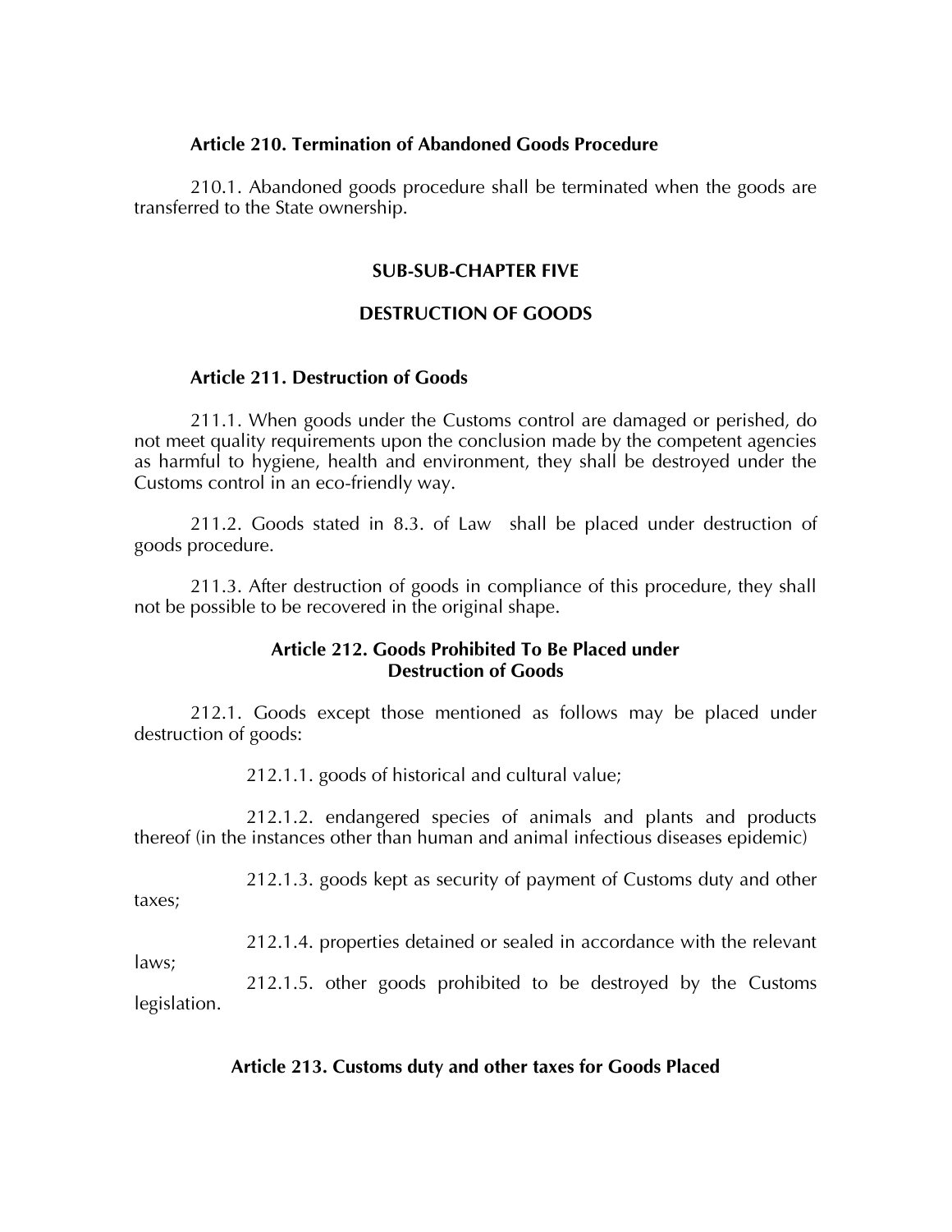**Article 210. Termination of Abandoned Goods Procedure**

210.1. Abandoned goods procedure shall be terminated when the goods are transferred to the State ownership.

## SUB-SUB-CHAPTER FIVE

## DESTRUCTION OF GOODS

**Article 211. Destruction of Goods**

211.1. When goods under the Customs control are damaged or perished, do not meet quality requirements upon the conclusion made by the competent agencies as harmful to hygiene, health and environment, they shall be destroyed under the Customs control in an eco-friendly way.

211.2. Goods stated in 8.3. of Law shall be placed under destruction of goods procedure.

211.3. After destruction of goods in compliance of this procedure, they shall not be possible to be recovered in the original shape.

**Article 212. Goods Prohibited To Be Placed under Destruction of Goods**

212.1. Goods except those mentioned as follows may be placed under destruction of goods:

212.1.1. goods of historical and cultural value;

212.1.2. endangered species of animals and plants and products thereof (in the instances other than human and animal infectious diseases epidemic)

212.1.3. goods kept as security of payment of Customs duty and other taxes;

212.1.4. properties detained or sealed in accordance with the relevant laws;

212.1.5. other goods prohibited to be destroyed by the Customs legislation.

**Article 213. Customs duty and other taxes for Goods Placed**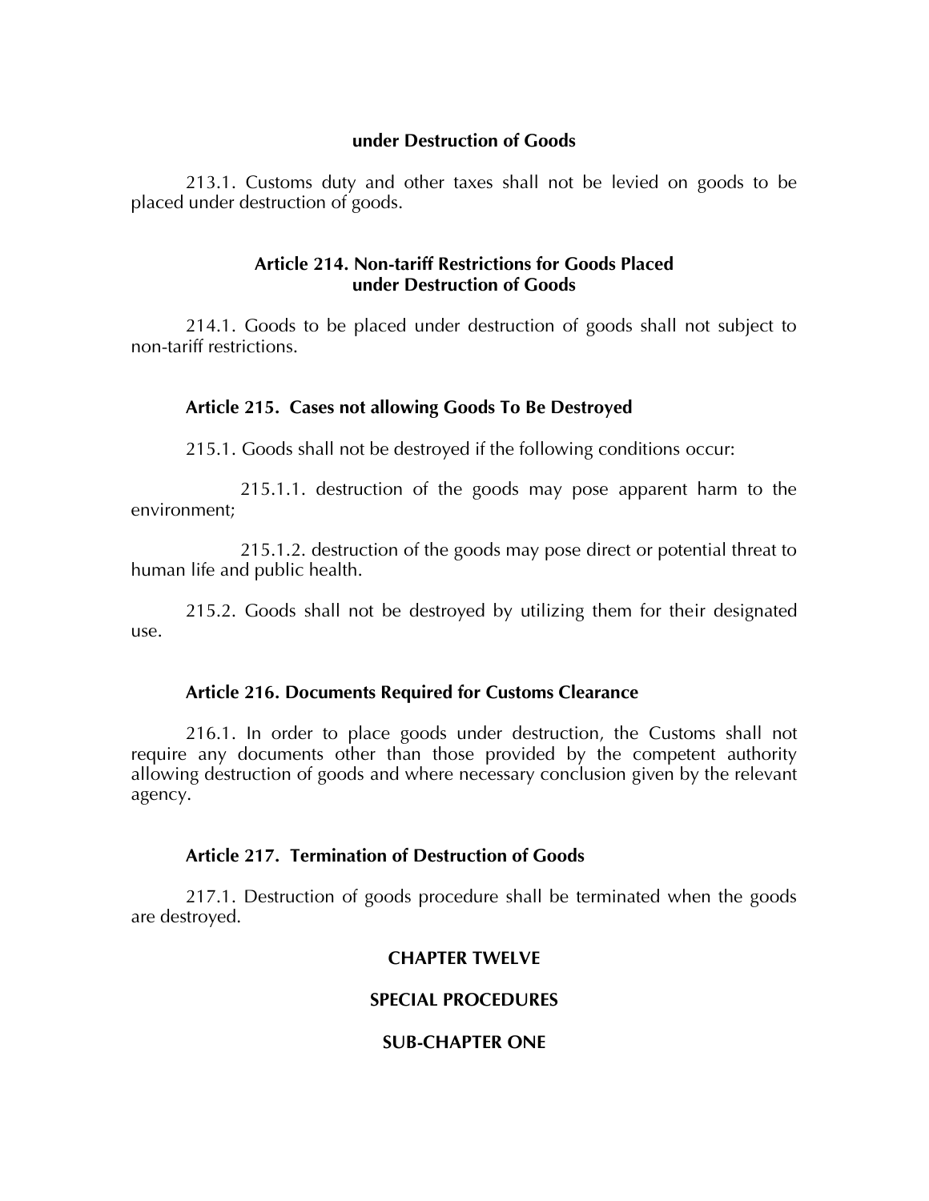### under Destruction of Goods

213.1. Customs duty and other taxes shall not be levied on goods to be placed under destruction of goods.

### Article 214. Non-tariff Restrictions for Goods Placed under Destruction of Goods

214.1. Goods to be placed under destruction of goods shall not subject to non-tariff restrictions.

### Article 215. Cases not allowing Goods To Be Destroyed

215.1. Goods shall not be destroyed if the following conditions occur:

215.1.1. destruction of the goods may pose apparent harm to the environment;

215.1.2. destruction of the goods may pose direct or potential threat to human life and public health.

215.2. Goods shall not be destroyed by utilizing them for their designated use.

### Article 216. Documents Required for Customs Clearance

216.1. In order to place goods under destruction, the Customs shall not require any documents other than those provided by the competent authority allowing destruction of goods and where necessary conclusion given by the relevant agency.

### Article 217. Termination of Destruction of Goods

217.1. Destruction of goods procedure shall be terminated when the goods are destroyed.

## CHAPTER TWELVE

## SPECIAL PROCEDURES

## SUB-CHAPTER ONE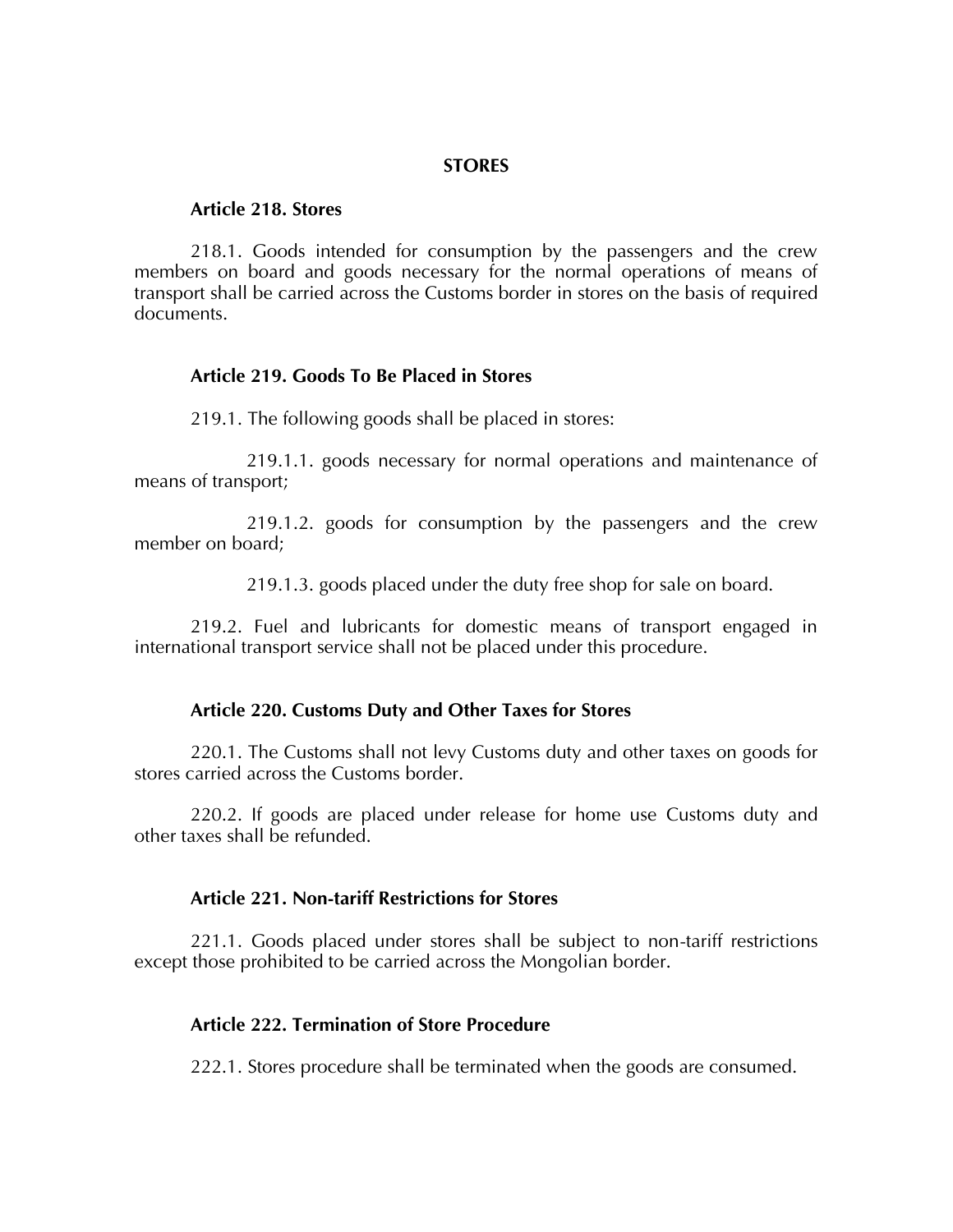## STORES

### Article 218. Stores

218.1. Goods intended for consumption by the passengers and the crew members on board and goods necessary for the normal operations of means of transport shall be carried across the Customs border in stores on the basis of required documents.

### Article 219. Goods To Be Placed in Stores

219.1. The following goods shall be placed in stores:

219.1.1. goods necessary for normal operations and maintenance of means of transport;

219.1.2. goods for consumption by the passengers and the crew member on board;

219.1.3. goods placed under the duty free shop for sale on board.

219.2. Fuel and lubricants for domestic means of transport engaged in international transport service shall not be placed under this procedure.

### Article 220. Customs Duty and Other Taxes for Stores

220.1. The Customs shall not levy Customs duty and other taxes on goods for stores carried across the Customs border.

220.2. If goods are placed under release for home use Customs duty and other taxes shall be refunded.

### Article 221. Non-tariff Restrictions for Stores

221.1. Goods placed under stores shall be subject to non-tariff restrictions except those prohibited to be carried across the Mongolian border.

### Article 222. Termination of Store Procedure

222.1. Stores procedure shall be terminated when the goods are consumed.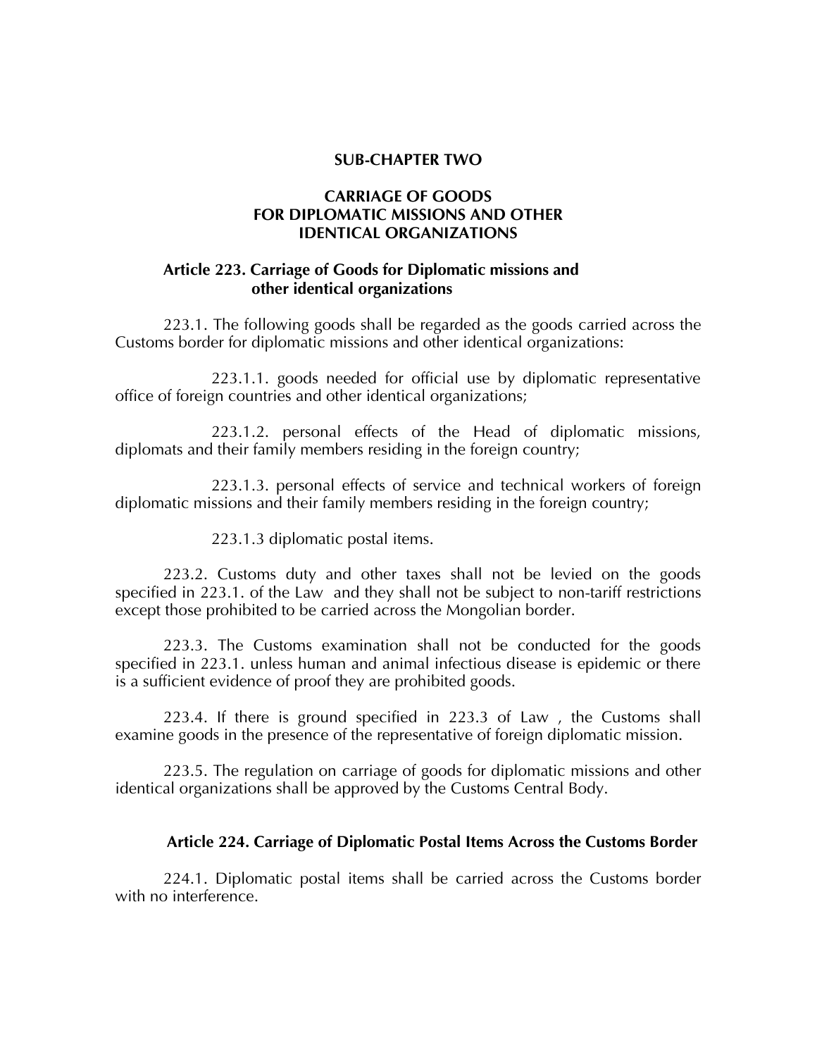## SUB-CHAPTER TWO

## CARRIAGE OF GOODS FOR DIPLOMATIC MISSIONS AND OTHER IDENTICAL ORGANIZATIONS

### Article 223. Carriage of Goods for Diplomatic missions and other identical organizations

223.1. The following goods shall be regarded as the goods carried across the Customs border for diplomatic missions and other identical organizations:

223.1.1. goods needed for official use by diplomatic representative office of foreign countries and other identical organizations;

223.1.2. personal effects of the Head of diplomatic missions, diplomats and their family members residing in the foreign country;

223.1.3. personal effects of service and technical workers of foreign diplomatic missions and their family members residing in the foreign country;

223.1.3 diplomatic postal items.

223.2. Customs duty and other taxes shall not be levied on the goods specified in 223.1. of the Law and they shall not be subject to non-tariff restrictions except those prohibited to be carried across the Mongolian border.

223.3. The Customs examination shall not be conducted for the goods specified in 223.1. unless human and animal infectious disease is epidemic or there is a sufficient evidence of proof they are prohibited goods.

223.4. If there is ground specified in 223.3 of Law , the Customs shall examine goods in the presence of the representative of foreign diplomatic mission.

223.5. The regulation on carriage of goods for diplomatic missions and other identical organizations shall be approved by the Customs Central Body.

### Article 224. Carriage of Diplomatic Postal Items Across the Customs Border

224.1. Diplomatic postal items shall be carried across the Customs border with no interference.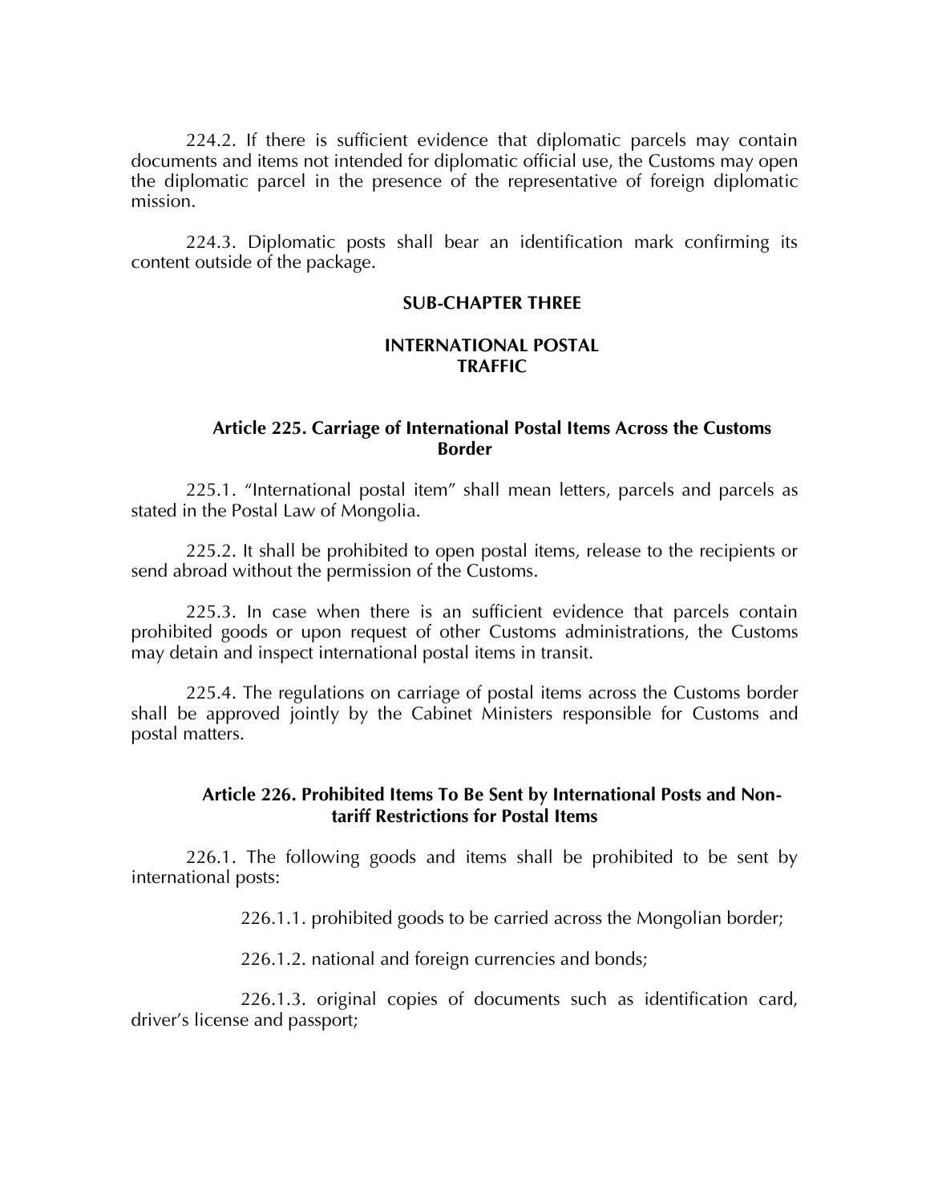224.2. If there is sufficient evidence that diplomatic parcels may contain documents and items not intended for diplomatic official use, the Customs may open the diplomatic parcel in the presence of the representative of foreign diplomatic mission.

224.3. Diplomatic posts shall bear an identification mark confirming its content outside of the package.

## SUB-CHAPTER THREE

## INTERNATIONAL POSTAL TRAFFIC

### Article 225. Carriage of International Postal Items Across the Customs Border

225.1. "International postal item" shall mean letters, parcels and parcels as stated in the Postal Law of Mongolia.

225.2. It shall be prohibited to open postal items, release to the recipients or send abroad without the permission of the Customs.

225.3. In case when there is an sufficient evidence that parcels contain prohibited goods or upon request of other Customs administrations, the Customs may detain and inspect international postal items in transit.

225.4. The regulations on carriage of postal items across the Customs border shall be approved jointly by the Cabinet Ministers responsible for Customs and postal matters.

### Article 226. Prohibited Items To Be Sent by International Posts and Non-tariff Restrictions for Postal Items

226.1. The following goods and items shall be prohibited to be sent by international posts:

226.1.1. prohibited goods to be carried across the Mongolian border;

226.1.2. national and foreign currencies and bonds;

226.1.3. original copies of documents such as identification card, driver's license and passport;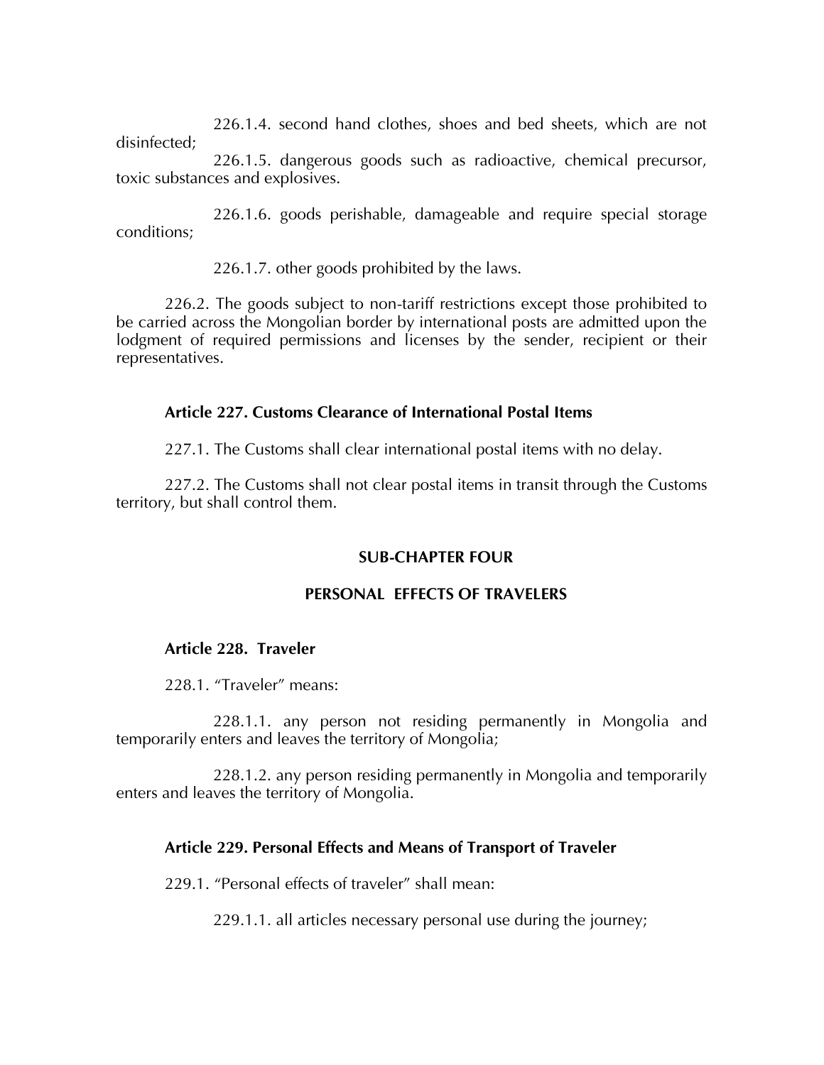226.1.4. second hand clothes, shoes and bed sheets, which are not disinfected;

226.1.5. dangerous goods such as radioactive, chemical precursor, toxic substances and explosives.

226.1.6. goods perishable, damageable and require special storage conditions;

226.1.7. other goods prohibited by the laws.

226.2. The goods subject to non-tariff restrictions except those prohibited to be carried across the Mongolian border by international posts are admitted upon the lodgment of required permissions and licenses by the sender, recipient or their representatives.

### Article 227. Customs Clearance of International Postal Items

227.1. The Customs shall clear international postal items with no delay.

227.2. The Customs shall not clear postal items in transit through the Customs territory, but shall control them.

## SUB-CHAPTER FOUR

## PERSONAL EFFECTS OF TRAVELERS

### Article 228. Traveler

228.1. "Traveler" means:

228.1.1. any person not residing permanently in Mongolia and temporarily enters and leaves the territory of Mongolia;

228.1.2. any person residing permanently in Mongolia and temporarily enters and leaves the territory of Mongolia.

### Article 229. Personal Effects and Means of Transport of Traveler

229.1. "Personal effects of traveler" shall mean:

229.1.1. all articles necessary personal use during the journey;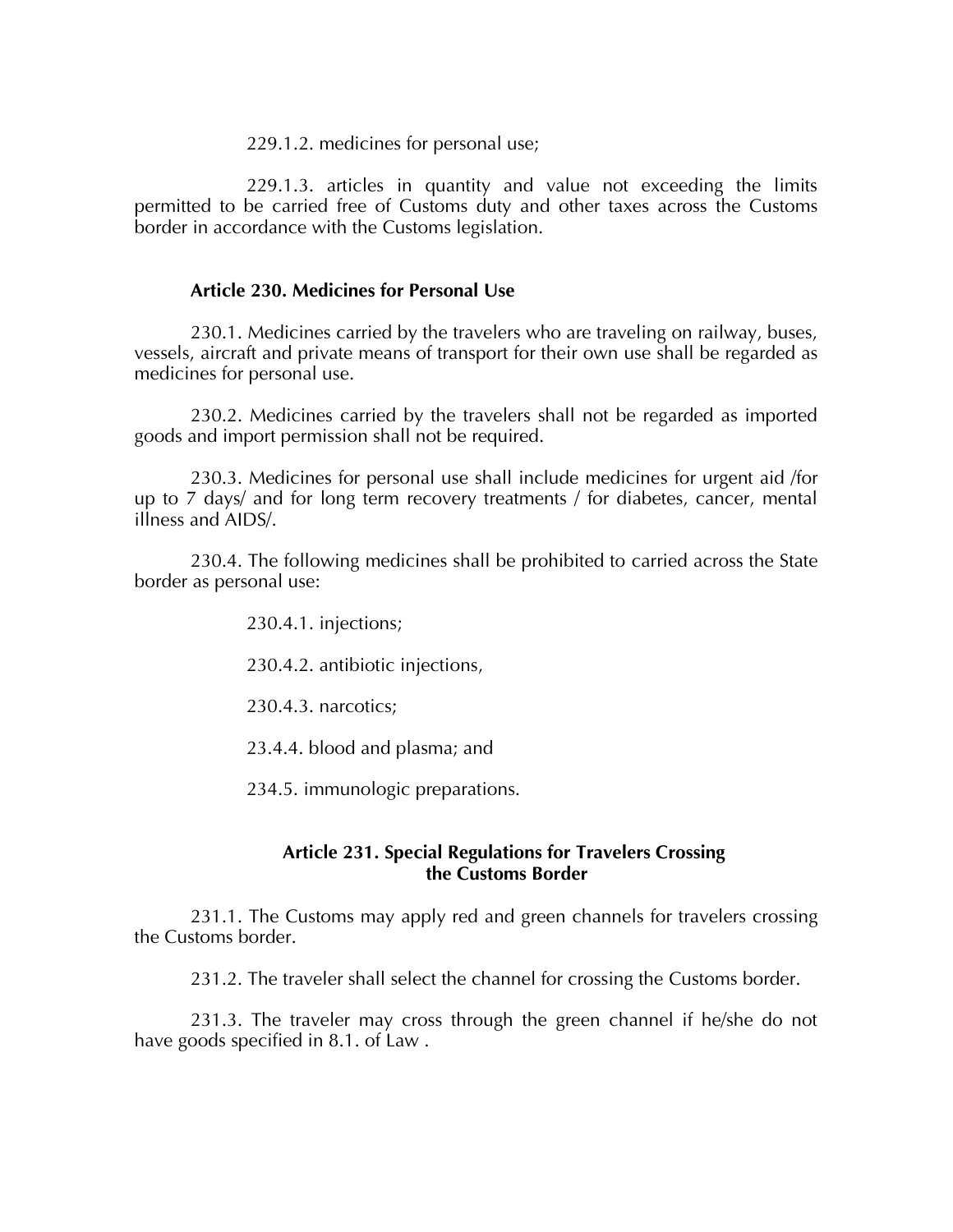229.1.2. medicines for personal use;

229.1.3. articles in quantity and value not exceeding the limits permitted to be carried free of Customs duty and other taxes across the Customs border in accordance with the Customs legislation.

**Article 230. Medicines for Personal Use**

230.1. Medicines carried by the travelers who are traveling on railway, buses, vessels, aircraft and private means of transport for their own use shall be regarded as medicines for personal use.

230.2. Medicines carried by the travelers shall not be regarded as imported goods and import permission shall not be required.

230.3. Medicines for personal use shall include medicines for urgent aid /for up to 7 days/ and for long term recovery treatments / for diabetes, cancer, mental illness and AIDS/.

230.4. The following medicines shall be prohibited to carried across the State border as personal use:

230.4.1. injections;

230.4.2. antibiotic injections,

230.4.3. narcotics;

23.4.4. blood and plasma; and

234.5. immunologic preparations.

**Article 231. Special Regulations for Travelers Crossing the Customs Border**

231.1. The Customs may apply red and green channels for travelers crossing the Customs border.

231.2. The traveler shall select the channel for crossing the Customs border.

231.3. The traveler may cross through the green channel if he/she do not have goods specified in 8.1. of Law .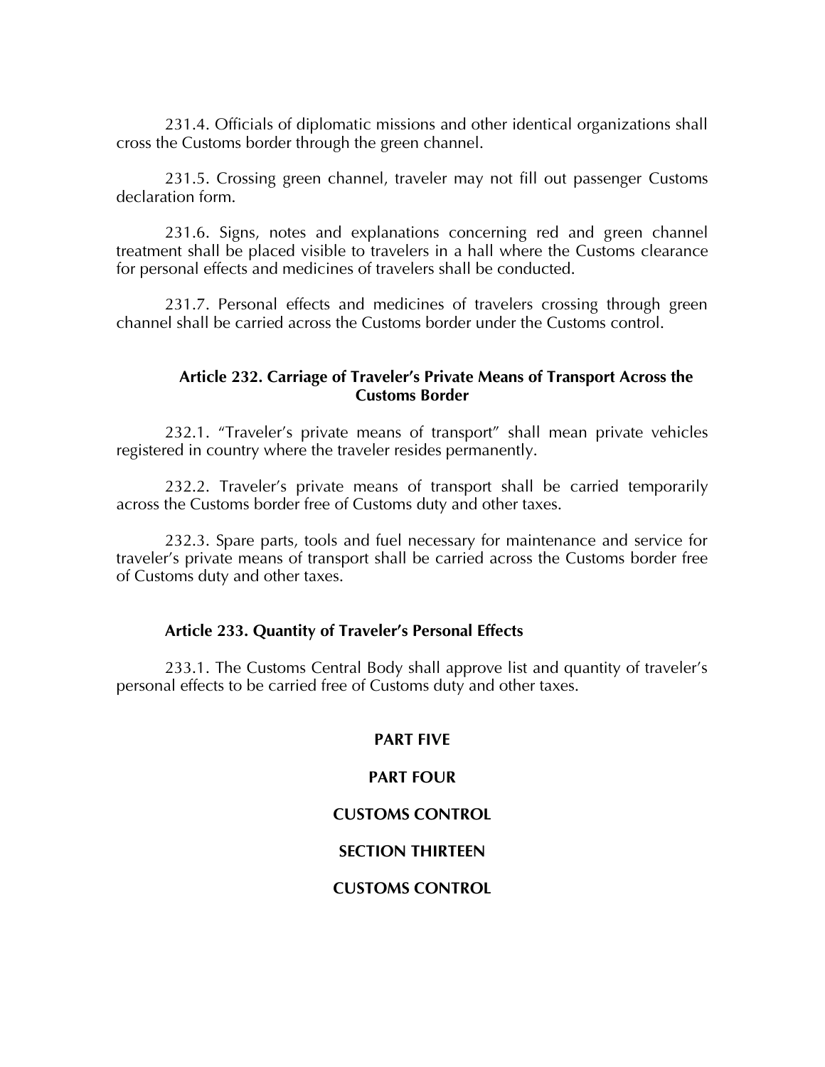231.4. Officials of diplomatic missions and other identical organizations shall cross the Customs border through the green channel.

231.5. Crossing green channel, traveler may not fill out passenger Customs declaration form.

231.6. Signs, notes and explanations concerning red and green channel treatment shall be placed visible to travelers in a hall where the Customs clearance for personal effects and medicines of travelers shall be conducted.

231.7. Personal effects and medicines of travelers crossing through green channel shall be carried across the Customs border under the Customs control.

### Article 232. Carriage of Traveler's Private Means of Transport Across the Customs Border

232.1. "Traveler's private means of transport" shall mean private vehicles registered in country where the traveler resides permanently.

232.2. Traveler's private means of transport shall be carried temporarily across the Customs border free of Customs duty and other taxes.

232.3. Spare parts, tools and fuel necessary for maintenance and service for traveler's private means of transport shall be carried across the Customs border free of Customs duty and other taxes.

### Article 233. Quantity of Traveler's Personal Effects

233.1. The Customs Central Body shall approve list and quantity of traveler's personal effects to be carried free of Customs duty and other taxes.

# PART FIVE

# PART FOUR

# CUSTOMS CONTROL

## SECTION THIRTEEN

## CUSTOMS CONTROL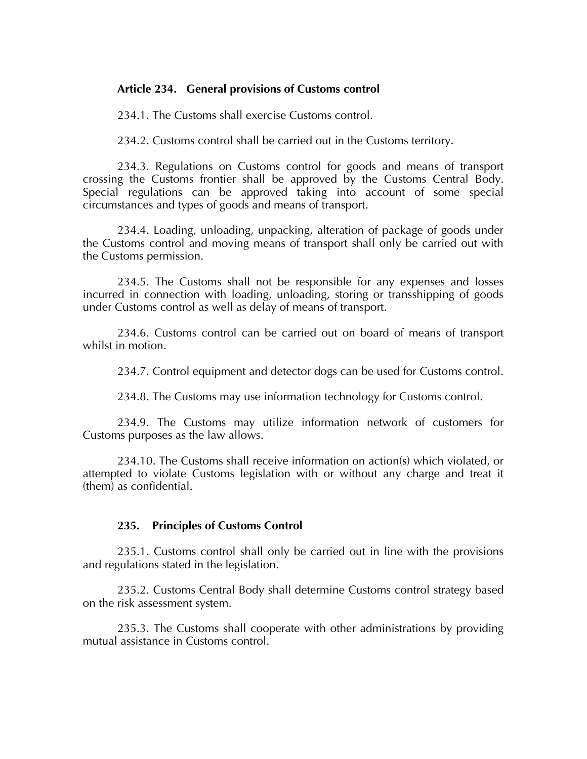### Article 234. General provisions of Customs control

234.1. The Customs shall exercise Customs control.

234.2. Customs control shall be carried out in the Customs territory.

234.3. Regulations on Customs control for goods and means of transport crossing the Customs frontier shall be approved by the Customs Central Body. Special regulations can be approved taking into account of some special circumstances and types of goods and means of transport.

234.4. Loading, unloading, unpacking, alteration of package of goods under the Customs control and moving means of transport shall only be carried out with the Customs permission.

234.5. The Customs shall not be responsible for any expenses and losses incurred in connection with loading, unloading, storing or transshipping of goods under Customs control as well as delay of means of transport.

234.6. Customs control can be carried out on board of means of transport whilst in motion.

234.7. Control equipment and detector dogs can be used for Customs control.

234.8. The Customs may use information technology for Customs control.

234.9. The Customs may utilize information network of customers for Customs purposes as the law allows.

234.10. The Customs shall receive information on action(s) which violated, or attempted to violate Customs legislation with or without any charge and treat it (them) as confidential.

### 235. Principles of Customs Control

235.1. Customs control shall only be carried out in line with the provisions and regulations stated in the legislation.

235.2. Customs Central Body shall determine Customs control strategy based on the risk assessment system.

235.3. The Customs shall cooperate with other administrations by providing mutual assistance in Customs control.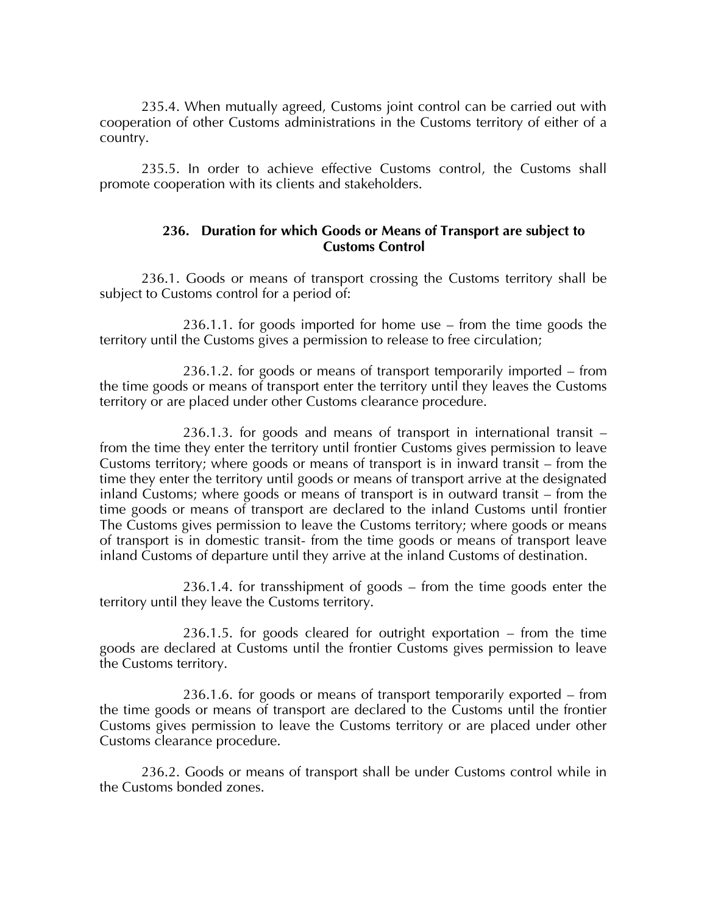235.4. When mutually agreed, Customs joint control can be carried out with cooperation of other Customs administrations in the Customs territory of either of a country.

235.5. In order to achieve effective Customs control, the Customs shall promote cooperation with its clients and stakeholders.

### 236. Duration for which Goods or Means of Transport are subject to Customs Control

236.1. Goods or means of transport crossing the Customs territory shall be subject to Customs control for a period of:

236.1.1. for goods imported for home use – from the time goods the territory until the Customs gives a permission to release to free circulation;

236.1.2. for goods or means of transport temporarily imported – from the time goods or means of transport enter the territory until they leaves the Customs territory or are placed under other Customs clearance procedure.

236.1.3. for goods and means of transport in international transit – from the time they enter the territory until frontier Customs gives permission to leave Customs territory; where goods or means of transport is in inward transit – from the time they enter the territory until goods or means of transport arrive at the designated inland Customs; where goods or means of transport is in outward transit – from the time goods or means of transport are declared to the inland Customs until frontier The Customs gives permission to leave the Customs territory; where goods or means of transport is in domestic transit- from the time goods or means of transport leave inland Customs of departure until they arrive at the inland Customs of destination.

236.1.4. for transshipment of goods – from the time goods enter the territory until they leave the Customs territory.

236.1.5. for goods cleared for outright exportation – from the time goods are declared at Customs until the frontier Customs gives permission to leave the Customs territory.

236.1.6. for goods or means of transport temporarily exported – from the time goods or means of transport are declared to the Customs until the frontier Customs gives permission to leave the Customs territory or are placed under other Customs clearance procedure.

236.2. Goods or means of transport shall be under Customs control while in the Customs bonded zones.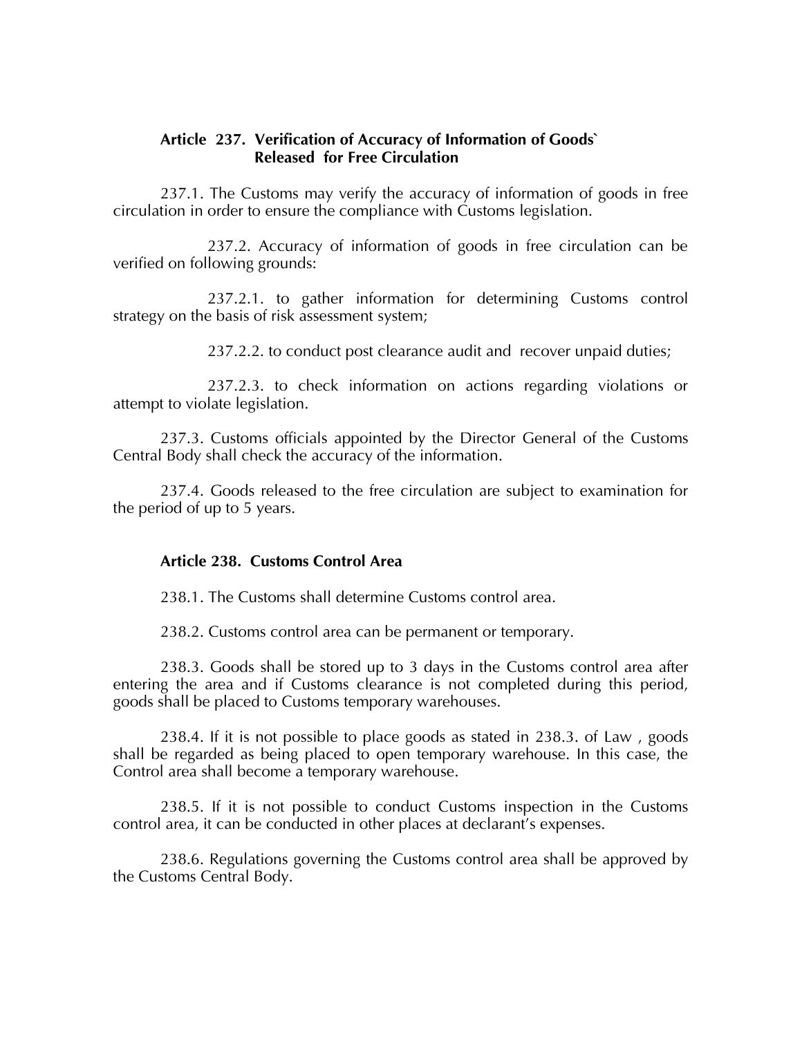### Article 237. Verification of Accuracy of Information of Goods` Released for Free Circulation

237.1. The Customs may verify the accuracy of information of goods in free circulation in order to ensure the compliance with Customs legislation.

237.2. Accuracy of information of goods in free circulation can be verified on following grounds:

237.2.1. to gather information for determining Customs control strategy on the basis of risk assessment system;

237.2.2. to conduct post clearance audit and recover unpaid duties;

237.2.3. to check information on actions regarding violations or attempt to violate legislation.

237.3. Customs officials appointed by the Director General of the Customs Central Body shall check the accuracy of the information.

237.4. Goods released to the free circulation are subject to examination for the period of up to 5 years.

### Article 238. Customs Control Area

238.1. The Customs shall determine Customs control area.

238.2. Customs control area can be permanent or temporary.

238.3. Goods shall be stored up to 3 days in the Customs control area after entering the area and if Customs clearance is not completed during this period, goods shall be placed to Customs temporary warehouses.

238.4. If it is not possible to place goods as stated in 238.3. of Law , goods shall be regarded as being placed to open temporary warehouse. In this case, the Control area shall become a temporary warehouse.

238.5. If it is not possible to conduct Customs inspection in the Customs control area, it can be conducted in other places at declarant's expenses.

238.6. Regulations governing the Customs control area shall be approved by the Customs Central Body.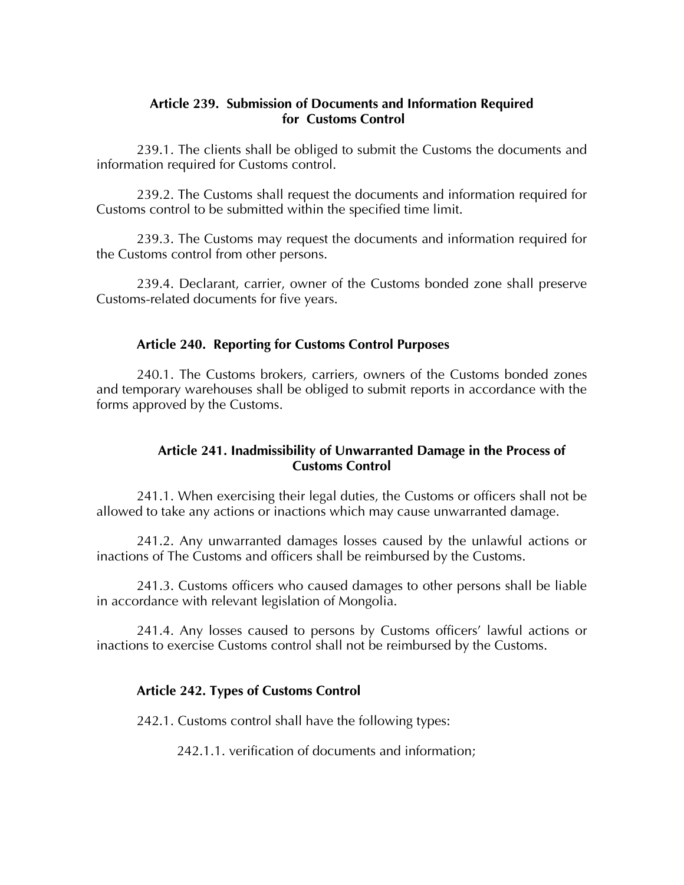### Article 239. Submission of Documents and Information Required for Customs Control

239.1. The clients shall be obliged to submit the Customs the documents and information required for Customs control.

239.2. The Customs shall request the documents and information required for Customs control to be submitted within the specified time limit.

239.3. The Customs may request the documents and information required for the Customs control from other persons.

239.4. Declarant, carrier, owner of the Customs bonded zone shall preserve Customs-related documents for five years.

### Article 240. Reporting for Customs Control Purposes

240.1. The Customs brokers, carriers, owners of the Customs bonded zones and temporary warehouses shall be obliged to submit reports in accordance with the forms approved by the Customs.

### Article 241. Inadmissibility of Unwarranted Damage in the Process of Customs Control

241.1. When exercising their legal duties, the Customs or officers shall not be allowed to take any actions or inactions which may cause unwarranted damage.

241.2. Any unwarranted damages losses caused by the unlawful actions or inactions of The Customs and officers shall be reimbursed by the Customs.

241.3. Customs officers who caused damages to other persons shall be liable in accordance with relevant legislation of Mongolia.

241.4. Any losses caused to persons by Customs officers' lawful actions or inactions to exercise Customs control shall not be reimbursed by the Customs.

### Article 242. Types of Customs Control

242.1. Customs control shall have the following types:

242.1.1. verification of documents and information;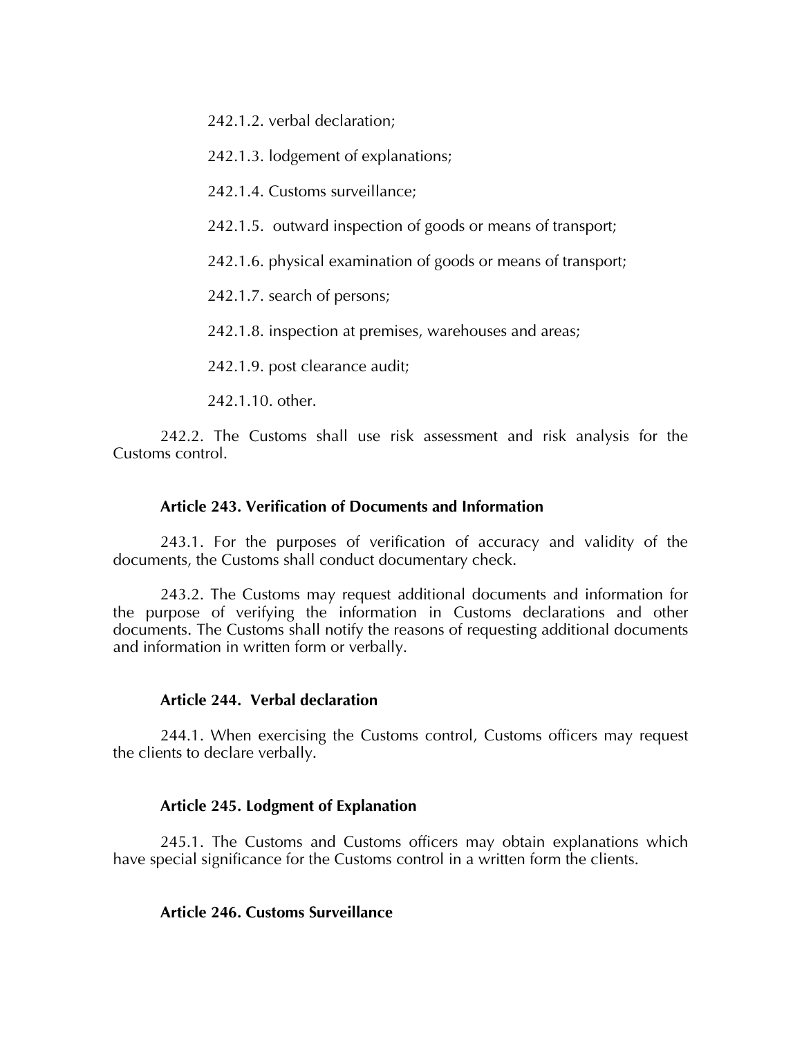242.1.2. verbal declaration;

242.1.3. lodgement of explanations;

242.1.4. Customs surveillance;

242.1.5. outward inspection of goods or means of transport;

242.1.6. physical examination of goods or means of transport;

242.1.7. search of persons;

242.1.8. inspection at premises, warehouses and areas;

242.1.9. post clearance audit;

242.1.10. other.

242.2. The Customs shall use risk assessment and risk analysis for the Customs control.

**Article 243. Verification of Documents and Information**

243.1. For the purposes of verification of accuracy and validity of the documents, the Customs shall conduct documentary check.

243.2. The Customs may request additional documents and information for the purpose of verifying the information in Customs declarations and other documents. The Customs shall notify the reasons of requesting additional documents and information in written form or verbally.

**Article 244. Verbal declaration**

244.1. When exercising the Customs control, Customs officers may request the clients to declare verbally.

**Article 245. Lodgment of Explanation**

245.1. The Customs and Customs officers may obtain explanations which have special significance for the Customs control in a written form the clients.

**Article 246. Customs Surveillance**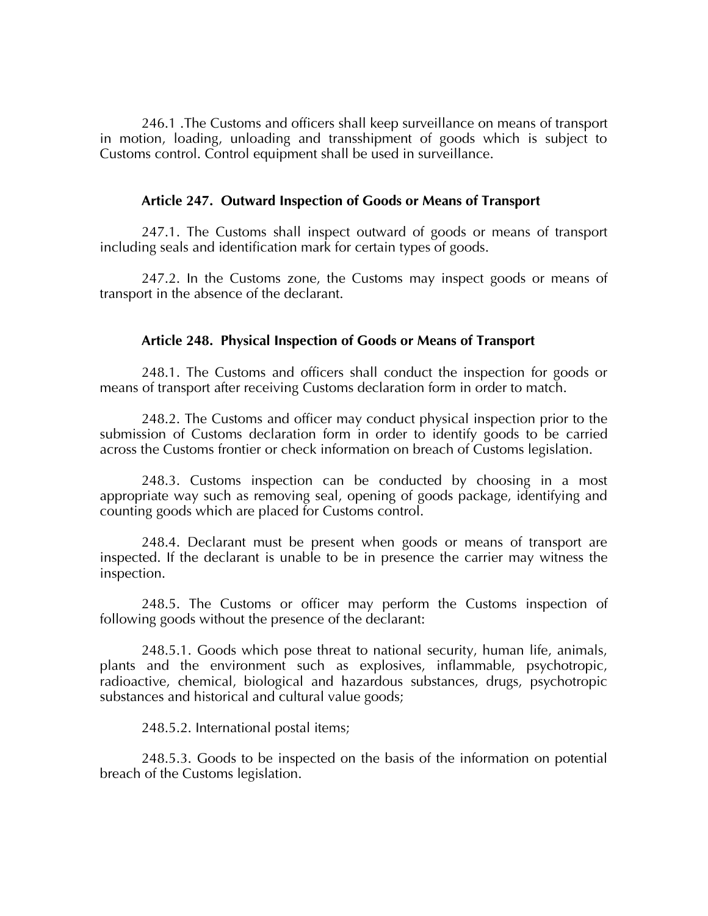246.1 .The Customs and officers shall keep surveillance on means of transport in motion, loading, unloading and transshipment of goods which is subject to Customs control. Control equipment shall be used in surveillance.

### Article 247. Outward Inspection of Goods or Means of Transport

247.1. The Customs shall inspect outward of goods or means of transport including seals and identification mark for certain types of goods.

247.2. In the Customs zone, the Customs may inspect goods or means of transport in the absence of the declarant.

### Article 248. Physical Inspection of Goods or Means of Transport

248.1. The Customs and officers shall conduct the inspection for goods or means of transport after receiving Customs declaration form in order to match.

248.2. The Customs and officer may conduct physical inspection prior to the submission of Customs declaration form in order to identify goods to be carried across the Customs frontier or check information on breach of Customs legislation.

248.3. Customs inspection can be conducted by choosing in a most appropriate way such as removing seal, opening of goods package, identifying and counting goods which are placed for Customs control.

248.4. Declarant must be present when goods or means of transport are inspected. If the declarant is unable to be in presence the carrier may witness the inspection.

248.5. The Customs or officer may perform the Customs inspection of following goods without the presence of the declarant:

248.5.1. Goods which pose threat to national security, human life, animals, plants and the environment such as explosives, inflammable, psychotropic, radioactive, chemical, biological and hazardous substances, drugs, psychotropic substances and historical and cultural value goods;

248.5.2. International postal items;

248.5.3. Goods to be inspected on the basis of the information on potential breach of the Customs legislation.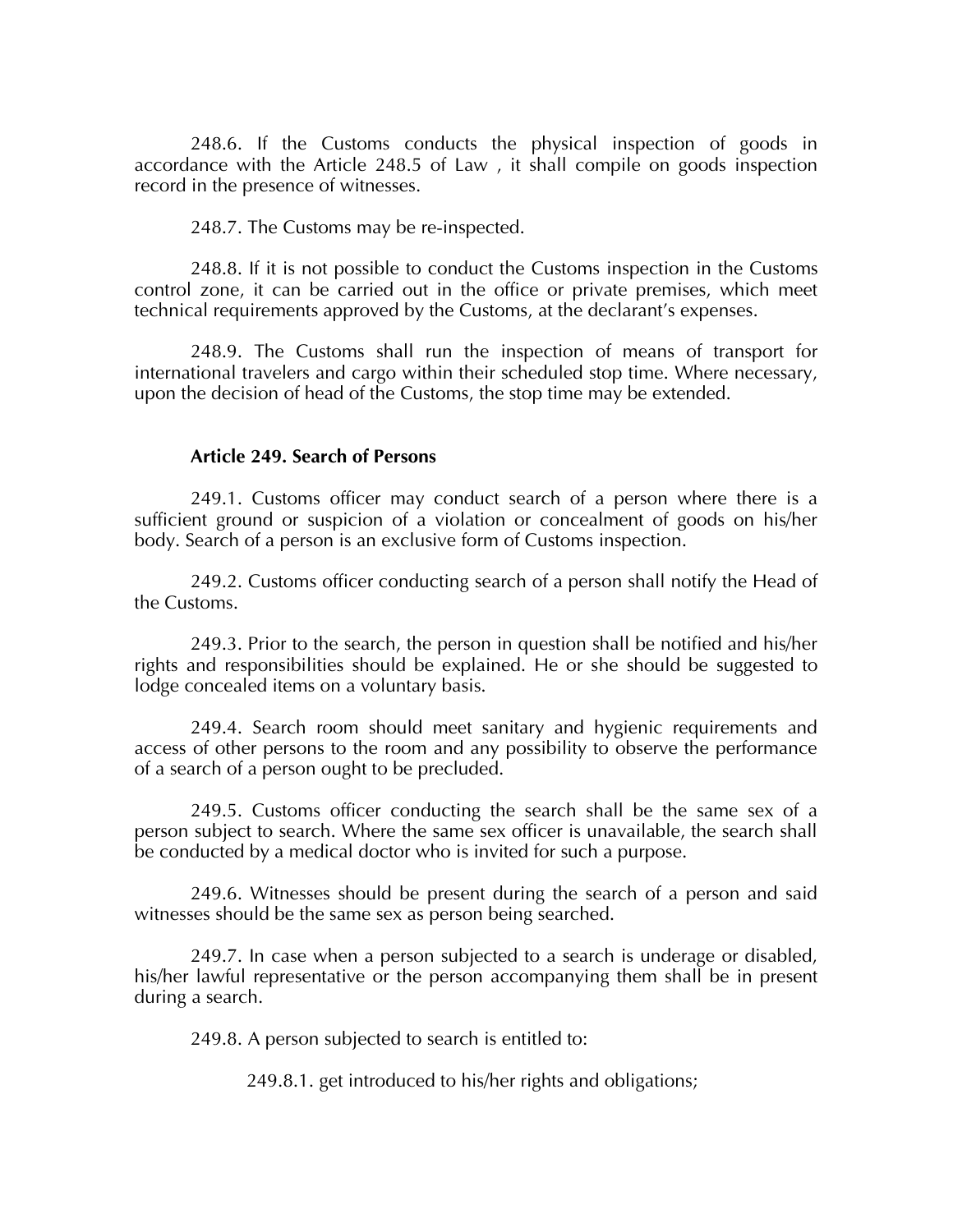248.6. If the Customs conducts the physical inspection of goods in accordance with the Article 248.5 of Law , it shall compile on goods inspection record in the presence of witnesses.

248.7. The Customs may be re-inspected.

248.8. If it is not possible to conduct the Customs inspection in the Customs control zone, it can be carried out in the office or private premises, which meet technical requirements approved by the Customs, at the declarant's expenses.

248.9. The Customs shall run the inspection of means of transport for international travelers and cargo within their scheduled stop time. Where necessary, upon the decision of head of the Customs, the stop time may be extended.

**Article 249. Search of Persons**

249.1. Customs officer may conduct search of a person where there is a sufficient ground or suspicion of a violation or concealment of goods on his/her body. Search of a person is an exclusive form of Customs inspection.

249.2. Customs officer conducting search of a person shall notify the Head of the Customs.

249.3. Prior to the search, the person in question shall be notified and his/her rights and responsibilities should be explained. He or she should be suggested to lodge concealed items on a voluntary basis.

249.4. Search room should meet sanitary and hygienic requirements and access of other persons to the room and any possibility to observe the performance of a search of a person ought to be precluded.

249.5. Customs officer conducting the search shall be the same sex of a person subject to search. Where the same sex officer is unavailable, the search shall be conducted by a medical doctor who is invited for such a purpose.

249.6. Witnesses should be present during the search of a person and said witnesses should be the same sex as person being searched.

249.7. In case when a person subjected to a search is underage or disabled, his/her lawful representative or the person accompanying them shall be in present during a search.

249.8. A person subjected to search is entitled to:

249.8.1. get introduced to his/her rights and obligations;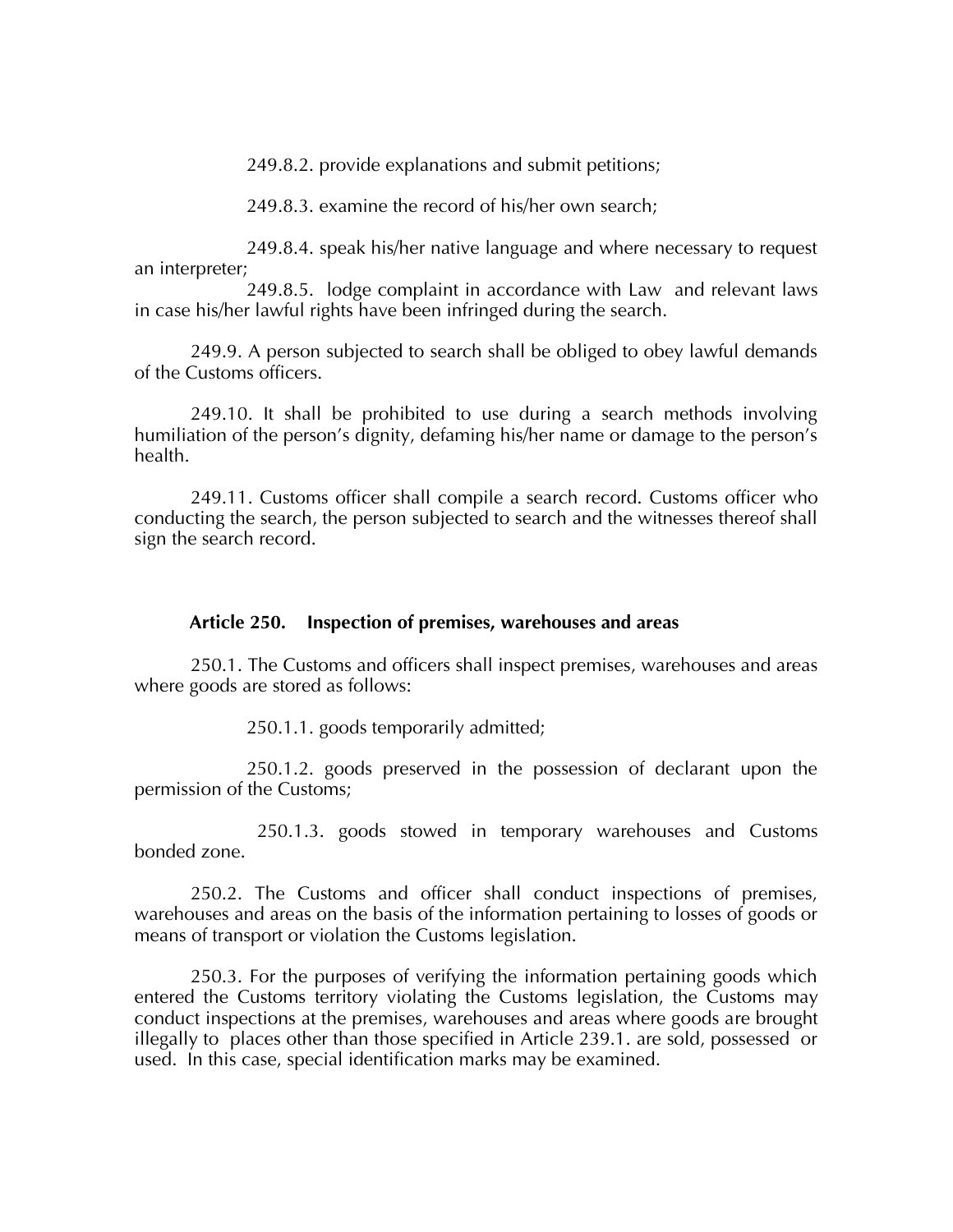249.8.2. provide explanations and submit petitions;

249.8.3. examine the record of his/her own search;

249.8.4. speak his/her native language and where necessary to request an interpreter;

249.8.5. lodge complaint in accordance with Law and relevant laws in case his/her lawful rights have been infringed during the search.

249.9. A person subjected to search shall be obliged to obey lawful demands of the Customs officers.

249.10. It shall be prohibited to use during a search methods involving humiliation of the person's dignity, defaming his/her name or damage to the person's health.

249.11. Customs officer shall compile a search record. Customs officer who conducting the search, the person subjected to search and the witnesses thereof shall sign the search record.

### Article 250. Inspection of premises, warehouses and areas

250.1. The Customs and officers shall inspect premises, warehouses and areas where goods are stored as follows:

250.1.1. goods temporarily admitted;

250.1.2. goods preserved in the possession of declarant upon the permission of the Customs;

250.1.3. goods stowed in temporary warehouses and Customs bonded zone.

250.2. The Customs and officer shall conduct inspections of premises, warehouses and areas on the basis of the information pertaining to losses of goods or means of transport or violation the Customs legislation.

250.3. For the purposes of verifying the information pertaining goods which entered the Customs territory violating the Customs legislation, the Customs may conduct inspections at the premises, warehouses and areas where goods are brought illegally to places other than those specified in Article 239.1. are sold, possessed or used. In this case, special identification marks may be examined.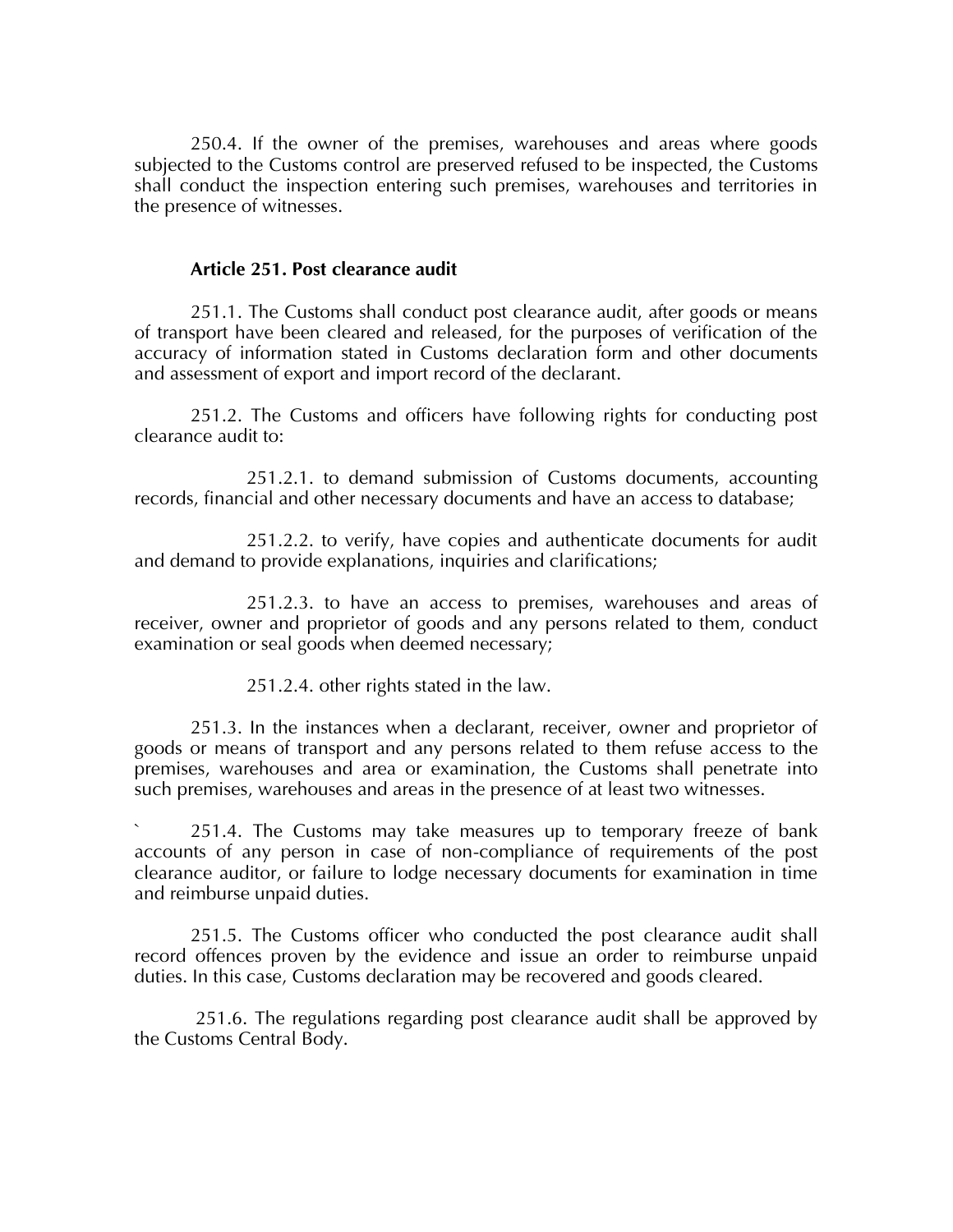250.4. If the owner of the premises, warehouses and areas where goods subjected to the Customs control are preserved refused to be inspected, the Customs shall conduct the inspection entering such premises, warehouses and territories in the presence of witnesses.

**Article 251. Post clearance audit**

251.1. The Customs shall conduct post clearance audit, after goods or means of transport have been cleared and released, for the purposes of verification of the accuracy of information stated in Customs declaration form and other documents and assessment of export and import record of the declarant.

251.2. The Customs and officers have following rights for conducting post clearance audit to:

251.2.1. to demand submission of Customs documents, accounting records, financial and other necessary documents and have an access to database;

251.2.2. to verify, have copies and authenticate documents for audit and demand to provide explanations, inquiries and clarifications;

251.2.3. to have an access to premises, warehouses and areas of receiver, owner and proprietor of goods and any persons related to them, conduct examination or seal goods when deemed necessary;

251.2.4. other rights stated in the law.

251.3. In the instances when a declarant, receiver, owner and proprietor of goods or means of transport and any persons related to them refuse access to the premises, warehouses and area or examination, the Customs shall penetrate into such premises, warehouses and areas in the presence of at least two witnesses.

` 251.4. The Customs may take measures up to temporary freeze of bank accounts of any person in case of non-compliance of requirements of the post clearance auditor, or failure to lodge necessary documents for examination in time and reimburse unpaid duties.

251.5. The Customs officer who conducted the post clearance audit shall record offences proven by the evidence and issue an order to reimburse unpaid duties. In this case, Customs declaration may be recovered and goods cleared.

251.6. The regulations regarding post clearance audit shall be approved by the Customs Central Body.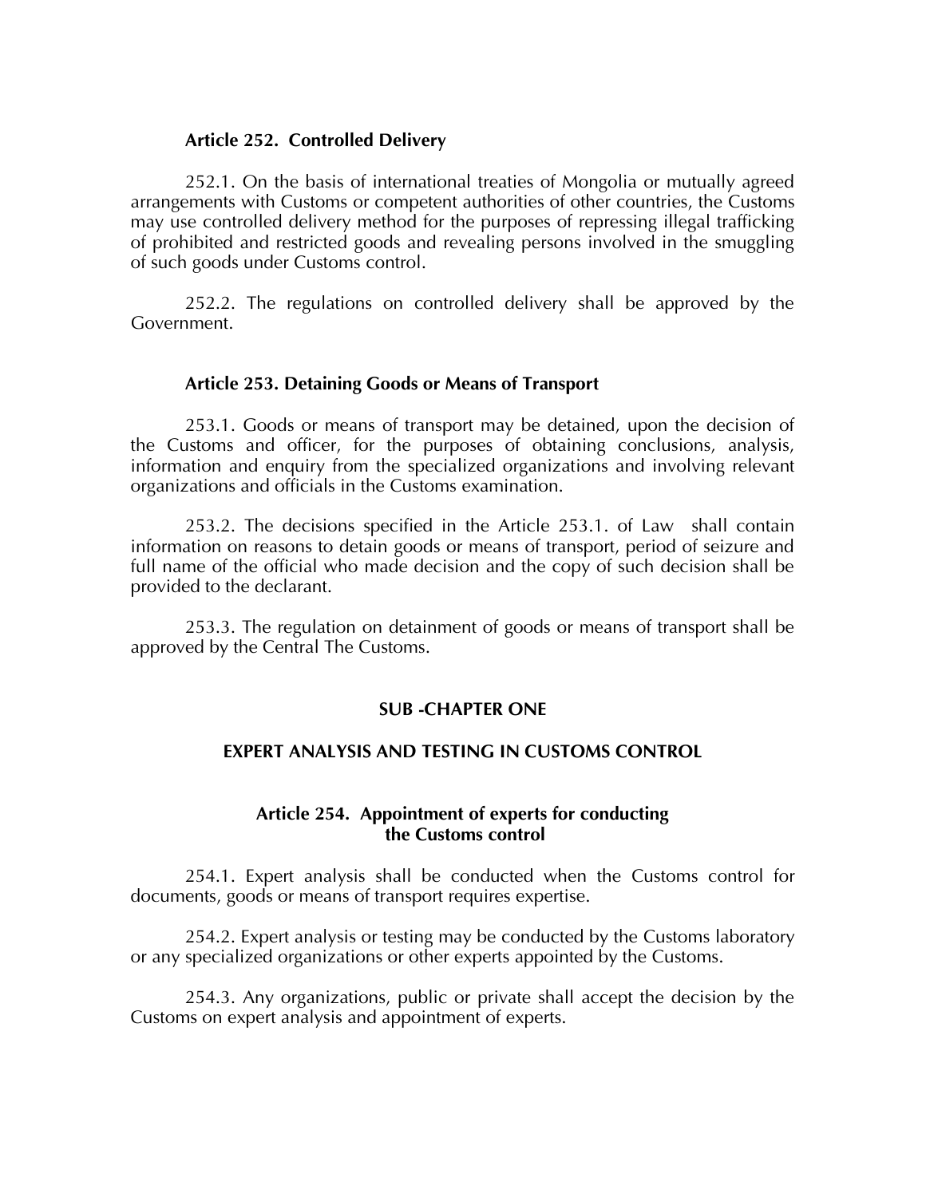### Article 252. Controlled Delivery

252.1. On the basis of international treaties of Mongolia or mutually agreed arrangements with Customs or competent authorities of other countries, the Customs may use controlled delivery method for the purposes of repressing illegal trafficking of prohibited and restricted goods and revealing persons involved in the smuggling of such goods under Customs control.

252.2. The regulations on controlled delivery shall be approved by the Government.

### Article 253. Detaining Goods or Means of Transport

253.1. Goods or means of transport may be detained, upon the decision of the Customs and officer, for the purposes of obtaining conclusions, analysis, information and enquiry from the specialized organizations and involving relevant organizations and officials in the Customs examination.

253.2. The decisions specified in the Article 253.1. of Law shall contain information on reasons to detain goods or means of transport, period of seizure and full name of the official who made decision and the copy of such decision shall be provided to the declarant.

253.3. The regulation on detainment of goods or means of transport shall be approved by the Central The Customs.

## SUB -CHAPTER ONE

## EXPERT ANALYSIS AND TESTING IN CUSTOMS CONTROL

### Article 254. Appointment of experts for conducting the Customs control

254.1. Expert analysis shall be conducted when the Customs control for documents, goods or means of transport requires expertise.

254.2. Expert analysis or testing may be conducted by the Customs laboratory or any specialized organizations or other experts appointed by the Customs.

254.3. Any organizations, public or private shall accept the decision by the Customs on expert analysis and appointment of experts.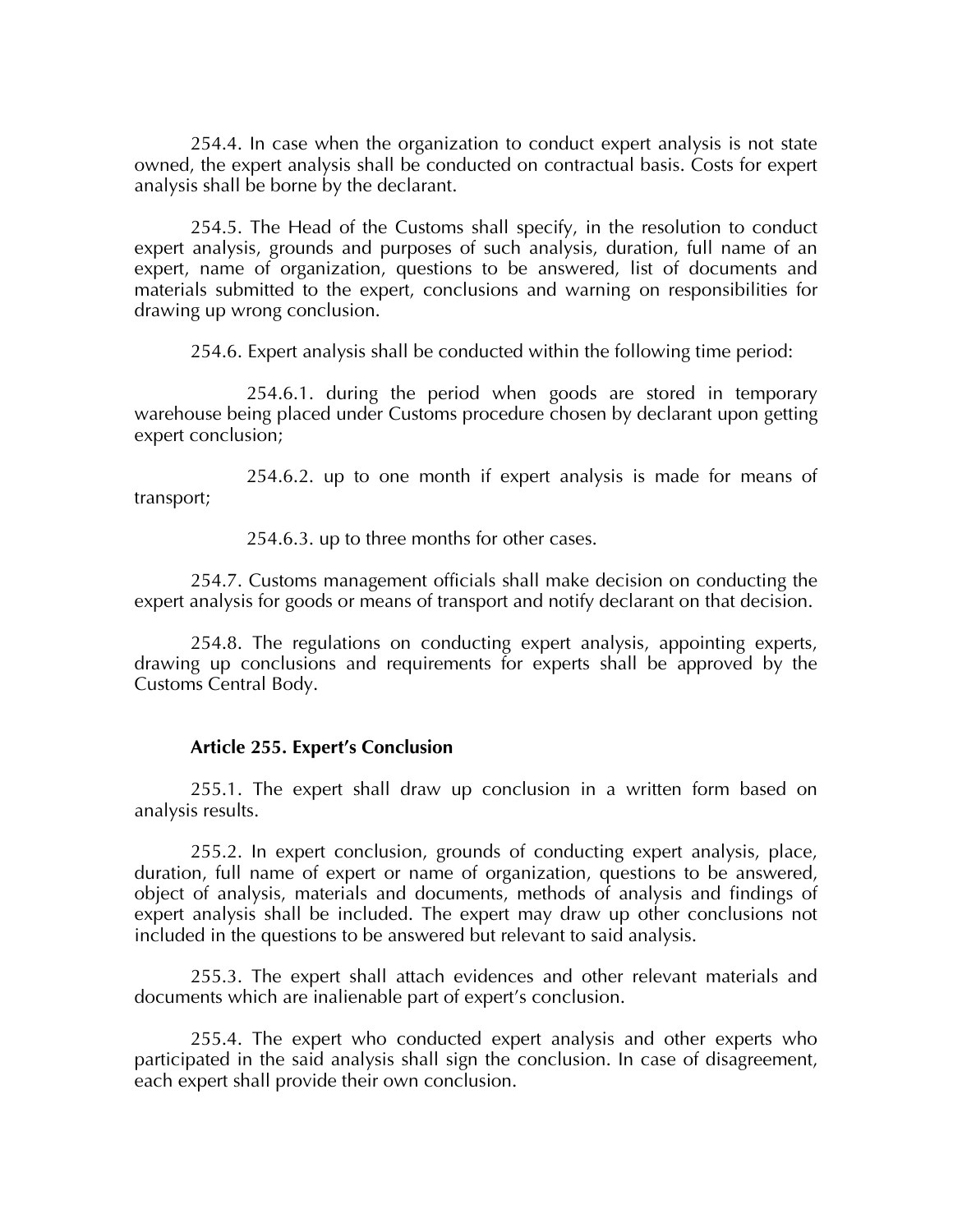254.4. In case when the organization to conduct expert analysis is not state owned, the expert analysis shall be conducted on contractual basis. Costs for expert analysis shall be borne by the declarant.

254.5. The Head of the Customs shall specify, in the resolution to conduct expert analysis, grounds and purposes of such analysis, duration, full name of an expert, name of organization, questions to be answered, list of documents and materials submitted to the expert, conclusions and warning on responsibilities for drawing up wrong conclusion.

254.6. Expert analysis shall be conducted within the following time period:

254.6.1. during the period when goods are stored in temporary warehouse being placed under Customs procedure chosen by declarant upon getting expert conclusion;

254.6.2. up to one month if expert analysis is made for means of transport;

254.6.3. up to three months for other cases.

254.7. Customs management officials shall make decision on conducting the expert analysis for goods or means of transport and notify declarant on that decision.

254.8. The regulations on conducting expert analysis, appointing experts, drawing up conclusions and requirements for experts shall be approved by the Customs Central Body.

**Article 255. Expert's Conclusion**

255.1. The expert shall draw up conclusion in a written form based on analysis results.

255.2. In expert conclusion, grounds of conducting expert analysis, place, duration, full name of expert or name of organization, questions to be answered, object of analysis, materials and documents, methods of analysis and findings of expert analysis shall be included. The expert may draw up other conclusions not included in the questions to be answered but relevant to said analysis.

255.3. The expert shall attach evidences and other relevant materials and documents which are inalienable part of expert's conclusion.

255.4. The expert who conducted expert analysis and other experts who participated in the said analysis shall sign the conclusion. In case of disagreement, each expert shall provide their own conclusion.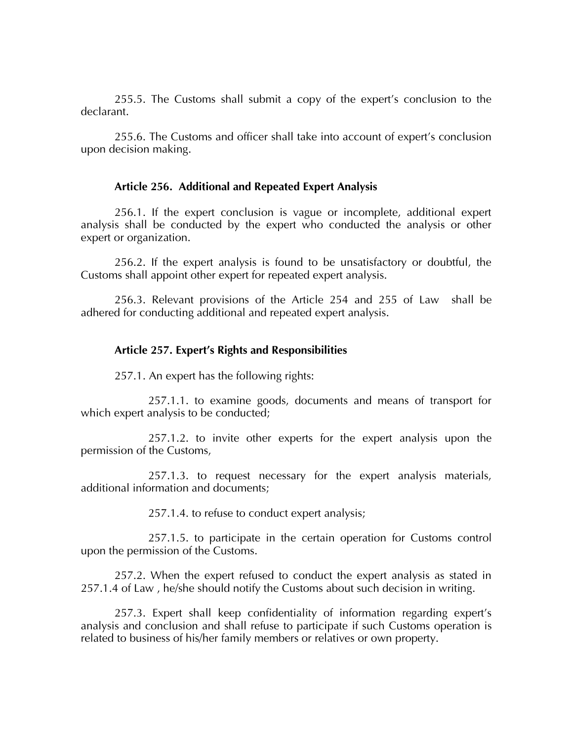255.5. The Customs shall submit a copy of the expert's conclusion to the declarant.

255.6. The Customs and officer shall take into account of expert's conclusion upon decision making.

### Article 256. Additional and Repeated Expert Analysis

256.1. If the expert conclusion is vague or incomplete, additional expert analysis shall be conducted by the expert who conducted the analysis or other expert or organization.

256.2. If the expert analysis is found to be unsatisfactory or doubtful, the Customs shall appoint other expert for repeated expert analysis.

256.3. Relevant provisions of the Article 254 and 255 of Law shall be adhered for conducting additional and repeated expert analysis.

### Article 257. Expert's Rights and Responsibilities

257.1. An expert has the following rights:

257.1.1. to examine goods, documents and means of transport for which expert analysis to be conducted;

257.1.2. to invite other experts for the expert analysis upon the permission of the Customs,

257.1.3. to request necessary for the expert analysis materials, additional information and documents;

257.1.4. to refuse to conduct expert analysis;

257.1.5. to participate in the certain operation for Customs control upon the permission of the Customs.

257.2. When the expert refused to conduct the expert analysis as stated in 257.1.4 of Law , he/she should notify the Customs about such decision in writing.

257.3. Expert shall keep confidentiality of information regarding expert's analysis and conclusion and shall refuse to participate if such Customs operation is related to business of his/her family members or relatives or own property.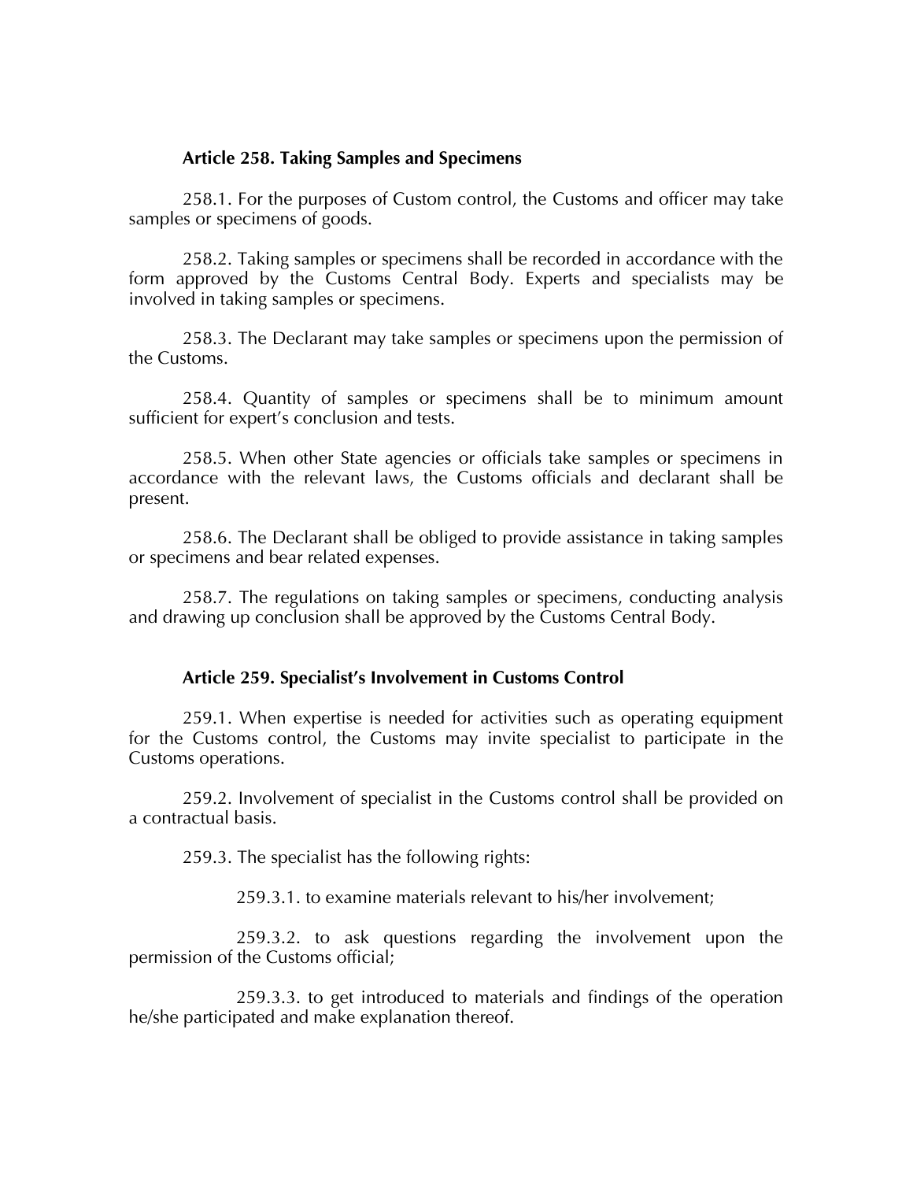**Article 258. Taking Samples and Specimens**

258.1. For the purposes of Custom control, the Customs and officer may take samples or specimens of goods.

258.2. Taking samples or specimens shall be recorded in accordance with the form approved by the Customs Central Body. Experts and specialists may be involved in taking samples or specimens.

258.3. The Declarant may take samples or specimens upon the permission of the Customs.

258.4. Quantity of samples or specimens shall be to minimum amount sufficient for expert's conclusion and tests.

258.5. When other State agencies or officials take samples or specimens in accordance with the relevant laws, the Customs officials and declarant shall be present.

258.6. The Declarant shall be obliged to provide assistance in taking samples or specimens and bear related expenses.

258.7. The regulations on taking samples or specimens, conducting analysis and drawing up conclusion shall be approved by the Customs Central Body.

**Article 259. Specialist's Involvement in Customs Control**

259.1. When expertise is needed for activities such as operating equipment for the Customs control, the Customs may invite specialist to participate in the Customs operations.

259.2. Involvement of specialist in the Customs control shall be provided on a contractual basis.

259.3. The specialist has the following rights:

259.3.1. to examine materials relevant to his/her involvement;

259.3.2. to ask questions regarding the involvement upon the permission of the Customs official;

259.3.3. to get introduced to materials and findings of the operation he/she participated and make explanation thereof.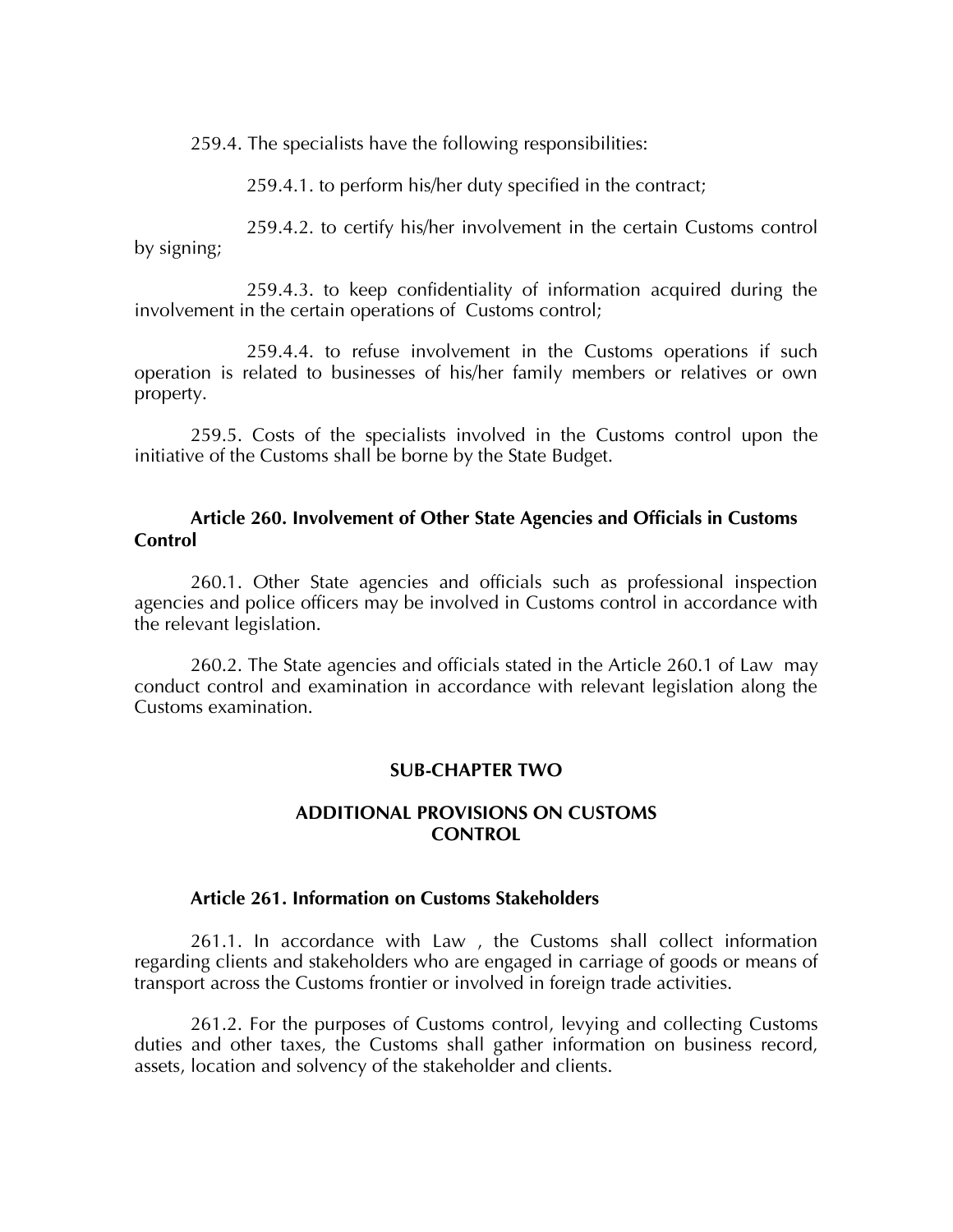259.4. The specialists have the following responsibilities:

259.4.1. to perform his/her duty specified in the contract;

259.4.2. to certify his/her involvement in the certain Customs control by signing;

259.4.3. to keep confidentiality of information acquired during the involvement in the certain operations of Customs control;

259.4.4. to refuse involvement in the Customs operations if such operation is related to businesses of his/her family members or relatives or own property.

259.5. Costs of the specialists involved in the Customs control upon the initiative of the Customs shall be borne by the State Budget.

### Article 260. Involvement of Other State Agencies and Officials in Customs Control

260.1. Other State agencies and officials such as professional inspection agencies and police officers may be involved in Customs control in accordance with the relevant legislation.

260.2. The State agencies and officials stated in the Article 260.1 of Law may conduct control and examination in accordance with relevant legislation along the Customs examination.

## SUB-CHAPTER TWO

## ADDITIONAL PROVISIONS ON CUSTOMS CONTROL

### Article 261. Information on Customs Stakeholders

261.1. In accordance with Law , the Customs shall collect information regarding clients and stakeholders who are engaged in carriage of goods or means of transport across the Customs frontier or involved in foreign trade activities.

261.2. For the purposes of Customs control, levying and collecting Customs duties and other taxes, the Customs shall gather information on business record, assets, location and solvency of the stakeholder and clients.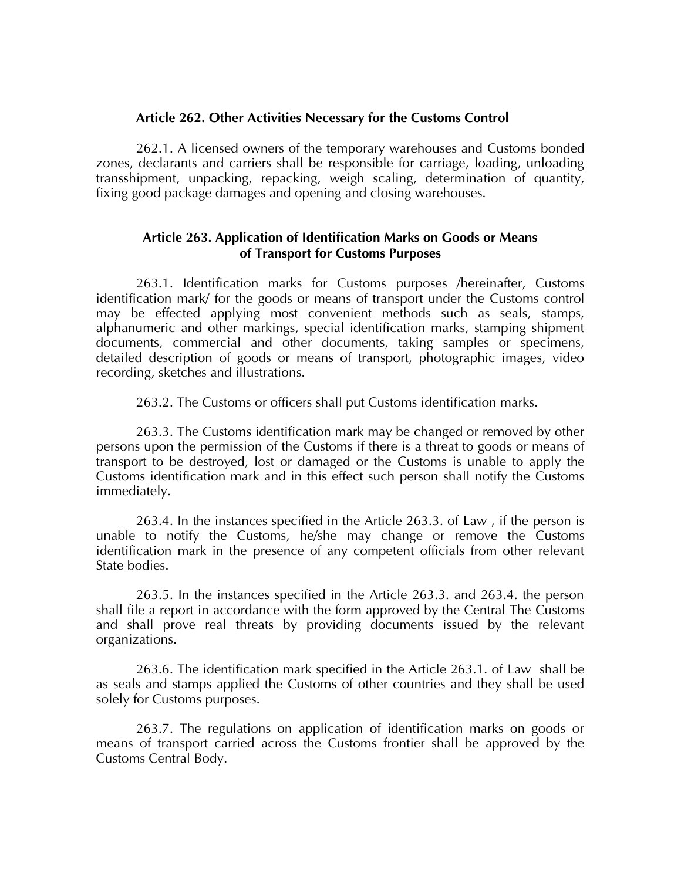### Article 262. Other Activities Necessary for the Customs Control

262.1. A licensed owners of the temporary warehouses and Customs bonded zones, declarants and carriers shall be responsible for carriage, loading, unloading transshipment, unpacking, repacking, weigh scaling, determination of quantity, fixing good package damages and opening and closing warehouses.

### Article 263. Application of Identification Marks on Goods or Means of Transport for Customs Purposes

263.1. Identification marks for Customs purposes /hereinafter, Customs identification mark/ for the goods or means of transport under the Customs control may be effected applying most convenient methods such as seals, stamps, alphanumeric and other markings, special identification marks, stamping shipment documents, commercial and other documents, taking samples or specimens, detailed description of goods or means of transport, photographic images, video recording, sketches and illustrations.

263.2. The Customs or officers shall put Customs identification marks.

263.3. The Customs identification mark may be changed or removed by other persons upon the permission of the Customs if there is a threat to goods or means of transport to be destroyed, lost or damaged or the Customs is unable to apply the Customs identification mark and in this effect such person shall notify the Customs immediately.

263.4. In the instances specified in the Article 263.3. of Law , if the person is unable to notify the Customs, he/she may change or remove the Customs identification mark in the presence of any competent officials from other relevant State bodies.

263.5. In the instances specified in the Article 263.3. and 263.4. the person shall file a report in accordance with the form approved by the Central The Customs and shall prove real threats by providing documents issued by the relevant organizations.

263.6. The identification mark specified in the Article 263.1. of Law shall be as seals and stamps applied the Customs of other countries and they shall be used solely for Customs purposes.

263.7. The regulations on application of identification marks on goods or means of transport carried across the Customs frontier shall be approved by the Customs Central Body.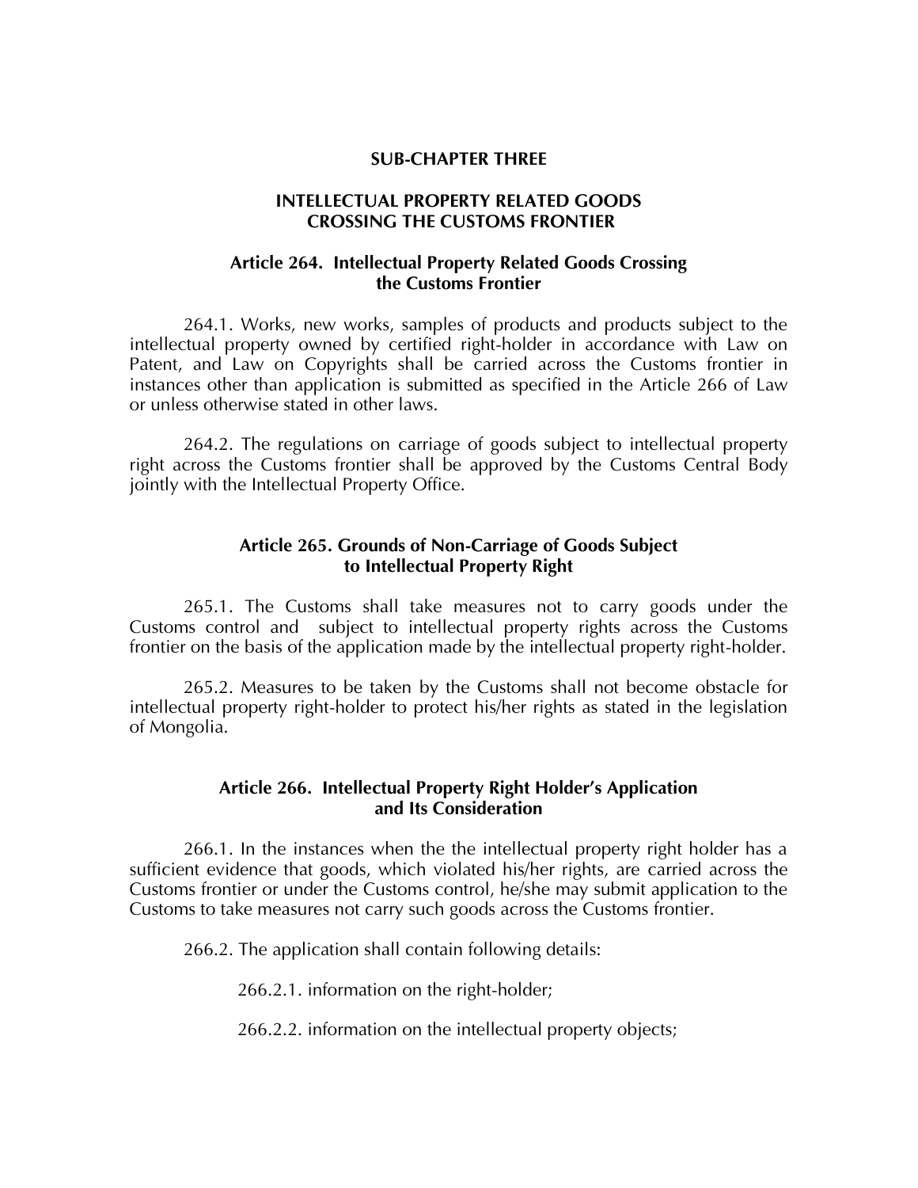## SUB-CHAPTER THREE

## INTELLECTUAL PROPERTY RELATED GOODS CROSSING THE CUSTOMS FRONTIER

### Article 264. Intellectual Property Related Goods Crossing the Customs Frontier

264.1. Works, new works, samples of products and products subject to the intellectual property owned by certified right-holder in accordance with Law on Patent, and Law on Copyrights shall be carried across the Customs frontier in instances other than application is submitted as specified in the Article 266 of Law or unless otherwise stated in other laws.

264.2. The regulations on carriage of goods subject to intellectual property right across the Customs frontier shall be approved by the Customs Central Body jointly with the Intellectual Property Office.

### Article 265. Grounds of Non-Carriage of Goods Subject to Intellectual Property Right

265.1. The Customs shall take measures not to carry goods under the Customs control and subject to intellectual property rights across the Customs frontier on the basis of the application made by the intellectual property right-holder.

265.2. Measures to be taken by the Customs shall not become obstacle for intellectual property right-holder to protect his/her rights as stated in the legislation of Mongolia.

### Article 266. Intellectual Property Right Holder's Application and Its Consideration

266.1. In the instances when the the intellectual property right holder has a sufficient evidence that goods, which violated his/her rights, are carried across the Customs frontier or under the Customs control, he/she may submit application to the Customs to take measures not carry such goods across the Customs frontier.

266.2. The application shall contain following details:

266.2.1. information on the right-holder;

266.2.2. information on the intellectual property objects;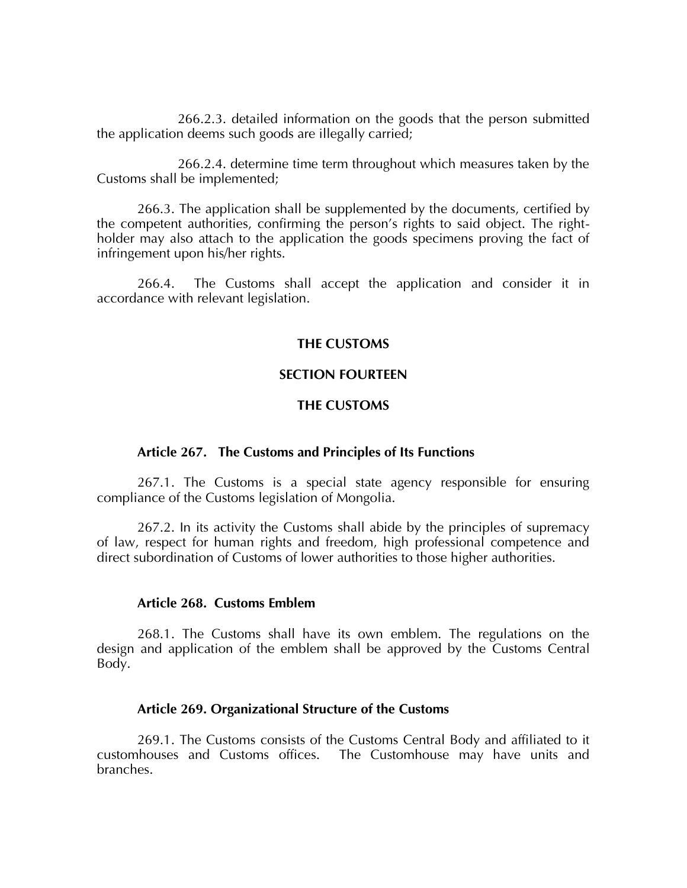266.2.3. detailed information on the goods that the person submitted the application deems such goods are illegally carried;

266.2.4. determine time term throughout which measures taken by the Customs shall be implemented;

266.3. The application shall be supplemented by the documents, certified by the competent authorities, confirming the person's rights to said object. The right-holder may also attach to the application the goods specimens proving the fact of infringement upon his/her rights.

266.4. The Customs shall accept the application and consider it in accordance with relevant legislation.

## THE CUSTOMS

## SECTION FOURTEEN

## THE CUSTOMS

### Article 267. The Customs and Principles of Its Functions

267.1. The Customs is a special state agency responsible for ensuring compliance of the Customs legislation of Mongolia.

267.2. In its activity the Customs shall abide by the principles of supremacy of law, respect for human rights and freedom, high professional competence and direct subordination of Customs of lower authorities to those higher authorities.

### Article 268. Customs Emblem

268.1. The Customs shall have its own emblem. The regulations on the design and application of the emblem shall be approved by the Customs Central Body.

### Article 269. Organizational Structure of the Customs

269.1. The Customs consists of the Customs Central Body and affiliated to it customhouses and Customs offices. The Customhouse may have units and branches.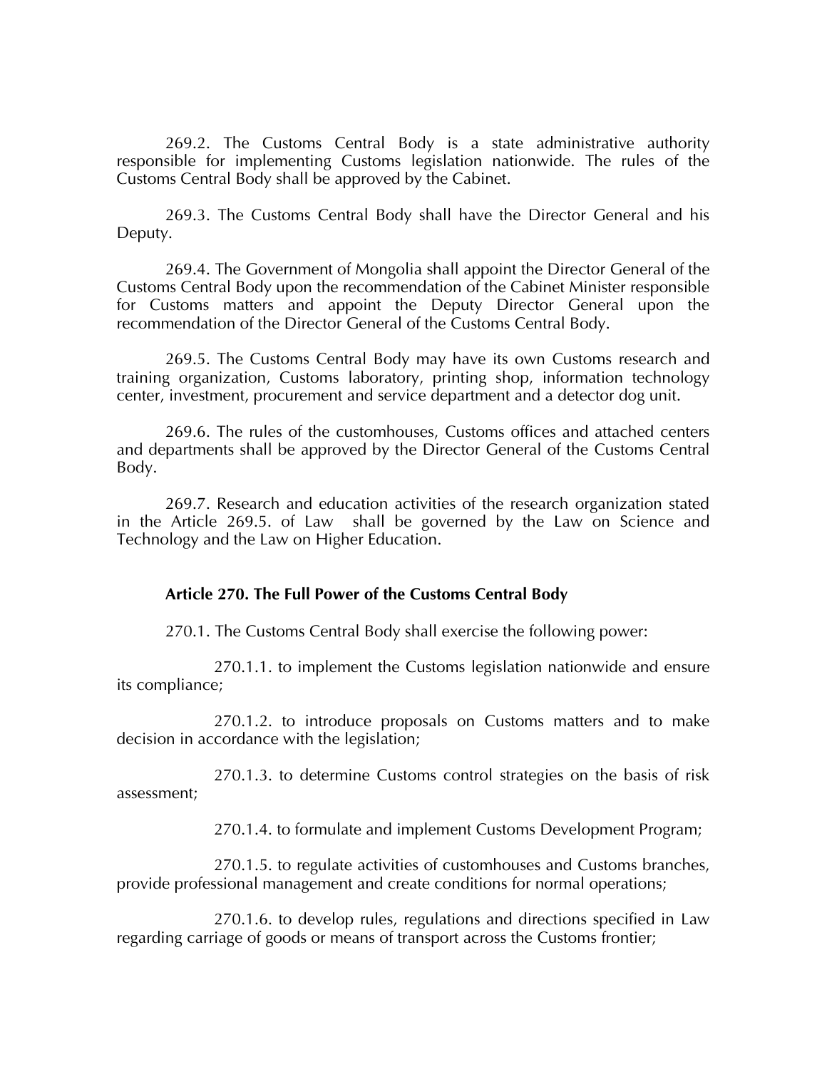269.2. The Customs Central Body is a state administrative authority responsible for implementing Customs legislation nationwide. The rules of the Customs Central Body shall be approved by the Cabinet.

269.3. The Customs Central Body shall have the Director General and his Deputy.

269.4. The Government of Mongolia shall appoint the Director General of the Customs Central Body upon the recommendation of the Cabinet Minister responsible for Customs matters and appoint the Deputy Director General upon the recommendation of the Director General of the Customs Central Body.

269.5. The Customs Central Body may have its own Customs research and training organization, Customs laboratory, printing shop, information technology center, investment, procurement and service department and a detector dog unit.

269.6. The rules of the customhouses, Customs offices and attached centers and departments shall be approved by the Director General of the Customs Central Body.

269.7. Research and education activities of the research organization stated in the Article 269.5. of Law shall be governed by the Law on Science and Technology and the Law on Higher Education.

**Article 270. The Full Power of the Customs Central Body**

270.1. The Customs Central Body shall exercise the following power:

270.1.1. to implement the Customs legislation nationwide and ensure its compliance;

270.1.2. to introduce proposals on Customs matters and to make decision in accordance with the legislation;

270.1.3. to determine Customs control strategies on the basis of risk assessment;

270.1.4. to formulate and implement Customs Development Program;

270.1.5. to regulate activities of customhouses and Customs branches, provide professional management and create conditions for normal operations;

270.1.6. to develop rules, regulations and directions specified in Law regarding carriage of goods or means of transport across the Customs frontier;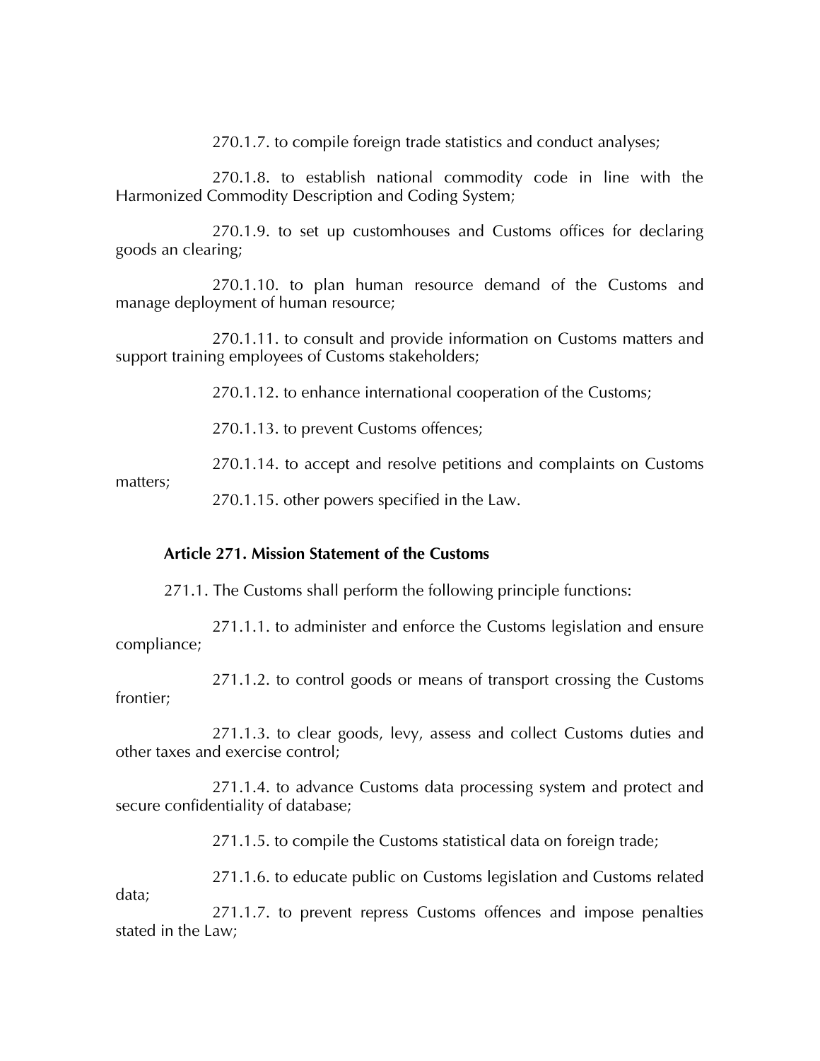270.1.7. to compile foreign trade statistics and conduct analyses;

270.1.8. to establish national commodity code in line with the Harmonized Commodity Description and Coding System;

270.1.9. to set up customhouses and Customs offices for declaring goods an clearing;

270.1.10. to plan human resource demand of the Customs and manage deployment of human resource;

270.1.11. to consult and provide information on Customs matters and support training employees of Customs stakeholders;

270.1.12. to enhance international cooperation of the Customs;

270.1.13. to prevent Customs offences;

270.1.14. to accept and resolve petitions and complaints on Customs matters;

270.1.15. other powers specified in the Law.

**Article 271. Mission Statement of the Customs**

271.1. The Customs shall perform the following principle functions:

271.1.1. to administer and enforce the Customs legislation and ensure compliance;

271.1.2. to control goods or means of transport crossing the Customs frontier;

271.1.3. to clear goods, levy, assess and collect Customs duties and other taxes and exercise control;

271.1.4. to advance Customs data processing system and protect and secure confidentiality of database;

271.1.5. to compile the Customs statistical data on foreign trade;

271.1.6. to educate public on Customs legislation and Customs related data;

271.1.7. to prevent repress Customs offences and impose penalties stated in the Law;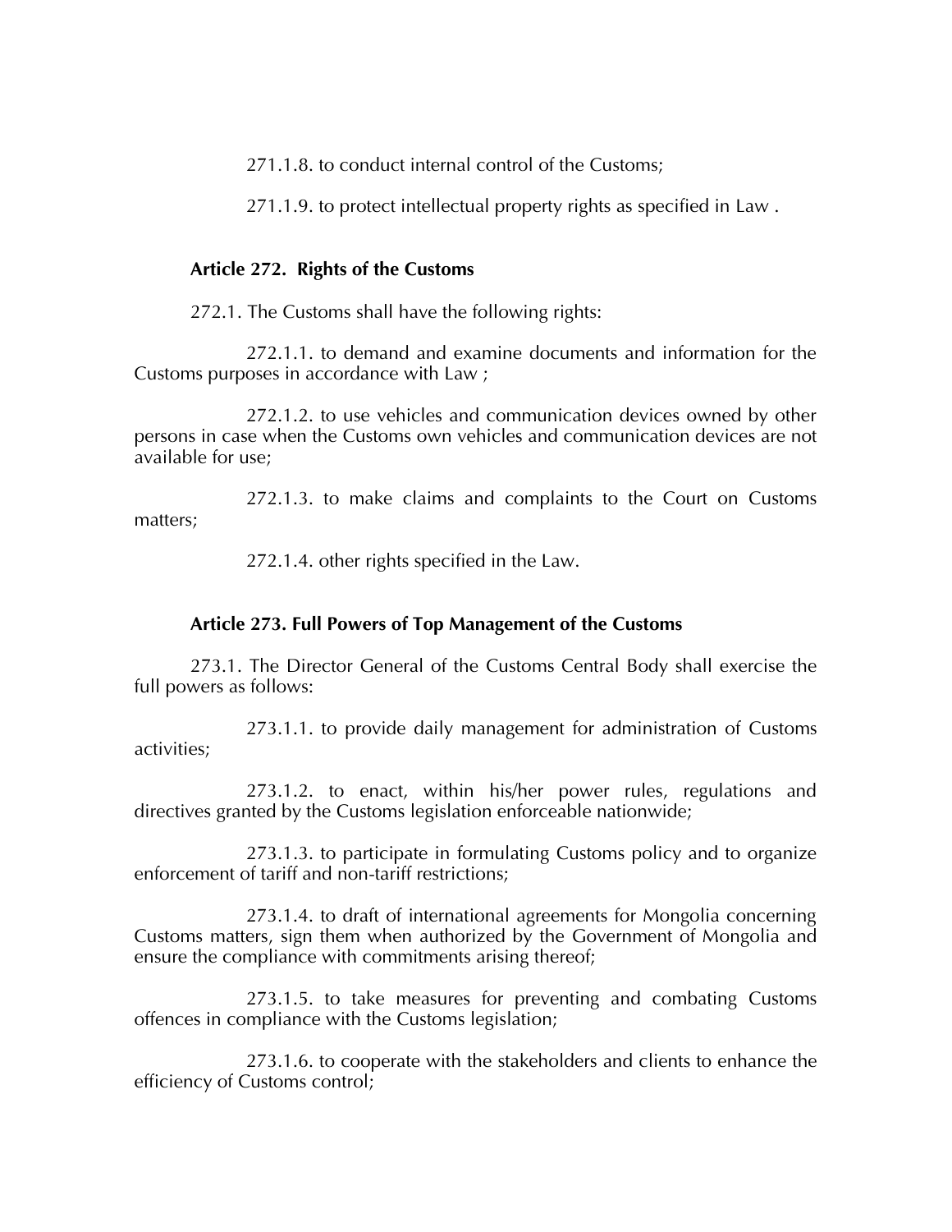271.1.8. to conduct internal control of the Customs;

271.1.9. to protect intellectual property rights as specified in Law .

**Article 272. Rights of the Customs**

272.1. The Customs shall have the following rights:

272.1.1. to demand and examine documents and information for the Customs purposes in accordance with Law ;

272.1.2. to use vehicles and communication devices owned by other persons in case when the Customs own vehicles and communication devices are not available for use;

272.1.3. to make claims and complaints to the Court on Customs matters;

272.1.4. other rights specified in the Law.

**Article 273. Full Powers of Top Management of the Customs**

273.1. The Director General of the Customs Central Body shall exercise the full powers as follows:

273.1.1. to provide daily management for administration of Customs activities;

273.1.2. to enact, within his/her power rules, regulations and directives granted by the Customs legislation enforceable nationwide;

273.1.3. to participate in formulating Customs policy and to organize enforcement of tariff and non-tariff restrictions;

273.1.4. to draft of international agreements for Mongolia concerning Customs matters, sign them when authorized by the Government of Mongolia and ensure the compliance with commitments arising thereof;

273.1.5. to take measures for preventing and combating Customs offences in compliance with the Customs legislation;

273.1.6. to cooperate with the stakeholders and clients to enhance the efficiency of Customs control;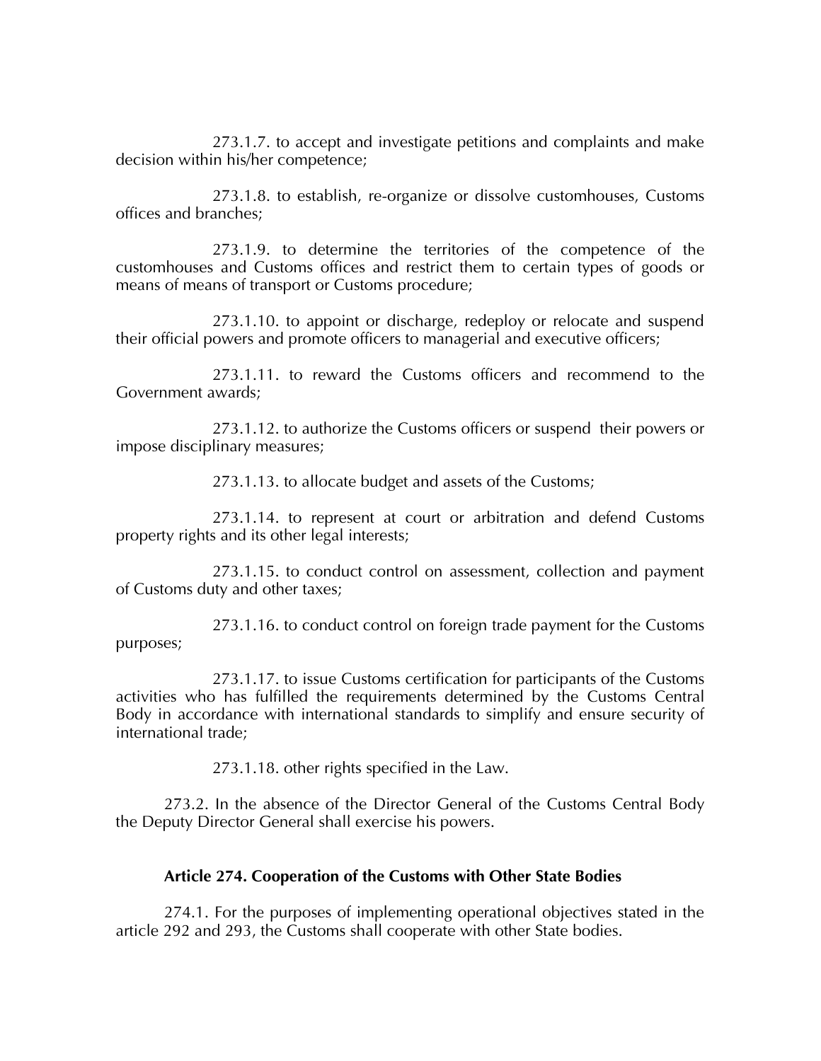273.1.7. to accept and investigate petitions and complaints and make decision within his/her competence;

273.1.8. to establish, re-organize or dissolve customhouses, Customs offices and branches;

273.1.9. to determine the territories of the competence of the customhouses and Customs offices and restrict them to certain types of goods or means of means of transport or Customs procedure;

273.1.10. to appoint or discharge, redeploy or relocate and suspend their official powers and promote officers to managerial and executive officers;

273.1.11. to reward the Customs officers and recommend to the Government awards;

273.1.12. to authorize the Customs officers or suspend their powers or impose disciplinary measures;

273.1.13. to allocate budget and assets of the Customs;

273.1.14. to represent at court or arbitration and defend Customs property rights and its other legal interests;

273.1.15. to conduct control on assessment, collection and payment of Customs duty and other taxes;

273.1.16. to conduct control on foreign trade payment for the Customs purposes;

273.1.17. to issue Customs certification for participants of the Customs activities who has fulfilled the requirements determined by the Customs Central Body in accordance with international standards to simplify and ensure security of international trade;

273.1.18. other rights specified in the Law.

273.2. In the absence of the Director General of the Customs Central Body the Deputy Director General shall exercise his powers.

**Article 274. Cooperation of the Customs with Other State Bodies**

274.1. For the purposes of implementing operational objectives stated in the article 292 and 293, the Customs shall cooperate with other State bodies.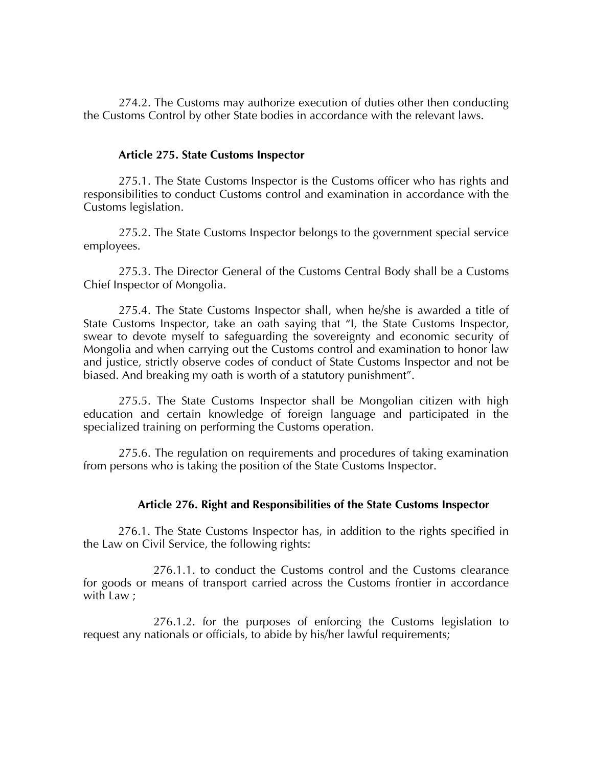274.2. The Customs may authorize execution of duties other then conducting the Customs Control by other State bodies in accordance with the relevant laws.

### Article 275. State Customs Inspector

275.1. The State Customs Inspector is the Customs officer who has rights and responsibilities to conduct Customs control and examination in accordance with the Customs legislation.

275.2. The State Customs Inspector belongs to the government special service employees.

275.3. The Director General of the Customs Central Body shall be a Customs Chief Inspector of Mongolia.

275.4. The State Customs Inspector shall, when he/she is awarded a title of State Customs Inspector, take an oath saying that "I, the State Customs Inspector, swear to devote myself to safeguarding the sovereignty and economic security of Mongolia and when carrying out the Customs control and examination to honor law and justice, strictly observe codes of conduct of State Customs Inspector and not be biased. And breaking my oath is worth of a statutory punishment".

275.5. The State Customs Inspector shall be Mongolian citizen with high education and certain knowledge of foreign language and participated in the specialized training on performing the Customs operation.

275.6. The regulation on requirements and procedures of taking examination from persons who is taking the position of the State Customs Inspector.

### Article 276. Right and Responsibilities of the State Customs Inspector

276.1. The State Customs Inspector has, in addition to the rights specified in the Law on Civil Service, the following rights:

276.1.1. to conduct the Customs control and the Customs clearance for goods or means of transport carried across the Customs frontier in accordance with Law ;

276.1.2. for the purposes of enforcing the Customs legislation to request any nationals or officials, to abide by his/her lawful requirements;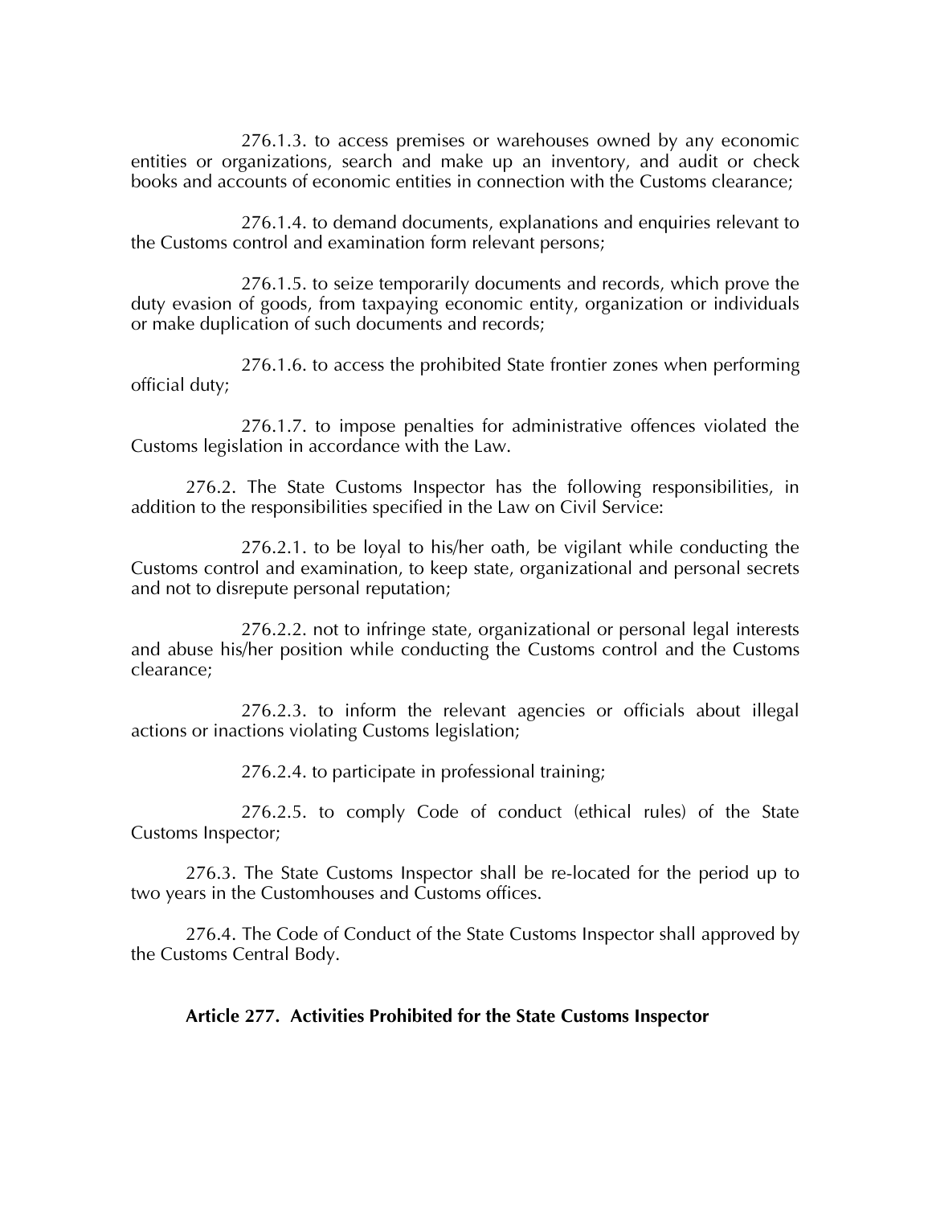276.1.3. to access premises or warehouses owned by any economic entities or organizations, search and make up an inventory, and audit or check books and accounts of economic entities in connection with the Customs clearance;

276.1.4. to demand documents, explanations and enquiries relevant to the Customs control and examination form relevant persons;

276.1.5. to seize temporarily documents and records, which prove the duty evasion of goods, from taxpaying economic entity, organization or individuals or make duplication of such documents and records;

276.1.6. to access the prohibited State frontier zones when performing official duty;

276.1.7. to impose penalties for administrative offences violated the Customs legislation in accordance with the Law.

276.2. The State Customs Inspector has the following responsibilities, in addition to the responsibilities specified in the Law on Civil Service:

276.2.1. to be loyal to his/her oath, be vigilant while conducting the Customs control and examination, to keep state, organizational and personal secrets and not to disrepute personal reputation;

276.2.2. not to infringe state, organizational or personal legal interests and abuse his/her position while conducting the Customs control and the Customs clearance;

276.2.3. to inform the relevant agencies or officials about illegal actions or inactions violating Customs legislation;

276.2.4. to participate in professional training;

276.2.5. to comply Code of conduct (ethical rules) of the State Customs Inspector;

276.3. The State Customs Inspector shall be re-located for the period up to two years in the Customhouses and Customs offices.

276.4. The Code of Conduct of the State Customs Inspector shall approved by the Customs Central Body.

**Article 277. Activities Prohibited for the State Customs Inspector**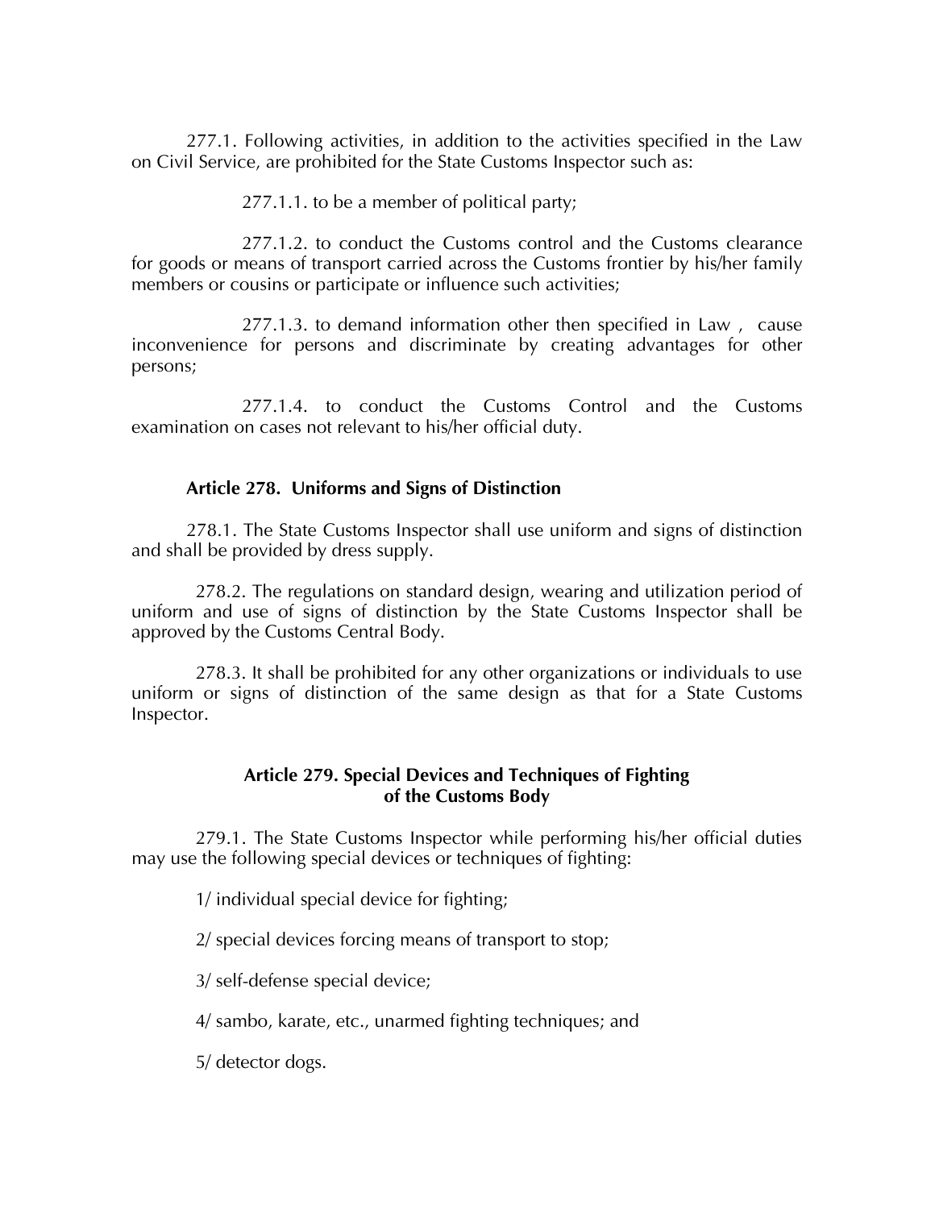277.1. Following activities, in addition to the activities specified in the Law on Civil Service, are prohibited for the State Customs Inspector such as:

277.1.1. to be a member of political party;

277.1.2. to conduct the Customs control and the Customs clearance for goods or means of transport carried across the Customs frontier by his/her family members or cousins or participate or influence such activities;

277.1.3. to demand information other then specified in Law , cause inconvenience for persons and discriminate by creating advantages for other persons;

277.1.4. to conduct the Customs Control and the Customs examination on cases not relevant to his/her official duty.

### Article 278. Uniforms and Signs of Distinction

278.1. The State Customs Inspector shall use uniform and signs of distinction and shall be provided by dress supply.

278.2. The regulations on standard design, wearing and utilization period of uniform and use of signs of distinction by the State Customs Inspector shall be approved by the Customs Central Body.

278.3. It shall be prohibited for any other organizations or individuals to use uniform or signs of distinction of the same design as that for a State Customs Inspector.

### Article 279. Special Devices and Techniques of Fighting of the Customs Body

279.1. The State Customs Inspector while performing his/her official duties may use the following special devices or techniques of fighting:

1/ individual special device for fighting;

2/ special devices forcing means of transport to stop;

3/ self-defense special device;

4/ sambo, karate, etc., unarmed fighting techniques; and

5/ detector dogs.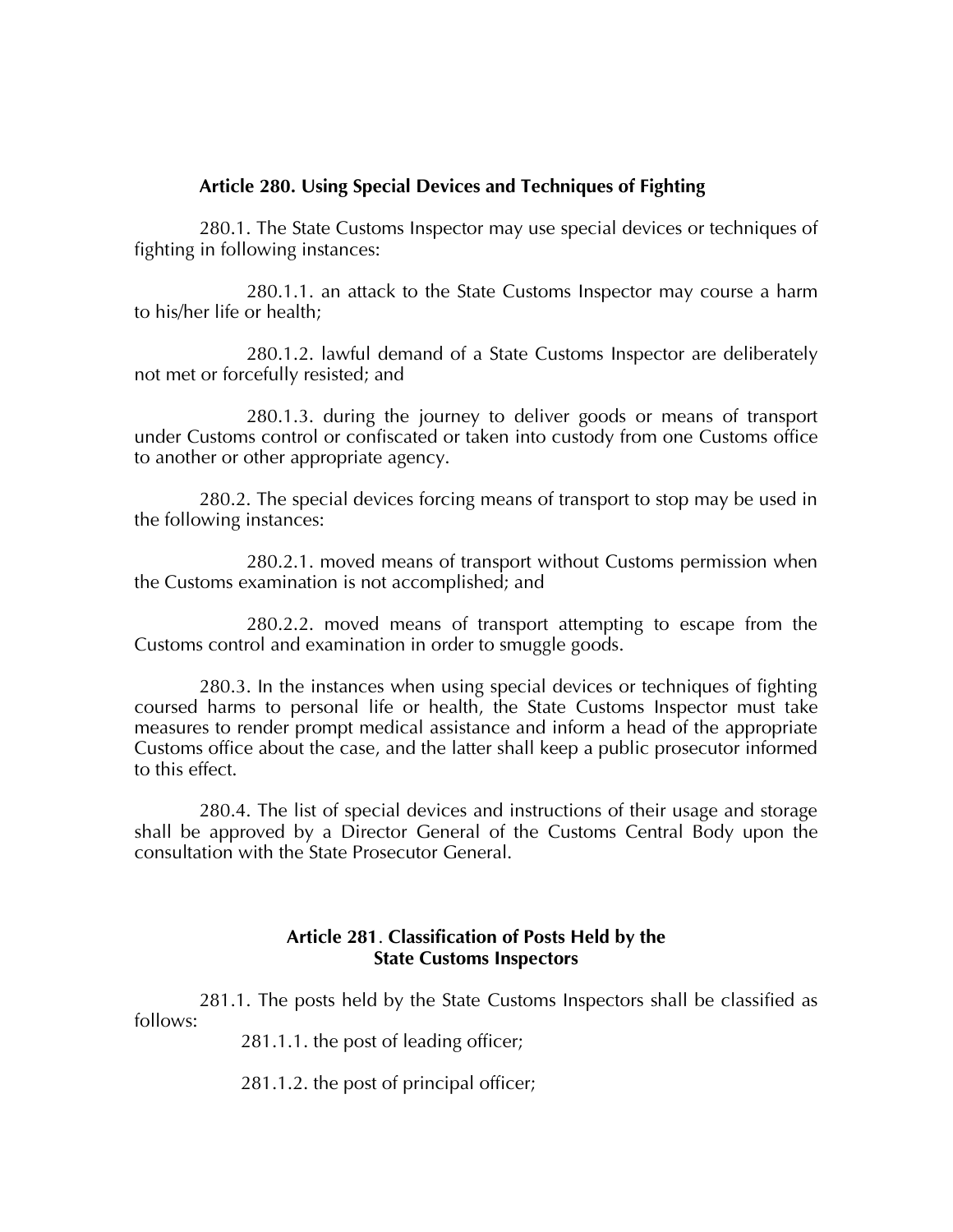### Article 280. Using Special Devices and Techniques of Fighting

280.1. The State Customs Inspector may use special devices or techniques of fighting in following instances:

280.1.1. an attack to the State Customs Inspector may course a harm to his/her life or health;

280.1.2. lawful demand of a State Customs Inspector are deliberately not met or forcefully resisted; and

280.1.3. during the journey to deliver goods or means of transport under Customs control or confiscated or taken into custody from one Customs office to another or other appropriate agency.

280.2. The special devices forcing means of transport to stop may be used in the following instances:

280.2.1. moved means of transport without Customs permission when the Customs examination is not accomplished; and

280.2.2. moved means of transport attempting to escape from the Customs control and examination in order to smuggle goods.

280.3. In the instances when using special devices or techniques of fighting coursed harms to personal life or health, the State Customs Inspector must take measures to render prompt medical assistance and inform a head of the appropriate Customs office about the case, and the latter shall keep a public prosecutor informed to this effect.

280.4. The list of special devices and instructions of their usage and storage shall be approved by a Director General of the Customs Central Body upon the consultation with the State Prosecutor General.

### Article 281. Classification of Posts Held by the State Customs Inspectors

281.1. The posts held by the State Customs Inspectors shall be classified as follows:

281.1.1. the post of leading officer;

281.1.2. the post of principal officer;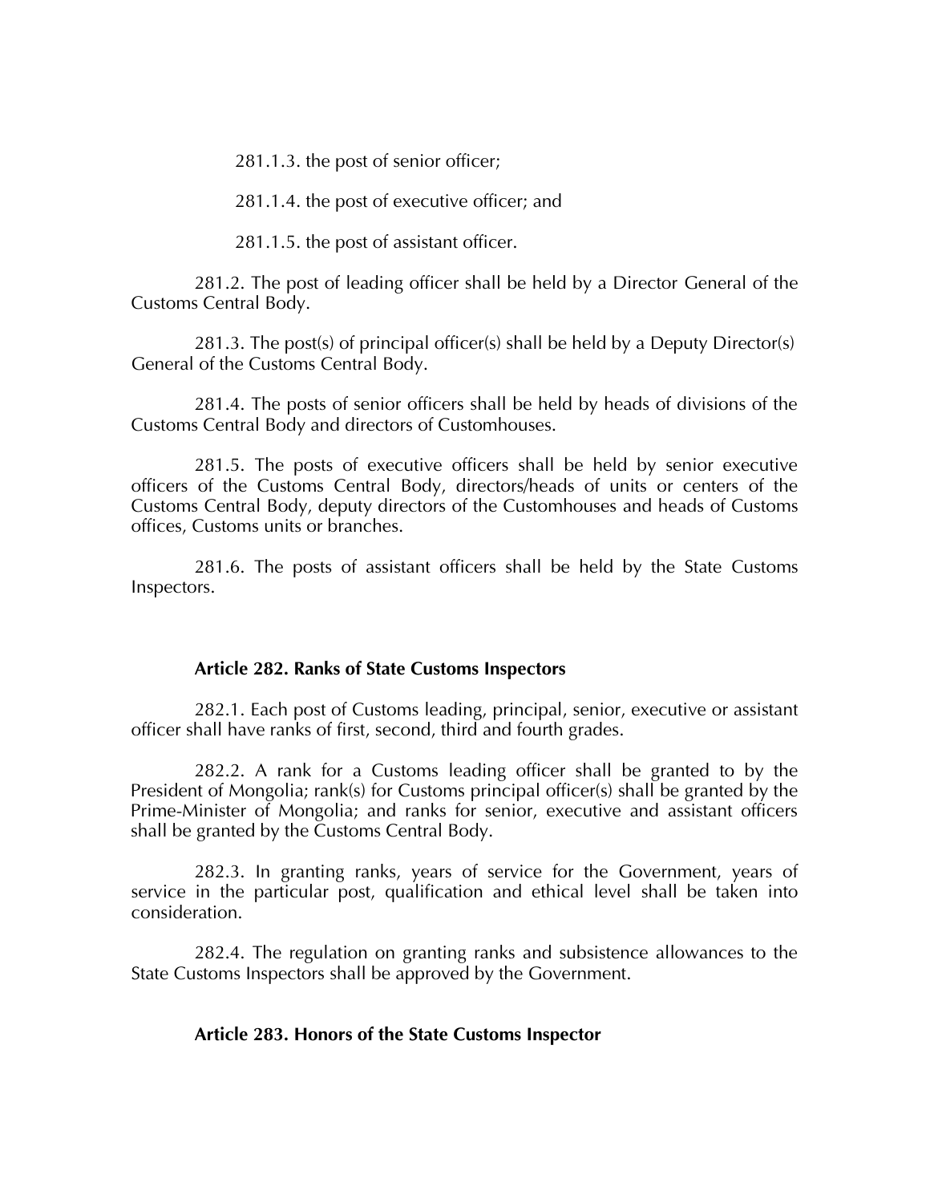281.1.3. the post of senior officer;

281.1.4. the post of executive officer; and

281.1.5. the post of assistant officer.

281.2. The post of leading officer shall be held by a Director General of the Customs Central Body.

281.3. The post(s) of principal officer(s) shall be held by a Deputy Director(s) General of the Customs Central Body.

281.4. The posts of senior officers shall be held by heads of divisions of the Customs Central Body and directors of Customhouses.

281.5. The posts of executive officers shall be held by senior executive officers of the Customs Central Body, directors/heads of units or centers of the Customs Central Body, deputy directors of the Customhouses and heads of Customs offices, Customs units or branches.

281.6. The posts of assistant officers shall be held by the State Customs Inspectors.

**Article 282. Ranks of State Customs Inspectors**

282.1. Each post of Customs leading, principal, senior, executive or assistant officer shall have ranks of first, second, third and fourth grades.

282.2. A rank for a Customs leading officer shall be granted to by the President of Mongolia; rank(s) for Customs principal officer(s) shall be granted by the Prime-Minister of Mongolia; and ranks for senior, executive and assistant officers shall be granted by the Customs Central Body.

282.3. In granting ranks, years of service for the Government, years of service in the particular post, qualification and ethical level shall be taken into consideration.

282.4. The regulation on granting ranks and subsistence allowances to the State Customs Inspectors shall be approved by the Government.

**Article 283. Honors of the State Customs Inspector**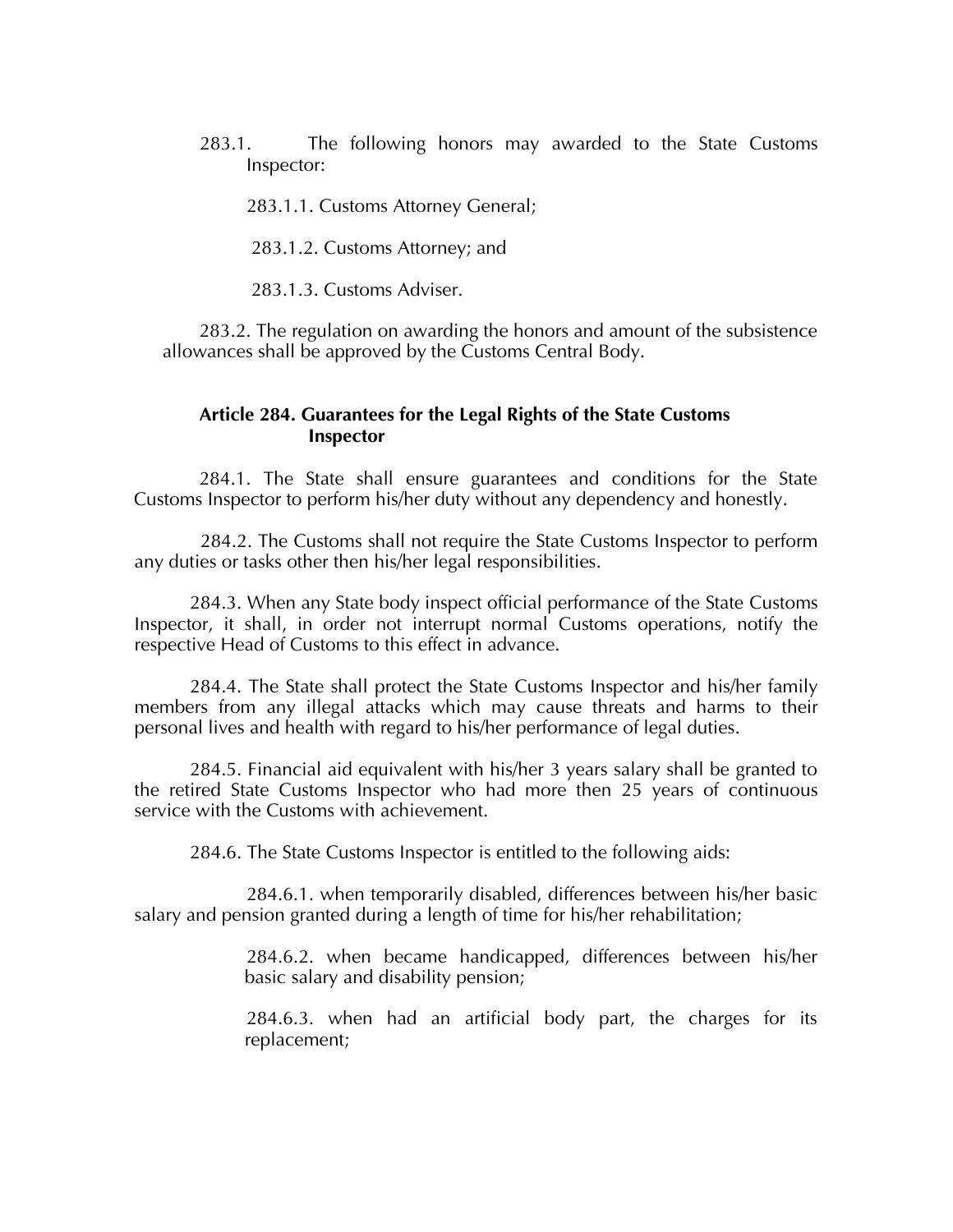283.1. The following honors may awarded to the State Customs Inspector:

283.1.1. Customs Attorney General;

283.1.2. Customs Attorney; and

283.1.3. Customs Adviser.

283.2. The regulation on awarding the honors and amount of the subsistence allowances shall be approved by the Customs Central Body.

### Article 284. Guarantees for the Legal Rights of the State Customs Inspector

284.1. The State shall ensure guarantees and conditions for the State Customs Inspector to perform his/her duty without any dependency and honestly.

284.2. The Customs shall not require the State Customs Inspector to perform any duties or tasks other then his/her legal responsibilities.

284.3. When any State body inspect official performance of the State Customs Inspector, it shall, in order not interrupt normal Customs operations, notify the respective Head of Customs to this effect in advance.

284.4. The State shall protect the State Customs Inspector and his/her family members from any illegal attacks which may cause threats and harms to their personal lives and health with regard to his/her performance of legal duties.

284.5. Financial aid equivalent with his/her 3 years salary shall be granted to the retired State Customs Inspector who had more then 25 years of continuous service with the Customs with achievement.

284.6. The State Customs Inspector is entitled to the following aids:

284.6.1. when temporarily disabled, differences between his/her basic salary and pension granted during a length of time for his/her rehabilitation;

284.6.2. when became handicapped, differences between his/her basic salary and disability pension;

284.6.3. when had an artificial body part, the charges for its replacement;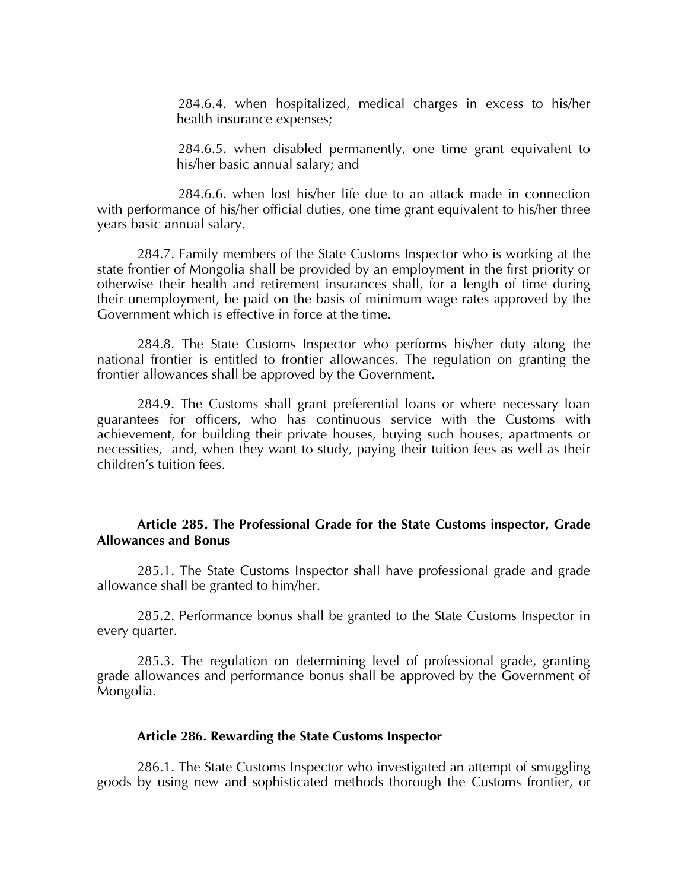284.6.4. when hospitalized, medical charges in excess to his/her health insurance expenses;

284.6.5. when disabled permanently, one time grant equivalent to his/her basic annual salary; and

284.6.6. when lost his/her life due to an attack made in connection with performance of his/her official duties, one time grant equivalent to his/her three years basic annual salary.

284.7. Family members of the State Customs Inspector who is working at the state frontier of Mongolia shall be provided by an employment in the first priority or otherwise their health and retirement insurances shall, for a length of time during their unemployment, be paid on the basis of minimum wage rates approved by the Government which is effective in force at the time.

284.8. The State Customs Inspector who performs his/her duty along the national frontier is entitled to frontier allowances. The regulation on granting the frontier allowances shall be approved by the Government.

284.9. The Customs shall grant preferential loans or where necessary loan guarantees for officers, who has continuous service with the Customs with achievement, for building their private houses, buying such houses, apartments or necessities, and, when they want to study, paying their tuition fees as well as their children's tuition fees.

**Article 285. The Professional Grade for the State Customs inspector, Grade Allowances and Bonus**

285.1. The State Customs Inspector shall have professional grade and grade allowance shall be granted to him/her.

285.2. Performance bonus shall be granted to the State Customs Inspector in every quarter.

285.3. The regulation on determining level of professional grade, granting grade allowances and performance bonus shall be approved by the Government of Mongolia.

**Article 286. Rewarding the State Customs Inspector**

286.1. The State Customs Inspector who investigated an attempt of smuggling goods by using new and sophisticated methods thorough the Customs frontier, or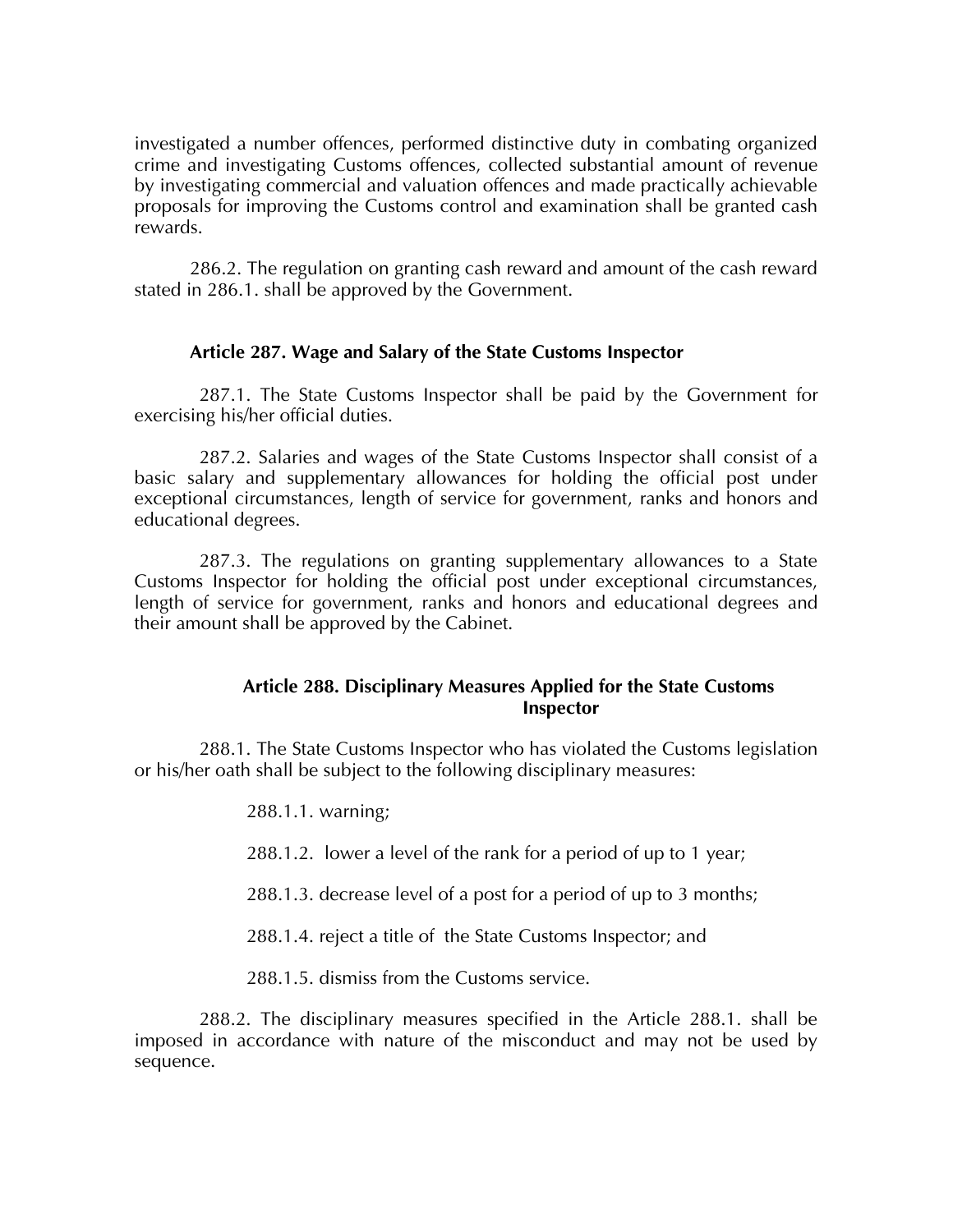investigated a number offences, performed distinctive duty in combating organized crime and investigating Customs offences, collected substantial amount of revenue by investigating commercial and valuation offences and made practically achievable proposals for improving the Customs control and examination shall be granted cash rewards.

286.2. The regulation on granting cash reward and amount of the cash reward stated in 286.1. shall be approved by the Government.

### Article 287. Wage and Salary of the State Customs Inspector

287.1. The State Customs Inspector shall be paid by the Government for exercising his/her official duties.

287.2. Salaries and wages of the State Customs Inspector shall consist of a basic salary and supplementary allowances for holding the official post under exceptional circumstances, length of service for government, ranks and honors and educational degrees.

287.3. The regulations on granting supplementary allowances to a State Customs Inspector for holding the official post under exceptional circumstances, length of service for government, ranks and honors and educational degrees and their amount shall be approved by the Cabinet.

### Article 288. Disciplinary Measures Applied for the State Customs Inspector

288.1. The State Customs Inspector who has violated the Customs legislation or his/her oath shall be subject to the following disciplinary measures:

288.1.1. warning;

288.1.2. lower a level of the rank for a period of up to 1 year;

288.1.3. decrease level of a post for a period of up to 3 months;

288.1.4. reject a title of the State Customs Inspector; and

288.1.5. dismiss from the Customs service.

288.2. The disciplinary measures specified in the Article 288.1. shall be imposed in accordance with nature of the misconduct and may not be used by sequence.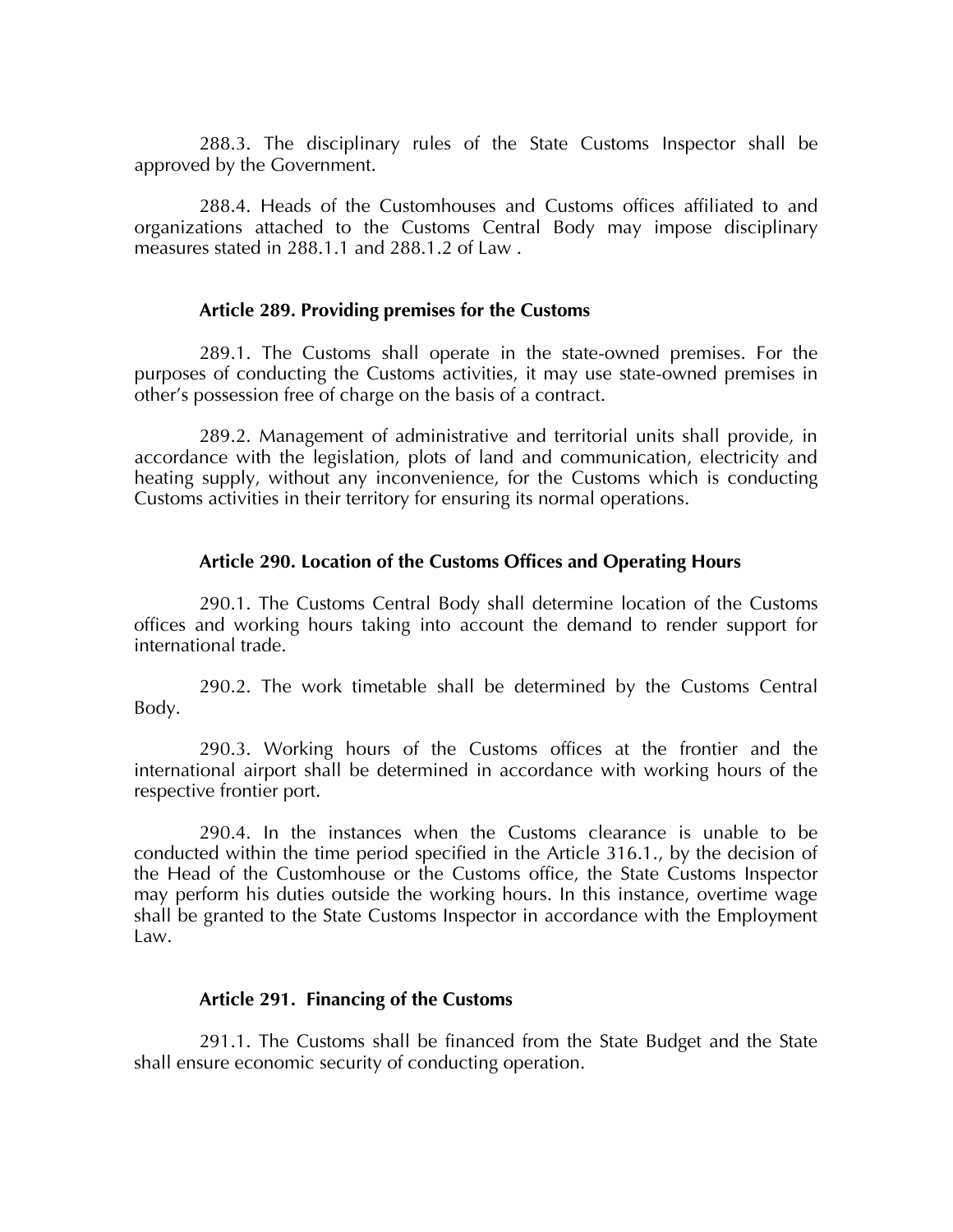288.3. The disciplinary rules of the State Customs Inspector shall be approved by the Government.

288.4. Heads of the Customhouses and Customs offices affiliated to and organizations attached to the Customs Central Body may impose disciplinary measures stated in 288.1.1 and 288.1.2 of Law .

### Article 289. Providing premises for the Customs

289.1. The Customs shall operate in the state-owned premises. For the purposes of conducting the Customs activities, it may use state-owned premises in other's possession free of charge on the basis of a contract.

289.2. Management of administrative and territorial units shall provide, in accordance with the legislation, plots of land and communication, electricity and heating supply, without any inconvenience, for the Customs which is conducting Customs activities in their territory for ensuring its normal operations.

### Article 290. Location of the Customs Offices and Operating Hours

290.1. The Customs Central Body shall determine location of the Customs offices and working hours taking into account the demand to render support for international trade.

290.2. The work timetable shall be determined by the Customs Central Body.

290.3. Working hours of the Customs offices at the frontier and the international airport shall be determined in accordance with working hours of the respective frontier port.

290.4. In the instances when the Customs clearance is unable to be conducted within the time period specified in the Article 316.1., by the decision of the Head of the Customhouse or the Customs office, the State Customs Inspector may perform his duties outside the working hours. In this instance, overtime wage shall be granted to the State Customs Inspector in accordance with the Employment Law.

### Article 291. Financing of the Customs

291.1. The Customs shall be financed from the State Budget and the State shall ensure economic security of conducting operation.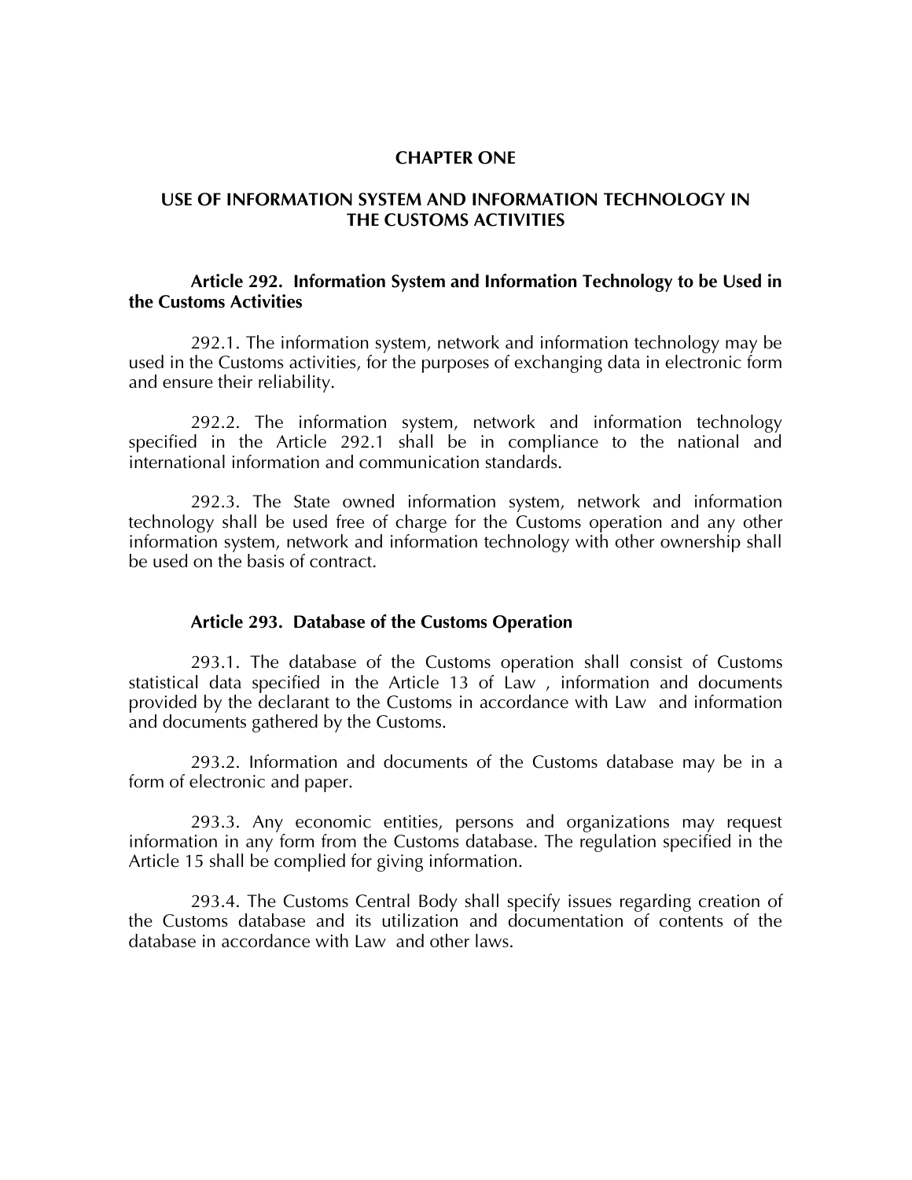## CHAPTER ONE

## USE OF INFORMATION SYSTEM AND INFORMATION TECHNOLOGY IN THE CUSTOMS ACTIVITIES

### Article 292. Information System and Information Technology to be Used in the Customs Activities

292.1. The information system, network and information technology may be used in the Customs activities, for the purposes of exchanging data in electronic form and ensure their reliability.

292.2. The information system, network and information technology specified in the Article 292.1 shall be in compliance to the national and international information and communication standards.

292.3. The State owned information system, network and information technology shall be used free of charge for the Customs operation and any other information system, network and information technology with other ownership shall be used on the basis of contract.

### Article 293. Database of the Customs Operation

293.1. The database of the Customs operation shall consist of Customs statistical data specified in the Article 13 of Law , information and documents provided by the declarant to the Customs in accordance with Law and information and documents gathered by the Customs.

293.2. Information and documents of the Customs database may be in a form of electronic and paper.

293.3. Any economic entities, persons and organizations may request information in any form from the Customs database. The regulation specified in the Article 15 shall be complied for giving information.

293.4. The Customs Central Body shall specify issues regarding creation of the Customs database and its utilization and documentation of contents of the database in accordance with Law and other laws.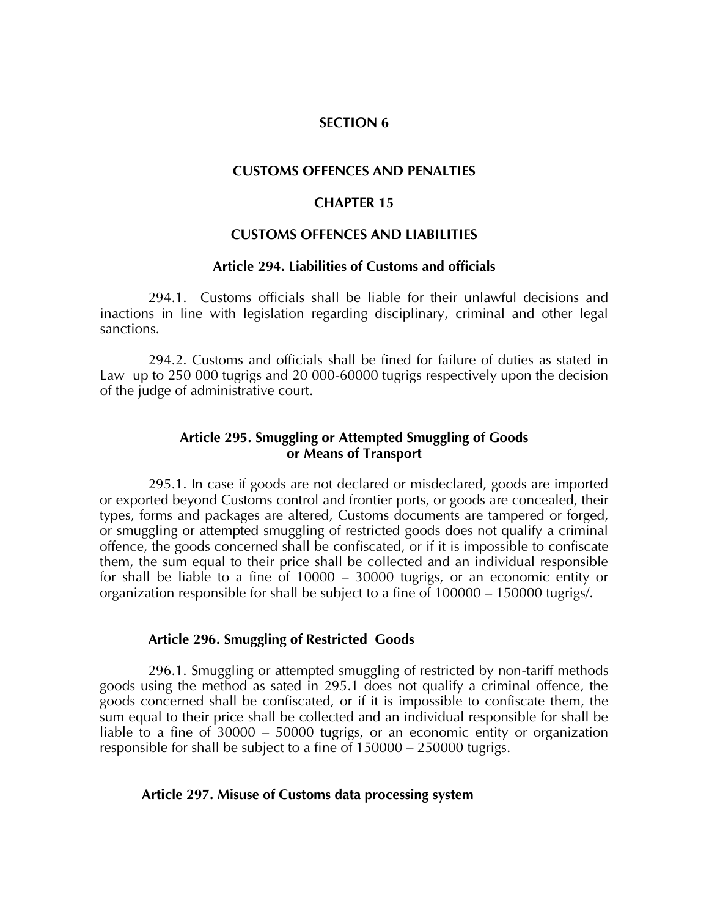## SECTION 6

## CUSTOMS OFFENCES AND PENALTIES

## CHAPTER 15

## CUSTOMS OFFENCES AND LIABILITIES

### Article 294. Liabilities of Customs and officials

294.1. Customs officials shall be liable for their unlawful decisions and inactions in line with legislation regarding disciplinary, criminal and other legal sanctions.

294.2. Customs and officials shall be fined for failure of duties as stated in Law up to 250 000 tugrigs and 20 000-60000 tugrigs respectively upon the decision of the judge of administrative court.

### Article 295. Smuggling or Attempted Smuggling of Goods or Means of Transport

295.1. In case if goods are not declared or misdeclared, goods are imported or exported beyond Customs control and frontier ports, or goods are concealed, their types, forms and packages are altered, Customs documents are tampered or forged, or smuggling or attempted smuggling of restricted goods does not qualify a criminal offence, the goods concerned shall be confiscated, or if it is impossible to confiscate them, the sum equal to their price shall be collected and an individual responsible for shall be liable to a fine of 10000 – 30000 tugrigs, or an economic entity or organization responsible for shall be subject to a fine of 100000 – 150000 tugrigs/.

### Article 296. Smuggling of Restricted Goods

296.1. Smuggling or attempted smuggling of restricted by non-tariff methods goods using the method as sated in 295.1 does not qualify a criminal offence, the goods concerned shall be confiscated, or if it is impossible to confiscate them, the sum equal to their price shall be collected and an individual responsible for shall be liable to a fine of 30000 – 50000 tugrigs, or an economic entity or organization responsible for shall be subject to a fine of 150000 – 250000 tugrigs.

### Article 297. Misuse of Customs data processing system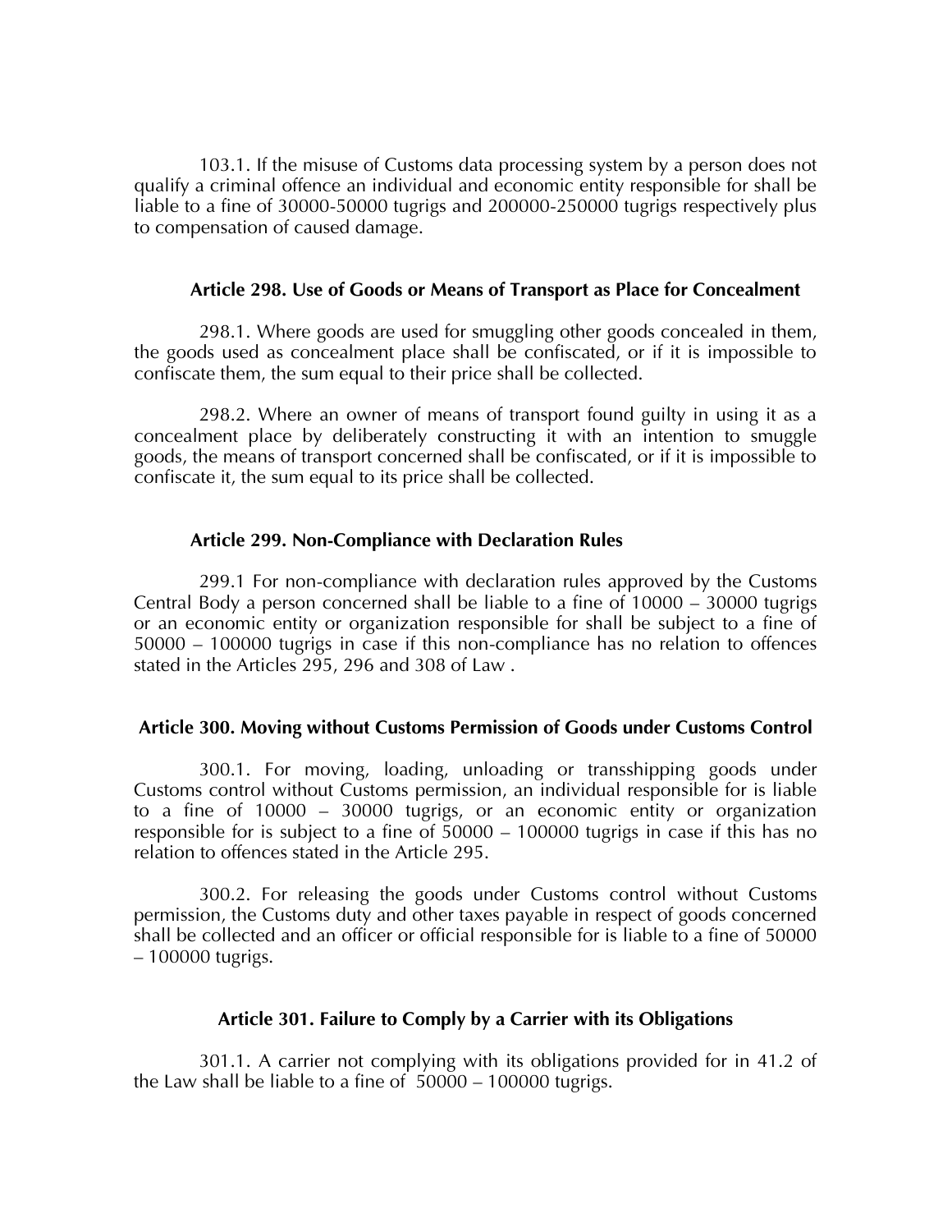103.1. If the misuse of Customs data processing system by a person does not qualify a criminal offence an individual and economic entity responsible for shall be liable to a fine of 30000-50000 tugrigs and 200000-250000 tugrigs respectively plus to compensation of caused damage.

### Article 298. Use of Goods or Means of Transport as Place for Concealment

298.1. Where goods are used for smuggling other goods concealed in them, the goods used as concealment place shall be confiscated, or if it is impossible to confiscate them, the sum equal to their price shall be collected.

298.2. Where an owner of means of transport found guilty in using it as a concealment place by deliberately constructing it with an intention to smuggle goods, the means of transport concerned shall be confiscated, or if it is impossible to confiscate it, the sum equal to its price shall be collected.

### Article 299. Non-Compliance with Declaration Rules

299.1 For non-compliance with declaration rules approved by the Customs Central Body a person concerned shall be liable to a fine of 10000 – 30000 tugrigs or an economic entity or organization responsible for shall be subject to a fine of 50000 – 100000 tugrigs in case if this non-compliance has no relation to offences stated in the Articles 295, 296 and 308 of Law .

### Article 300. Moving without Customs Permission of Goods under Customs Control

300.1. For moving, loading, unloading or transshipping goods under Customs control without Customs permission, an individual responsible for is liable to a fine of 10000 – 30000 tugrigs, or an economic entity or organization responsible for is subject to a fine of 50000 – 100000 tugrigs in case if this has no relation to offences stated in the Article 295.

300.2. For releasing the goods under Customs control without Customs permission, the Customs duty and other taxes payable in respect of goods concerned shall be collected and an officer or official responsible for is liable to a fine of 50000 – 100000 tugrigs.

### Article 301. Failure to Comply by a Carrier with its Obligations

301.1. A carrier not complying with its obligations provided for in 41.2 of the Law shall be liable to a fine of 50000 – 100000 tugrigs.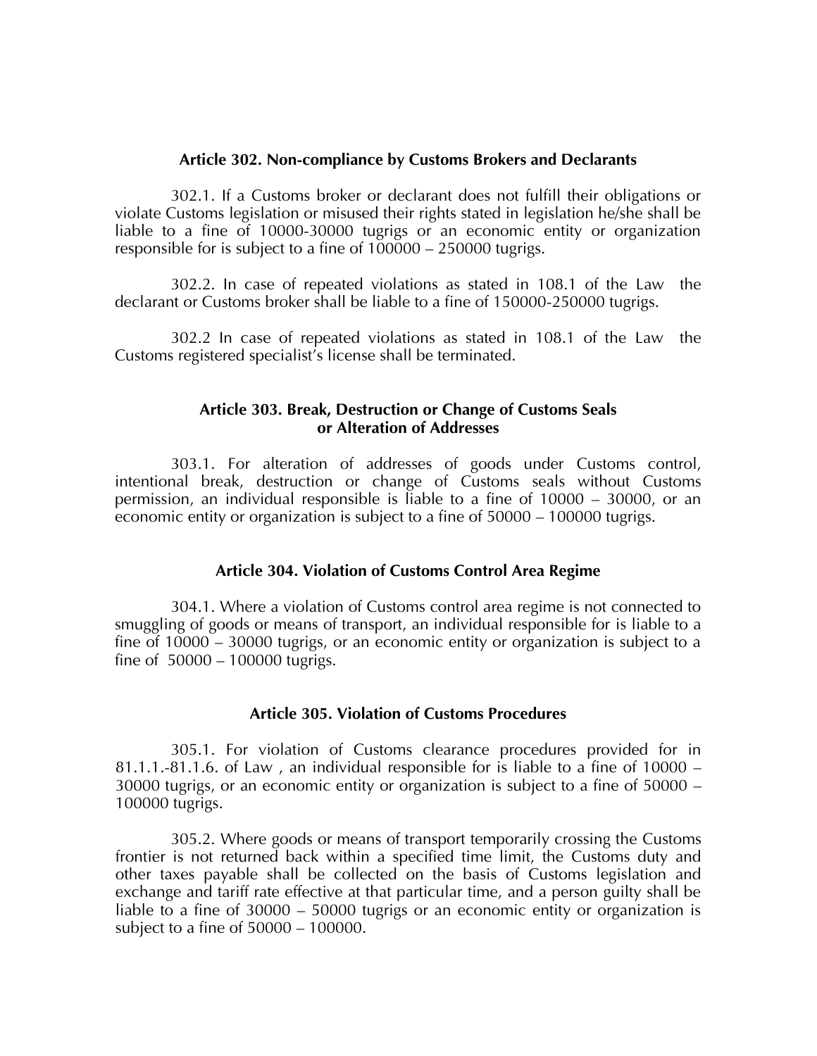### Article 302. Non-compliance by Customs Brokers and Declarants

302.1. If a Customs broker or declarant does not fulfill their obligations or violate Customs legislation or misused their rights stated in legislation he/she shall be liable to a fine of 10000-30000 tugrigs or an economic entity or organization responsible for is subject to a fine of 100000 – 250000 tugrigs.

302.2. In case of repeated violations as stated in 108.1 of the Law the declarant or Customs broker shall be liable to a fine of 150000-250000 tugrigs.

302.2 In case of repeated violations as stated in 108.1 of the Law the Customs registered specialist's license shall be terminated.

### Article 303. Break, Destruction or Change of Customs Seals or Alteration of Addresses

303.1. For alteration of addresses of goods under Customs control, intentional break, destruction or change of Customs seals without Customs permission, an individual responsible is liable to a fine of 10000 – 30000, or an economic entity or organization is subject to a fine of 50000 – 100000 tugrigs.

### Article 304. Violation of Customs Control Area Regime

304.1. Where a violation of Customs control area regime is not connected to smuggling of goods or means of transport, an individual responsible for is liable to a fine of 10000 – 30000 tugrigs, or an economic entity or organization is subject to a fine of 50000 – 100000 tugrigs.

### Article 305. Violation of Customs Procedures

305.1. For violation of Customs clearance procedures provided for in 81.1.1.-81.1.6. of Law , an individual responsible for is liable to a fine of 10000 – 30000 tugrigs, or an economic entity or organization is subject to a fine of 50000 – 100000 tugrigs.

305.2. Where goods or means of transport temporarily crossing the Customs frontier is not returned back within a specified time limit, the Customs duty and other taxes payable shall be collected on the basis of Customs legislation and exchange and tariff rate effective at that particular time, and a person guilty shall be liable to a fine of 30000 – 50000 tugrigs or an economic entity or organization is subject to a fine of 50000 – 100000.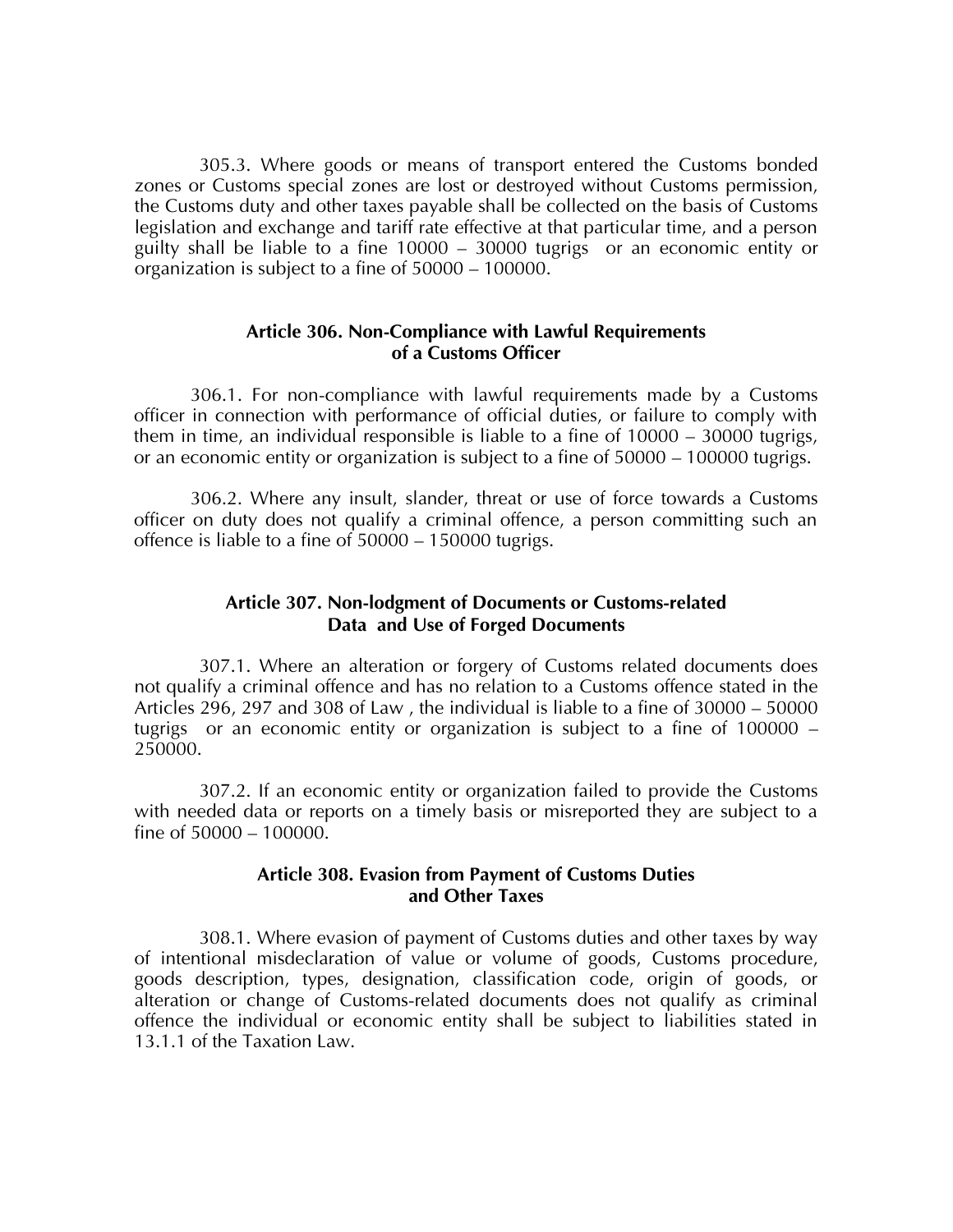305.3. Where goods or means of transport entered the Customs bonded zones or Customs special zones are lost or destroyed without Customs permission, the Customs duty and other taxes payable shall be collected on the basis of Customs legislation and exchange and tariff rate effective at that particular time, and a person guilty shall be liable to a fine 10000 – 30000 tugrigs or an economic entity or organization is subject to a fine of 50000 – 100000.

### Article 306. Non-Compliance with Lawful Requirements of a Customs Officer

306.1. For non-compliance with lawful requirements made by a Customs officer in connection with performance of official duties, or failure to comply with them in time, an individual responsible is liable to a fine of 10000 – 30000 tugrigs, or an economic entity or organization is subject to a fine of 50000 – 100000 tugrigs.

306.2. Where any insult, slander, threat or use of force towards a Customs officer on duty does not qualify a criminal offence, a person committing such an offence is liable to a fine of 50000 – 150000 tugrigs.

### Article 307. Non-lodgment of Documents or Customs-related Data and Use of Forged Documents

307.1. Where an alteration or forgery of Customs related documents does not qualify a criminal offence and has no relation to a Customs offence stated in the Articles 296, 297 and 308 of Law , the individual is liable to a fine of 30000 – 50000 tugrigs or an economic entity or organization is subject to a fine of 100000 – 250000.

307.2. If an economic entity or organization failed to provide the Customs with needed data or reports on a timely basis or misreported they are subject to a fine of 50000 – 100000.

### Article 308. Evasion from Payment of Customs Duties and Other Taxes

308.1. Where evasion of payment of Customs duties and other taxes by way of intentional misdeclaration of value or volume of goods, Customs procedure, goods description, types, designation, classification code, origin of goods, or alteration or change of Customs-related documents does not qualify as criminal offence the individual or economic entity shall be subject to liabilities stated in 13.1.1 of the Taxation Law.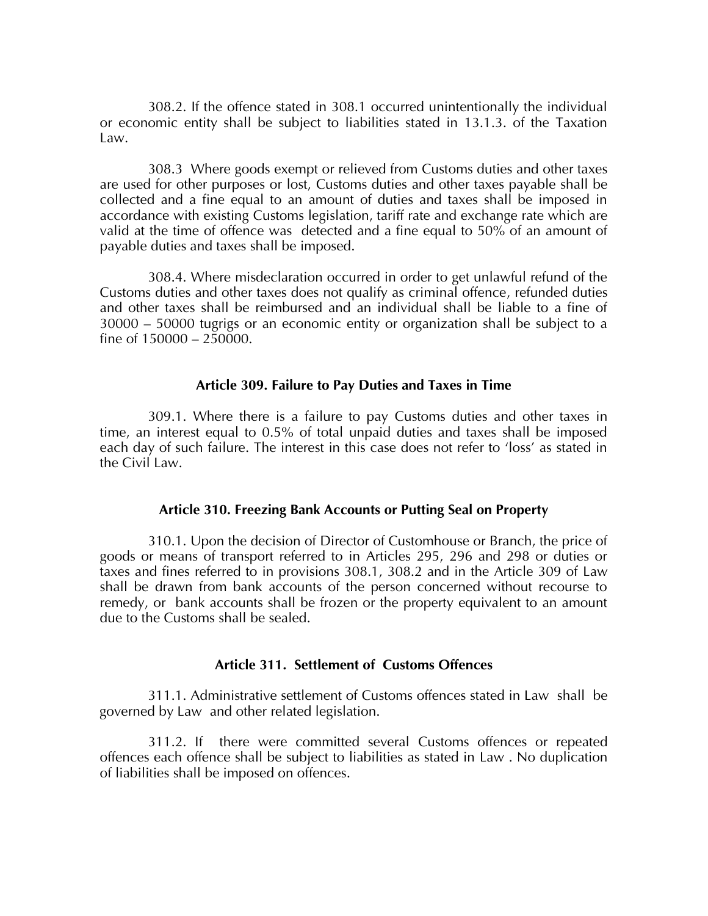308.2. If the offence stated in 308.1 occurred unintentionally the individual or economic entity shall be subject to liabilities stated in 13.1.3. of the Taxation Law.

308.3 Where goods exempt or relieved from Customs duties and other taxes are used for other purposes or lost, Customs duties and other taxes payable shall be collected and a fine equal to an amount of duties and taxes shall be imposed in accordance with existing Customs legislation, tariff rate and exchange rate which are valid at the time of offence was detected and a fine equal to 50% of an amount of payable duties and taxes shall be imposed.

308.4. Where misdeclaration occurred in order to get unlawful refund of the Customs duties and other taxes does not qualify as criminal offence, refunded duties and other taxes shall be reimbursed and an individual shall be liable to a fine of 30000 – 50000 tugrigs or an economic entity or organization shall be subject to a fine of 150000 – 250000.

### Article 309. Failure to Pay Duties and Taxes in Time

309.1. Where there is a failure to pay Customs duties and other taxes in time, an interest equal to 0.5% of total unpaid duties and taxes shall be imposed each day of such failure. The interest in this case does not refer to 'loss' as stated in the Civil Law.

### Article 310. Freezing Bank Accounts or Putting Seal on Property

310.1. Upon the decision of Director of Customhouse or Branch, the price of goods or means of transport referred to in Articles 295, 296 and 298 or duties or taxes and fines referred to in provisions 308.1, 308.2 and in the Article 309 of Law shall be drawn from bank accounts of the person concerned without recourse to remedy, or bank accounts shall be frozen or the property equivalent to an amount due to the Customs shall be sealed.

### Article 311. Settlement of Customs Offences

311.1. Administrative settlement of Customs offences stated in Law shall be governed by Law and other related legislation.

311.2. If there were committed several Customs offences or repeated offences each offence shall be subject to liabilities as stated in Law . No duplication of liabilities shall be imposed on offences.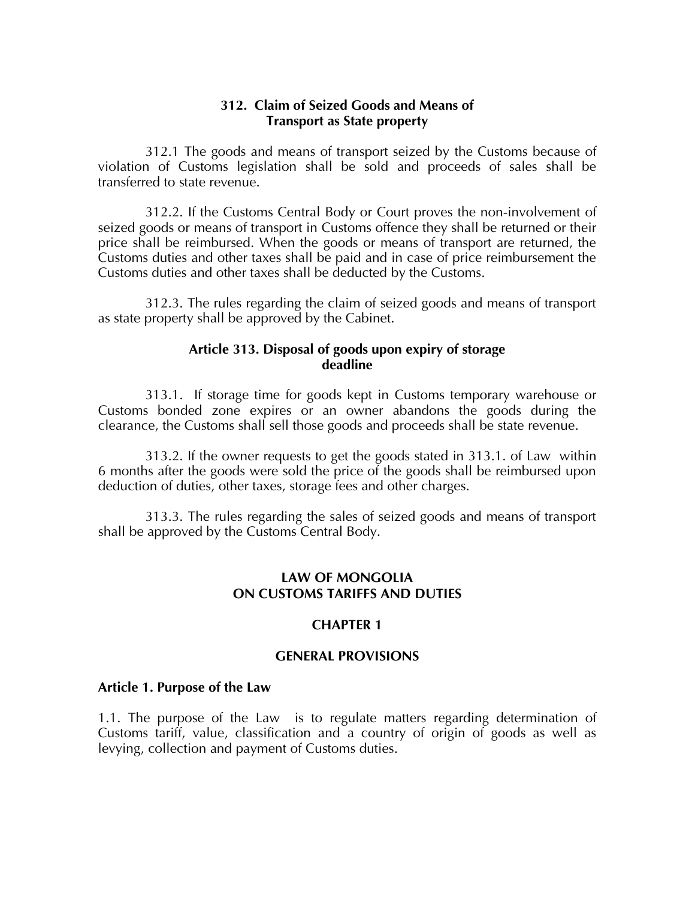### 312. Claim of Seized Goods and Means of Transport as State property

312.1 The goods and means of transport seized by the Customs because of violation of Customs legislation shall be sold and proceeds of sales shall be transferred to state revenue.

312.2. If the Customs Central Body or Court proves the non-involvement of seized goods or means of transport in Customs offence they shall be returned or their price shall be reimbursed. When the goods or means of transport are returned, the Customs duties and other taxes shall be paid and in case of price reimbursement the Customs duties and other taxes shall be deducted by the Customs.

312.3. The rules regarding the claim of seized goods and means of transport as state property shall be approved by the Cabinet.

### Article 313. Disposal of goods upon expiry of storage deadline

313.1. If storage time for goods kept in Customs temporary warehouse or Customs bonded zone expires or an owner abandons the goods during the clearance, the Customs shall sell those goods and proceeds shall be state revenue.

313.2. If the owner requests to get the goods stated in 313.1. of Law within 6 months after the goods were sold the price of the goods shall be reimbursed upon deduction of duties, other taxes, storage fees and other charges.

313.3. The rules regarding the sales of seized goods and means of transport shall be approved by the Customs Central Body.

# LAW OF MONGOLIA ON CUSTOMS TARIFFS AND DUTIES

## CHAPTER 1

## GENERAL PROVISIONS

### Article 1. Purpose of the Law

1.1. The purpose of the Law is to regulate matters regarding determination of Customs tariff, value, classification and a country of origin of goods as well as levying, collection and payment of Customs duties.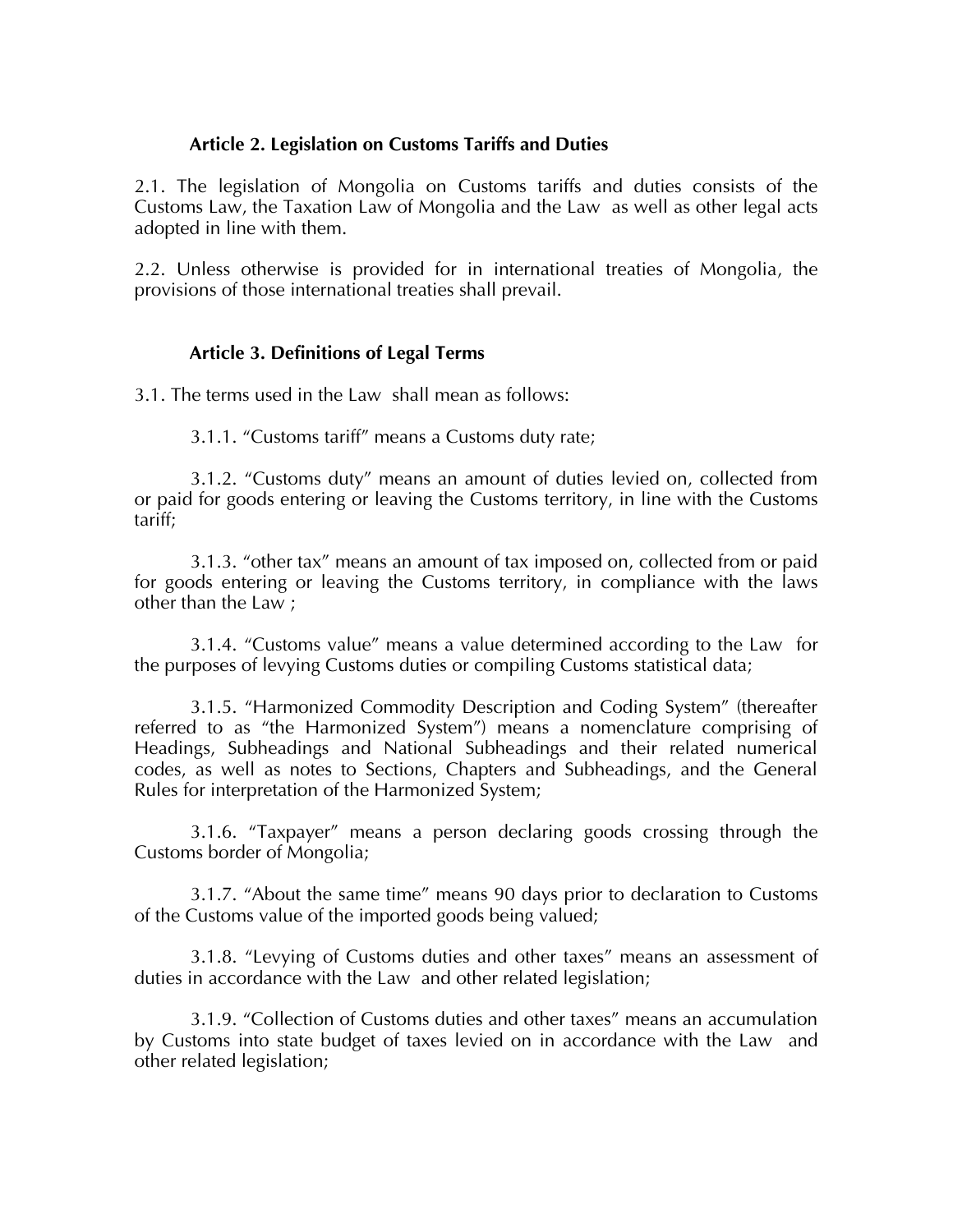**Article 2. Legislation on Customs Tariffs and Duties**

2.1. The legislation of Mongolia on Customs tariffs and duties consists of the Customs Law, the Taxation Law of Mongolia and the Law as well as other legal acts adopted in line with them.

2.2. Unless otherwise is provided for in international treaties of Mongolia, the provisions of those international treaties shall prevail.

**Article 3. Definitions of Legal Terms**

3.1. The terms used in the Law shall mean as follows:

3.1.1. "Customs tariff" means a Customs duty rate;

3.1.2. "Customs duty" means an amount of duties levied on, collected from or paid for goods entering or leaving the Customs territory, in line with the Customs tariff;

3.1.3. "other tax" means an amount of tax imposed on, collected from or paid for goods entering or leaving the Customs territory, in compliance with the laws other than the Law ;

3.1.4. "Customs value" means a value determined according to the Law for the purposes of levying Customs duties or compiling Customs statistical data;

3.1.5. "Harmonized Commodity Description and Coding System" (thereafter referred to as "the Harmonized System") means a nomenclature comprising of Headings, Subheadings and National Subheadings and their related numerical codes, as well as notes to Sections, Chapters and Subheadings, and the General Rules for interpretation of the Harmonized System;

3.1.6. "Taxpayer" means a person declaring goods crossing through the Customs border of Mongolia;

3.1.7. "About the same time" means 90 days prior to declaration to Customs of the Customs value of the imported goods being valued;

3.1.8. "Levying of Customs duties and other taxes" means an assessment of duties in accordance with the Law and other related legislation;

3.1.9. "Collection of Customs duties and other taxes" means an accumulation by Customs into state budget of taxes levied on in accordance with the Law and other related legislation;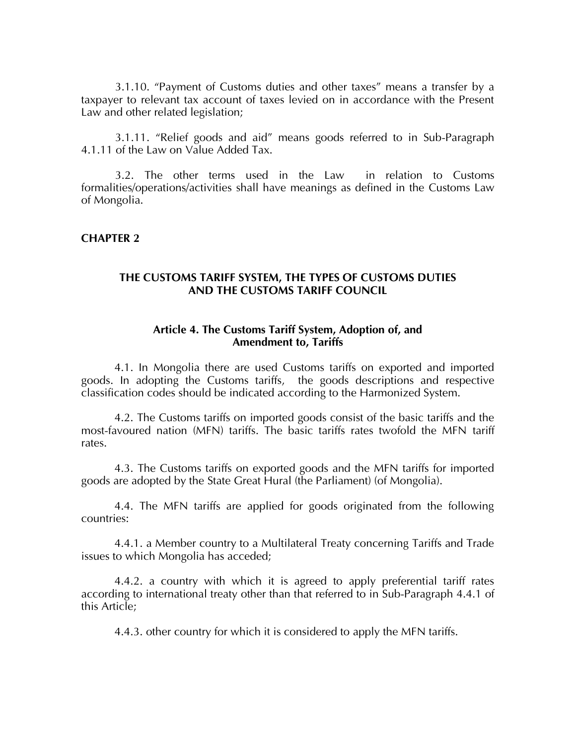3.1.10. “Payment of Customs duties and other taxes” means a transfer by a taxpayer to relevant tax account of taxes levied on in accordance with the Present Law and other related legislation;

3.1.11. “Relief goods and aid” means goods referred to in Sub-Paragraph 4.1.11 of the Law on Value Added Tax.

3.2. The other terms used in the Law in relation to Customs formalities/operations/activities shall have meanings as defined in the Customs Law of Mongolia.

**CHAPTER 2**

## THE CUSTOMS TARIFF SYSTEM, THE TYPES OF CUSTOMS DUTIES AND THE CUSTOMS TARIFF COUNCIL

### Article 4. The Customs Tariff System, Adoption of, and Amendment to, Tariffs

4.1. In Mongolia there are used Customs tariffs on exported and imported goods. In adopting the Customs tariffs, the goods descriptions and respective classification codes should be indicated according to the Harmonized System.

4.2. The Customs tariffs on imported goods consist of the basic tariffs and the most-favoured nation (MFN) tariffs. The basic tariffs rates twofold the MFN tariff rates.

4.3. The Customs tariffs on exported goods and the MFN tariffs for imported goods are adopted by the State Great Hural (the Parliament) (of Mongolia).

4.4. The MFN tariffs are applied for goods originated from the following countries:

4.4.1. a Member country to a Multilateral Treaty concerning Tariffs and Trade issues to which Mongolia has acceded;

4.4.2. a country with which it is agreed to apply preferential tariff rates according to international treaty other than that referred to in Sub-Paragraph 4.4.1 of this Article;

4.4.3. other country for which it is considered to apply the MFN tariffs.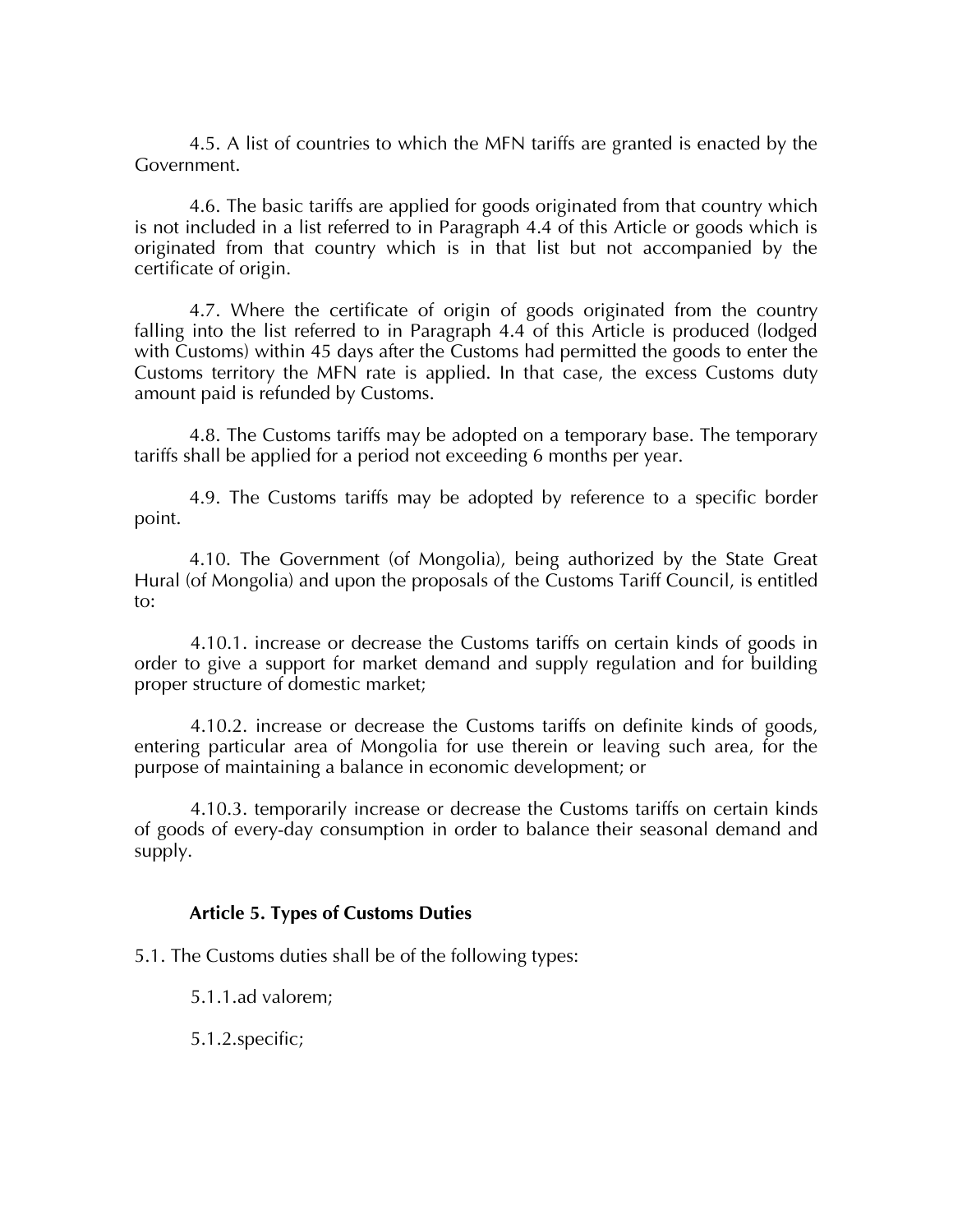4.5. A list of countries to which the MFN tariffs are granted is enacted by the Government.

4.6. The basic tariffs are applied for goods originated from that country which is not included in a list referred to in Paragraph 4.4 of this Article or goods which is originated from that country which is in that list but not accompanied by the certificate of origin.

4.7. Where the certificate of origin of goods originated from the country falling into the list referred to in Paragraph 4.4 of this Article is produced (lodged with Customs) within 45 days after the Customs had permitted the goods to enter the Customs territory the MFN rate is applied. In that case, the excess Customs duty amount paid is refunded by Customs.

4.8. The Customs tariffs may be adopted on a temporary base. The temporary tariffs shall be applied for a period not exceeding 6 months per year.

4.9. The Customs tariffs may be adopted by reference to a specific border point.

4.10. The Government (of Mongolia), being authorized by the State Great Hural (of Mongolia) and upon the proposals of the Customs Tariff Council, is entitled to:

4.10.1. increase or decrease the Customs tariffs on certain kinds of goods in order to give a support for market demand and supply regulation and for building proper structure of domestic market;

4.10.2. increase or decrease the Customs tariffs on definite kinds of goods, entering particular area of Mongolia for use therein or leaving such area, for the purpose of maintaining a balance in economic development; or

4.10.3. temporarily increase or decrease the Customs tariffs on certain kinds of goods of every-day consumption in order to balance their seasonal demand and supply.

### Article 5. Types of Customs Duties

5.1. The Customs duties shall be of the following types:

5.1.1.ad valorem;

5.1.2.specific;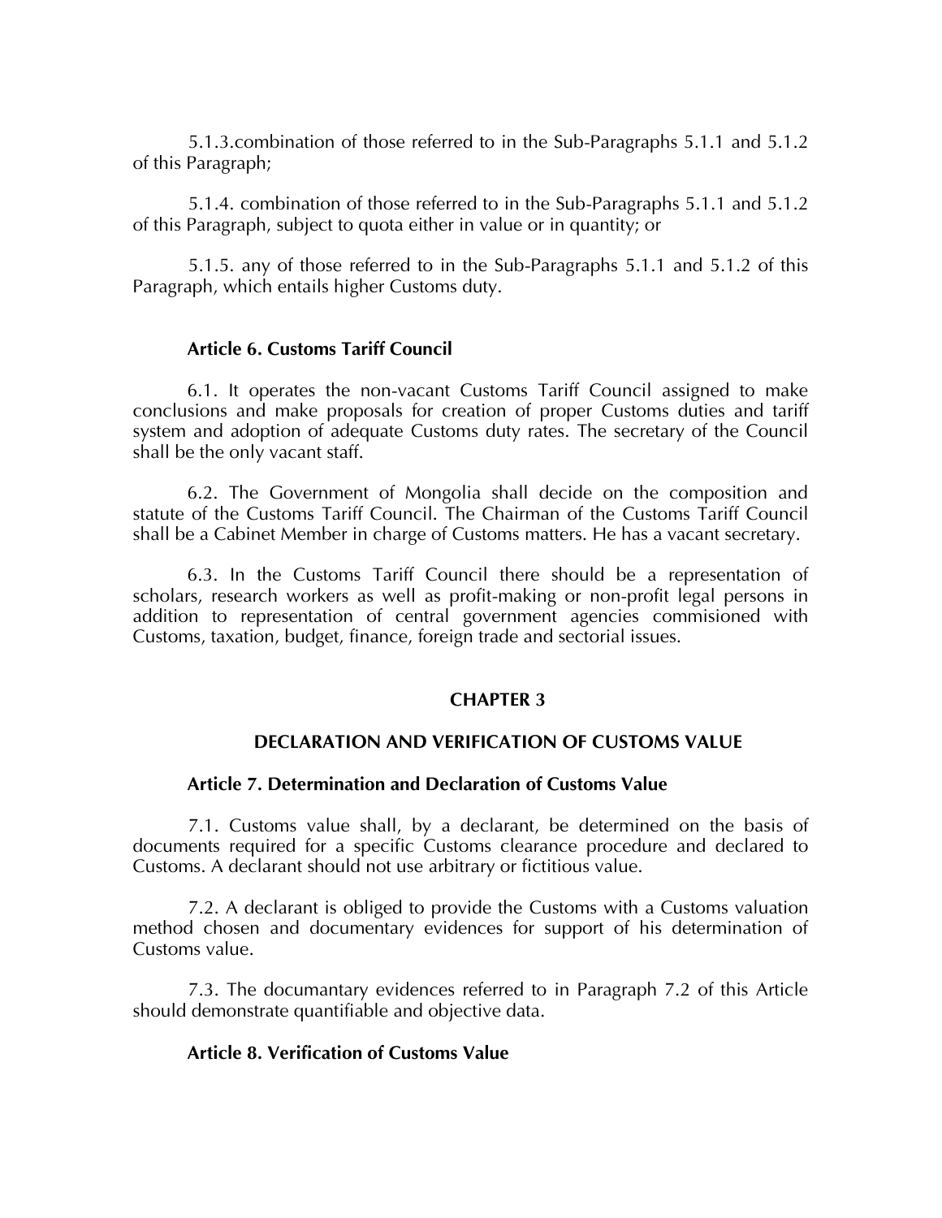5.1.3.combination of those referred to in the Sub-Paragraphs 5.1.1 and 5.1.2 of this Paragraph;

5.1.4. combination of those referred to in the Sub-Paragraphs 5.1.1 and 5.1.2 of this Paragraph, subject to quota either in value or in quantity; or

5.1.5. any of those referred to in the Sub-Paragraphs 5.1.1 and 5.1.2 of this Paragraph, which entails higher Customs duty.

**Article 6. Customs Tariff Council**

6.1. It operates the non-vacant Customs Tariff Council assigned to make conclusions and make proposals for creation of proper Customs duties and tariff system and adoption of adequate Customs duty rates. The secretary of the Council shall be the only vacant staff.

6.2. The Government of Mongolia shall decide on the composition and statute of the Customs Tariff Council. The Chairman of the Customs Tariff Council shall be a Cabinet Member in charge of Customs matters. He has a vacant secretary.

6.3. In the Customs Tariff Council there should be a representation of scholars, research workers as well as profit-making or non-profit legal persons in addition to representation of central government agencies commisioned with Customs, taxation, budget, finance, foreign trade and sectorial issues.

## CHAPTER 3

## DECLARATION AND VERIFICATION OF CUSTOMS VALUE

**Article 7. Determination and Declaration of Customs Value**

7.1. Customs value shall, by a declarant, be determined on the basis of documents required for a specific Customs clearance procedure and declared to Customs. A declarant should not use arbitrary or fictitious value.

7.2. A declarant is obliged to provide the Customs with a Customs valuation method chosen and documentary evidences for support of his determination of Customs value.

7.3. The documantary evidences referred to in Paragraph 7.2 of this Article should demonstrate quantifiable and objective data.

**Article 8. Verification of Customs Value**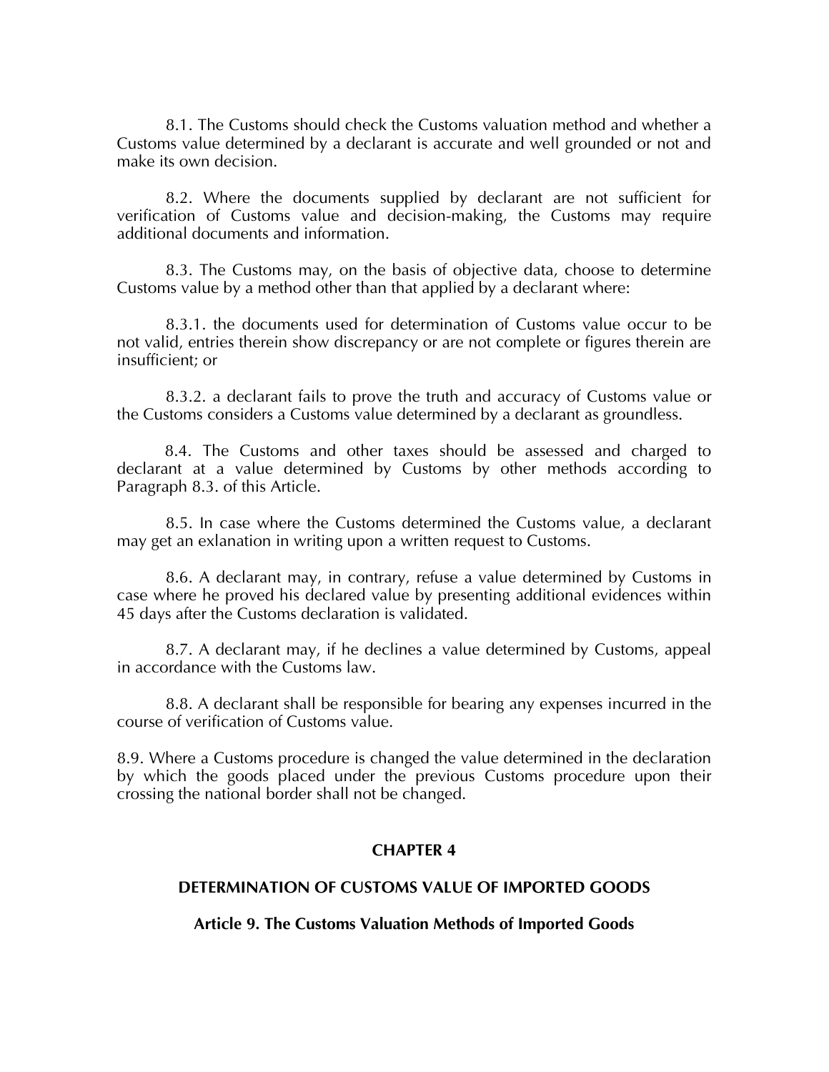8.1. The Customs should check the Customs valuation method and whether a Customs value determined by a declarant is accurate and well grounded or not and make its own decision.

8.2. Where the documents supplied by declarant are not sufficient for verification of Customs value and decision-making, the Customs may require additional documents and information.

8.3. The Customs may, on the basis of objective data, choose to determine Customs value by a method other than that applied by a declarant where:

8.3.1. the documents used for determination of Customs value occur to be not valid, entries therein show discrepancy or are not complete or figures therein are insufficient; or

8.3.2. a declarant fails to prove the truth and accuracy of Customs value or the Customs considers a Customs value determined by a declarant as groundless.

8.4. The Customs and other taxes should be assessed and charged to declarant at a value determined by Customs by other methods according to Paragraph 8.3. of this Article.

8.5. In case where the Customs determined the Customs value, a declarant may get an exlanation in writing upon a written request to Customs.

8.6. A declarant may, in contrary, refuse a value determined by Customs in case where he proved his declared value by presenting additional evidences within 45 days after the Customs declaration is validated.

8.7. A declarant may, if he declines a value determined by Customs, appeal in accordance with the Customs law.

8.8. A declarant shall be responsible for bearing any expenses incurred in the course of verification of Customs value.

8.9. Where a Customs procedure is changed the value determined in the declaration by which the goods placed under the previous Customs procedure upon their crossing the national border shall not be changed.

## CHAPTER 4

## DETERMINATION OF CUSTOMS VALUE OF IMPORTED GOODS

### Article 9. The Customs Valuation Methods of Imported Goods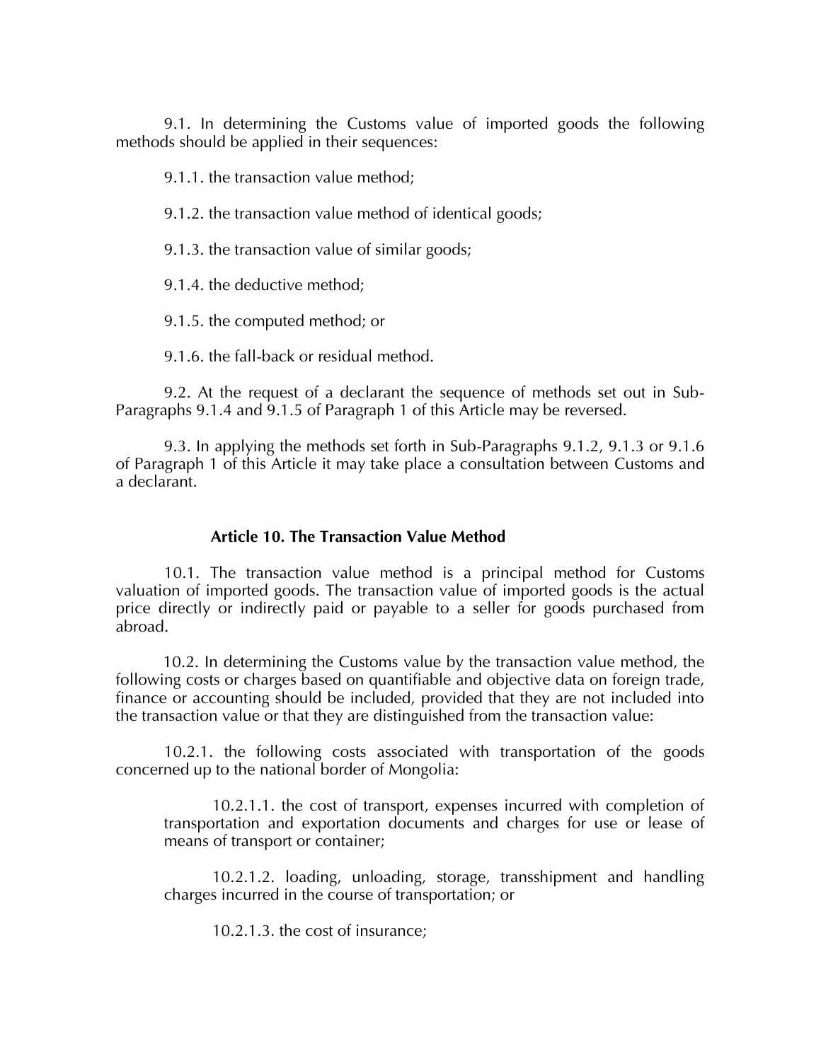9.1. In determining the Customs value of imported goods the following methods should be applied in their sequences:

9.1.1. the transaction value method;

9.1.2. the transaction value method of identical goods;

9.1.3. the transaction value of similar goods;

9.1.4. the deductive method;

9.1.5. the computed method; or

9.1.6. the fall-back or residual method.

9.2. At the request of a declarant the sequence of methods set out in Sub-Paragraphs 9.1.4 and 9.1.5 of Paragraph 1 of this Article may be reversed.

9.3. In applying the methods set forth in Sub-Paragraphs 9.1.2, 9.1.3 or 9.1.6 of Paragraph 1 of this Article it may take place a consultation between Customs and a declarant.

### Article 10. The Transaction Value Method

10.1. The transaction value method is a principal method for Customs valuation of imported goods. The transaction value of imported goods is the actual price directly or indirectly paid or payable to a seller for goods purchased from abroad.

10.2. In determining the Customs value by the transaction value method, the following costs or charges based on quantifiable and objective data on foreign trade, finance or accounting should be included, provided that they are not included into the transaction value or that they are distinguished from the transaction value:

10.2.1. the following costs associated with transportation of the goods concerned up to the national border of Mongolia:

10.2.1.1. the cost of transport, expenses incurred with completion of transportation and exportation documents and charges for use or lease of means of transport or container;

10.2.1.2. loading, unloading, storage, transshipment and handling charges incurred in the course of transportation; or

10.2.1.3. the cost of insurance;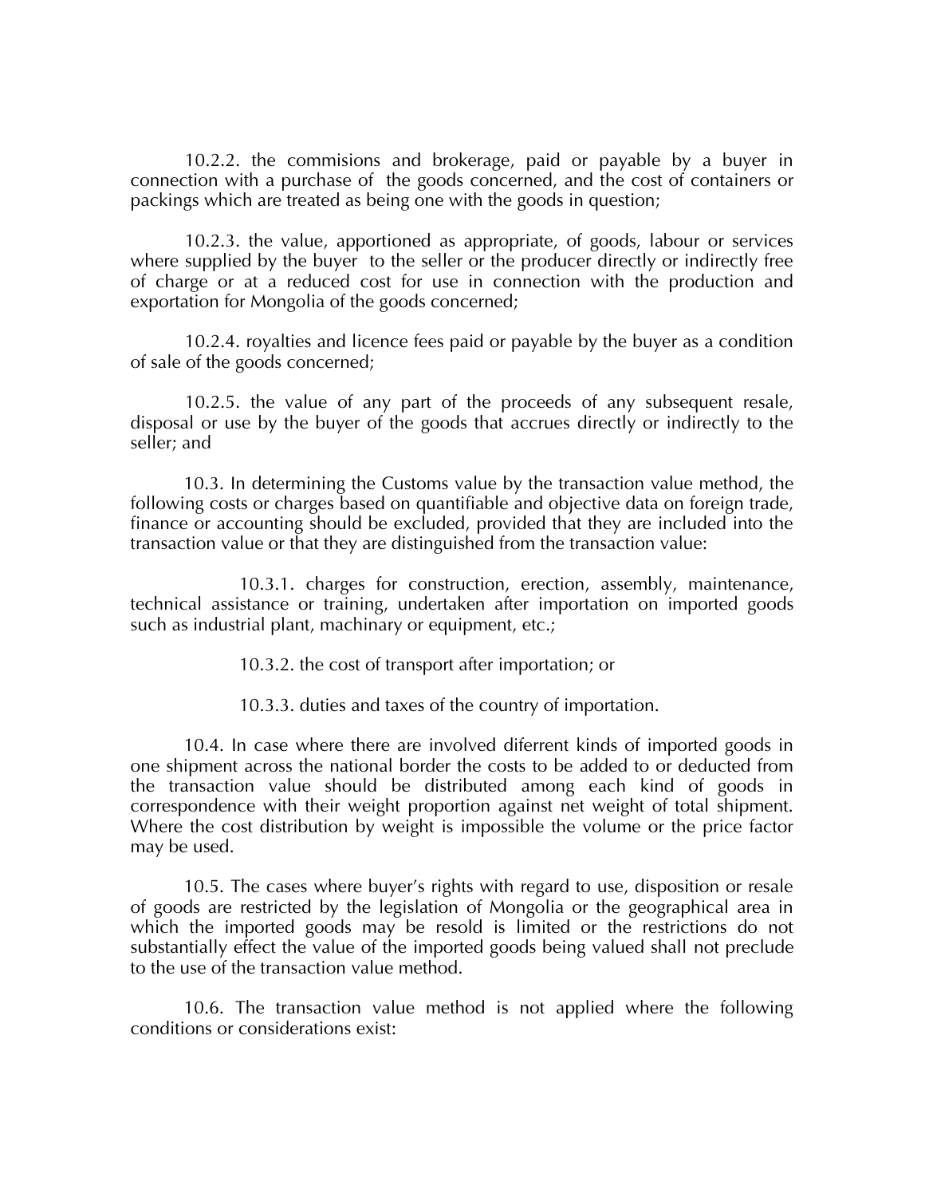10.2.2. the commisions and brokerage, paid or payable by a buyer in connection with a purchase of the goods concerned, and the cost of containers or packings which are treated as being one with the goods in question;

10.2.3. the value, apportioned as appropriate, of goods, labour or services where supplied by the buyer to the seller or the producer directly or indirectly free of charge or at a reduced cost for use in connection with the production and exportation for Mongolia of the goods concerned;

10.2.4. royalties and licence fees paid or payable by the buyer as a condition of sale of the goods concerned;

10.2.5. the value of any part of the proceeds of any subsequent resale, disposal or use by the buyer of the goods that accrues directly or indirectly to the seller; and

10.3. In determining the Customs value by the transaction value method, the following costs or charges based on quantifiable and objective data on foreign trade, finance or accounting should be excluded, provided that they are included into the transaction value or that they are distinguished from the transaction value:

10.3.1. charges for construction, erection, assembly, maintenance, technical assistance or training, undertaken after importation on imported goods such as industrial plant, machinary or equipment, etc.;

10.3.2. the cost of transport after importation; or

10.3.3. duties and taxes of the country of importation.

10.4. In case where there are involved diferrent kinds of imported goods in one shipment across the national border the costs to be added to or deducted from the transaction value should be distributed among each kind of goods in correspondence with their weight proportion against net weight of total shipment. Where the cost distribution by weight is impossible the volume or the price factor may be used.

10.5. The cases where buyer's rights with regard to use, disposition or resale of goods are restricted by the legislation of Mongolia or the geographical area in which the imported goods may be resold is limited or the restrictions do not substantially effect the value of the imported goods being valued shall not preclude to the use of the transaction value method.

10.6. The transaction value method is not applied where the following conditions or considerations exist: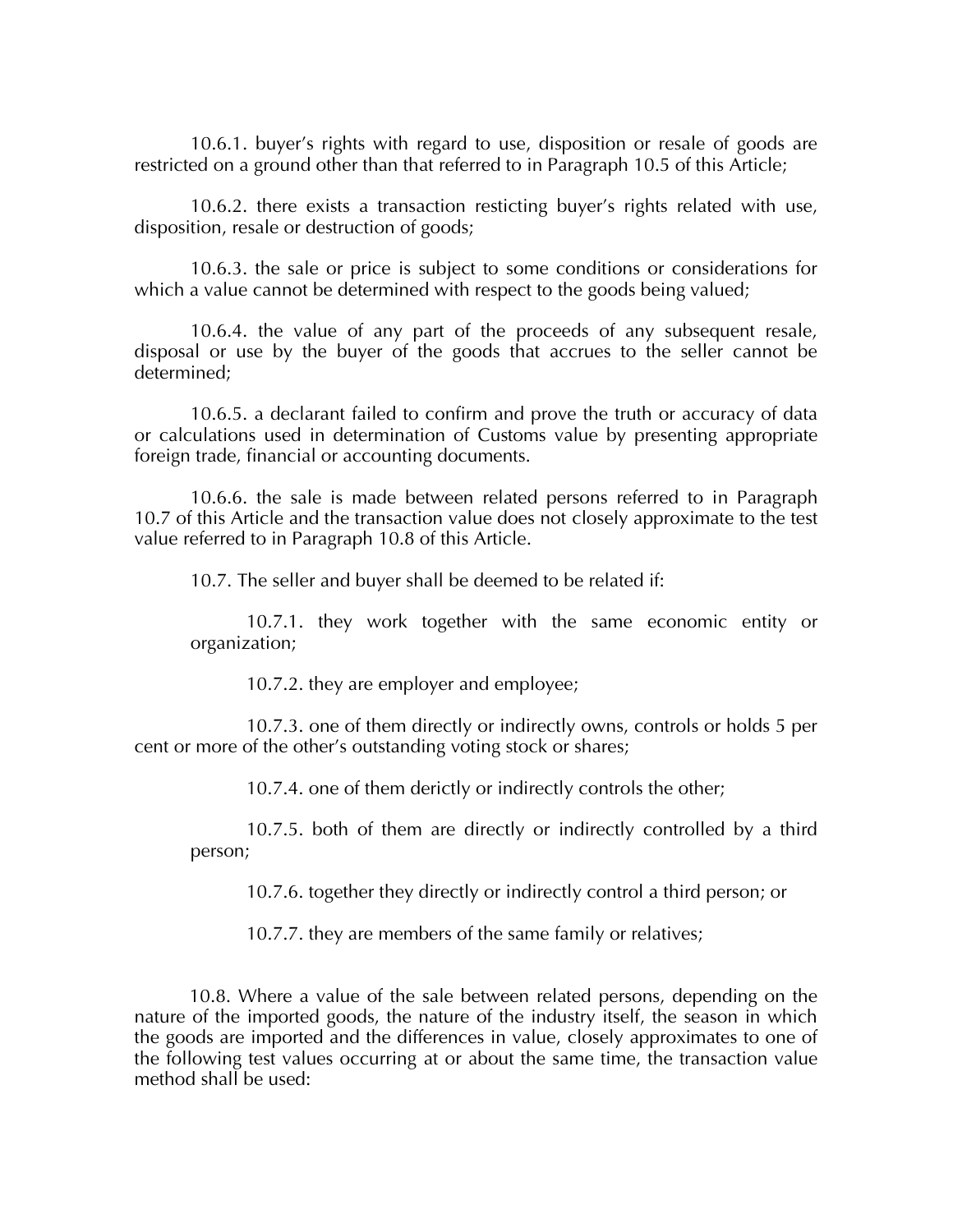10.6.1. buyer's rights with regard to use, disposition or resale of goods are restricted on a ground other than that referred to in Paragraph 10.5 of this Article;

10.6.2. there exists a transaction resticting buyer's rights related with use, disposition, resale or destruction of goods;

10.6.3. the sale or price is subject to some conditions or considerations for which a value cannot be determined with respect to the goods being valued;

10.6.4. the value of any part of the proceeds of any subsequent resale, disposal or use by the buyer of the goods that accrues to the seller cannot be determined;

10.6.5. a declarant failed to confirm and prove the truth or accuracy of data or calculations used in determination of Customs value by presenting appropriate foreign trade, financial or accounting documents.

10.6.6. the sale is made between related persons referred to in Paragraph 10.7 of this Article and the transaction value does not closely approximate to the test value referred to in Paragraph 10.8 of this Article.

10.7. The seller and buyer shall be deemed to be related if:

10.7.1. they work together with the same economic entity or organization;

10.7.2. they are employer and employee;

10.7.3. one of them directly or indirectly owns, controls or holds 5 per cent or more of the other's outstanding voting stock or shares;

10.7.4. one of them derictly or indirectly controls the other;

10.7.5. both of them are directly or indirectly controlled by a third person;

10.7.6. together they directly or indirectly control a third person; or

10.7.7. they are members of the same family or relatives;

10.8. Where a value of the sale between related persons, depending on the nature of the imported goods, the nature of the industry itself, the season in which the goods are imported and the differences in value, closely approximates to one of the following test values occurring at or about the same time, the transaction value method shall be used: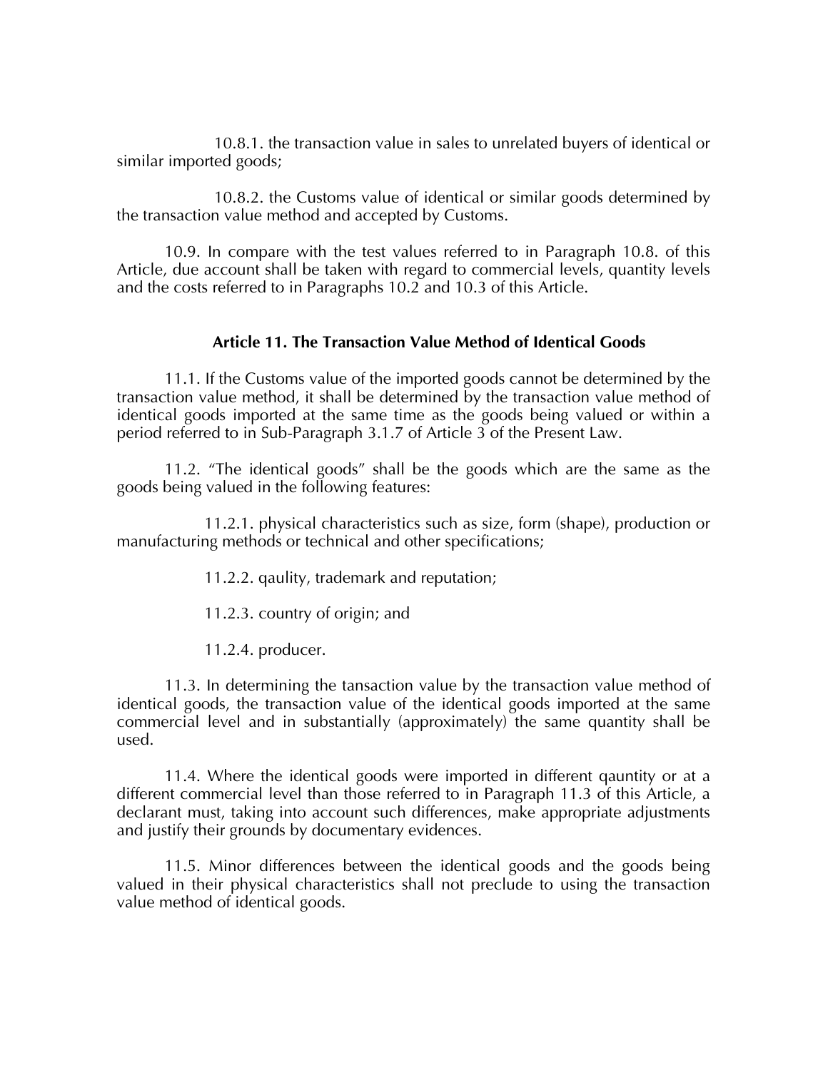10.8.1. the transaction value in sales to unrelated buyers of identical or similar imported goods;

10.8.2. the Customs value of identical or similar goods determined by the transaction value method and accepted by Customs.

10.9. In compare with the test values referred to in Paragraph 10.8. of this Article, due account shall be taken with regard to commercial levels, quantity levels and the costs referred to in Paragraphs 10.2 and 10.3 of this Article.

### Article 11. The Transaction Value Method of Identical Goods

11.1. If the Customs value of the imported goods cannot be determined by the transaction value method, it shall be determined by the transaction value method of identical goods imported at the same time as the goods being valued or within a period referred to in Sub-Paragraph 3.1.7 of Article 3 of the Present Law.

11.2. "The identical goods" shall be the goods which are the same as the goods being valued in the following features:

11.2.1. physical characteristics such as size, form (shape), production or manufacturing methods or technical and other specifications;

11.2.2. qaulity, trademark and reputation;

11.2.3. country of origin; and

11.2.4. producer.

11.3. In determining the tansaction value by the transaction value method of identical goods, the transaction value of the identical goods imported at the same commercial level and in substantially (approximately) the same quantity shall be used.

11.4. Where the identical goods were imported in different qauntity or at a different commercial level than those referred to in Paragraph 11.3 of this Article, a declarant must, taking into account such differences, make appropriate adjustments and justify their grounds by documentary evidences.

11.5. Minor differences between the identical goods and the goods being valued in their physical characteristics shall not preclude to using the transaction value method of identical goods.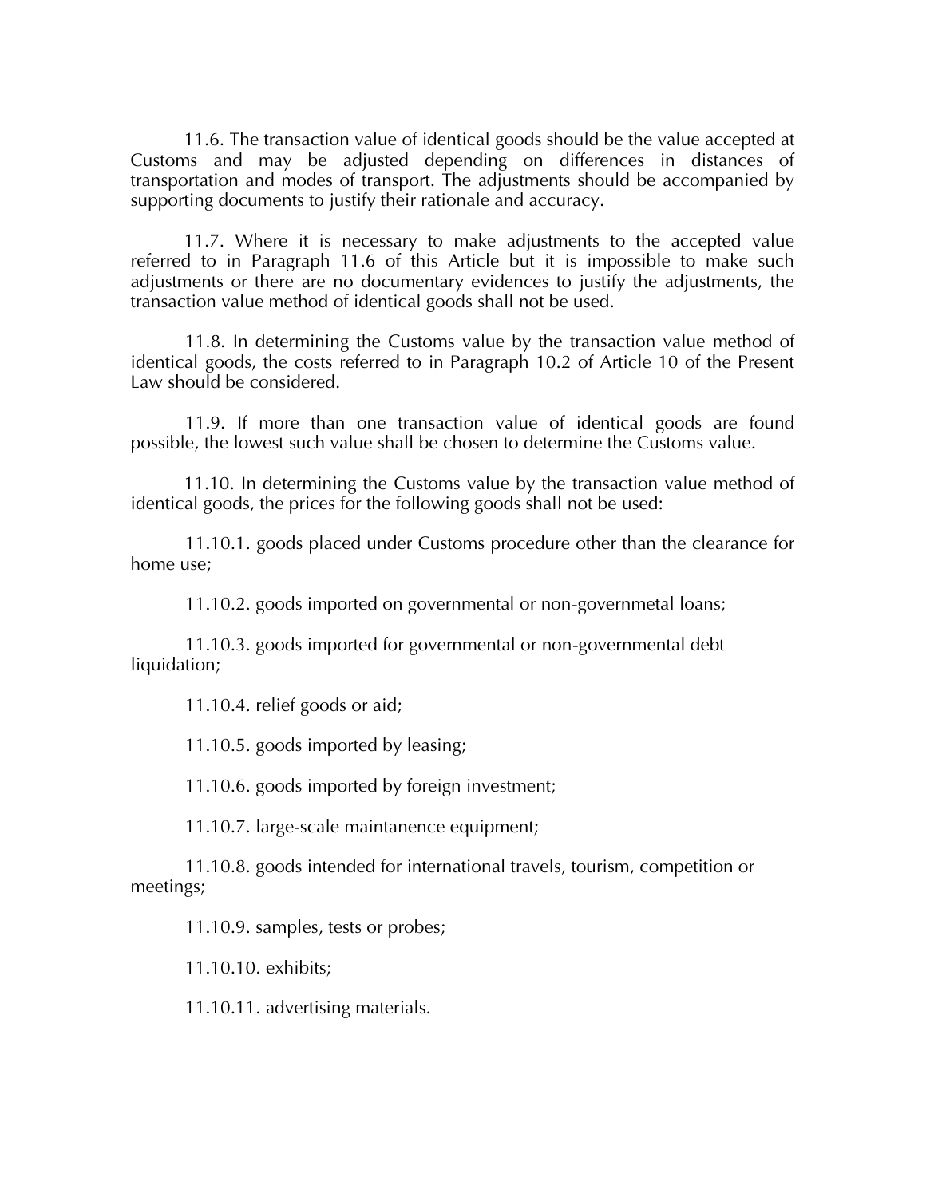11.6. The transaction value of identical goods should be the value accepted at Customs and may be adjusted depending on differences in distances of transportation and modes of transport. The adjustments should be accompanied by supporting documents to justify their rationale and accuracy.

11.7. Where it is necessary to make adjustments to the accepted value referred to in Paragraph 11.6 of this Article but it is impossible to make such adjustments or there are no documentary evidences to justify the adjustments, the transaction value method of identical goods shall not be used.

11.8. In determining the Customs value by the transaction value method of identical goods, the costs referred to in Paragraph 10.2 of Article 10 of the Present Law should be considered.

11.9. If more than one transaction value of identical goods are found possible, the lowest such value shall be chosen to determine the Customs value.

11.10. In determining the Customs value by the transaction value method of identical goods, the prices for the following goods shall not be used:

11.10.1. goods placed under Customs procedure other than the clearance for home use;

11.10.2. goods imported on governmental or non-governmetal loans;

11.10.3. goods imported for governmental or non-governmental debt liquidation;

11.10.4. relief goods or aid;

11.10.5. goods imported by leasing;

11.10.6. goods imported by foreign investment;

11.10.7. large-scale maintanence equipment;

11.10.8. goods intended for international travels, tourism, competition or meetings;

11.10.9. samples, tests or probes;

11.10.10. exhibits;

11.10.11. advertising materials.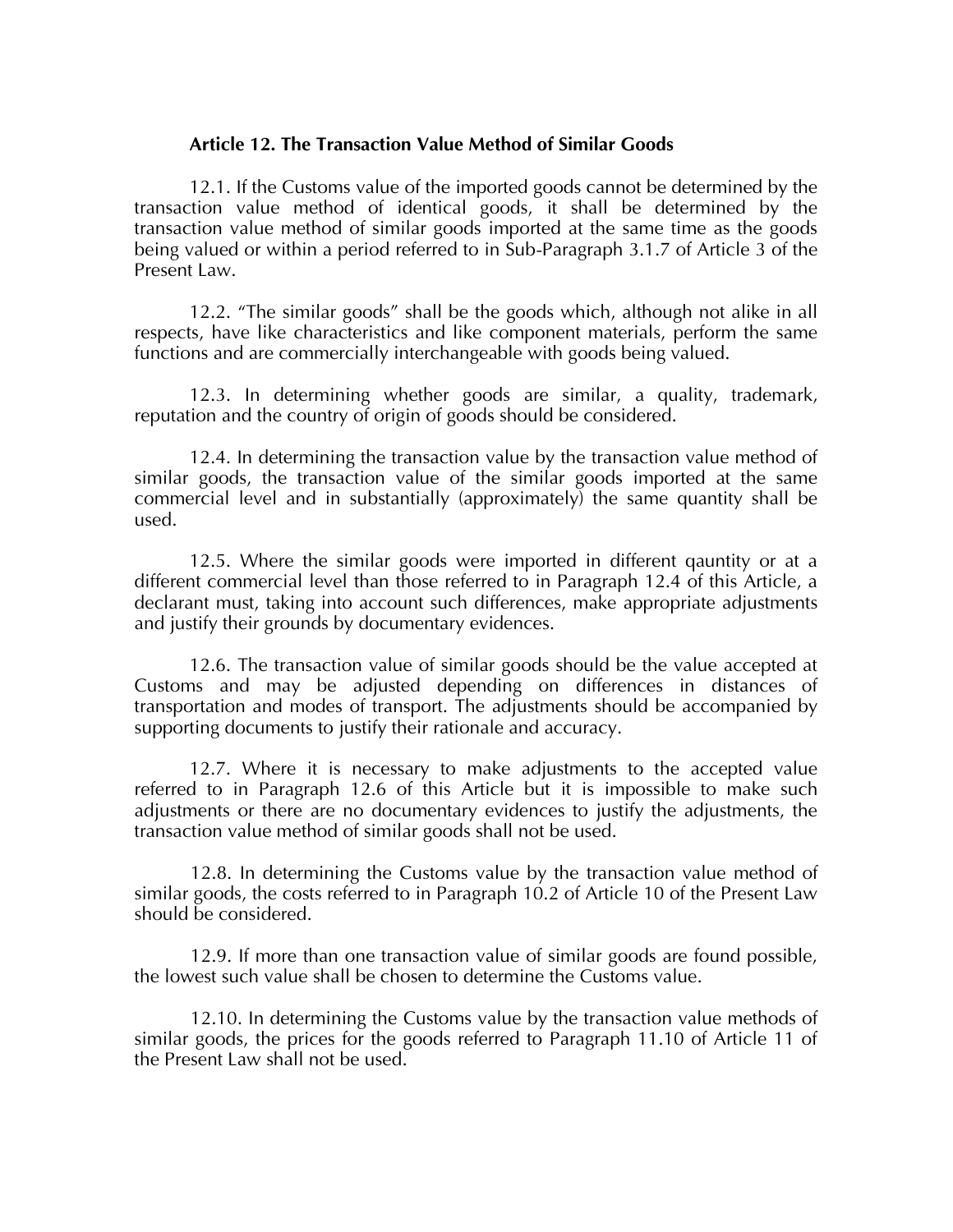### Article 12. The Transaction Value Method of Similar Goods

12.1. If the Customs value of the imported goods cannot be determined by the transaction value method of identical goods, it shall be determined by the transaction value method of similar goods imported at the same time as the goods being valued or within a period referred to in Sub-Paragraph 3.1.7 of Article 3 of the Present Law.

12.2. "The similar goods" shall be the goods which, although not alike in all respects, have like characteristics and like component materials, perform the same functions and are commercially interchangeable with goods being valued.

12.3. In determining whether goods are similar, a quality, trademark, reputation and the country of origin of goods should be considered.

12.4. In determining the transaction value by the transaction value method of similar goods, the transaction value of the similar goods imported at the same commercial level and in substantially (approximately) the same quantity shall be used.

12.5. Where the similar goods were imported in different qauntity or at a different commercial level than those referred to in Paragraph 12.4 of this Article, a declarant must, taking into account such differences, make appropriate adjustments and justify their grounds by documentary evidences.

12.6. The transaction value of similar goods should be the value accepted at Customs and may be adjusted depending on differences in distances of transportation and modes of transport. The adjustments should be accompanied by supporting documents to justify their rationale and accuracy.

12.7. Where it is necessary to make adjustments to the accepted value referred to in Paragraph 12.6 of this Article but it is impossible to make such adjustments or there are no documentary evidences to justify the adjustments, the transaction value method of similar goods shall not be used.

12.8. In determining the Customs value by the transaction value method of similar goods, the costs referred to in Paragraph 10.2 of Article 10 of the Present Law should be considered.

12.9. If more than one transaction value of similar goods are found possible, the lowest such value shall be chosen to determine the Customs value.

12.10. In determining the Customs value by the transaction value methods of similar goods, the prices for the goods referred to Paragraph 11.10 of Article 11 of the Present Law shall not be used.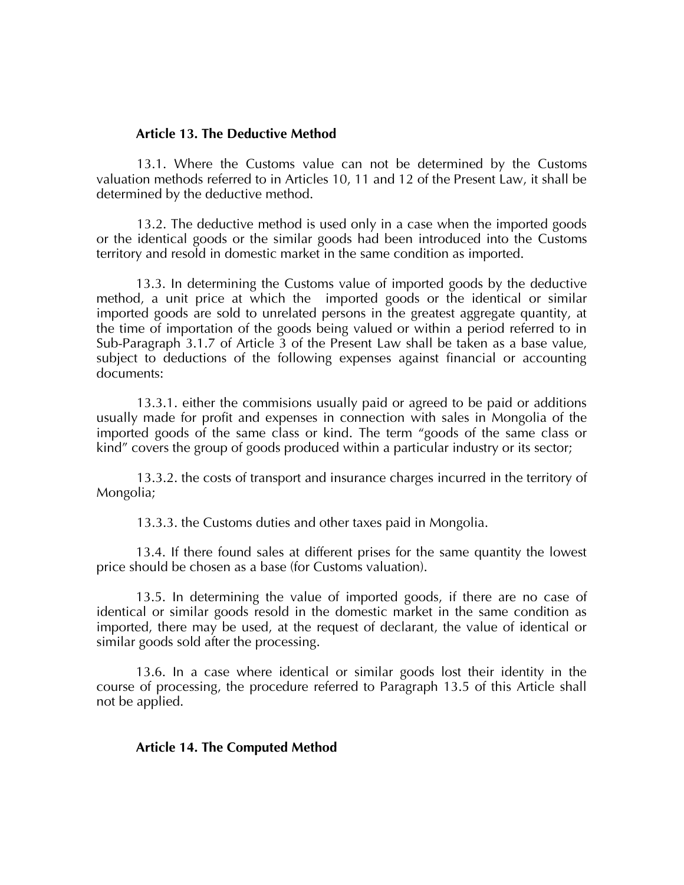### Article 13. The Deductive Method

13.1. Where the Customs value can not be determined by the Customs valuation methods referred to in Articles 10, 11 and 12 of the Present Law, it shall be determined by the deductive method.

13.2. The deductive method is used only in a case when the imported goods or the identical goods or the similar goods had been introduced into the Customs territory and resold in domestic market in the same condition as imported.

13.3. In determining the Customs value of imported goods by the deductive method, a unit price at which the imported goods or the identical or similar imported goods are sold to unrelated persons in the greatest aggregate quantity, at the time of importation of the goods being valued or within a period referred to in Sub-Paragraph 3.1.7 of Article 3 of the Present Law shall be taken as a base value, subject to deductions of the following expenses against financial or accounting documents:

13.3.1. either the commisions usually paid or agreed to be paid or additions usually made for profit and expenses in connection with sales in Mongolia of the imported goods of the same class or kind. The term "goods of the same class or kind" covers the group of goods produced within a particular industry or its sector;

13.3.2. the costs of transport and insurance charges incurred in the territory of Mongolia;

13.3.3. the Customs duties and other taxes paid in Mongolia.

13.4. If there found sales at different prises for the same quantity the lowest price should be chosen as a base (for Customs valuation).

13.5. In determining the value of imported goods, if there are no case of identical or similar goods resold in the domestic market in the same condition as imported, there may be used, at the request of declarant, the value of identical or similar goods sold after the processing.

13.6. In a case where identical or similar goods lost their identity in the course of processing, the procedure referred to Paragraph 13.5 of this Article shall not be applied.

### Article 14. The Computed Method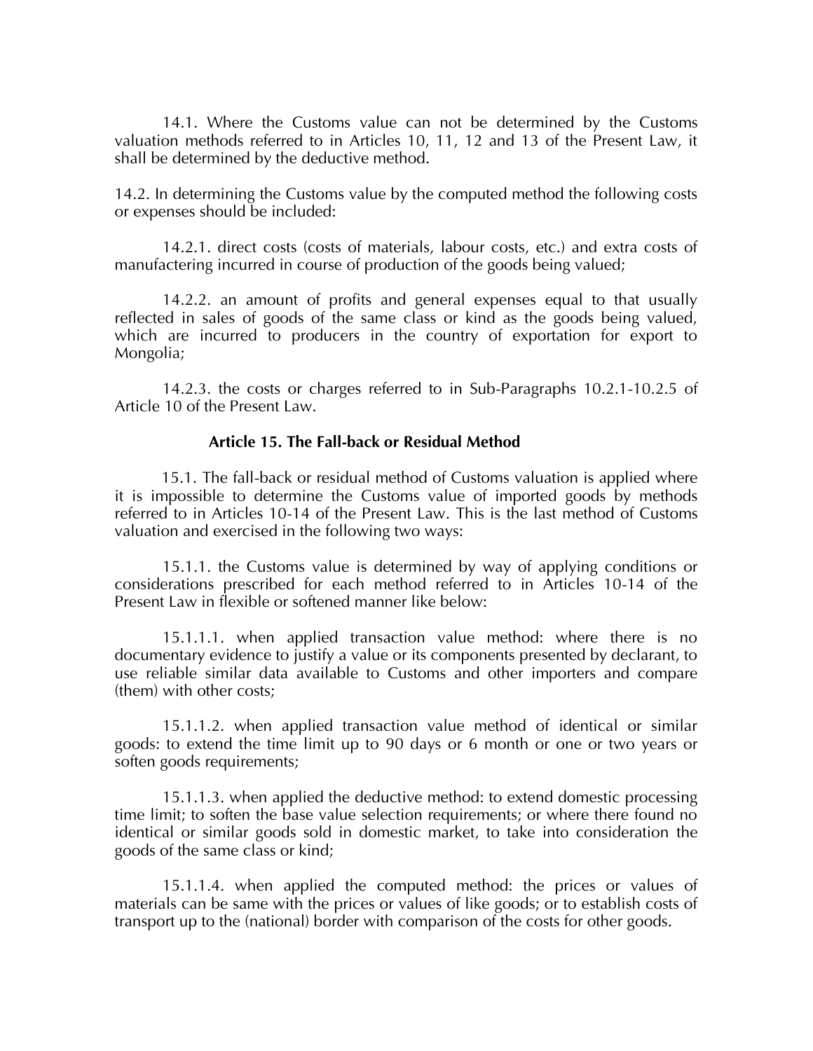14.1. Where the Customs value can not be determined by the Customs valuation methods referred to in Articles 10, 11, 12 and 13 of the Present Law, it shall be determined by the deductive method.

14.2. In determining the Customs value by the computed method the following costs or expenses should be included:

14.2.1. direct costs (costs of materials, labour costs, etc.) and extra costs of manufactering incurred in course of production of the goods being valued;

14.2.2. an amount of profits and general expenses equal to that usually reflected in sales of goods of the same class or kind as the goods being valued, which are incurred to producers in the country of exportation for export to Mongolia;

14.2.3. the costs or charges referred to in Sub-Paragraphs 10.2.1-10.2.5 of Article 10 of the Present Law.

### Article 15. The Fall-back or Residual Method

15.1. The fall-back or residual method of Customs valuation is applied where it is impossible to determine the Customs value of imported goods by methods referred to in Articles 10-14 of the Present Law. This is the last method of Customs valuation and exercised in the following two ways:

15.1.1. the Customs value is determined by way of applying conditions or considerations prescribed for each method referred to in Articles 10-14 of the Present Law in flexible or softened manner like below:

15.1.1.1. when applied transaction value method: where there is no documentary evidence to justify a value or its components presented by declarant, to use reliable similar data available to Customs and other importers and compare (them) with other costs;

15.1.1.2. when applied transaction value method of identical or similar goods: to extend the time limit up to 90 days or 6 month or one or two years or soften goods requirements;

15.1.1.3. when applied the deductive method: to extend domestic processing time limit; to soften the base value selection requirements; or where there found no identical or similar goods sold in domestic market, to take into consideration the goods of the same class or kind;

15.1.1.4. when applied the computed method: the prices or values of materials can be same with the prices or values of like goods; or to establish costs of transport up to the (national) border with comparison of the costs for other goods.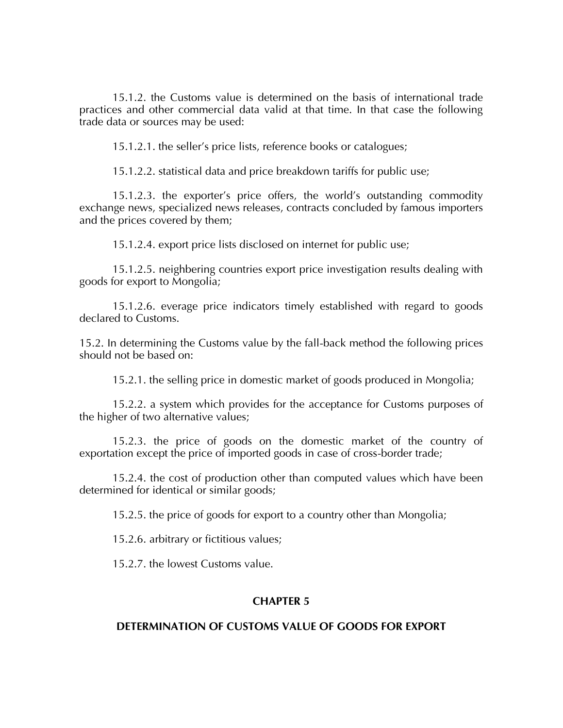15.1.2. the Customs value is determined on the basis of international trade practices and other commercial data valid at that time. In that case the following trade data or sources may be used:

15.1.2.1. the seller's price lists, reference books or catalogues;

15.1.2.2. statistical data and price breakdown tariffs for public use;

15.1.2.3. the exporter's price offers, the world's outstanding commodity exchange news, specialized news releases, contracts concluded by famous importers and the prices covered by them;

15.1.2.4. export price lists disclosed on internet for public use;

15.1.2.5. neighbering countries export price investigation results dealing with goods for export to Mongolia;

15.1.2.6. everage price indicators timely established with regard to goods declared to Customs.

15.2. In determining the Customs value by the fall-back method the following prices should not be based on:

15.2.1. the selling price in domestic market of goods produced in Mongolia;

15.2.2. a system which provides for the acceptance for Customs purposes of the higher of two alternative values;

15.2.3. the price of goods on the domestic market of the country of exportation except the price of imported goods in case of cross-border trade;

15.2.4. the cost of production other than computed values which have been determined for identical or similar goods;

15.2.5. the price of goods for export to a country other than Mongolia;

15.2.6. arbitrary or fictitious values;

15.2.7. the lowest Customs value.

## CHAPTER 5

## DETERMINATION OF CUSTOMS VALUE OF GOODS FOR EXPORT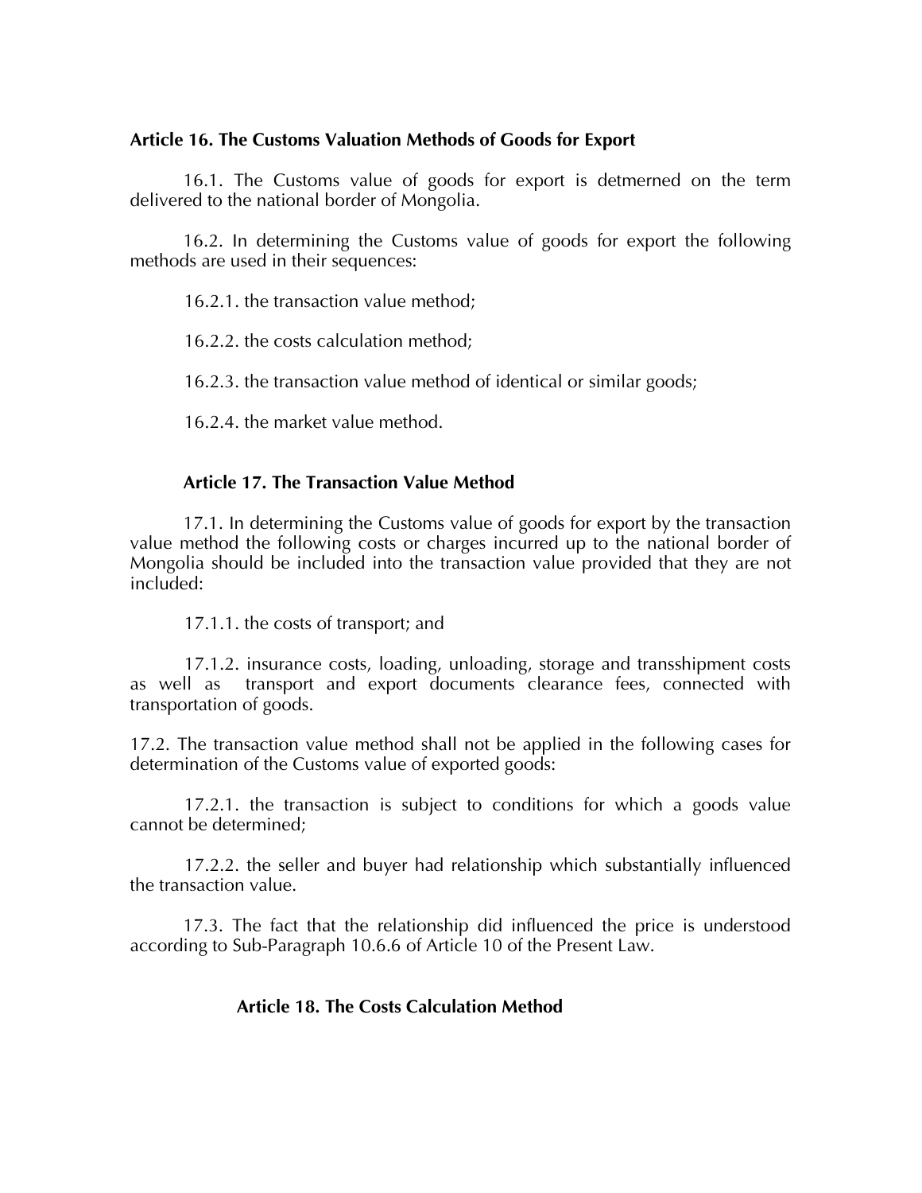### Article 16. The Customs Valuation Methods of Goods for Export

16.1. The Customs value of goods for export is detmerned on the term delivered to the national border of Mongolia.

16.2. In determining the Customs value of goods for export the following methods are used in their sequences:

16.2.1. the transaction value method;

16.2.2. the costs calculation method;

16.2.3. the transaction value method of identical or similar goods;

16.2.4. the market value method.

### Article 17. The Transaction Value Method

17.1. In determining the Customs value of goods for export by the transaction value method the following costs or charges incurred up to the national border of Mongolia should be included into the transaction value provided that they are not included:

17.1.1. the costs of transport; and

17.1.2. insurance costs, loading, unloading, storage and transshipment costs as well as transport and export documents clearance fees, connected with transportation of goods.

17.2. The transaction value method shall not be applied in the following cases for determination of the Customs value of exported goods:

17.2.1. the transaction is subject to conditions for which a goods value cannot be determined;

17.2.2. the seller and buyer had relationship which substantially influenced the transaction value.

17.3. The fact that the relationship did influenced the price is understood according to Sub-Paragraph 10.6.6 of Article 10 of the Present Law.

### Article 18. The Costs Calculation Method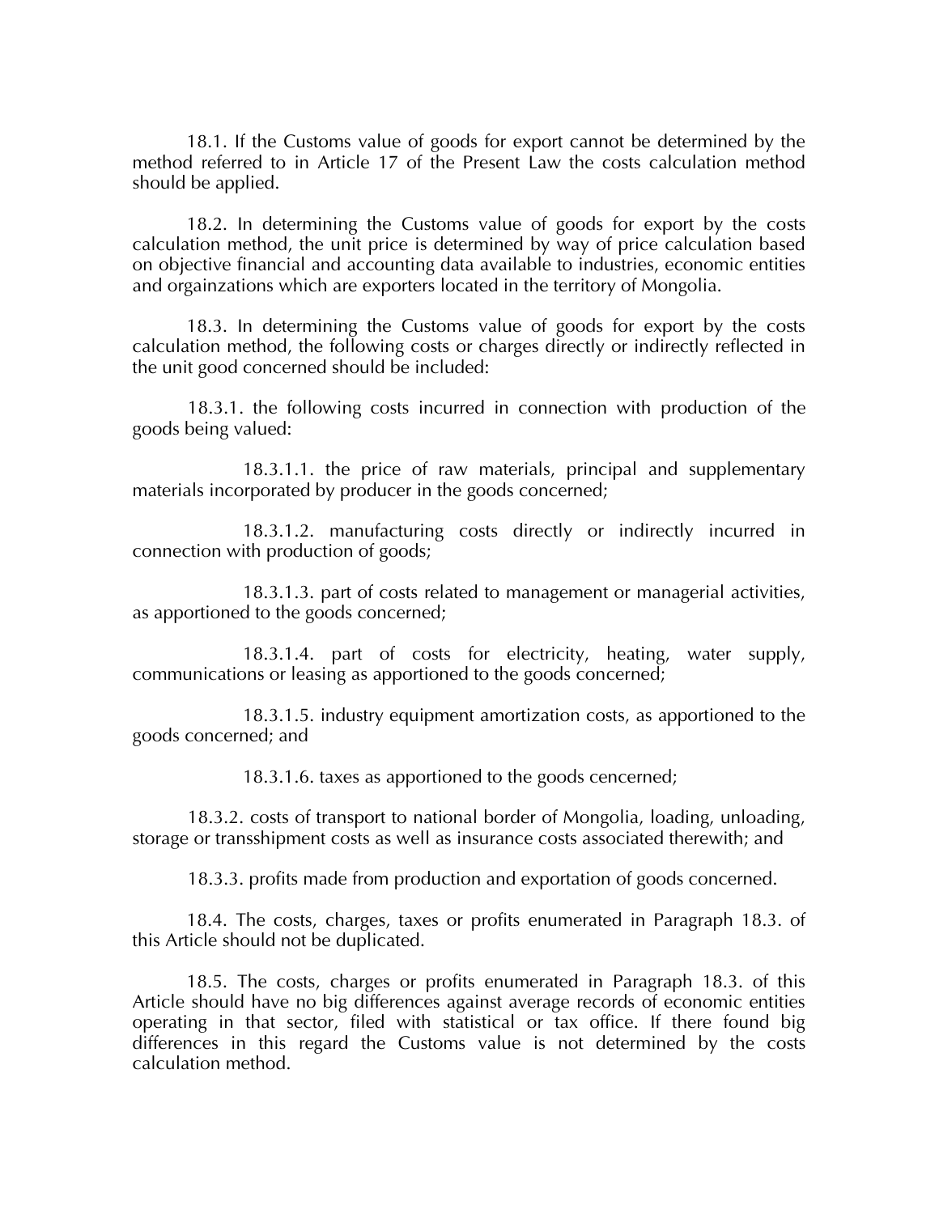18.1. If the Customs value of goods for export cannot be determined by the method referred to in Article 17 of the Present Law the costs calculation method should be applied.

18.2. In determining the Customs value of goods for export by the costs calculation method, the unit price is determined by way of price calculation based on objective financial and accounting data available to industries, economic entities and orgainzations which are exporters located in the territory of Mongolia.

18.3. In determining the Customs value of goods for export by the costs calculation method, the following costs or charges directly or indirectly reflected in the unit good concerned should be included:

18.3.1. the following costs incurred in connection with production of the goods being valued:

18.3.1.1. the price of raw materials, principal and supplementary materials incorporated by producer in the goods concerned;

18.3.1.2. manufacturing costs directly or indirectly incurred in connection with production of goods;

18.3.1.3. part of costs related to management or managerial activities, as apportioned to the goods concerned;

18.3.1.4. part of costs for electricity, heating, water supply, communications or leasing as apportioned to the goods concerned;

18.3.1.5. industry equipment amortization costs, as apportioned to the goods concerned; and

18.3.1.6. taxes as apportioned to the goods cencerned;

18.3.2. costs of transport to national border of Mongolia, loading, unloading, storage or transshipment costs as well as insurance costs associated therewith; and

18.3.3. profits made from production and exportation of goods concerned.

18.4. The costs, charges, taxes or profits enumerated in Paragraph 18.3. of this Article should not be duplicated.

18.5. The costs, charges or profits enumerated in Paragraph 18.3. of this Article should have no big differences against average records of economic entities operating in that sector, filed with statistical or tax office. If there found big differences in this regard the Customs value is not determined by the costs calculation method.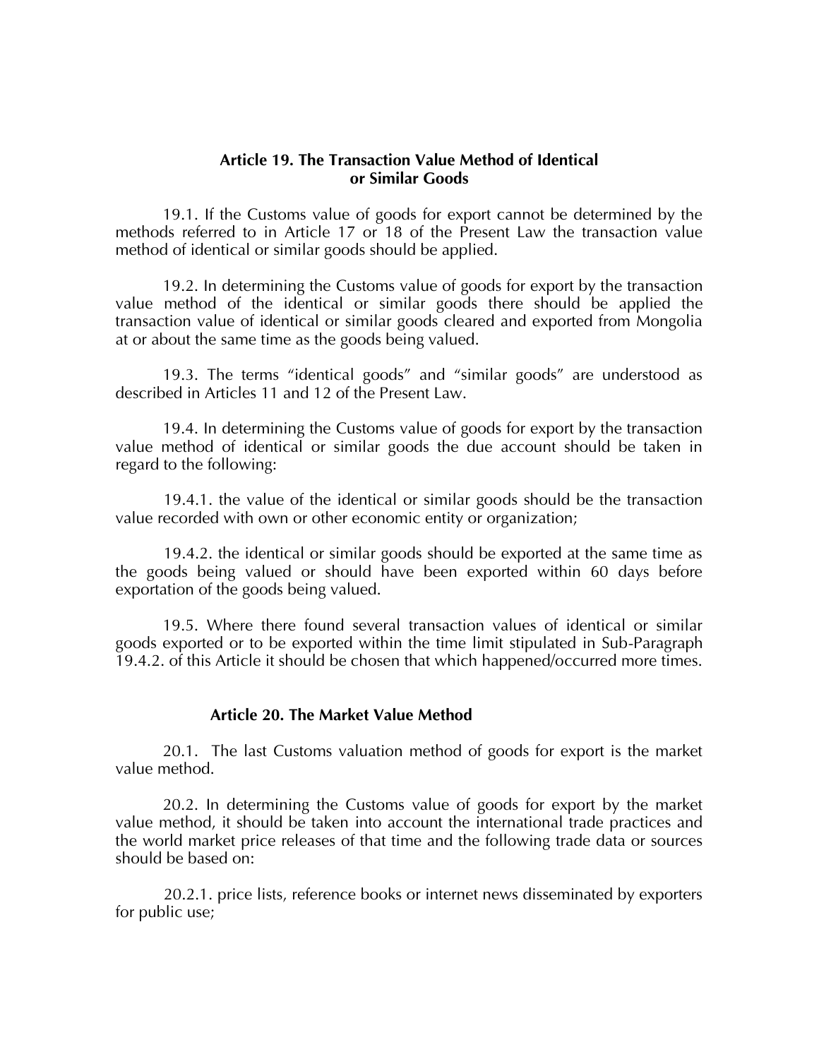### Article 19. The Transaction Value Method of Identical or Similar Goods

19.1. If the Customs value of goods for export cannot be determined by the methods referred to in Article 17 or 18 of the Present Law the transaction value method of identical or similar goods should be applied.

19.2. In determining the Customs value of goods for export by the transaction value method of the identical or similar goods there should be applied the transaction value of identical or similar goods cleared and exported from Mongolia at or about the same time as the goods being valued.

19.3. The terms "identical goods" and "similar goods" are understood as described in Articles 11 and 12 of the Present Law.

19.4. In determining the Customs value of goods for export by the transaction value method of identical or similar goods the due account should be taken in regard to the following:

19.4.1. the value of the identical or similar goods should be the transaction value recorded with own or other economic entity or organization;

19.4.2. the identical or similar goods should be exported at the same time as the goods being valued or should have been exported within 60 days before exportation of the goods being valued.

19.5. Where there found several transaction values of identical or similar goods exported or to be exported within the time limit stipulated in Sub-Paragraph 19.4.2. of this Article it should be chosen that which happened/occurred more times.

### Article 20. The Market Value Method

20.1. The last Customs valuation method of goods for export is the market value method.

20.2. In determining the Customs value of goods for export by the market value method, it should be taken into account the international trade practices and the world market price releases of that time and the following trade data or sources should be based on:

20.2.1. price lists, reference books or internet news disseminated by exporters for public use;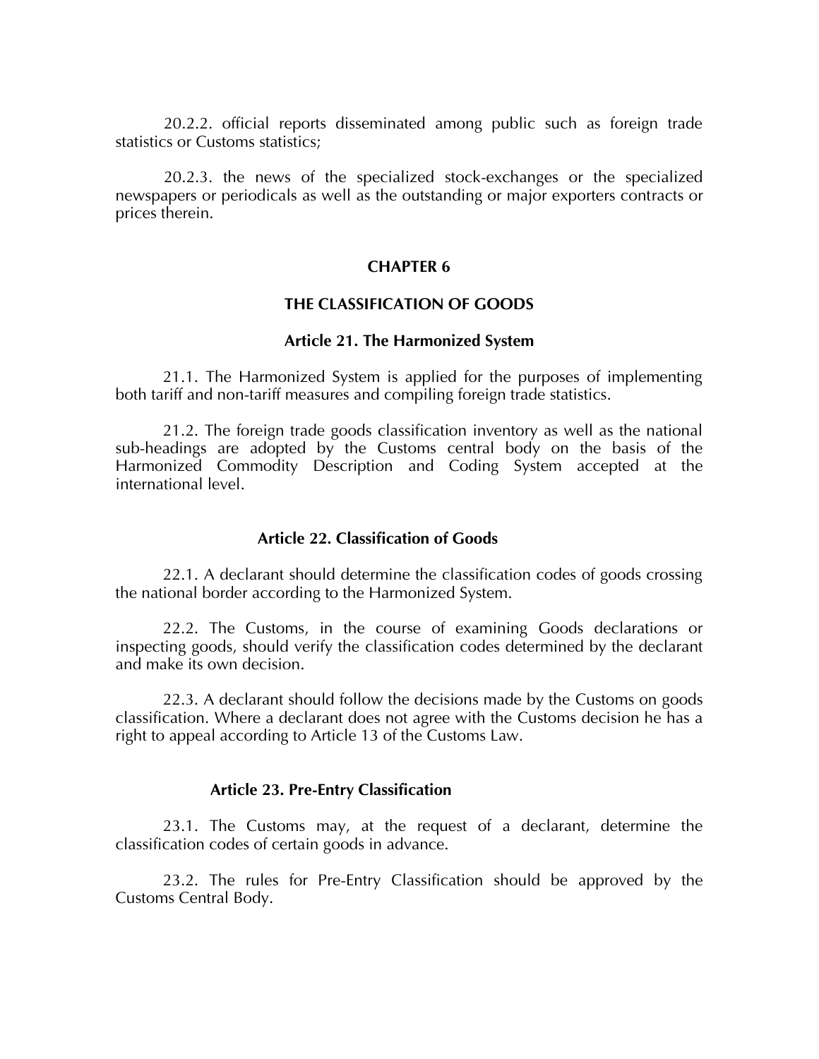20.2.2. official reports disseminated among public such as foreign trade statistics or Customs statistics;

20.2.3. the news of the specialized stock-exchanges or the specialized newspapers or periodicals as well as the outstanding or major exporters contracts or prices therein.

## CHAPTER 6

## THE CLASSIFICATION OF GOODS

### Article 21. The Harmonized System

21.1. The Harmonized System is applied for the purposes of implementing both tariff and non-tariff measures and compiling foreign trade statistics.

21.2. The foreign trade goods classification inventory as well as the national sub-headings are adopted by the Customs central body on the basis of the Harmonized Commodity Description and Coding System accepted at the international level.

### Article 22. Classification of Goods

22.1. A declarant should determine the classification codes of goods crossing the national border according to the Harmonized System.

22.2. The Customs, in the course of examining Goods declarations or inspecting goods, should verify the classification codes determined by the declarant and make its own decision.

22.3. A declarant should follow the decisions made by the Customs on goods classification. Where a declarant does not agree with the Customs decision he has a right to appeal according to Article 13 of the Customs Law.

### Article 23. Pre-Entry Classification

23.1. The Customs may, at the request of a declarant, determine the classification codes of certain goods in advance.

23.2. The rules for Pre-Entry Classification should be approved by the Customs Central Body.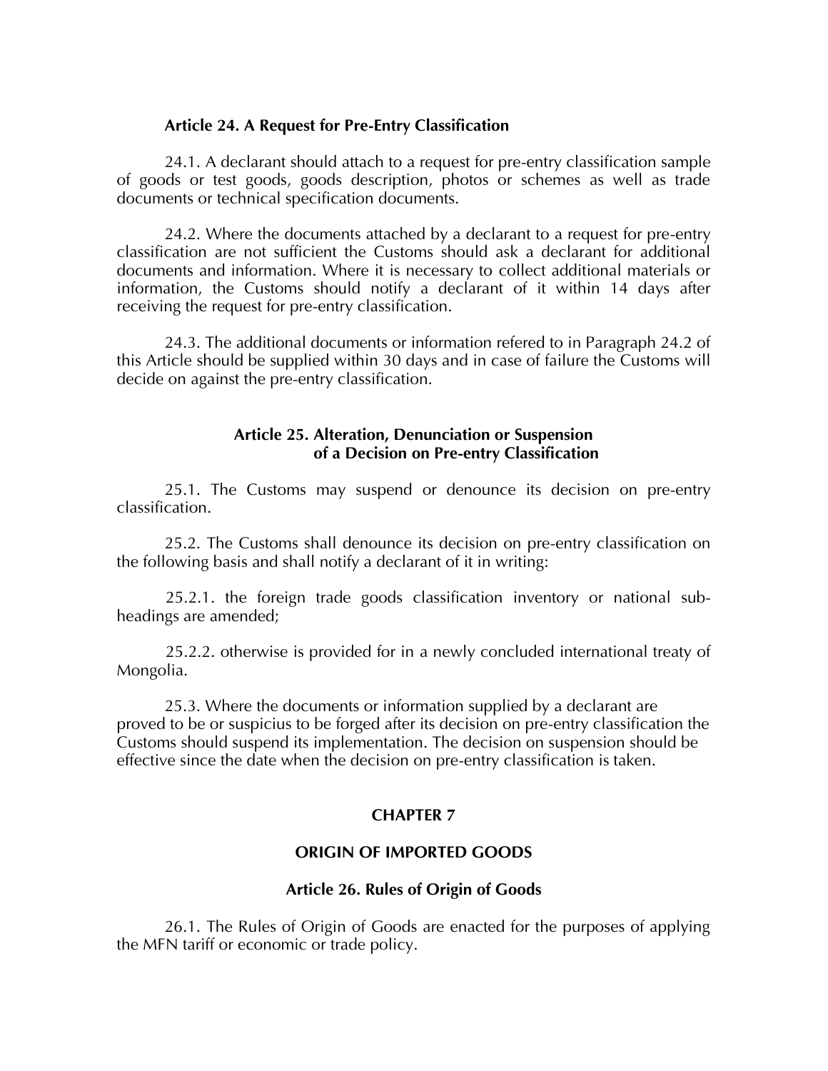### Article 24. A Request for Pre-Entry Classification

24.1. A declarant should attach to a request for pre-entry classification sample of goods or test goods, goods description, photos or schemes as well as trade documents or technical specification documents.

24.2. Where the documents attached by a declarant to a request for pre-entry classification are not sufficient the Customs should ask a declarant for additional documents and information. Where it is necessary to collect additional materials or information, the Customs should notify a declarant of it within 14 days after receiving the request for pre-entry classification.

24.3. The additional documents or information refered to in Paragraph 24.2 of this Article should be supplied within 30 days and in case of failure the Customs will decide on against the pre-entry classification.

### Article 25. Alteration, Denunciation or Suspension of a Decision on Pre-entry Classification

25.1. The Customs may suspend or denounce its decision on pre-entry classification.

25.2. The Customs shall denounce its decision on pre-entry classification on the following basis and shall notify a declarant of it in writing:

25.2.1. the foreign trade goods classification inventory or national sub-headings are amended;

25.2.2. otherwise is provided for in a newly concluded international treaty of Mongolia.

25.3. Where the documents or information supplied by a declarant are proved to be or suspicius to be forged after its decision on pre-entry classification the Customs should suspend its implementation. The decision on suspension should be effective since the date when the decision on pre-entry classification is taken.

## CHAPTER 7

## ORIGIN OF IMPORTED GOODS

### Article 26. Rules of Origin of Goods

26.1. The Rules of Origin of Goods are enacted for the purposes of applying the MFN tariff or economic or trade policy.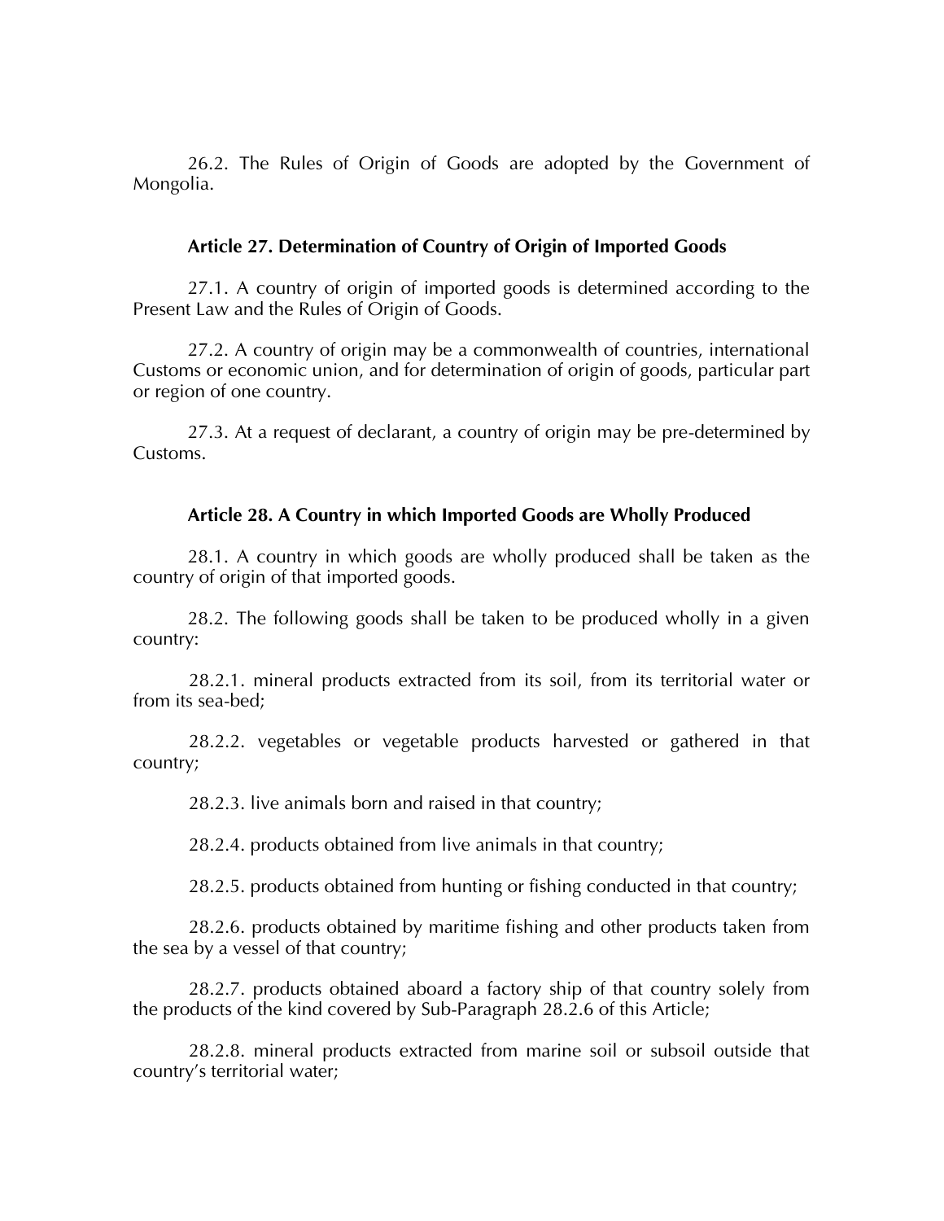26.2. The Rules of Origin of Goods are adopted by the Government of Mongolia.

### Article 27. Determination of Country of Origin of Imported Goods

27.1. A country of origin of imported goods is determined according to the Present Law and the Rules of Origin of Goods.

27.2. A country of origin may be a commonwealth of countries, international Customs or economic union, and for determination of origin of goods, particular part or region of one country.

27.3. At a request of declarant, a country of origin may be pre-determined by Customs.

### Article 28. A Country in which Imported Goods are Wholly Produced

28.1. A country in which goods are wholly produced shall be taken as the country of origin of that imported goods.

28.2. The following goods shall be taken to be produced wholly in a given country:

28.2.1. mineral products extracted from its soil, from its territorial water or from its sea-bed;

28.2.2. vegetables or vegetable products harvested or gathered in that country;

28.2.3. live animals born and raised in that country;

28.2.4. products obtained from live animals in that country;

28.2.5. products obtained from hunting or fishing conducted in that country;

28.2.6. products obtained by maritime fishing and other products taken from the sea by a vessel of that country;

28.2.7. products obtained aboard a factory ship of that country solely from the products of the kind covered by Sub-Paragraph 28.2.6 of this Article;

28.2.8. mineral products extracted from marine soil or subsoil outside that country's territorial water;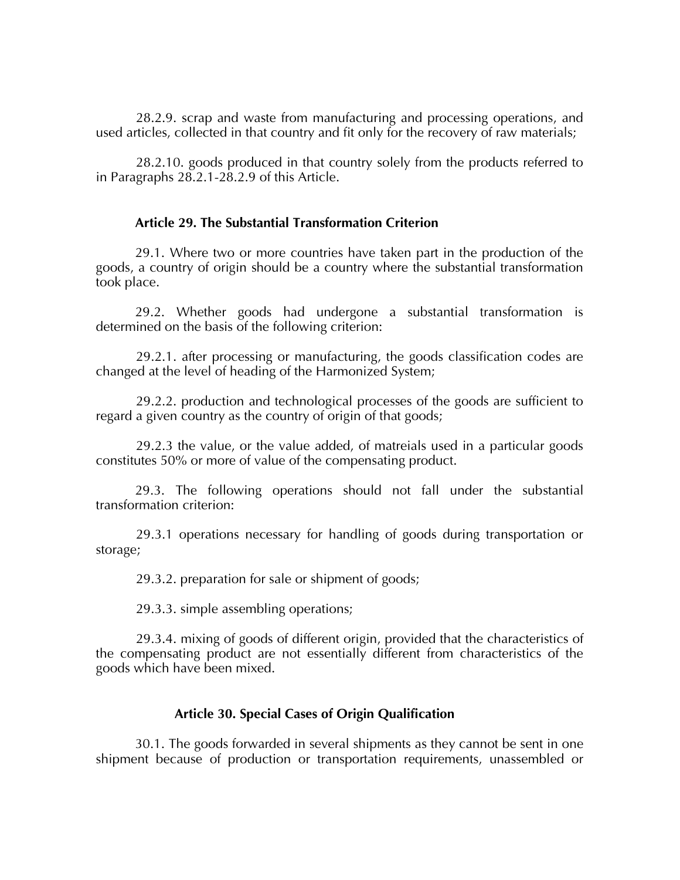28.2.9. scrap and waste from manufacturing and processing operations, and used articles, collected in that country and fit only for the recovery of raw materials;

28.2.10. goods produced in that country solely from the products referred to in Paragraphs 28.2.1-28.2.9 of this Article.

### Article 29. The Substantial Transformation Criterion

29.1. Where two or more countries have taken part in the production of the goods, a country of origin should be a country where the substantial transformation took place.

29.2. Whether goods had undergone a substantial transformation is determined on the basis of the following criterion:

29.2.1. after processing or manufacturing, the goods classification codes are changed at the level of heading of the Harmonized System;

29.2.2. production and technological processes of the goods are sufficient to regard a given country as the country of origin of that goods;

29.2.3 the value, or the value added, of matreials used in a particular goods constitutes 50% or more of value of the compensating product.

29.3. The following operations should not fall under the substantial transformation criterion:

29.3.1 operations necessary for handling of goods during transportation or storage;

29.3.2. preparation for sale or shipment of goods;

29.3.3. simple assembling operations;

29.3.4. mixing of goods of different origin, provided that the characteristics of the compensating product are not essentially different from characteristics of the goods which have been mixed.

### Article 30. Special Cases of Origin Qualification

30.1. The goods forwarded in several shipments as they cannot be sent in one shipment because of production or transportation requirements, unassembled or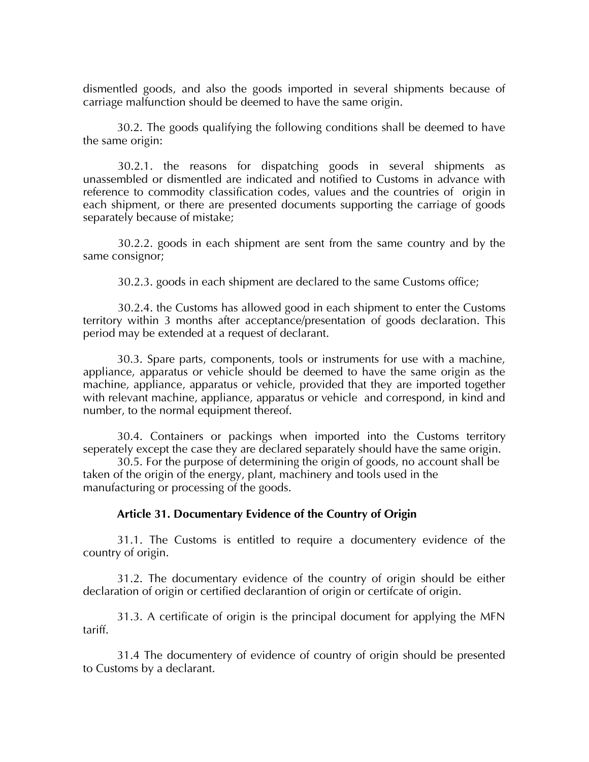dismentled goods, and also the goods imported in several shipments because of carriage malfunction should be deemed to have the same origin.

30.2. The goods qualifying the following conditions shall be deemed to have the same origin:

30.2.1. the reasons for dispatching goods in several shipments as unassembled or dismentled are indicated and notified to Customs in advance with reference to commodity classification codes, values and the countries of origin in each shipment, or there are presented documents supporting the carriage of goods separately because of mistake;

30.2.2. goods in each shipment are sent from the same country and by the same consignor;

30.2.3. goods in each shipment are declared to the same Customs office;

30.2.4. the Customs has allowed good in each shipment to enter the Customs territory within 3 months after acceptance/presentation of goods declaration. This period may be extended at a request of declarant.

30.3. Spare parts, components, tools or instruments for use with a machine, appliance, apparatus or vehicle should be deemed to have the same origin as the machine, appliance, apparatus or vehicle, provided that they are imported together with relevant machine, appliance, apparatus or vehicle and correspond, in kind and number, to the normal equipment thereof.

30.4. Containers or packings when imported into the Customs territory seperately except the case they are declared separately should have the same origin.

30.5. For the purpose of determining the origin of goods, no account shall be taken of the origin of the energy, plant, machinery and tools used in the manufacturing or processing of the goods.

**Article 31. Documentary Evidence of the Country of Origin**

31.1. The Customs is entitled to require a documentery evidence of the country of origin.

31.2. The documentary evidence of the country of origin should be either declaration of origin or certified declarantion of origin or certifcate of origin.

31.3. A certificate of origin is the principal document for applying the MFN tariff.

31.4 The documentery of evidence of country of origin should be presented to Customs by a declarant.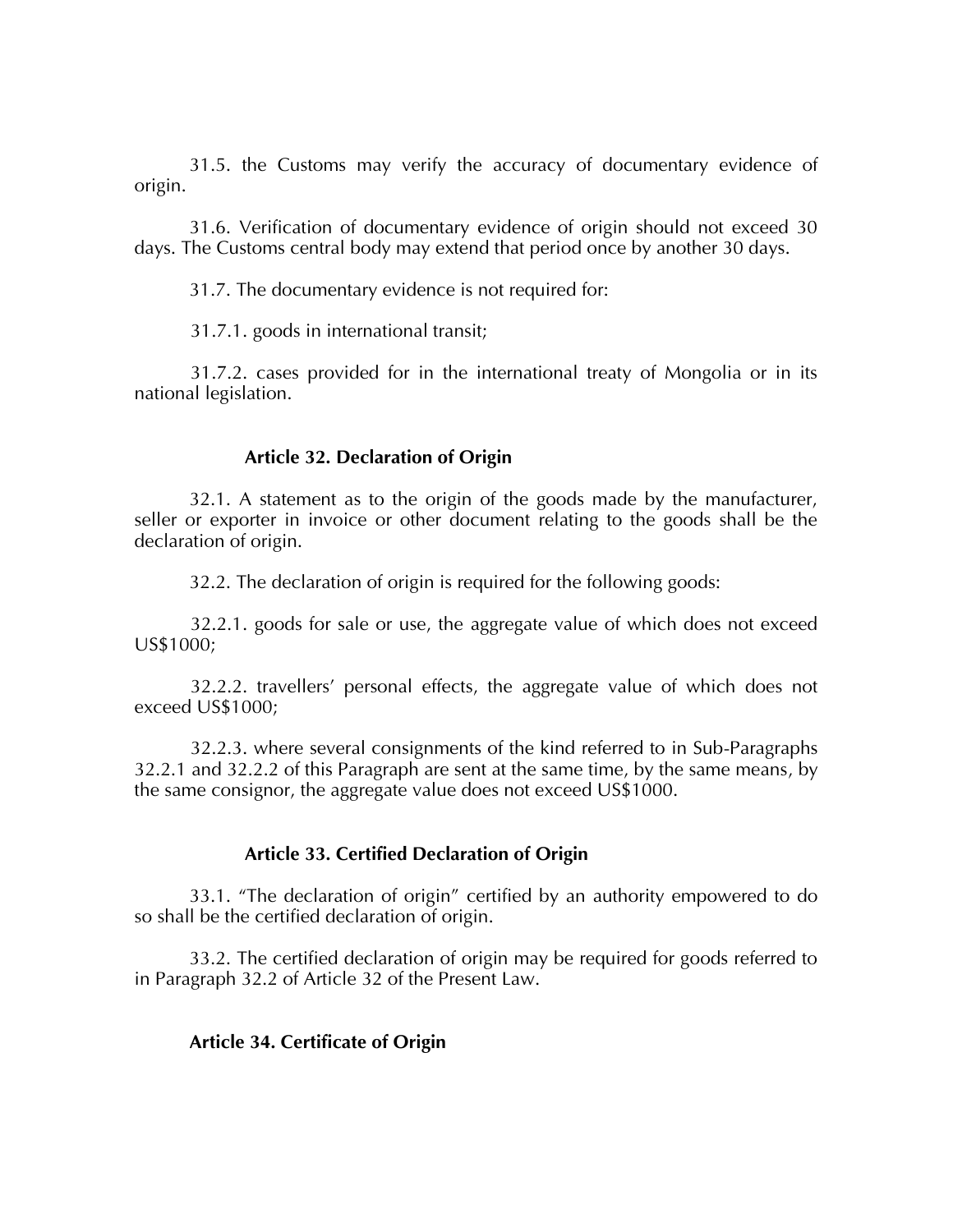31.5. the Customs may verify the accuracy of documentary evidence of origin.

31.6. Verification of documentary evidence of origin should not exceed 30 days. The Customs central body may extend that period once by another 30 days.

31.7. The documentary evidence is not required for:

31.7.1. goods in international transit;

31.7.2. cases provided for in the international treaty of Mongolia or in its national legislation.

### Article 32. Declaration of Origin

32.1. A statement as to the origin of the goods made by the manufacturer, seller or exporter in invoice or other document relating to the goods shall be the declaration of origin.

32.2. The declaration of origin is required for the following goods:

32.2.1. goods for sale or use, the aggregate value of which does not exceed US$1000;

32.2.2. travellers' personal effects, the aggregate value of which does not exceed US$1000;

32.2.3. where several consignments of the kind referred to in Sub-Paragraphs 32.2.1 and 32.2.2 of this Paragraph are sent at the same time, by the same means, by the same consignor, the aggregate value does not exceed US$1000.

### Article 33. Certified Declaration of Origin

33.1. "The declaration of origin" certified by an authority empowered to do so shall be the certified declaration of origin.

33.2. The certified declaration of origin may be required for goods referred to in Paragraph 32.2 of Article 32 of the Present Law.

### Article 34. Certificate of Origin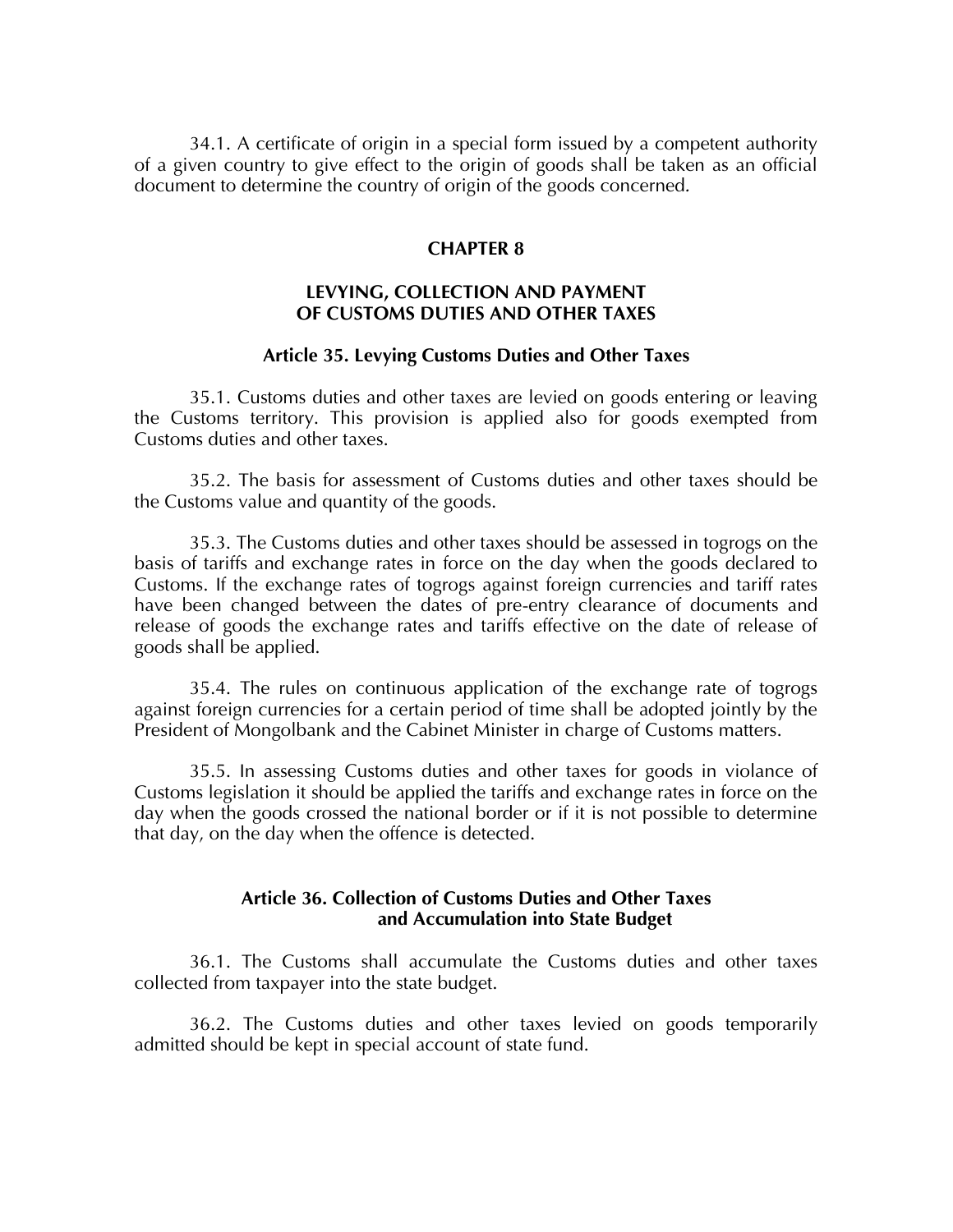34.1. A certificate of origin in a special form issued by a competent authority of a given country to give effect to the origin of goods shall be taken as an official document to determine the country of origin of the goods concerned.

## CHAPTER 8

## LEVYING, COLLECTION AND PAYMENT OF CUSTOMS DUTIES AND OTHER TAXES

### Article 35. Levying Customs Duties and Other Taxes

35.1. Customs duties and other taxes are levied on goods entering or leaving the Customs territory. This provision is applied also for goods exempted from Customs duties and other taxes.

35.2. The basis for assessment of Customs duties and other taxes should be the Customs value and quantity of the goods.

35.3. The Customs duties and other taxes should be assessed in togrogs on the basis of tariffs and exchange rates in force on the day when the goods declared to Customs. If the exchange rates of togrogs against foreign currencies and tariff rates have been changed between the dates of pre-entry clearance of documents and release of goods the exchange rates and tariffs effective on the date of release of goods shall be applied.

35.4. The rules on continuous application of the exchange rate of togrogs against foreign currencies for a certain period of time shall be adopted jointly by the President of Mongolbank and the Cabinet Minister in charge of Customs matters.

35.5. In assessing Customs duties and other taxes for goods in violance of Customs legislation it should be applied the tariffs and exchange rates in force on the day when the goods crossed the national border or if it is not possible to determine that day, on the day when the offence is detected.

### Article 36. Collection of Customs Duties and Other Taxes and Accumulation into State Budget

36.1. The Customs shall accumulate the Customs duties and other taxes collected from taxpayer into the state budget.

36.2. The Customs duties and other taxes levied on goods temporarily admitted should be kept in special account of state fund.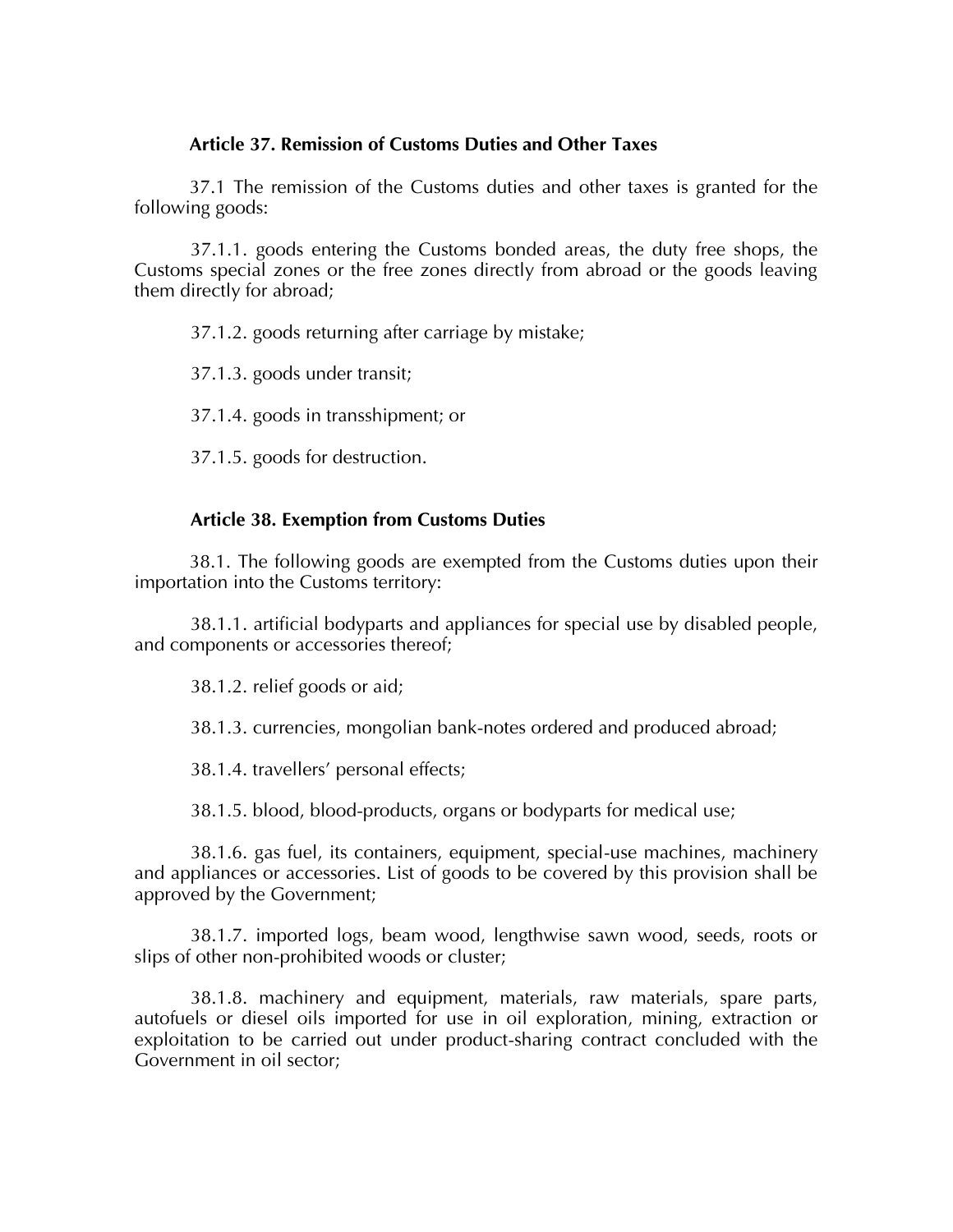**Article 37. Remission of Customs Duties and Other Taxes**

37.1 The remission of the Customs duties and other taxes is granted for the following goods:

37.1.1. goods entering the Customs bonded areas, the duty free shops, the Customs special zones or the free zones directly from abroad or the goods leaving them directly for abroad;

37.1.2. goods returning after carriage by mistake;

37.1.3. goods under transit;

37.1.4. goods in transshipment; or

37.1.5. goods for destruction.

**Article 38. Exemption from Customs Duties**

38.1. The following goods are exempted from the Customs duties upon their importation into the Customs territory:

38.1.1. artificial bodyparts and appliances for special use by disabled people, and components or accessories thereof;

38.1.2. relief goods or aid;

38.1.3. currencies, mongolian bank-notes ordered and produced abroad;

38.1.4. travellers' personal effects;

38.1.5. blood, blood-products, organs or bodyparts for medical use;

38.1.6. gas fuel, its containers, equipment, special-use machines, machinery and appliances or accessories. List of goods to be covered by this provision shall be approved by the Government;

38.1.7. imported logs, beam wood, lengthwise sawn wood, seeds, roots or slips of other non-prohibited woods or cluster;

38.1.8. machinery and equipment, materials, raw materials, spare parts, autofuels or diesel oils imported for use in oil exploration, mining, extraction or exploitation to be carried out under product-sharing contract concluded with the Government in oil sector;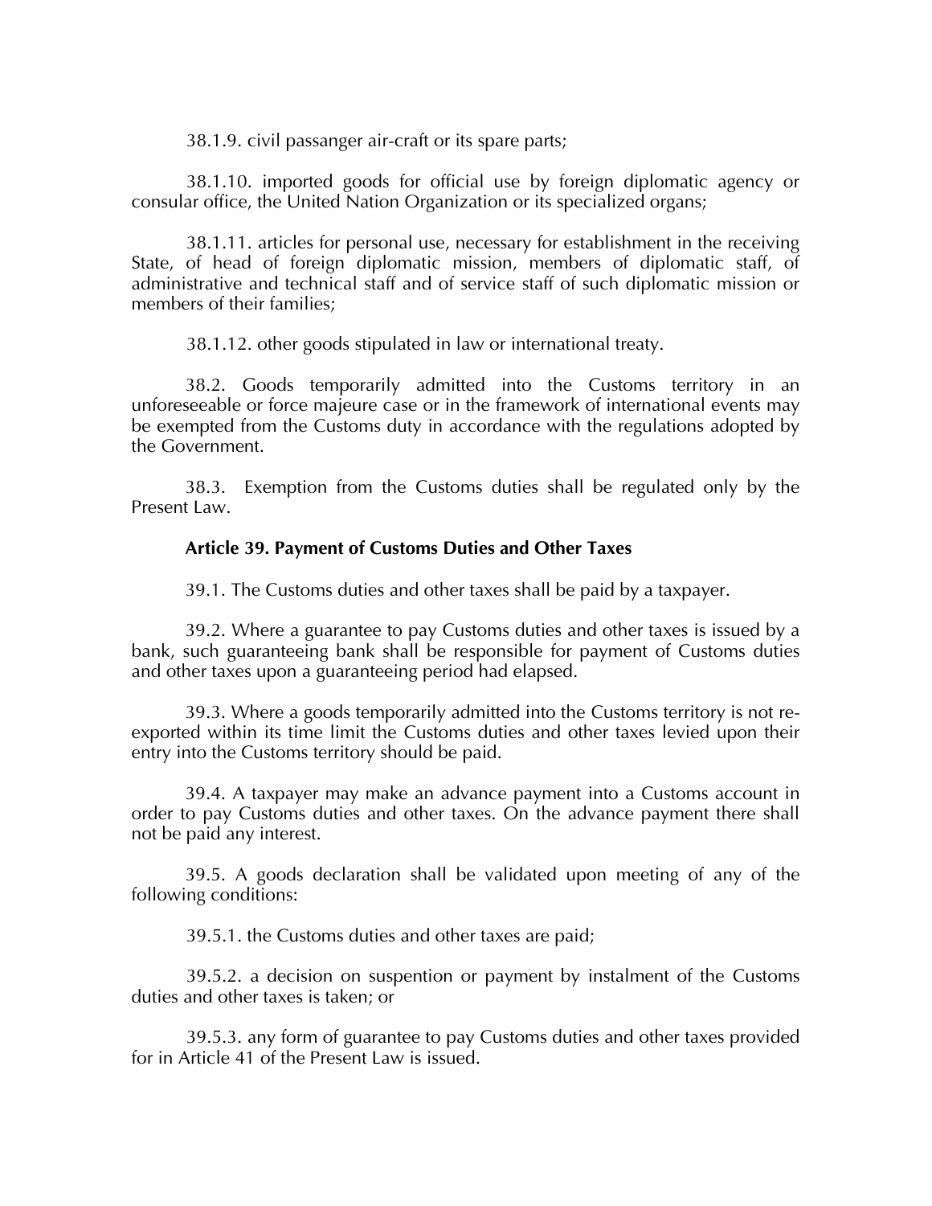38.1.9. civil passanger air-craft or its spare parts;

38.1.10. imported goods for official use by foreign diplomatic agency or consular office, the United Nation Organization or its specialized organs;

38.1.11. articles for personal use, necessary for establishment in the receiving State, of head of foreign diplomatic mission, members of diplomatic staff, of administrative and technical staff and of service staff of such diplomatic mission or members of their families;

38.1.12. other goods stipulated in law or international treaty.

38.2. Goods temporarily admitted into the Customs territory in an unforeseeable or force majeure case or in the framework of international events may be exempted from the Customs duty in accordance with the regulations adopted by the Government.

38.3. Exemption from the Customs duties shall be regulated only by the Present Law.

**Article 39. Payment of Customs Duties and Other Taxes**

39.1. The Customs duties and other taxes shall be paid by a taxpayer.

39.2. Where a guarantee to pay Customs duties and other taxes is issued by a bank, such guaranteeing bank shall be responsible for payment of Customs duties and other taxes upon a guaranteeing period had elapsed.

39.3. Where a goods temporarily admitted into the Customs territory is not re-exported within its time limit the Customs duties and other taxes levied upon their entry into the Customs territory should be paid.

39.4. A taxpayer may make an advance payment into a Customs account in order to pay Customs duties and other taxes. On the advance payment there shall not be paid any interest.

39.5. A goods declaration shall be validated upon meeting of any of the following conditions:

39.5.1. the Customs duties and other taxes are paid;

39.5.2. a decision on suspention or payment by instalment of the Customs duties and other taxes is taken; or

39.5.3. any form of guarantee to pay Customs duties and other taxes provided for in Article 41 of the Present Law is issued.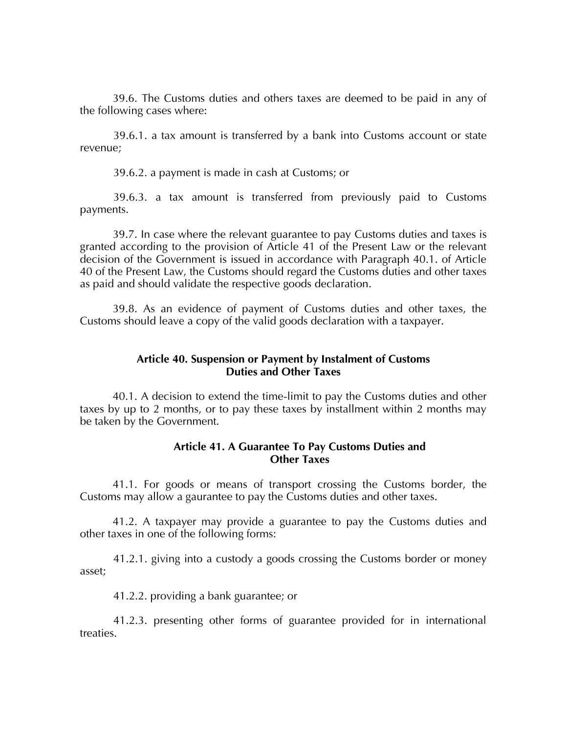39.6. The Customs duties and others taxes are deemed to be paid in any of the following cases where:

39.6.1. a tax amount is transferred by a bank into Customs account or state revenue;

39.6.2. a payment is made in cash at Customs; or

39.6.3. a tax amount is transferred from previously paid to Customs payments.

39.7. In case where the relevant guarantee to pay Customs duties and taxes is granted according to the provision of Article 41 of the Present Law or the relevant decision of the Government is issued in accordance with Paragraph 40.1. of Article 40 of the Present Law, the Customs should regard the Customs duties and other taxes as paid and should validate the respective goods declaration.

39.8. As an evidence of payment of Customs duties and other taxes, the Customs should leave a copy of the valid goods declaration with a taxpayer.

### Article 40. Suspension or Payment by Instalment of Customs Duties and Other Taxes

40.1. A decision to extend the time-limit to pay the Customs duties and other taxes by up to 2 months, or to pay these taxes by installment within 2 months may be taken by the Government.

### Article 41. A Guarantee To Pay Customs Duties and Other Taxes

41.1. For goods or means of transport crossing the Customs border, the Customs may allow a gaurantee to pay the Customs duties and other taxes.

41.2. A taxpayer may provide a guarantee to pay the Customs duties and other taxes in one of the following forms:

41.2.1. giving into a custody a goods crossing the Customs border or money asset;

41.2.2. providing a bank guarantee; or

41.2.3. presenting other forms of guarantee provided for in international treaties.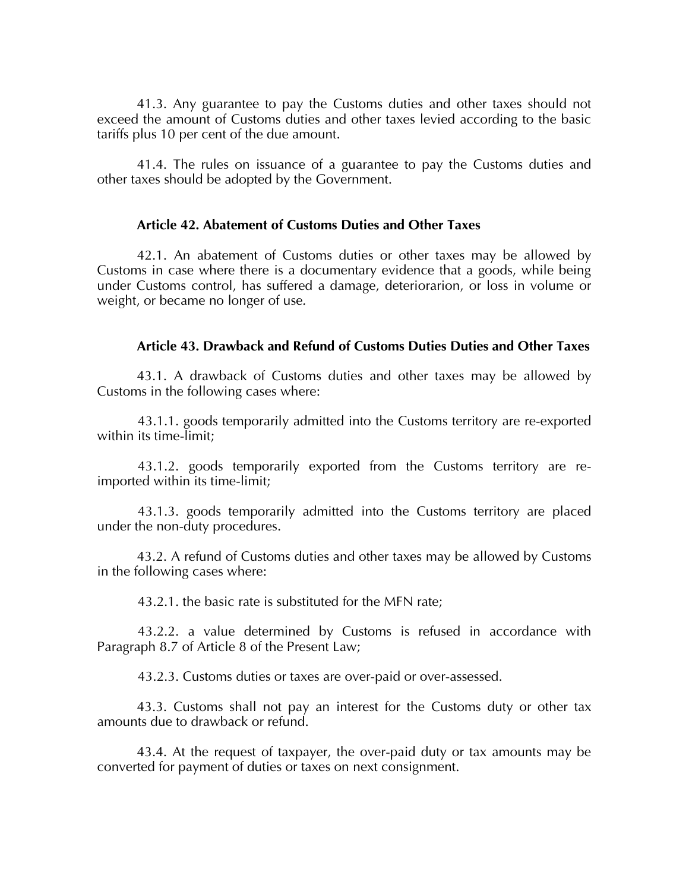41.3. Any guarantee to pay the Customs duties and other taxes should not exceed the amount of Customs duties and other taxes levied according to the basic tariffs plus 10 per cent of the due amount.

41.4. The rules on issuance of a guarantee to pay the Customs duties and other taxes should be adopted by the Government.

### Article 42. Abatement of Customs Duties and Other Taxes

42.1. An abatement of Customs duties or other taxes may be allowed by Customs in case where there is a documentary evidence that a goods, while being under Customs control, has suffered a damage, deteriorarion, or loss in volume or weight, or became no longer of use.

### Article 43. Drawback and Refund of Customs Duties Duties and Other Taxes

43.1. A drawback of Customs duties and other taxes may be allowed by Customs in the following cases where:

43.1.1. goods temporarily admitted into the Customs territory are re-exported within its time-limit;

43.1.2. goods temporarily exported from the Customs territory are re-imported within its time-limit;

43.1.3. goods temporarily admitted into the Customs territory are placed under the non-duty procedures.

43.2. A refund of Customs duties and other taxes may be allowed by Customs in the following cases where:

43.2.1. the basic rate is substituted for the MFN rate;

43.2.2. a value determined by Customs is refused in accordance with Paragraph 8.7 of Article 8 of the Present Law;

43.2.3. Customs duties or taxes are over-paid or over-assessed.

43.3. Customs shall not pay an interest for the Customs duty or other tax amounts due to drawback or refund.

43.4. At the request of taxpayer, the over-paid duty or tax amounts may be converted for payment of duties or taxes on next consignment.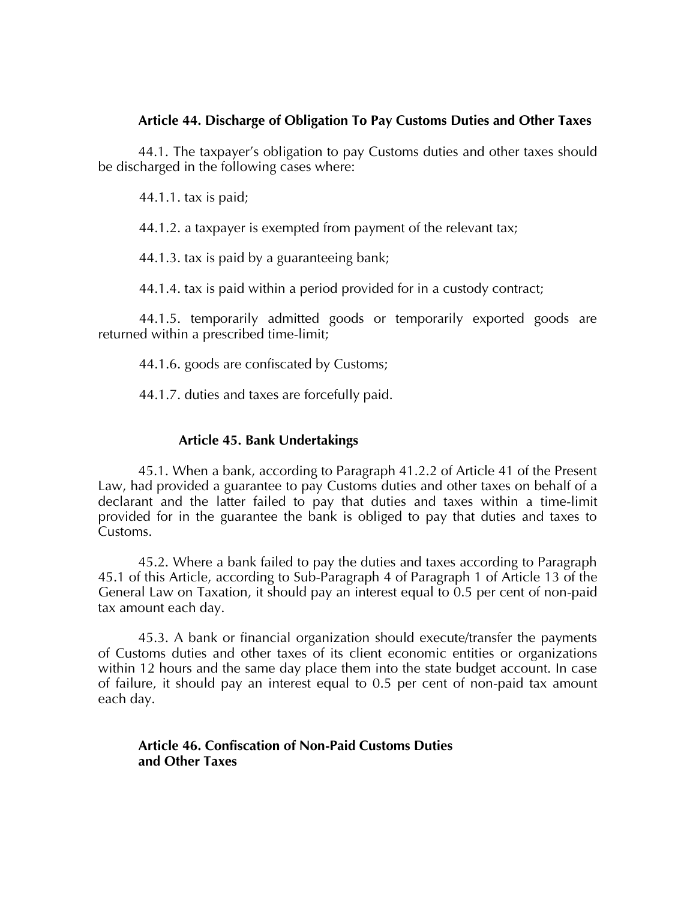### Article 44. Discharge of Obligation To Pay Customs Duties and Other Taxes

44.1. The taxpayer's obligation to pay Customs duties and other taxes should be discharged in the following cases where:

44.1.1. tax is paid;

44.1.2. a taxpayer is exempted from payment of the relevant tax;

44.1.3. tax is paid by a guaranteeing bank;

44.1.4. tax is paid within a period provided for in a custody contract;

44.1.5. temporarily admitted goods or temporarily exported goods are returned within a prescribed time-limit;

44.1.6. goods are confiscated by Customs;

44.1.7. duties and taxes are forcefully paid.

### Article 45. Bank Undertakings

45.1. When a bank, according to Paragraph 41.2.2 of Article 41 of the Present Law, had provided a guarantee to pay Customs duties and other taxes on behalf of a declarant and the latter failed to pay that duties and taxes within a time-limit provided for in the guarantee the bank is obliged to pay that duties and taxes to Customs.

45.2. Where a bank failed to pay the duties and taxes according to Paragraph 45.1 of this Article, according to Sub-Paragraph 4 of Paragraph 1 of Article 13 of the General Law on Taxation, it should pay an interest equal to 0.5 per cent of non-paid tax amount each day.

45.3. A bank or financial organization should execute/transfer the payments of Customs duties and other taxes of its client economic entities or organizations within 12 hours and the same day place them into the state budget account. In case of failure, it should pay an interest equal to 0.5 per cent of non-paid tax amount each day.

### Article 46. Confiscation of Non-Paid Customs Duties and Other Taxes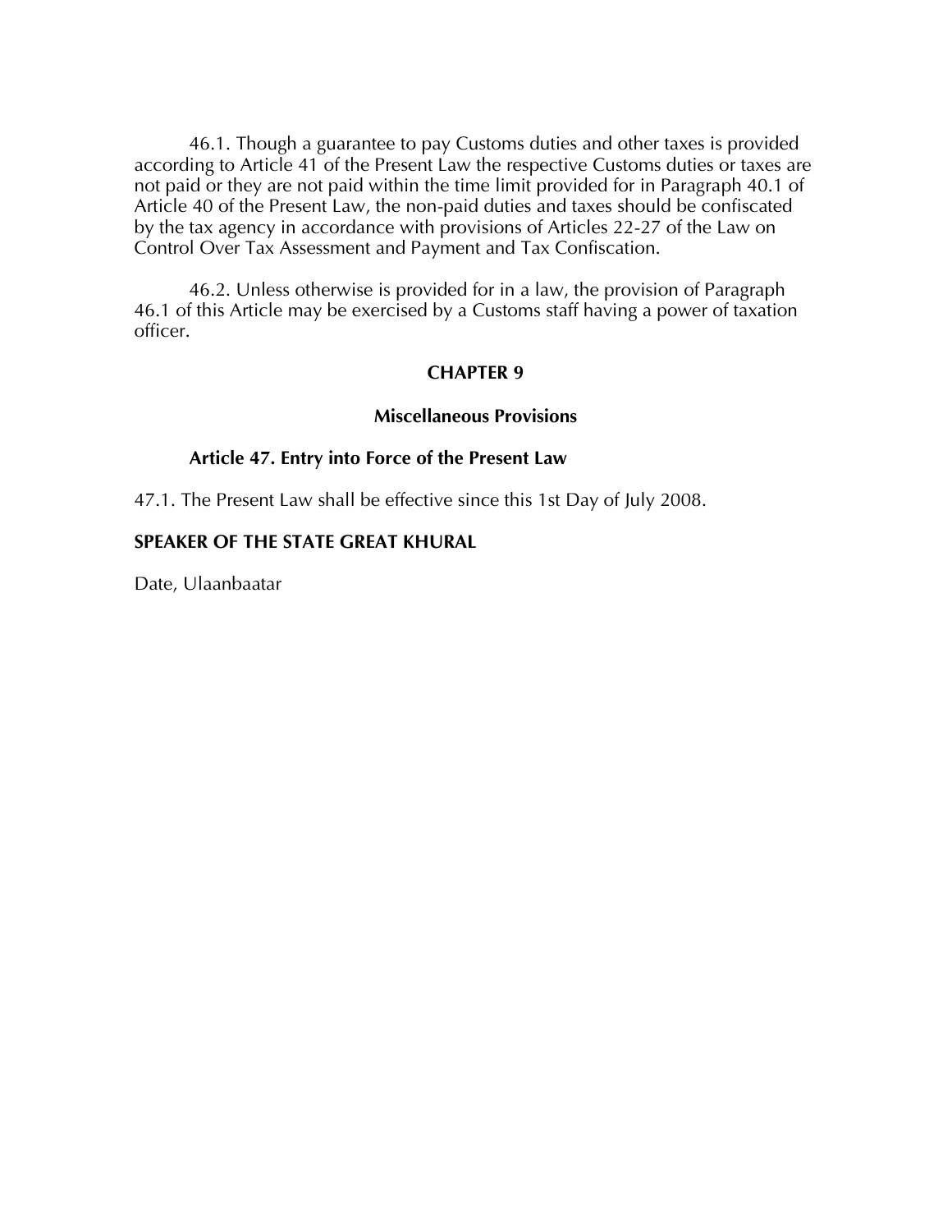46.1. Though a guarantee to pay Customs duties and other taxes is provided according to Article 41 of the Present Law the respective Customs duties or taxes are not paid or they are not paid within the time limit provided for in Paragraph 40.1 of Article 40 of the Present Law, the non-paid duties and taxes should be confiscated by the tax agency in accordance with provisions of Articles 22-27 of the Law on Control Over Tax Assessment and Payment and Tax Confiscation.

46.2. Unless otherwise is provided for in a law, the provision of Paragraph 46.1 of this Article may be exercised by a Customs staff having a power of taxation officer.

## CHAPTER 9

## Miscellaneous Provisions

### Article 47. Entry into Force of the Present Law

47.1. The Present Law shall be effective since this 1st Day of July 2008.

**SPEAKER OF THE STATE GREAT KHURAL**

Date, Ulaanbaatar